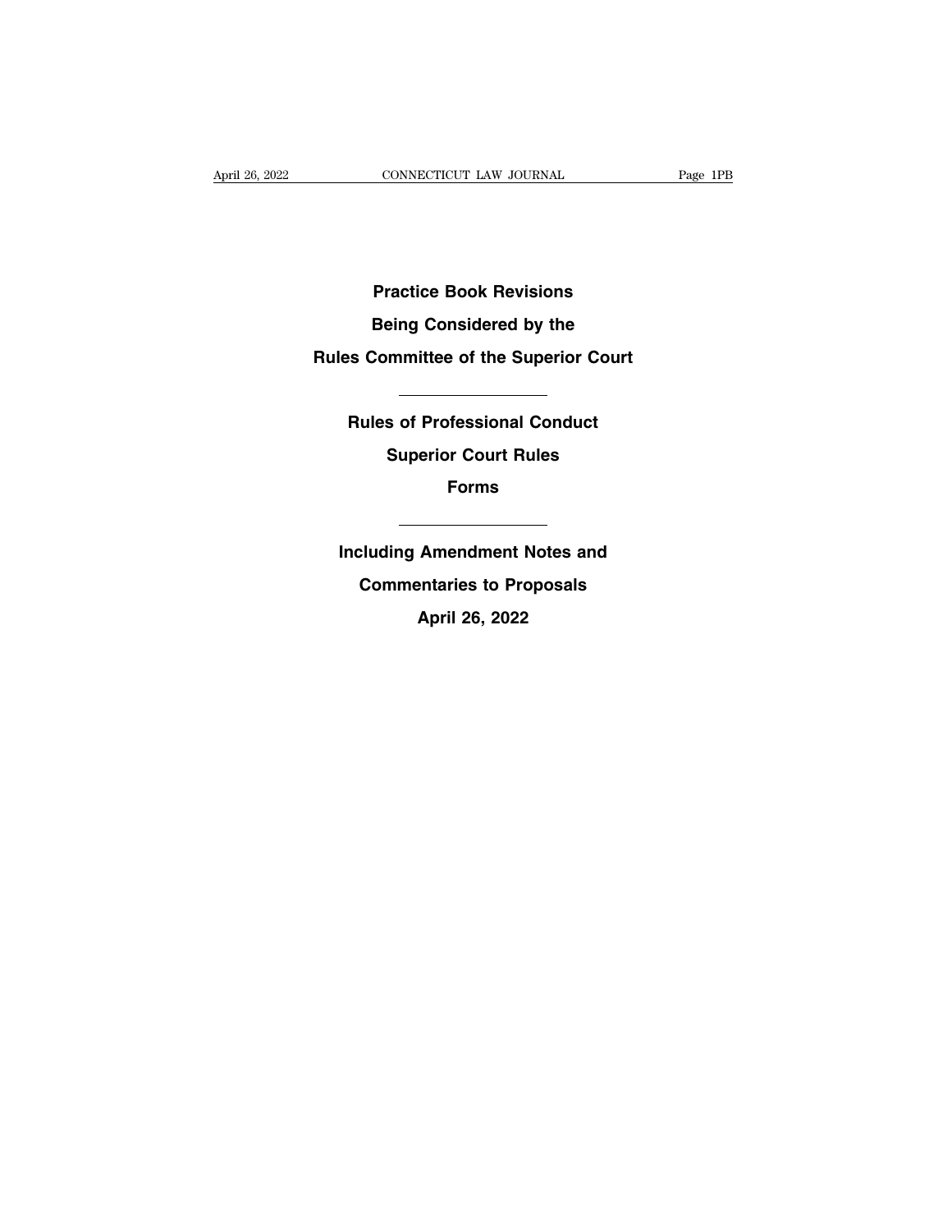# Practice Book Revisions Being Considered by the Rules Committee of the Superior Court

---

## Rules of Professional Conduct

## Superior Court Rules

## Forms

---

**Including Amendment Notes and Commentaries to Proposals**

**April 26, 2022**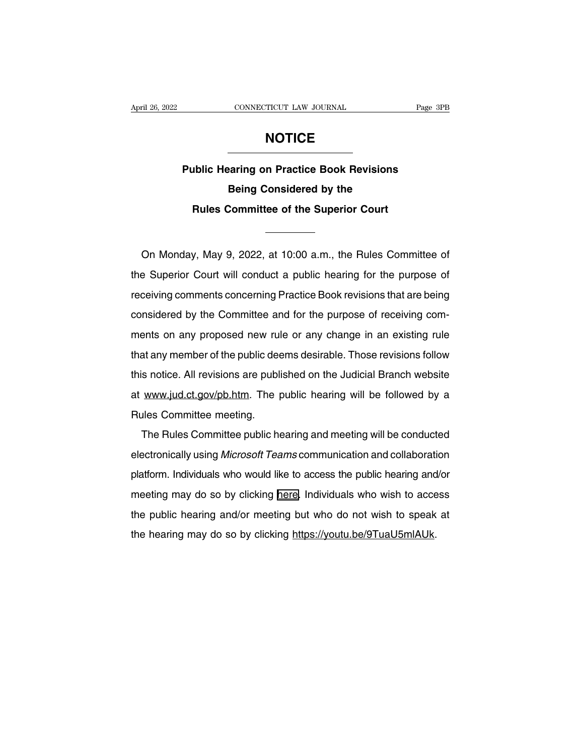# NOTICE

## Public Hearing on Practice Book Revisions Being Considered by the Rules Committee of the Superior Court

On Monday, May 9, 2022, at 10:00 a.m., the Rules Committee of the Superior Court will conduct a public hearing for the purpose of receiving comments concerning Practice Book revisions that are being considered by the Committee and for the purpose of receiving comments on any proposed new rule or any change in an existing rule that any member of the public deems desirable. Those revisions follow this notice. All revisions are published on the Judicial Branch website at www.jud.ct.gov/pb.htm. The public hearing will be followed by a Rules Committee meeting.

The Rules Committee public hearing and meeting will be conducted electronically using *Microsoft Teams* communication and collaboration platform. Individuals who would like to access the public hearing and/or meeting may do so by clicking here. Individuals who wish to access the public hearing and/or meeting but who do not wish to speak at the hearing may do so by clicking https://youtu.be/9TuaU5mlAUk.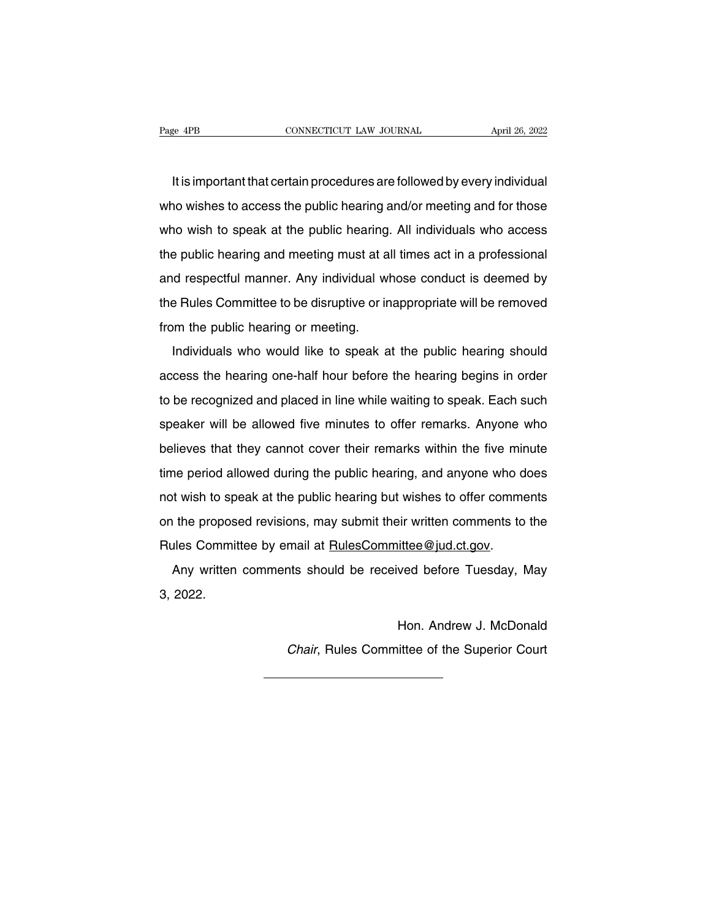It is important that certain procedures are followed by every individual who wishes to access the public hearing and/or meeting and for those who wish to speak at the public hearing. All individuals who access the public hearing and meeting must at all times act in a professional and respectful manner. Any individual whose conduct is deemed by the Rules Committee to be disruptive or inappropriate will be removed from the public hearing or meeting.

Individuals who would like to speak at the public hearing should access the hearing one-half hour before the hearing begins in order to be recognized and placed in line while waiting to speak. Each such speaker will be allowed five minutes to offer remarks. Anyone who believes that they cannot cover their remarks within the five minute time period allowed during the public hearing, and anyone who does not wish to speak at the public hearing but wishes to offer comments on the proposed revisions, may submit their written comments to the Rules Committee by email at RulesCommittee@jud.ct.gov.

Any written comments should be received before Tuesday, May 3, 2022.

Hon. Andrew J. McDonald
*Chair*, Rules Committee of the Superior Court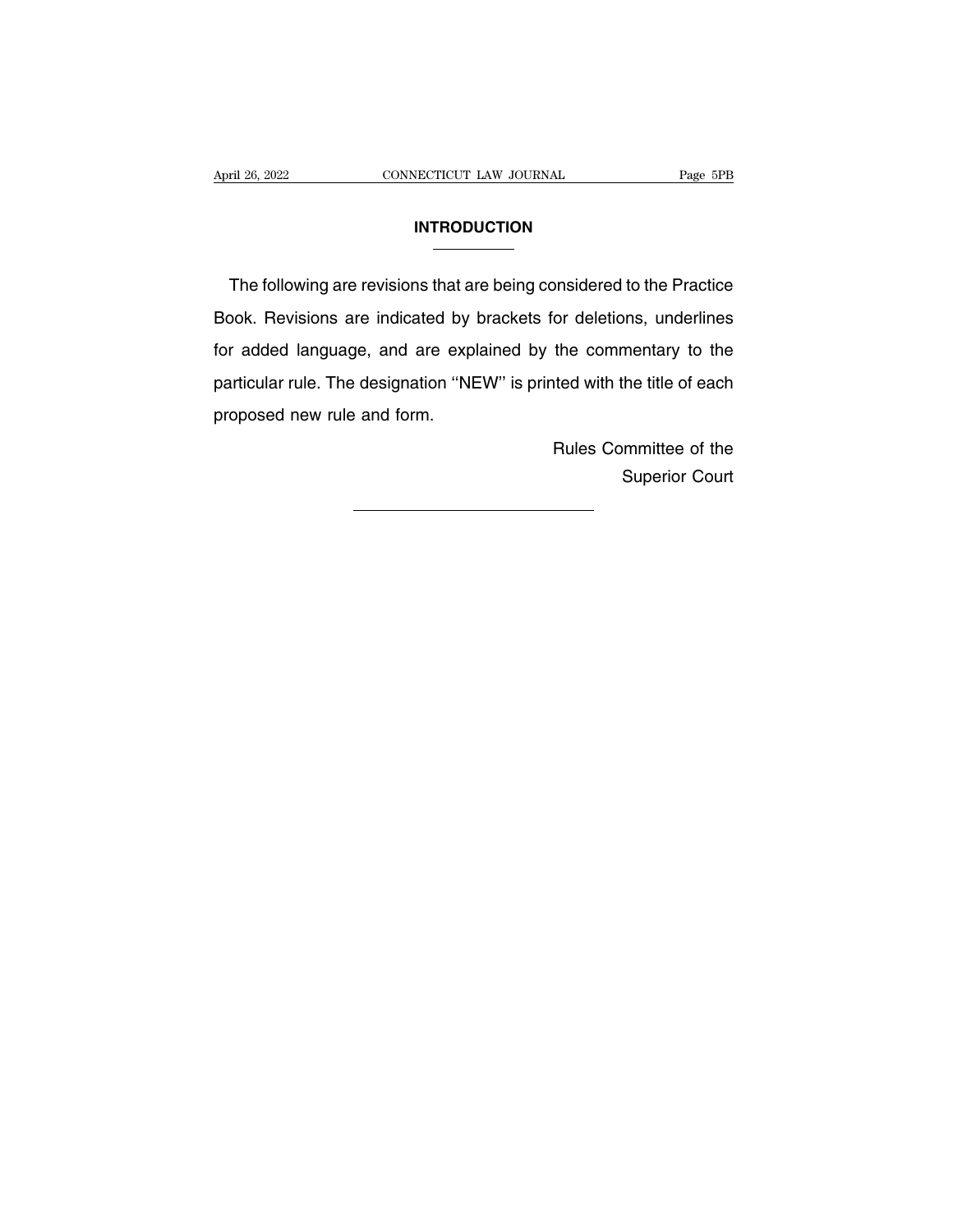# INTRODUCTION

The following are revisions that are being considered to the Practice Book. Revisions are indicated by brackets for deletions, underlines for added language, and are explained by the commentary to the particular rule. The designation ''NEW'' is printed with the title of each proposed new rule and form.

Rules Committee of the
Superior Court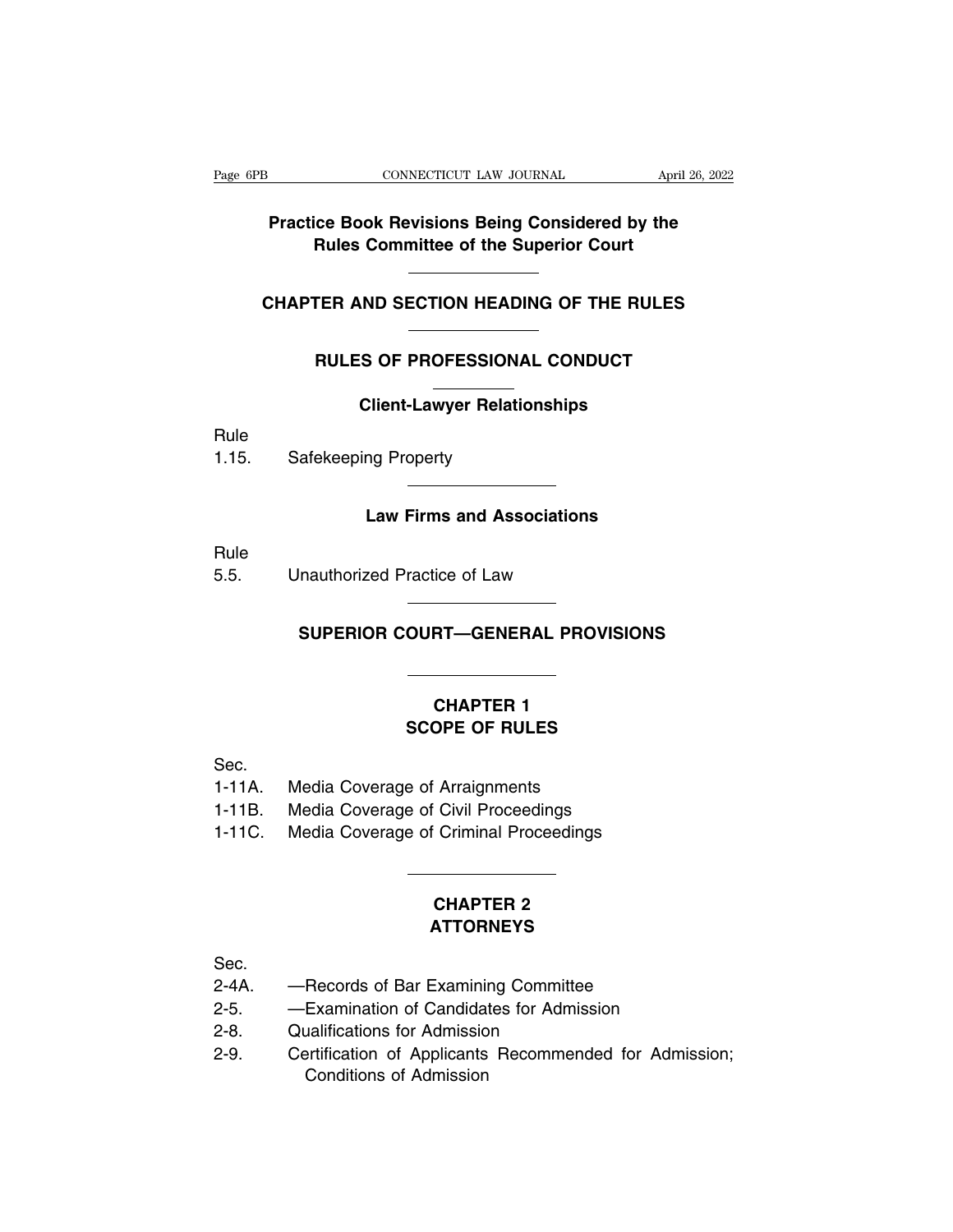# Practice Book Revisions Being Considered by the Rules Committee of the Superior Court

## CHAPTER AND SECTION HEADING OF THE RULES

## RULES OF PROFESSIONAL CONDUCT

### Client-Lawyer Relationships

Rule
1.15. Safekeeping Property

### Law Firms and Associations

Rule
5.5. Unauthorized Practice of Law

## SUPERIOR COURT—GENERAL PROVISIONS

### CHAPTER 1
### SCOPE OF RULES

Sec.
1-11A. Media Coverage of Arraignments
1-11B. Media Coverage of Civil Proceedings
1-11C. Media Coverage of Criminal Proceedings

### CHAPTER 2
### ATTORNEYS

Sec.
2-4A. —Records of Bar Examining Committee
2-5. —Examination of Candidates for Admission
2-8. Qualifications for Admission
2-9. Certification of Applicants Recommended for Admission; Conditions of Admission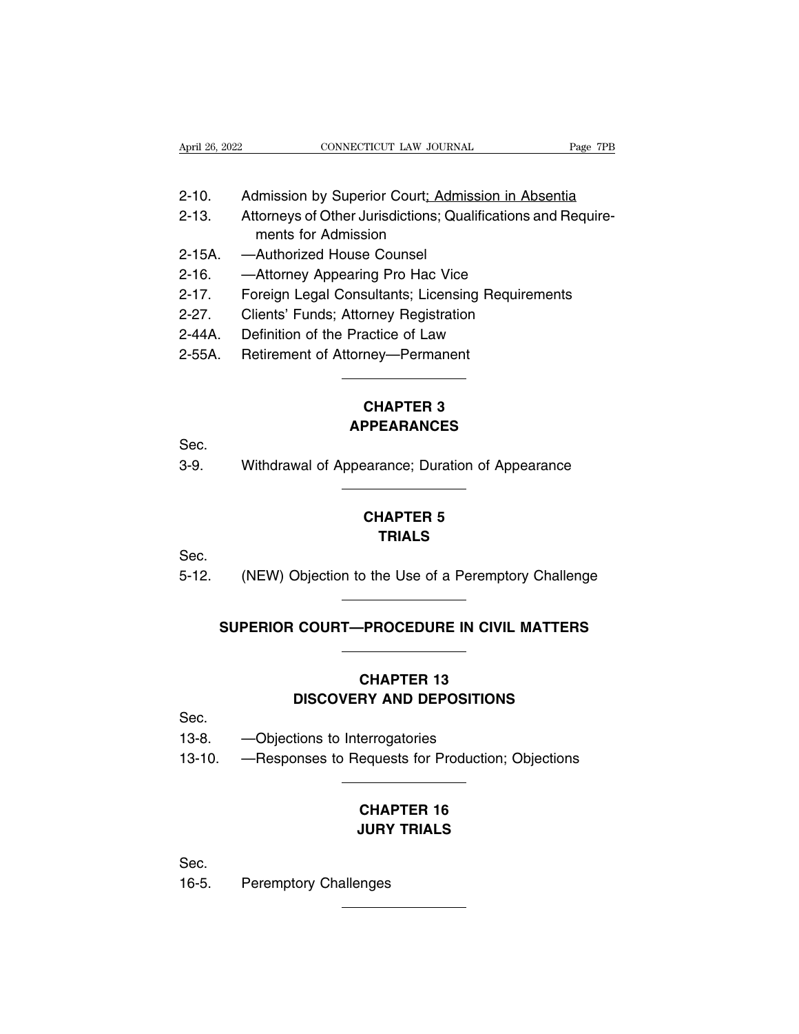2-10. Admission by Superior Court<u>; Admission in Absentia</u>
2-13. Attorneys of Other Jurisdictions; Qualifications and Requirements for Admission
2-15A. —Authorized House Counsel
2-16. —Attorney Appearing Pro Hac Vice
2-17. Foreign Legal Consultants; Licensing Requirements
2-27. Clients' Funds; Attorney Registration
2-44A. Definition of the Practice of Law
2-55A. Retirement of Attorney—Permanent

---

## CHAPTER 3
## APPEARANCES

Sec.
3-9. Withdrawal of Appearance; Duration of Appearance

---

## CHAPTER 5
## TRIALS

Sec.
5-12. (NEW) Objection to the Use of a Peremptory Challenge

---

# SUPERIOR COURT—PROCEDURE IN CIVIL MATTERS

---

## CHAPTER 13
## DISCOVERY AND DEPOSITIONS

Sec.
13-8. —Objections to Interrogatories
13-10. —Responses to Requests for Production; Objections

---

## CHAPTER 16
## JURY TRIALS

Sec.
16-5. Peremptory Challenges

---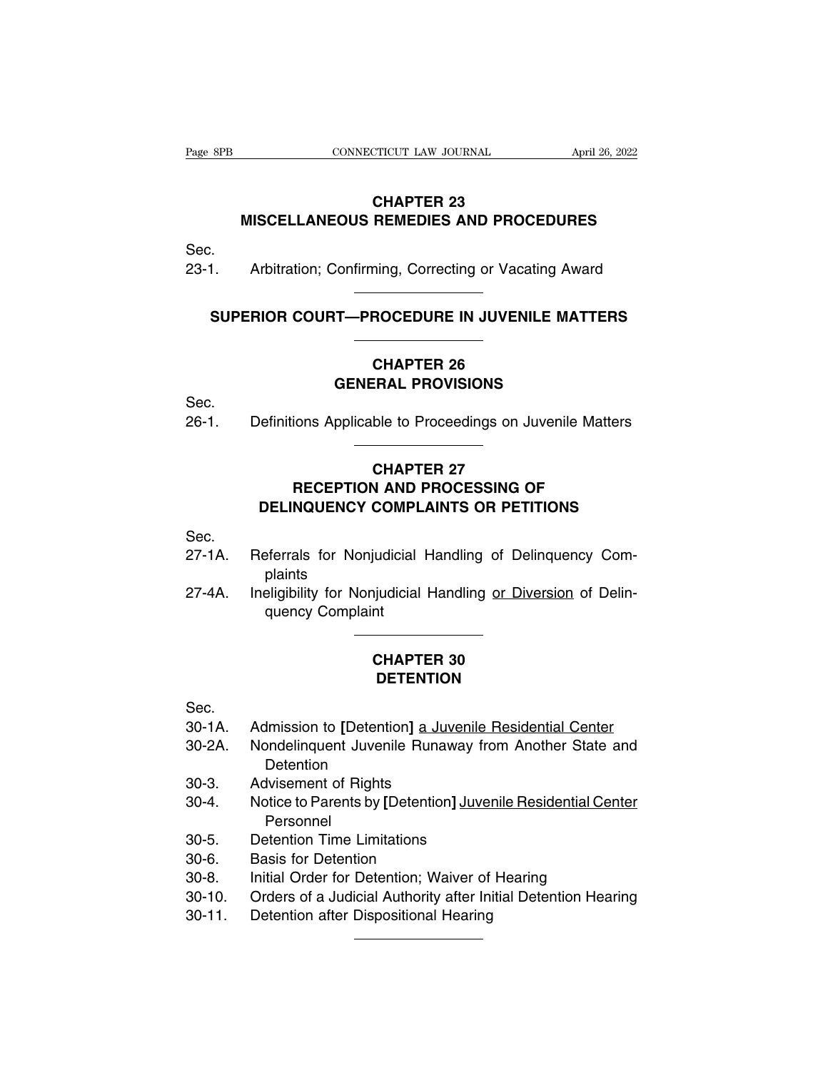## CHAPTER 23
## MISCELLANEOUS REMEDIES AND PROCEDURES

Sec.
23-1. Arbitration; Confirming, Correcting or Vacating Award

---

# SUPERIOR COURT—PROCEDURE IN JUVENILE MATTERS

---

## CHAPTER 26
## GENERAL PROVISIONS

Sec.
26-1. Definitions Applicable to Proceedings on Juvenile Matters

---

## CHAPTER 27
## RECEPTION AND PROCESSING OF DELINQUENCY COMPLAINTS OR PETITIONS

Sec.
27-1A. Referrals for Nonjudicial Handling of Delinquency Complaints
27-4A. Ineligibility for Nonjudicial Handling <u>or Diversion</u> of Delinquency Complaint

---

## CHAPTER 30
## DETENTION

Sec.
30-1A. Admission to **[**Detention**]** <u>a Juvenile Residential Center</u>
30-2A. Nondelinquent Juvenile Runaway from Another State and Detention
30-3. Advisement of Rights
30-4. Notice to Parents by **[**Detention**]** <u>Juvenile Residential Center</u> Personnel
30-5. Detention Time Limitations
30-6. Basis for Detention
30-8. Initial Order for Detention; Waiver of Hearing
30-10. Orders of a Judicial Authority after Initial Detention Hearing
30-11. Detention after Dispositional Hearing

---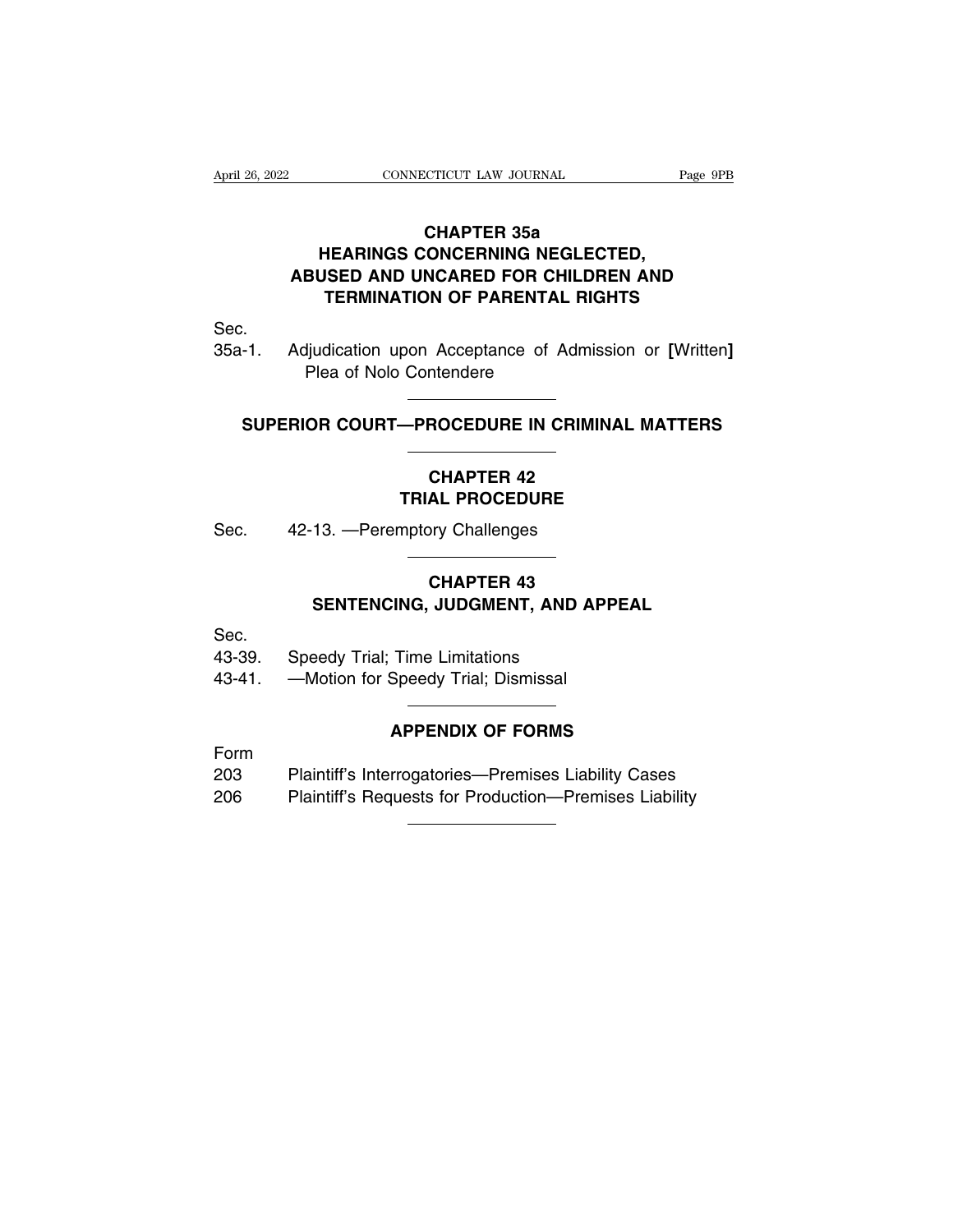## CHAPTER 35a
## HEARINGS CONCERNING NEGLECTED, ABUSED AND UNCARED FOR CHILDREN AND TERMINATION OF PARENTAL RIGHTS

Sec.
35a-1. Adjudication upon Acceptance of Admission or [Written] Plea of Nolo Contendere

---

# SUPERIOR COURT—PROCEDURE IN CRIMINAL MATTERS

---

## CHAPTER 42
## TRIAL PROCEDURE

Sec. 42-13. —Peremptory Challenges

---

## CHAPTER 43
## SENTENCING, JUDGMENT, AND APPEAL

Sec.
43-39. Speedy Trial; Time Limitations
43-41. —Motion for Speedy Trial; Dismissal

---

## APPENDIX OF FORMS

Form
203 Plaintiff's Interrogatories—Premises Liability Cases
206 Plaintiff's Requests for Production—Premises Liability

---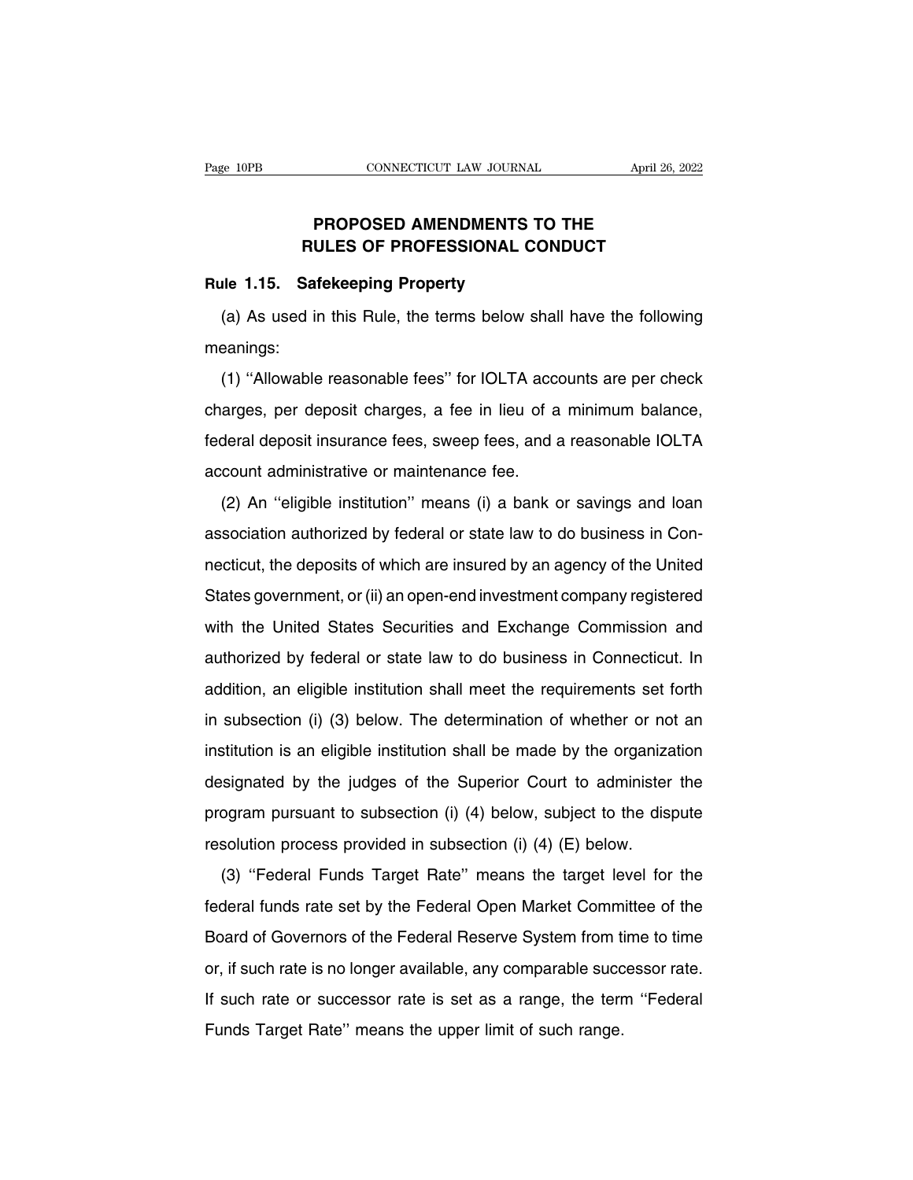# PROPOSED AMENDMENTS TO THE RULES OF PROFESSIONAL CONDUCT

## Rule 1.15. Safekeeping Property

(a) As used in this Rule, the terms below shall have the following meanings:

(1) ''Allowable reasonable fees'' for IOLTA accounts are per check charges, per deposit charges, a fee in lieu of a minimum balance, federal deposit insurance fees, sweep fees, and a reasonable IOLTA account administrative or maintenance fee.

(2) An ''eligible institution'' means (i) a bank or savings and loan association authorized by federal or state law to do business in Connecticut, the deposits of which are insured by an agency of the United States government, or (ii) an open-end investment company registered with the United States Securities and Exchange Commission and authorized by federal or state law to do business in Connecticut. In addition, an eligible institution shall meet the requirements set forth in subsection (i) (3) below. The determination of whether or not an institution is an eligible institution shall be made by the organization designated by the judges of the Superior Court to administer the program pursuant to subsection (i) (4) below, subject to the dispute resolution process provided in subsection (i) (4) (E) below.

(3) ''Federal Funds Target Rate'' means the target level for the federal funds rate set by the Federal Open Market Committee of the Board of Governors of the Federal Reserve System from time to time or, if such rate is no longer available, any comparable successor rate. If such rate or successor rate is set as a range, the term ''Federal Funds Target Rate'' means the upper limit of such range.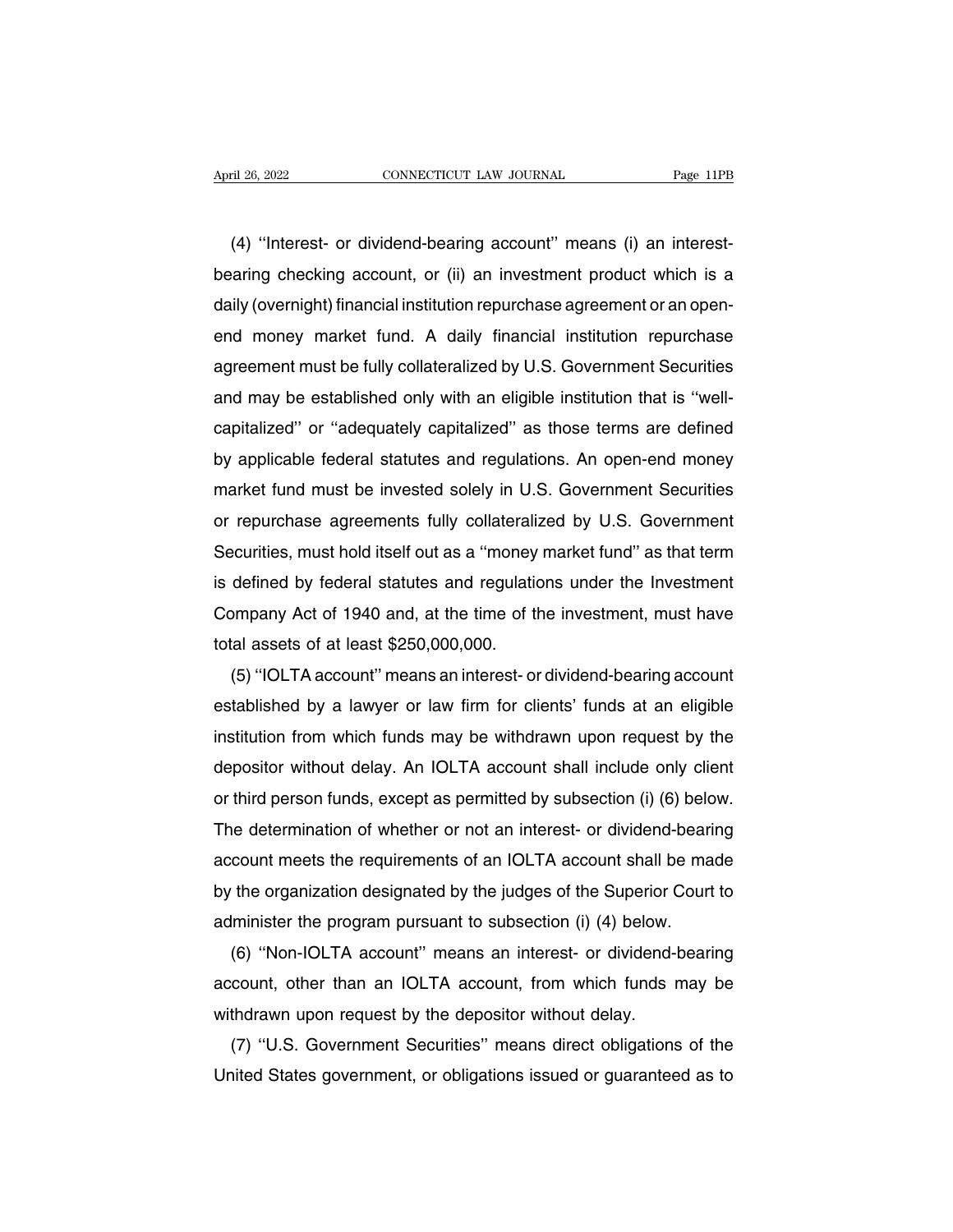(4) ''Interest- or dividend-bearing account'' means (i) an interest-bearing checking account, or (ii) an investment product which is a daily (overnight) financial institution repurchase agreement or an open-end money market fund. A daily financial institution repurchase agreement must be fully collateralized by U.S. Government Securities and may be established only with an eligible institution that is ''well-capitalized'' or ''adequately capitalized'' as those terms are defined by applicable federal statutes and regulations. An open-end money market fund must be invested solely in U.S. Government Securities or repurchase agreements fully collateralized by U.S. Government Securities, must hold itself out as a ''money market fund'' as that term is defined by federal statutes and regulations under the Investment Company Act of 1940 and, at the time of the investment, must have total assets of at least $250,000,000.

(5) ''IOLTA account'' means an interest- or dividend-bearing account established by a lawyer or law firm for clients' funds at an eligible institution from which funds may be withdrawn upon request by the depositor without delay. An IOLTA account shall include only client or third person funds, except as permitted by subsection (i) (6) below. The determination of whether or not an interest- or dividend-bearing account meets the requirements of an IOLTA account shall be made by the organization designated by the judges of the Superior Court to administer the program pursuant to subsection (i) (4) below.

(6) ''Non-IOLTA account'' means an interest- or dividend-bearing account, other than an IOLTA account, from which funds may be withdrawn upon request by the depositor without delay.

(7) ''U.S. Government Securities'' means direct obligations of the United States government, or obligations issued or guaranteed as to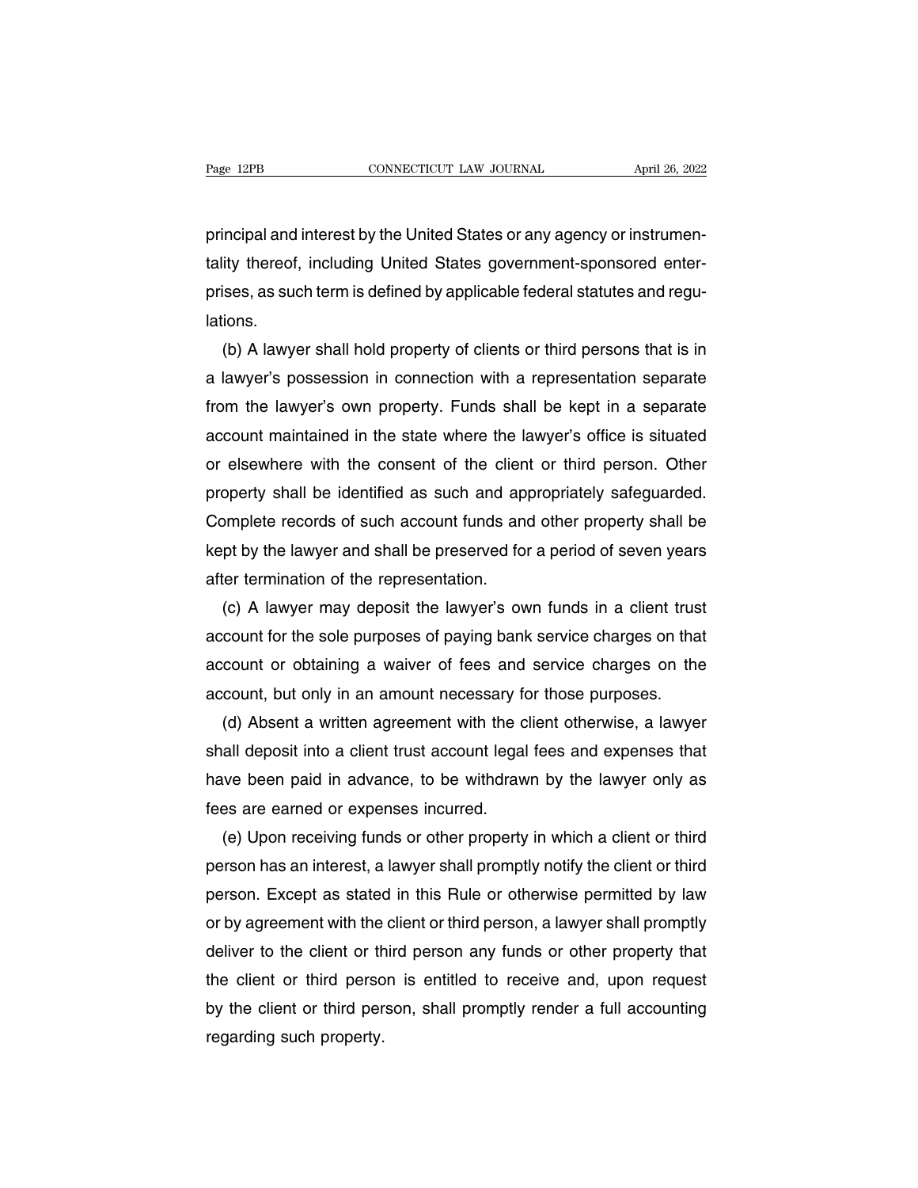principal and interest by the United States or any agency or instrumentality thereof, including United States government-sponsored enterprises, as such term is defined by applicable federal statutes and regulations.

(b) A lawyer shall hold property of clients or third persons that is in a lawyer's possession in connection with a representation separate from the lawyer's own property. Funds shall be kept in a separate account maintained in the state where the lawyer's office is situated or elsewhere with the consent of the client or third person. Other property shall be identified as such and appropriately safeguarded. Complete records of such account funds and other property shall be kept by the lawyer and shall be preserved for a period of seven years after termination of the representation.

(c) A lawyer may deposit the lawyer's own funds in a client trust account for the sole purposes of paying bank service charges on that account or obtaining a waiver of fees and service charges on the account, but only in an amount necessary for those purposes.

(d) Absent a written agreement with the client otherwise, a lawyer shall deposit into a client trust account legal fees and expenses that have been paid in advance, to be withdrawn by the lawyer only as fees are earned or expenses incurred.

(e) Upon receiving funds or other property in which a client or third person has an interest, a lawyer shall promptly notify the client or third person. Except as stated in this Rule or otherwise permitted by law or by agreement with the client or third person, a lawyer shall promptly deliver to the client or third person any funds or other property that the client or third person is entitled to receive and, upon request by the client or third person, shall promptly render a full accounting regarding such property.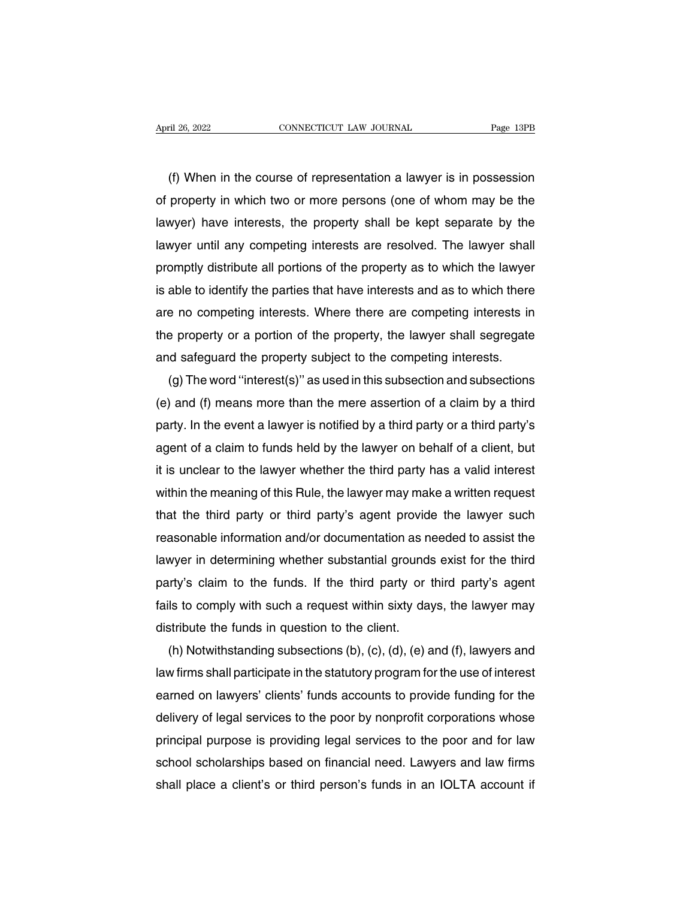(f) When in the course of representation a lawyer is in possession of property in which two or more persons (one of whom may be the lawyer) have interests, the property shall be kept separate by the lawyer until any competing interests are resolved. The lawyer shall promptly distribute all portions of the property as to which the lawyer is able to identify the parties that have interests and as to which there are no competing interests. Where there are competing interests in the property or a portion of the property, the lawyer shall segregate and safeguard the property subject to the competing interests.

(g) The word ''interest(s)'' as used in this subsection and subsections (e) and (f) means more than the mere assertion of a claim by a third party. In the event a lawyer is notified by a third party or a third party's agent of a claim to funds held by the lawyer on behalf of a client, but it is unclear to the lawyer whether the third party has a valid interest within the meaning of this Rule, the lawyer may make a written request that the third party or third party's agent provide the lawyer such reasonable information and/or documentation as needed to assist the lawyer in determining whether substantial grounds exist for the third party's claim to the funds. If the third party or third party's agent fails to comply with such a request within sixty days, the lawyer may distribute the funds in question to the client.

(h) Notwithstanding subsections (b), (c), (d), (e) and (f), lawyers and law firms shall participate in the statutory program for the use of interest earned on lawyers' clients' funds accounts to provide funding for the delivery of legal services to the poor by nonprofit corporations whose principal purpose is providing legal services to the poor and for law school scholarships based on financial need. Lawyers and law firms shall place a client's or third person's funds in an IOLTA account if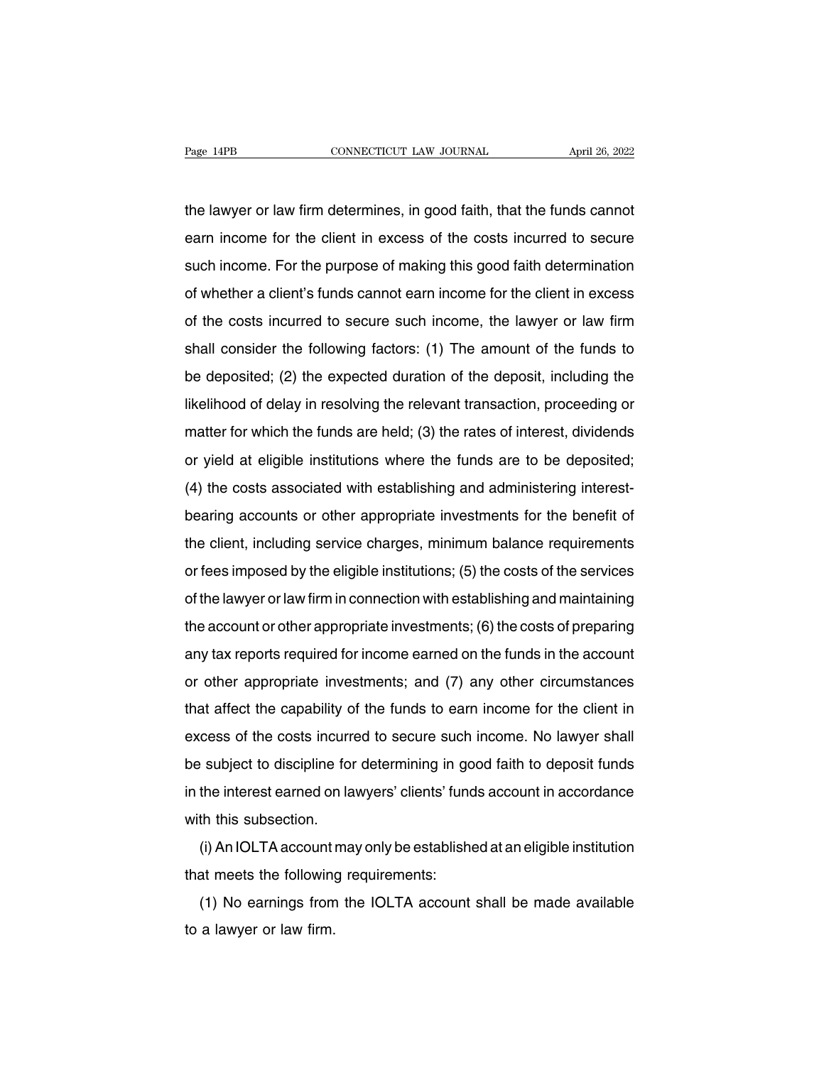the lawyer or law firm determines, in good faith, that the funds cannot earn income for the client in excess of the costs incurred to secure such income. For the purpose of making this good faith determination of whether a client's funds cannot earn income for the client in excess of the costs incurred to secure such income, the lawyer or law firm shall consider the following factors: (1) The amount of the funds to be deposited; (2) the expected duration of the deposit, including the likelihood of delay in resolving the relevant transaction, proceeding or matter for which the funds are held; (3) the rates of interest, dividends or yield at eligible institutions where the funds are to be deposited; (4) the costs associated with establishing and administering interest-bearing accounts or other appropriate investments for the benefit of the client, including service charges, minimum balance requirements or fees imposed by the eligible institutions; (5) the costs of the services of the lawyer or law firm in connection with establishing and maintaining the account or other appropriate investments; (6) the costs of preparing any tax reports required for income earned on the funds in the account or other appropriate investments; and (7) any other circumstances that affect the capability of the funds to earn income for the client in excess of the costs incurred to secure such income. No lawyer shall be subject to discipline for determining in good faith to deposit funds in the interest earned on lawyers' clients' funds account in accordance with this subsection.

(i) An IOLTA account may only be established at an eligible institution that meets the following requirements:

(1) No earnings from the IOLTA account shall be made available to a lawyer or law firm.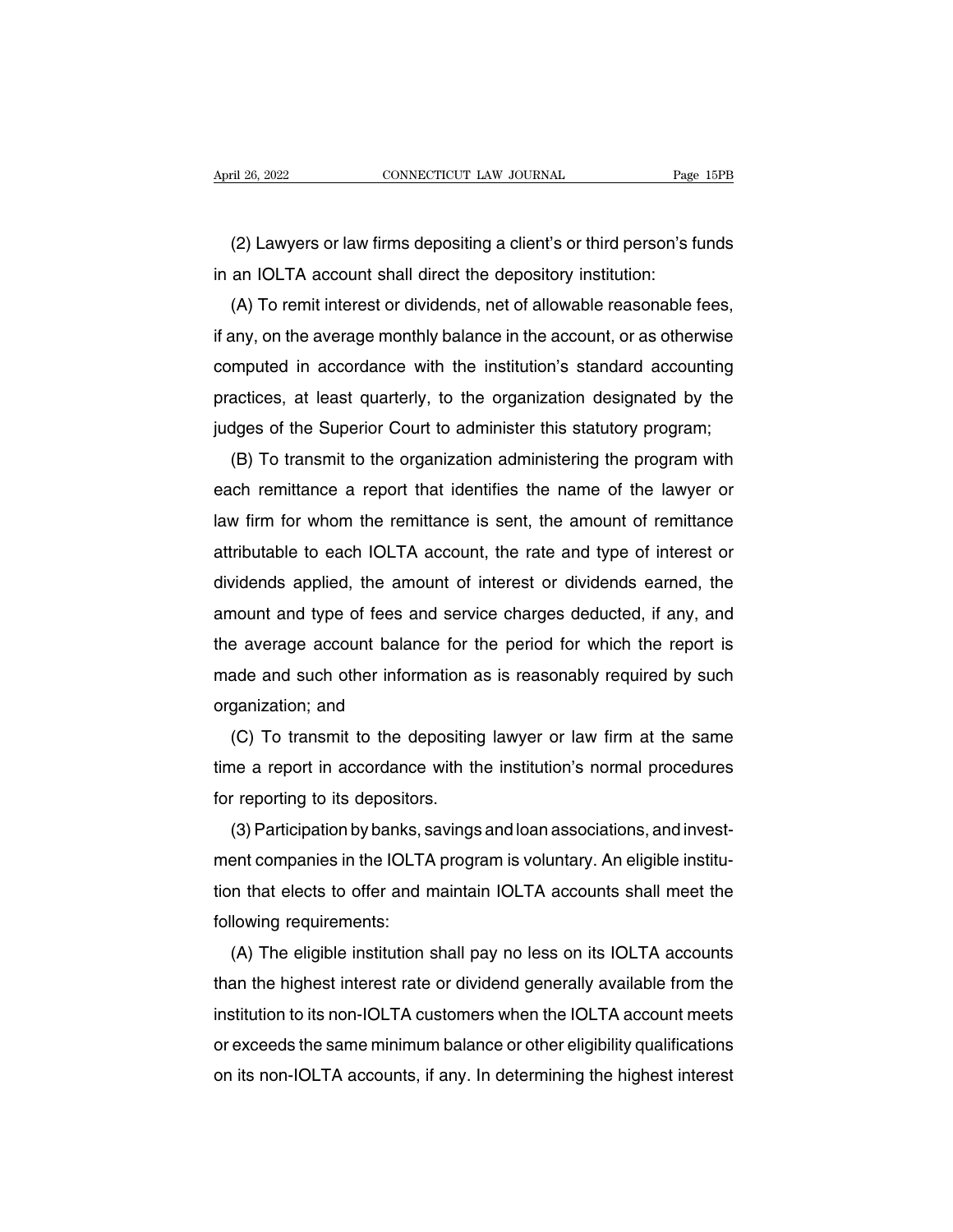(2) Lawyers or law firms depositing a client's or third person's funds in an IOLTA account shall direct the depository institution:

(A) To remit interest or dividends, net of allowable reasonable fees, if any, on the average monthly balance in the account, or as otherwise computed in accordance with the institution's standard accounting practices, at least quarterly, to the organization designated by the judges of the Superior Court to administer this statutory program;

(B) To transmit to the organization administering the program with each remittance a report that identifies the name of the lawyer or law firm for whom the remittance is sent, the amount of remittance attributable to each IOLTA account, the rate and type of interest or dividends applied, the amount of interest or dividends earned, the amount and type of fees and service charges deducted, if any, and the average account balance for the period for which the report is made and such other information as is reasonably required by such organization; and

(C) To transmit to the depositing lawyer or law firm at the same time a report in accordance with the institution's normal procedures for reporting to its depositors.

(3) Participation by banks, savings and loan associations, and investment companies in the IOLTA program is voluntary. An eligible institution that elects to offer and maintain IOLTA accounts shall meet the following requirements:

(A) The eligible institution shall pay no less on its IOLTA accounts than the highest interest rate or dividend generally available from the institution to its non-IOLTA customers when the IOLTA account meets or exceeds the same minimum balance or other eligibility qualifications on its non-IOLTA accounts, if any. In determining the highest interest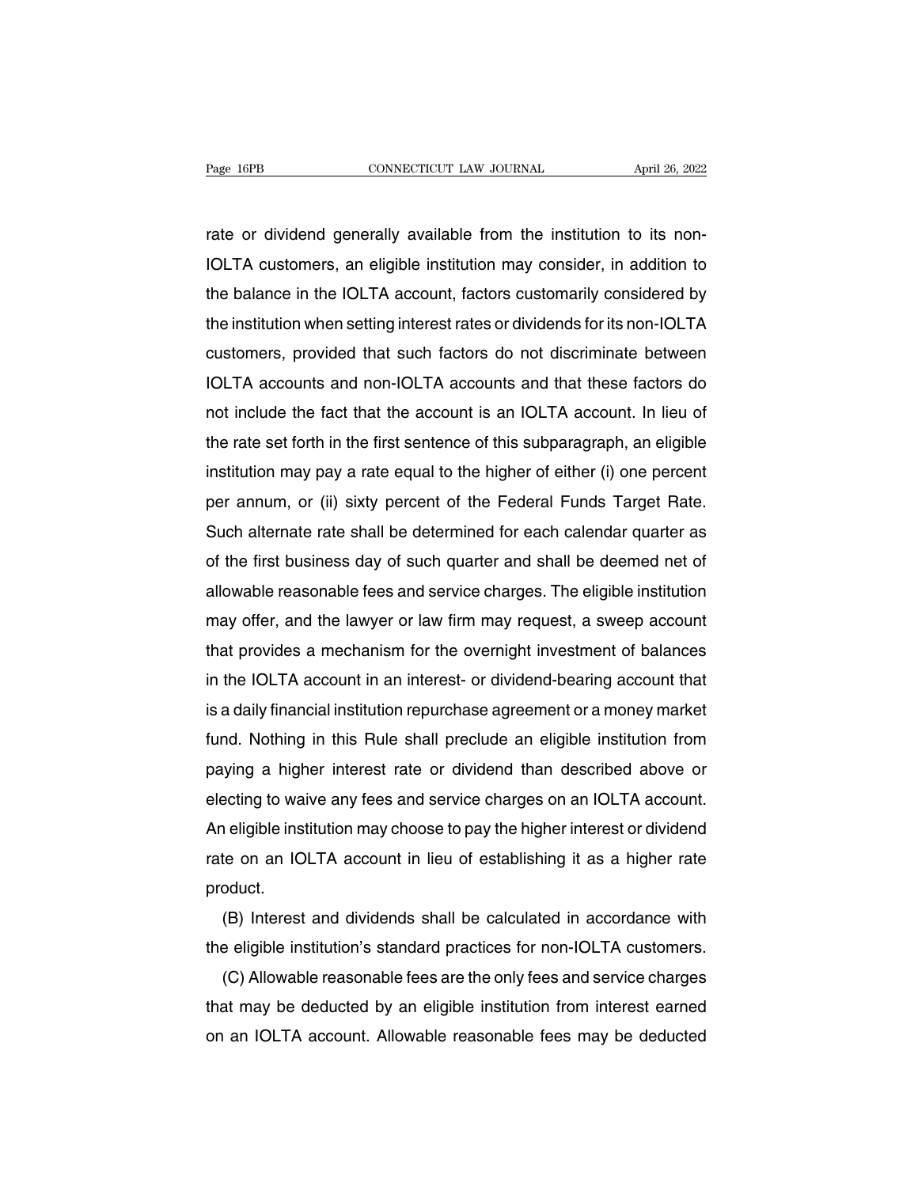rate or dividend generally available from the institution to its non-IOLTA customers, an eligible institution may consider, in addition to the balance in the IOLTA account, factors customarily considered by the institution when setting interest rates or dividends for its non-IOLTA customers, provided that such factors do not discriminate between IOLTA accounts and non-IOLTA accounts and that these factors do not include the fact that the account is an IOLTA account. In lieu of the rate set forth in the first sentence of this subparagraph, an eligible institution may pay a rate equal to the higher of either (i) one percent per annum, or (ii) sixty percent of the Federal Funds Target Rate. Such alternate rate shall be determined for each calendar quarter as of the first business day of such quarter and shall be deemed net of allowable reasonable fees and service charges. The eligible institution may offer, and the lawyer or law firm may request, a sweep account that provides a mechanism for the overnight investment of balances in the IOLTA account in an interest- or dividend-bearing account that is a daily financial institution repurchase agreement or a money market fund. Nothing in this Rule shall preclude an eligible institution from paying a higher interest rate or dividend than described above or electing to waive any fees and service charges on an IOLTA account. An eligible institution may choose to pay the higher interest or dividend rate on an IOLTA account in lieu of establishing it as a higher rate product.

(B) Interest and dividends shall be calculated in accordance with the eligible institution's standard practices for non-IOLTA customers.

(C) Allowable reasonable fees are the only fees and service charges that may be deducted by an eligible institution from interest earned on an IOLTA account. Allowable reasonable fees may be deducted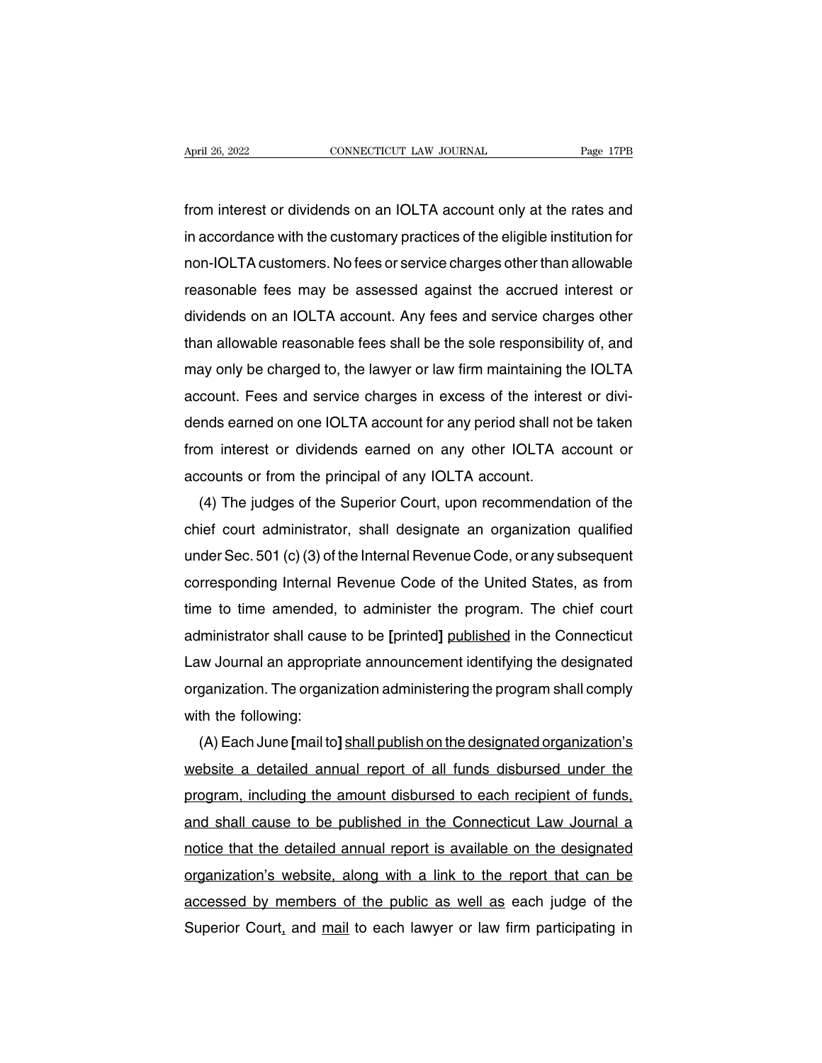from interest or dividends on an IOLTA account only at the rates and in accordance with the customary practices of the eligible institution for non-IOLTA customers. No fees or service charges other than allowable reasonable fees may be assessed against the accrued interest or dividends on an IOLTA account. Any fees and service charges other than allowable reasonable fees shall be the sole responsibility of, and may only be charged to, the lawyer or law firm maintaining the IOLTA account. Fees and service charges in excess of the interest or dividends earned on one IOLTA account for any period shall not be taken from interest or dividends earned on any other IOLTA account or accounts or from the principal of any IOLTA account.

(4) The judges of the Superior Court, upon recommendation of the chief court administrator, shall designate an organization qualified under Sec. 501 (c) (3) of the Internal Revenue Code, or any subsequent corresponding Internal Revenue Code of the United States, as from time to time amended, to administer the program. The chief court administrator shall cause to be **[**printed**]** <u>published</u> in the Connecticut Law Journal an appropriate announcement identifying the designated organization. The organization administering the program shall comply with the following:

(A) Each June **[**mail to**]** <u>shall publish on the designated organization's website a detailed annual report of all funds disbursed under the program, including the amount disbursed to each recipient of funds, and shall cause to be published in the Connecticut Law Journal a notice that the detailed annual report is available on the designated organization's website, along with a link to the report that can be accessed by members of the public as well as</u> each judge of the Superior Court<u>,</u> and <u>mail</u> to each lawyer or law firm participating in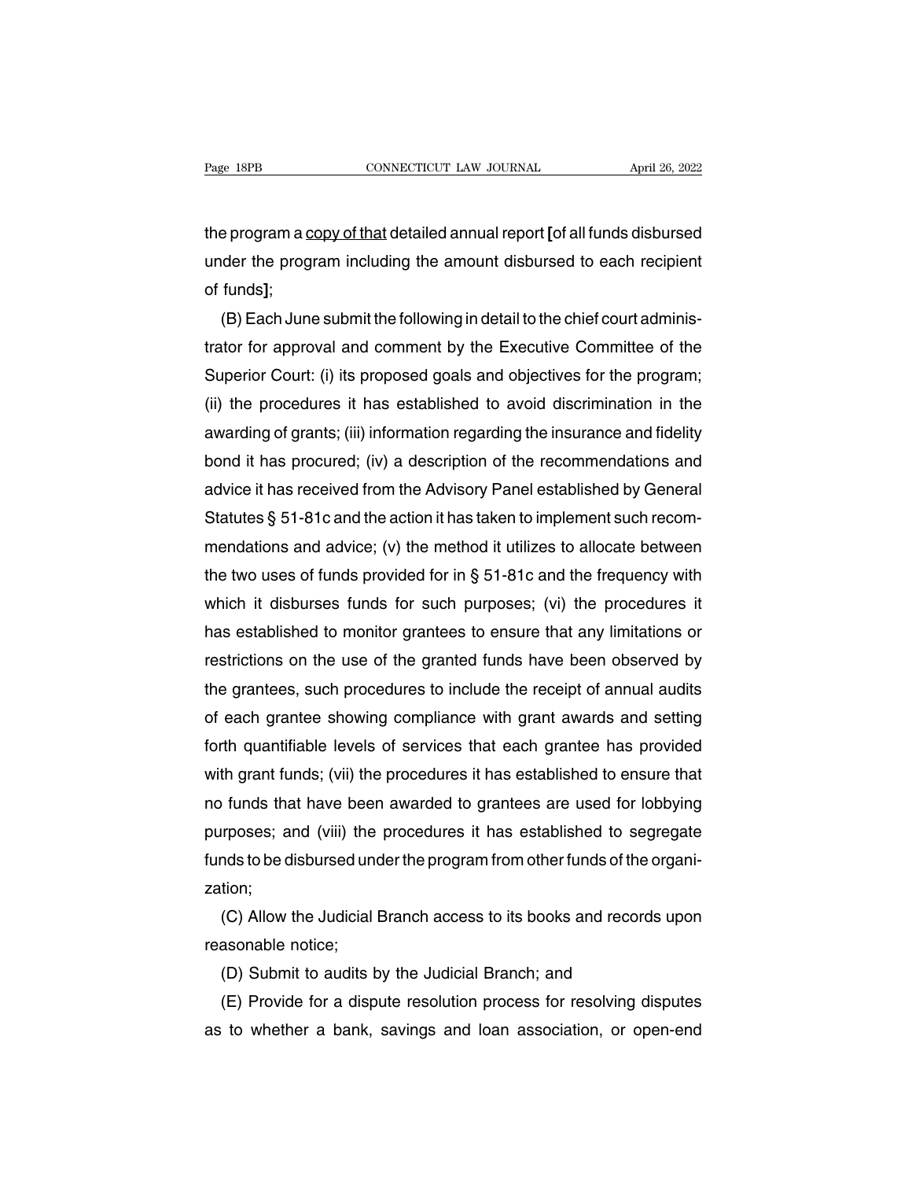the program a <u>copy of that</u> detailed annual report **[**of all funds disbursed under the program including the amount disbursed to each recipient of funds**]**;

(B) Each June submit the following in detail to the chief court administrator for approval and comment by the Executive Committee of the Superior Court: (i) its proposed goals and objectives for the program; (ii) the procedures it has established to avoid discrimination in the awarding of grants; (iii) information regarding the insurance and fidelity bond it has procured; (iv) a description of the recommendations and advice it has received from the Advisory Panel established by General Statutes § 51-81c and the action it has taken to implement such recommendations and advice; (v) the method it utilizes to allocate between the two uses of funds provided for in § 51-81c and the frequency with which it disburses funds for such purposes; (vi) the procedures it has established to monitor grantees to ensure that any limitations or restrictions on the use of the granted funds have been observed by the grantees, such procedures to include the receipt of annual audits of each grantee showing compliance with grant awards and setting forth quantifiable levels of services that each grantee has provided with grant funds; (vii) the procedures it has established to ensure that no funds that have been awarded to grantees are used for lobbying purposes; and (viii) the procedures it has established to segregate funds to be disbursed under the program from other funds of the organization;

(C) Allow the Judicial Branch access to its books and records upon reasonable notice;

(D) Submit to audits by the Judicial Branch; and

(E) Provide for a dispute resolution process for resolving disputes as to whether a bank, savings and loan association, or open-end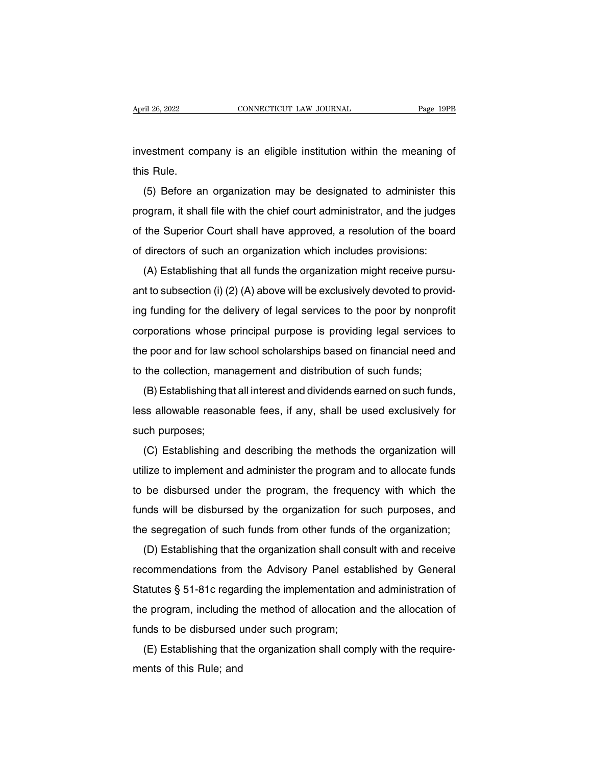investment company is an eligible institution within the meaning of this Rule.

(5) Before an organization may be designated to administer this program, it shall file with the chief court administrator, and the judges of the Superior Court shall have approved, a resolution of the board of directors of such an organization which includes provisions:

(A) Establishing that all funds the organization might receive pursuant to subsection (i) (2) (A) above will be exclusively devoted to providing funding for the delivery of legal services to the poor by nonprofit corporations whose principal purpose is providing legal services to the poor and for law school scholarships based on financial need and to the collection, management and distribution of such funds;

(B) Establishing that all interest and dividends earned on such funds, less allowable reasonable fees, if any, shall be used exclusively for such purposes;

(C) Establishing and describing the methods the organization will utilize to implement and administer the program and to allocate funds to be disbursed under the program, the frequency with which the funds will be disbursed by the organization for such purposes, and the segregation of such funds from other funds of the organization;

(D) Establishing that the organization shall consult with and receive recommendations from the Advisory Panel established by General Statutes § 51-81c regarding the implementation and administration of the program, including the method of allocation and the allocation of funds to be disbursed under such program;

(E) Establishing that the organization shall comply with the requirements of this Rule; and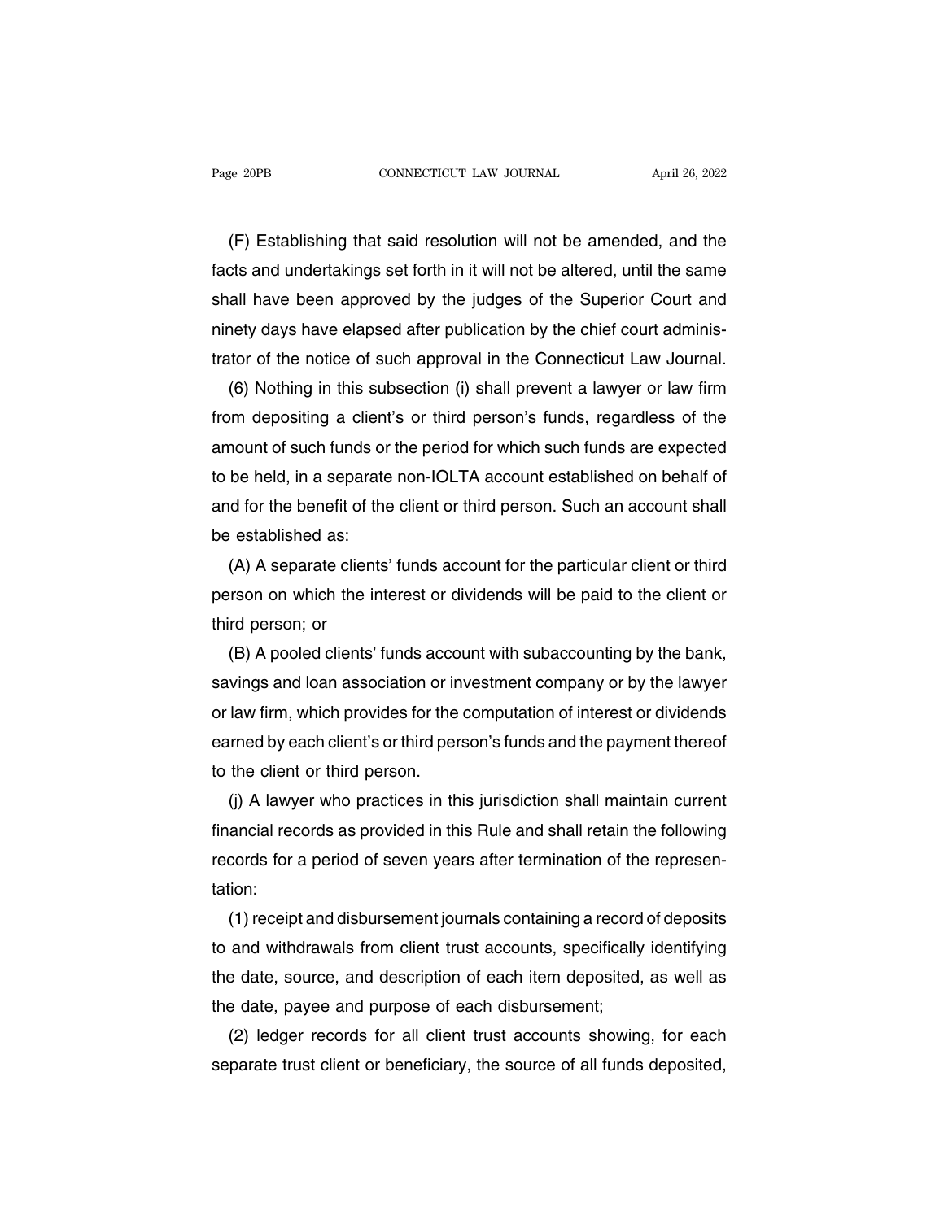(F) Establishing that said resolution will not be amended, and the facts and undertakings set forth in it will not be altered, until the same shall have been approved by the judges of the Superior Court and ninety days have elapsed after publication by the chief court administrator of the notice of such approval in the Connecticut Law Journal.

(6) Nothing in this subsection (i) shall prevent a lawyer or law firm from depositing a client's or third person's funds, regardless of the amount of such funds or the period for which such funds are expected to be held, in a separate non-IOLTA account established on behalf of and for the benefit of the client or third person. Such an account shall be established as:

(A) A separate clients' funds account for the particular client or third person on which the interest or dividends will be paid to the client or third person; or

(B) A pooled clients' funds account with subaccounting by the bank, savings and loan association or investment company or by the lawyer or law firm, which provides for the computation of interest or dividends earned by each client's or third person's funds and the payment thereof to the client or third person.

(j) A lawyer who practices in this jurisdiction shall maintain current financial records as provided in this Rule and shall retain the following records for a period of seven years after termination of the representation:

(1) receipt and disbursement journals containing a record of deposits to and withdrawals from client trust accounts, specifically identifying the date, source, and description of each item deposited, as well as the date, payee and purpose of each disbursement;

(2) ledger records for all client trust accounts showing, for each separate trust client or beneficiary, the source of all funds deposited,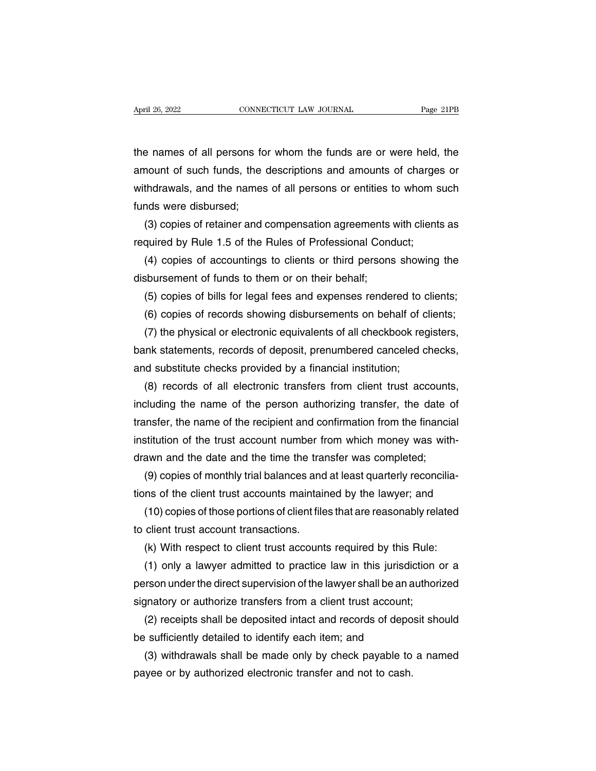the names of all persons for whom the funds are or were held, the amount of such funds, the descriptions and amounts of charges or withdrawals, and the names of all persons or entities to whom such funds were disbursed;

(3) copies of retainer and compensation agreements with clients as required by Rule 1.5 of the Rules of Professional Conduct;

(4) copies of accountings to clients or third persons showing the disbursement of funds to them or on their behalf;

(5) copies of bills for legal fees and expenses rendered to clients;

(6) copies of records showing disbursements on behalf of clients;

(7) the physical or electronic equivalents of all checkbook registers, bank statements, records of deposit, prenumbered canceled checks, and substitute checks provided by a financial institution;

(8) records of all electronic transfers from client trust accounts, including the name of the person authorizing transfer, the date of transfer, the name of the recipient and confirmation from the financial institution of the trust account number from which money was withdrawn and the date and the time the transfer was completed;

(9) copies of monthly trial balances and at least quarterly reconciliations of the client trust accounts maintained by the lawyer; and

(10) copies of those portions of client files that are reasonably related to client trust account transactions.

(k) With respect to client trust accounts required by this Rule:

(1) only a lawyer admitted to practice law in this jurisdiction or a person under the direct supervision of the lawyer shall be an authorized signatory or authorize transfers from a client trust account;

(2) receipts shall be deposited intact and records of deposit should be sufficiently detailed to identify each item; and

(3) withdrawals shall be made only by check payable to a named payee or by authorized electronic transfer and not to cash.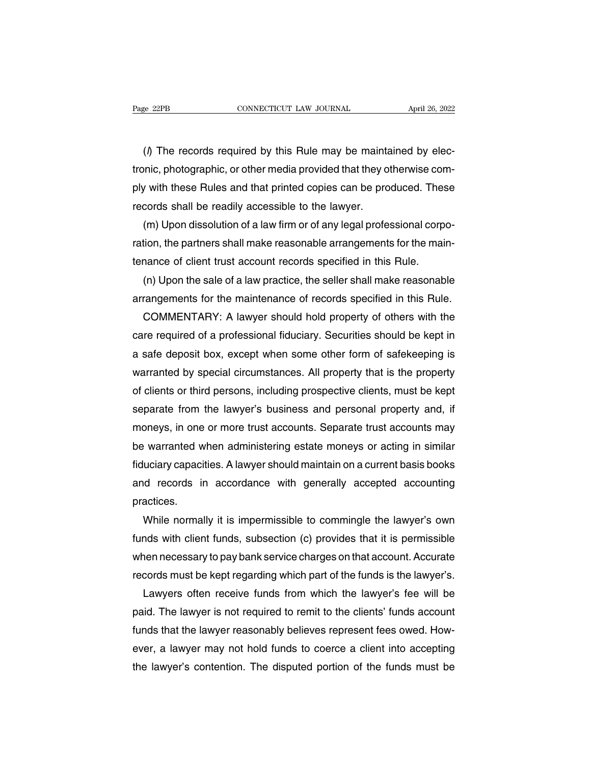(*l*) The records required by this Rule may be maintained by electronic, photographic, or other media provided that they otherwise comply with these Rules and that printed copies can be produced. These records shall be readily accessible to the lawyer.

(m) Upon dissolution of a law firm or of any legal professional corporation, the partners shall make reasonable arrangements for the maintenance of client trust account records specified in this Rule.

(n) Upon the sale of a law practice, the seller shall make reasonable arrangements for the maintenance of records specified in this Rule.

COMMENTARY: A lawyer should hold property of others with the care required of a professional fiduciary. Securities should be kept in a safe deposit box, except when some other form of safekeeping is warranted by special circumstances. All property that is the property of clients or third persons, including prospective clients, must be kept separate from the lawyer's business and personal property and, if moneys, in one or more trust accounts. Separate trust accounts may be warranted when administering estate moneys or acting in similar fiduciary capacities. A lawyer should maintain on a current basis books and records in accordance with generally accepted accounting practices.

While normally it is impermissible to commingle the lawyer's own funds with client funds, subsection (c) provides that it is permissible when necessary to pay bank service charges on that account. Accurate records must be kept regarding which part of the funds is the lawyer's.

Lawyers often receive funds from which the lawyer's fee will be paid. The lawyer is not required to remit to the clients' funds account funds that the lawyer reasonably believes represent fees owed. However, a lawyer may not hold funds to coerce a client into accepting the lawyer's contention. The disputed portion of the funds must be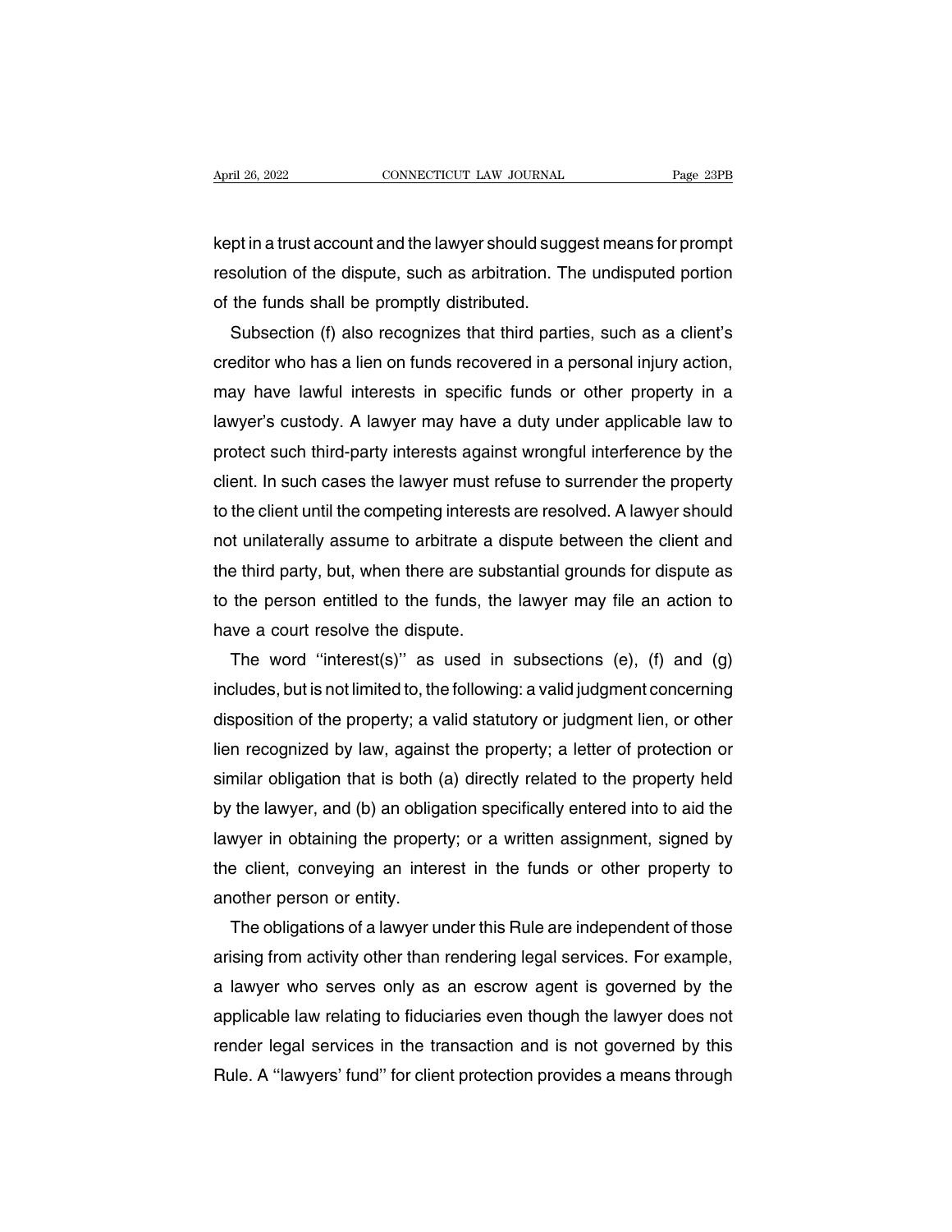kept in a trust account and the lawyer should suggest means for prompt resolution of the dispute, such as arbitration. The undisputed portion of the funds shall be promptly distributed.

Subsection (f) also recognizes that third parties, such as a client's creditor who has a lien on funds recovered in a personal injury action, may have lawful interests in specific funds or other property in a lawyer's custody. A lawyer may have a duty under applicable law to protect such third-party interests against wrongful interference by the client. In such cases the lawyer must refuse to surrender the property to the client until the competing interests are resolved. A lawyer should not unilaterally assume to arbitrate a dispute between the client and the third party, but, when there are substantial grounds for dispute as to the person entitled to the funds, the lawyer may file an action to have a court resolve the dispute.

The word ''interest(s)'' as used in subsections (e), (f) and (g) includes, but is not limited to, the following: a valid judgment concerning disposition of the property; a valid statutory or judgment lien, or other lien recognized by law, against the property; a letter of protection or similar obligation that is both (a) directly related to the property held by the lawyer, and (b) an obligation specifically entered into to aid the lawyer in obtaining the property; or a written assignment, signed by the client, conveying an interest in the funds or other property to another person or entity.

The obligations of a lawyer under this Rule are independent of those arising from activity other than rendering legal services. For example, a lawyer who serves only as an escrow agent is governed by the applicable law relating to fiduciaries even though the lawyer does not render legal services in the transaction and is not governed by this Rule. A ''lawyers' fund'' for client protection provides a means through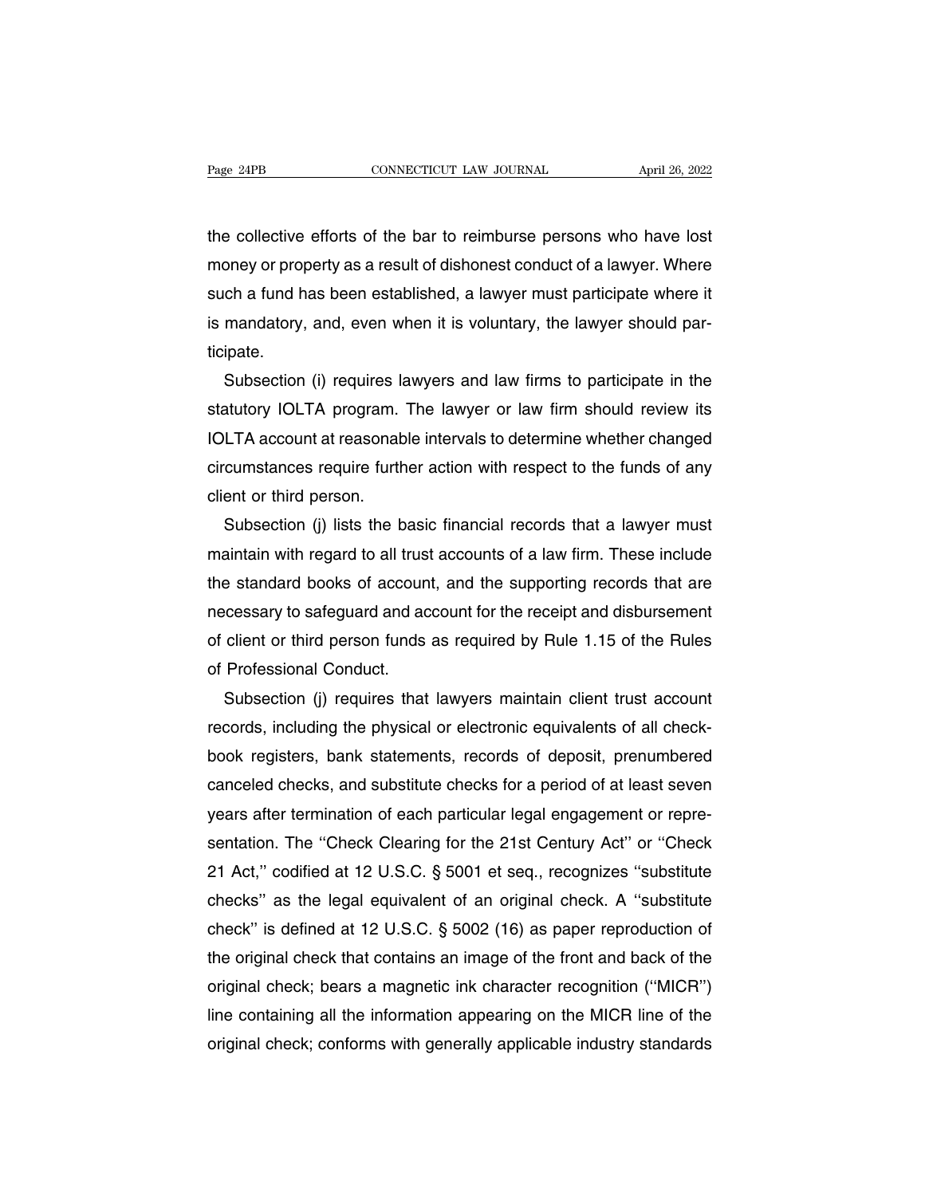the collective efforts of the bar to reimburse persons who have lost money or property as a result of dishonest conduct of a lawyer. Where such a fund has been established, a lawyer must participate where it is mandatory, and, even when it is voluntary, the lawyer should participate.

Subsection (i) requires lawyers and law firms to participate in the statutory IOLTA program. The lawyer or law firm should review its IOLTA account at reasonable intervals to determine whether changed circumstances require further action with respect to the funds of any client or third person.

Subsection (j) lists the basic financial records that a lawyer must maintain with regard to all trust accounts of a law firm. These include the standard books of account, and the supporting records that are necessary to safeguard and account for the receipt and disbursement of client or third person funds as required by Rule 1.15 of the Rules of Professional Conduct.

Subsection (j) requires that lawyers maintain client trust account records, including the physical or electronic equivalents of all checkbook registers, bank statements, records of deposit, prenumbered canceled checks, and substitute checks for a period of at least seven years after termination of each particular legal engagement or representation. The ''Check Clearing for the 21st Century Act'' or ''Check 21 Act,'' codified at 12 U.S.C. § 5001 et seq., recognizes ''substitute checks'' as the legal equivalent of an original check. A ''substitute check'' is defined at 12 U.S.C. § 5002 (16) as paper reproduction of the original check that contains an image of the front and back of the original check; bears a magnetic ink character recognition (''MICR'') line containing all the information appearing on the MICR line of the original check; conforms with generally applicable industry standards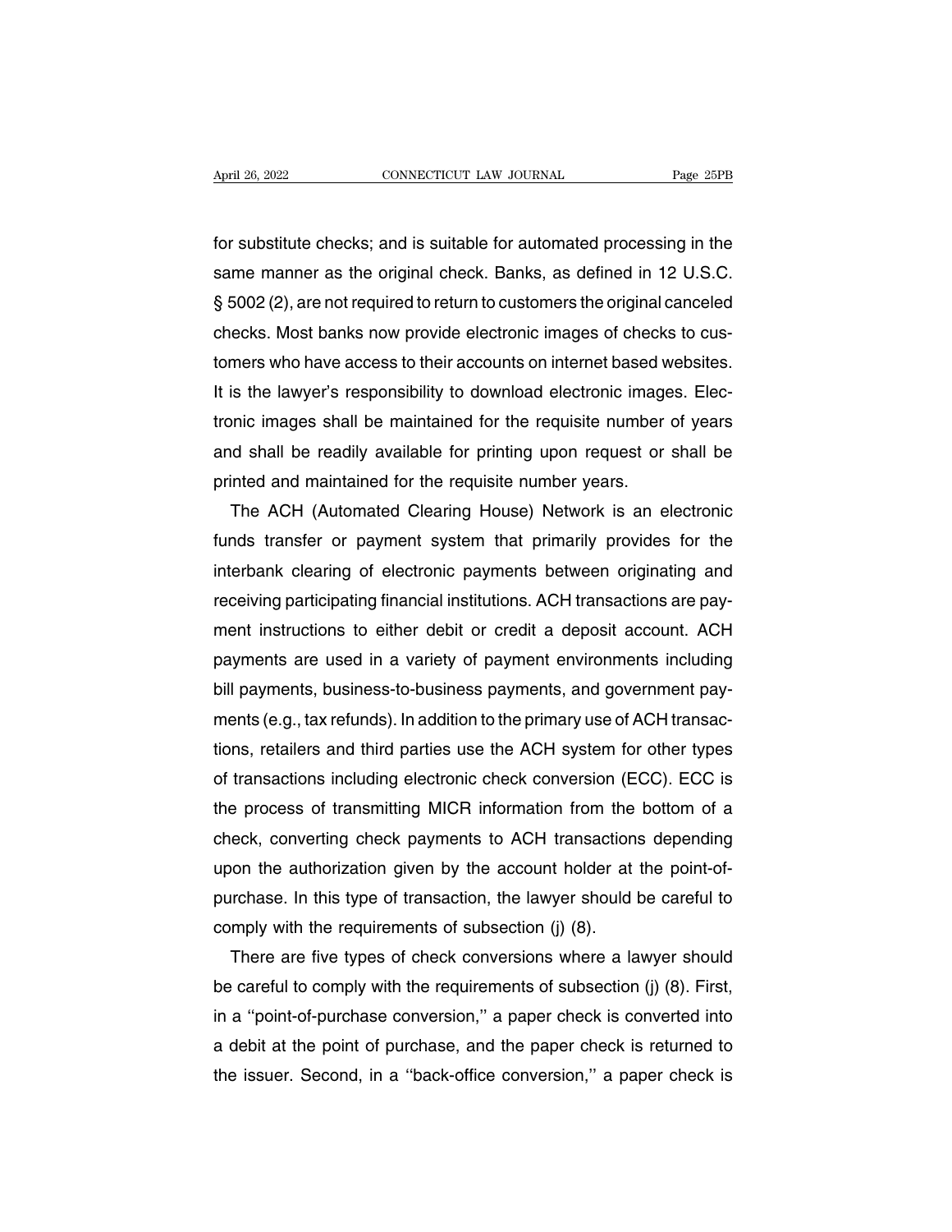for substitute checks; and is suitable for automated processing in the same manner as the original check. Banks, as defined in 12 U.S.C. § 5002 (2), are not required to return to customers the original canceled checks. Most banks now provide electronic images of checks to customers who have access to their accounts on internet based websites. It is the lawyer's responsibility to download electronic images. Electronic images shall be maintained for the requisite number of years and shall be readily available for printing upon request or shall be printed and maintained for the requisite number years.

The ACH (Automated Clearing House) Network is an electronic funds transfer or payment system that primarily provides for the interbank clearing of electronic payments between originating and receiving participating financial institutions. ACH transactions are payment instructions to either debit or credit a deposit account. ACH payments are used in a variety of payment environments including bill payments, business-to-business payments, and government payments (e.g., tax refunds). In addition to the primary use of ACH transactions, retailers and third parties use the ACH system for other types of transactions including electronic check conversion (ECC). ECC is the process of transmitting MICR information from the bottom of a check, converting check payments to ACH transactions depending upon the authorization given by the account holder at the point-of-purchase. In this type of transaction, the lawyer should be careful to comply with the requirements of subsection (j) (8).

There are five types of check conversions where a lawyer should be careful to comply with the requirements of subsection (j) (8). First, in a ''point-of-purchase conversion,'' a paper check is converted into a debit at the point of purchase, and the paper check is returned to the issuer. Second, in a ''back-office conversion,'' a paper check is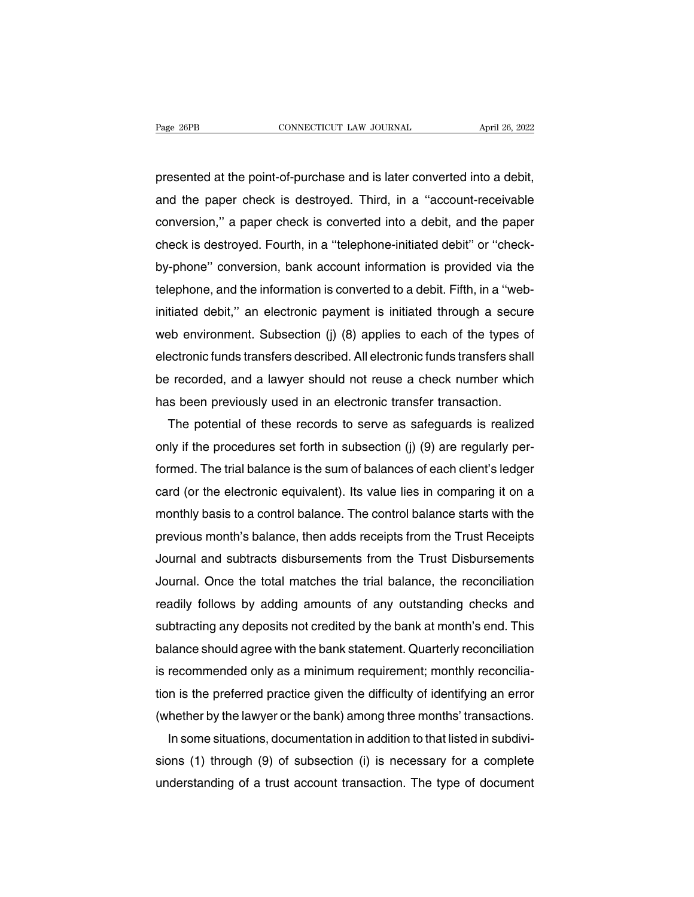presented at the point-of-purchase and is later converted into a debit, and the paper check is destroyed. Third, in a ''account-receivable conversion,'' a paper check is converted into a debit, and the paper check is destroyed. Fourth, in a ''telephone-initiated debit'' or ''check-by-phone'' conversion, bank account information is provided via the telephone, and the information is converted to a debit. Fifth, in a ''web-initiated debit,'' an electronic payment is initiated through a secure web environment. Subsection (j) (8) applies to each of the types of electronic funds transfers described. All electronic funds transfers shall be recorded, and a lawyer should not reuse a check number which has been previously used in an electronic transfer transaction.

The potential of these records to serve as safeguards is realized only if the procedures set forth in subsection (j) (9) are regularly performed. The trial balance is the sum of balances of each client's ledger card (or the electronic equivalent). Its value lies in comparing it on a monthly basis to a control balance. The control balance starts with the previous month's balance, then adds receipts from the Trust Receipts Journal and subtracts disbursements from the Trust Disbursements Journal. Once the total matches the trial balance, the reconciliation readily follows by adding amounts of any outstanding checks and subtracting any deposits not credited by the bank at month's end. This balance should agree with the bank statement. Quarterly reconciliation is recommended only as a minimum requirement; monthly reconciliation is the preferred practice given the difficulty of identifying an error (whether by the lawyer or the bank) among three months' transactions.

In some situations, documentation in addition to that listed in subdivisions (1) through (9) of subsection (i) is necessary for a complete understanding of a trust account transaction. The type of document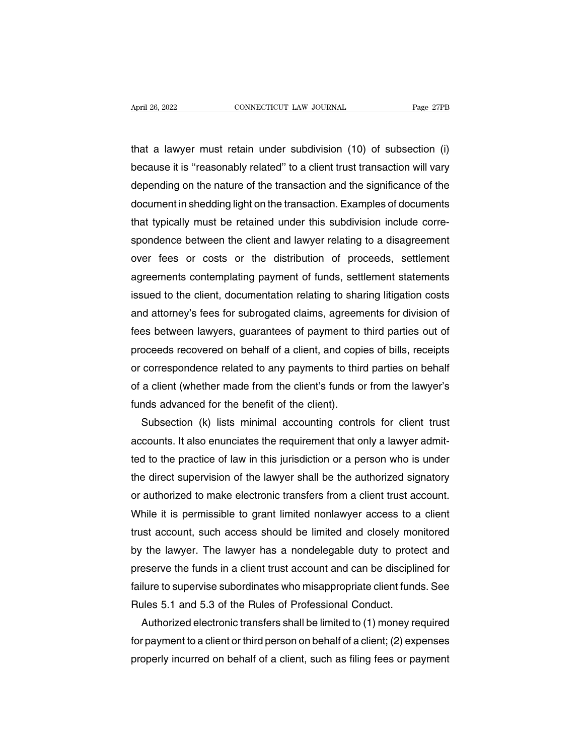that a lawyer must retain under subdivision (10) of subsection (i) because it is ''reasonably related'' to a client trust transaction will vary depending on the nature of the transaction and the significance of the document in shedding light on the transaction. Examples of documents that typically must be retained under this subdivision include correspondence between the client and lawyer relating to a disagreement over fees or costs or the distribution of proceeds, settlement agreements contemplating payment of funds, settlement statements issued to the client, documentation relating to sharing litigation costs and attorney's fees for subrogated claims, agreements for division of fees between lawyers, guarantees of payment to third parties out of proceeds recovered on behalf of a client, and copies of bills, receipts or correspondence related to any payments to third parties on behalf of a client (whether made from the client's funds or from the lawyer's funds advanced for the benefit of the client).

Subsection (k) lists minimal accounting controls for client trust accounts. It also enunciates the requirement that only a lawyer admitted to the practice of law in this jurisdiction or a person who is under the direct supervision of the lawyer shall be the authorized signatory or authorized to make electronic transfers from a client trust account. While it is permissible to grant limited nonlawyer access to a client trust account, such access should be limited and closely monitored by the lawyer. The lawyer has a nondelegable duty to protect and preserve the funds in a client trust account and can be disciplined for failure to supervise subordinates who misappropriate client funds. See Rules 5.1 and 5.3 of the Rules of Professional Conduct.

Authorized electronic transfers shall be limited to (1) money required for payment to a client or third person on behalf of a client; (2) expenses properly incurred on behalf of a client, such as filing fees or payment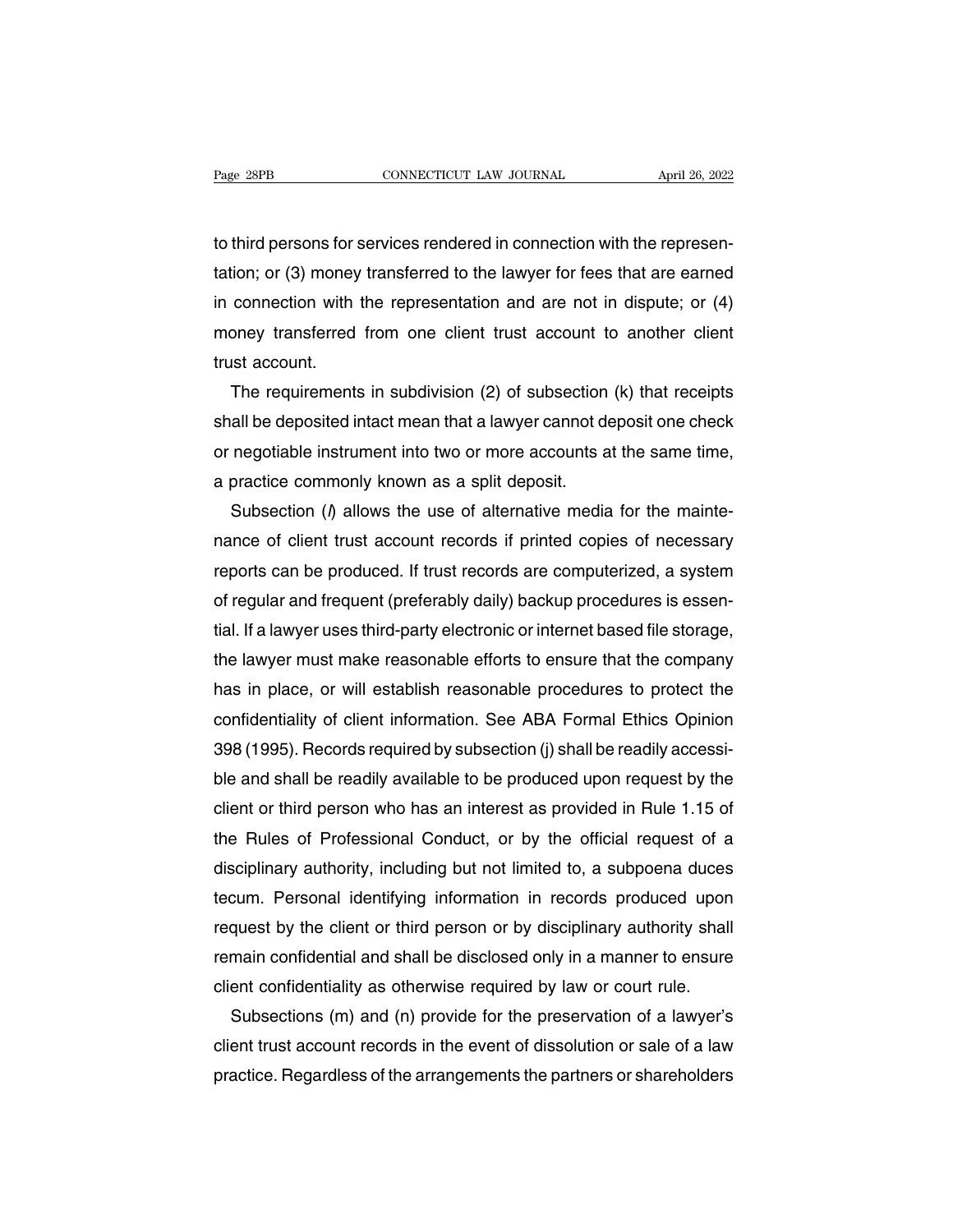to third persons for services rendered in connection with the representation; or (3) money transferred to the lawyer for fees that are earned in connection with the representation and are not in dispute; or (4) money transferred from one client trust account to another client trust account.

The requirements in subdivision (2) of subsection (k) that receipts shall be deposited intact mean that a lawyer cannot deposit one check or negotiable instrument into two or more accounts at the same time, a practice commonly known as a split deposit.

Subsection (*l*) allows the use of alternative media for the maintenance of client trust account records if printed copies of necessary reports can be produced. If trust records are computerized, a system of regular and frequent (preferably daily) backup procedures is essential. If a lawyer uses third-party electronic or internet based file storage, the lawyer must make reasonable efforts to ensure that the company has in place, or will establish reasonable procedures to protect the confidentiality of client information. See ABA Formal Ethics Opinion 398 (1995). Records required by subsection (j) shall be readily accessible and shall be readily available to be produced upon request by the client or third person who has an interest as provided in Rule 1.15 of the Rules of Professional Conduct, or by the official request of a disciplinary authority, including but not limited to, a subpoena duces tecum. Personal identifying information in records produced upon request by the client or third person or by disciplinary authority shall remain confidential and shall be disclosed only in a manner to ensure client confidentiality as otherwise required by law or court rule.

Subsections (m) and (n) provide for the preservation of a lawyer's client trust account records in the event of dissolution or sale of a law practice. Regardless of the arrangements the partners or shareholders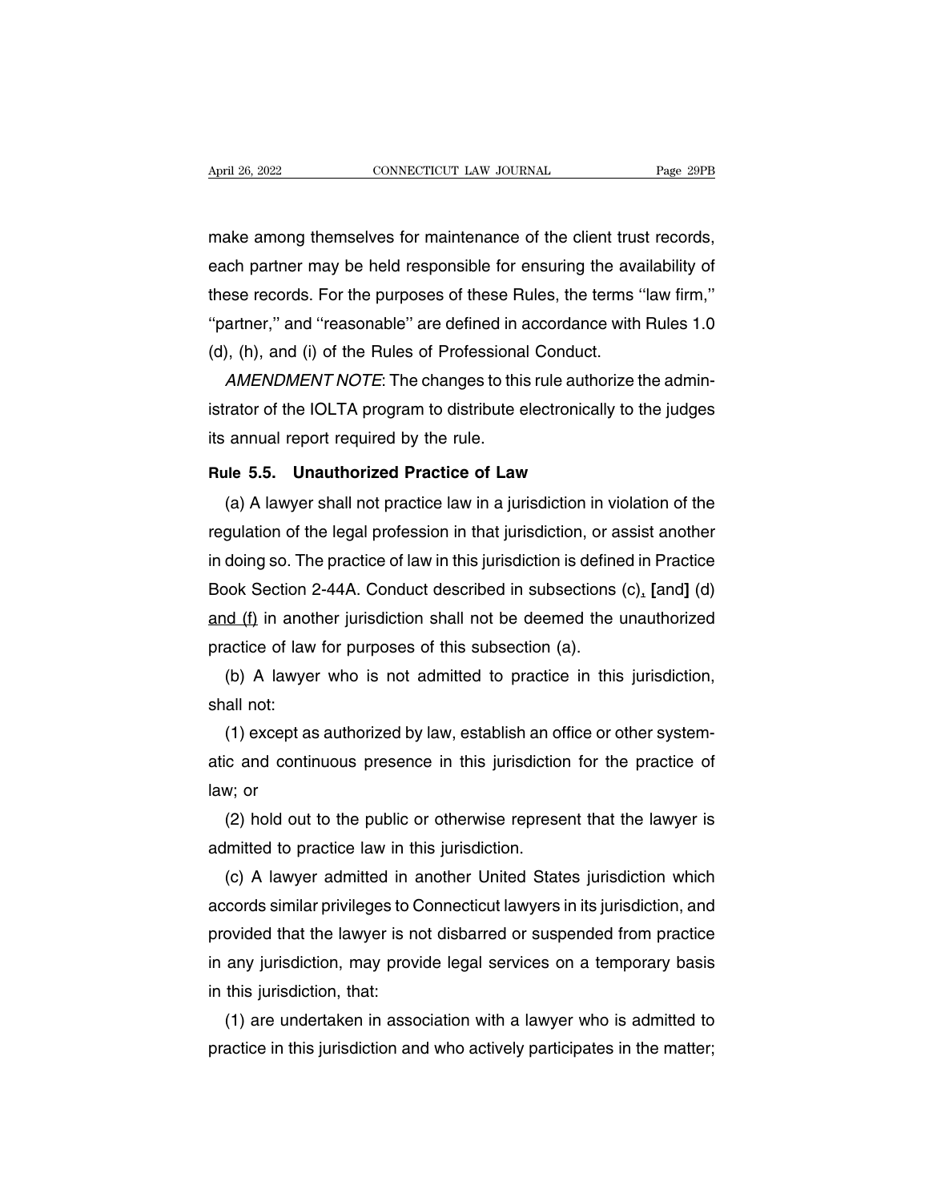make among themselves for maintenance of the client trust records, each partner may be held responsible for ensuring the availability of these records. For the purposes of these Rules, the terms ''law firm,'' ''partner,'' and ''reasonable'' are defined in accordance with Rules 1.0 (d), (h), and (i) of the Rules of Professional Conduct.

*AMENDMENT NOTE*: The changes to this rule authorize the administrator of the IOLTA program to distribute electronically to the judges its annual report required by the rule.

**Rule 5.5. Unauthorized Practice of Law**

(a) A lawyer shall not practice law in a jurisdiction in violation of the regulation of the legal profession in that jurisdiction, or assist another in doing so. The practice of law in this jurisdiction is defined in Practice Book Section 2-44A. Conduct described in subsections (c)<u>,</u> **[**and**]** (d) <u>and (f)</u> in another jurisdiction shall not be deemed the unauthorized practice of law for purposes of this subsection (a).

(b) A lawyer who is not admitted to practice in this jurisdiction, shall not:

(1) except as authorized by law, establish an office or other systematic and continuous presence in this jurisdiction for the practice of law; or

(2) hold out to the public or otherwise represent that the lawyer is admitted to practice law in this jurisdiction.

(c) A lawyer admitted in another United States jurisdiction which accords similar privileges to Connecticut lawyers in its jurisdiction, and provided that the lawyer is not disbarred or suspended from practice in any jurisdiction, may provide legal services on a temporary basis in this jurisdiction, that:

(1) are undertaken in association with a lawyer who is admitted to practice in this jurisdiction and who actively participates in the matter;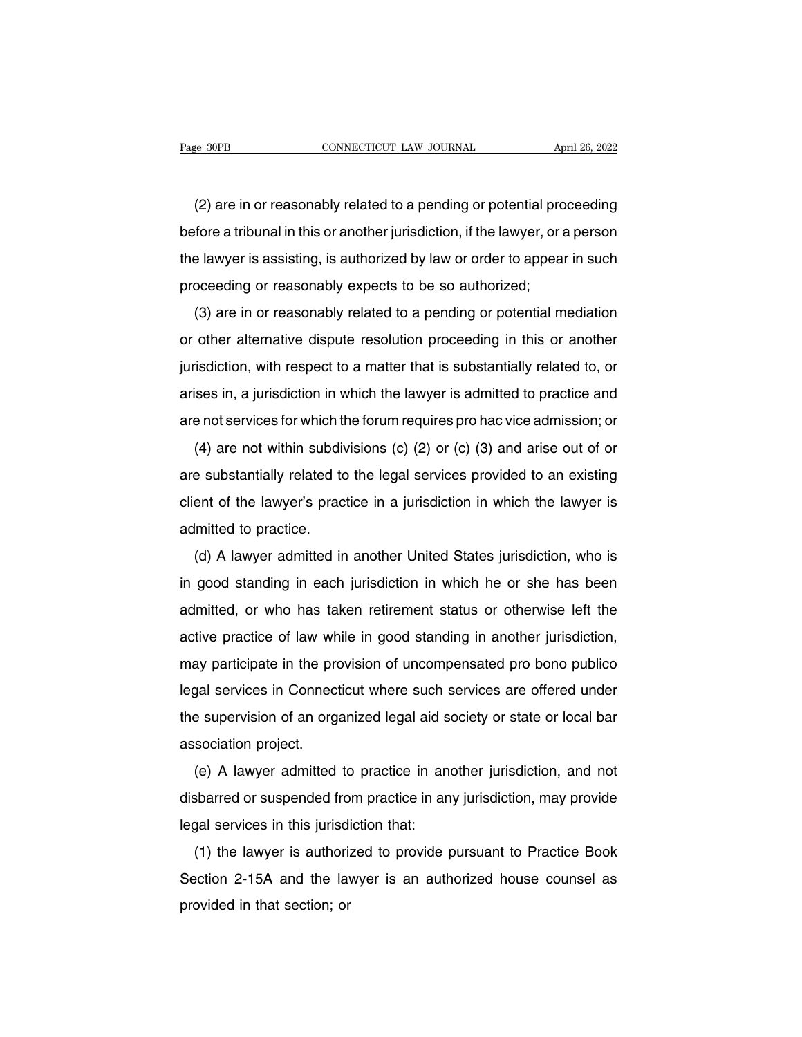(2) are in or reasonably related to a pending or potential proceeding before a tribunal in this or another jurisdiction, if the lawyer, or a person the lawyer is assisting, is authorized by law or order to appear in such proceeding or reasonably expects to be so authorized;

(3) are in or reasonably related to a pending or potential mediation or other alternative dispute resolution proceeding in this or another jurisdiction, with respect to a matter that is substantially related to, or arises in, a jurisdiction in which the lawyer is admitted to practice and are not services for which the forum requires pro hac vice admission; or

(4) are not within subdivisions (c) (2) or (c) (3) and arise out of or are substantially related to the legal services provided to an existing client of the lawyer's practice in a jurisdiction in which the lawyer is admitted to practice.

(d) A lawyer admitted in another United States jurisdiction, who is in good standing in each jurisdiction in which he or she has been admitted, or who has taken retirement status or otherwise left the active practice of law while in good standing in another jurisdiction, may participate in the provision of uncompensated pro bono publico legal services in Connecticut where such services are offered under the supervision of an organized legal aid society or state or local bar association project.

(e) A lawyer admitted to practice in another jurisdiction, and not disbarred or suspended from practice in any jurisdiction, may provide legal services in this jurisdiction that:

(1) the lawyer is authorized to provide pursuant to Practice Book Section 2-15A and the lawyer is an authorized house counsel as provided in that section; or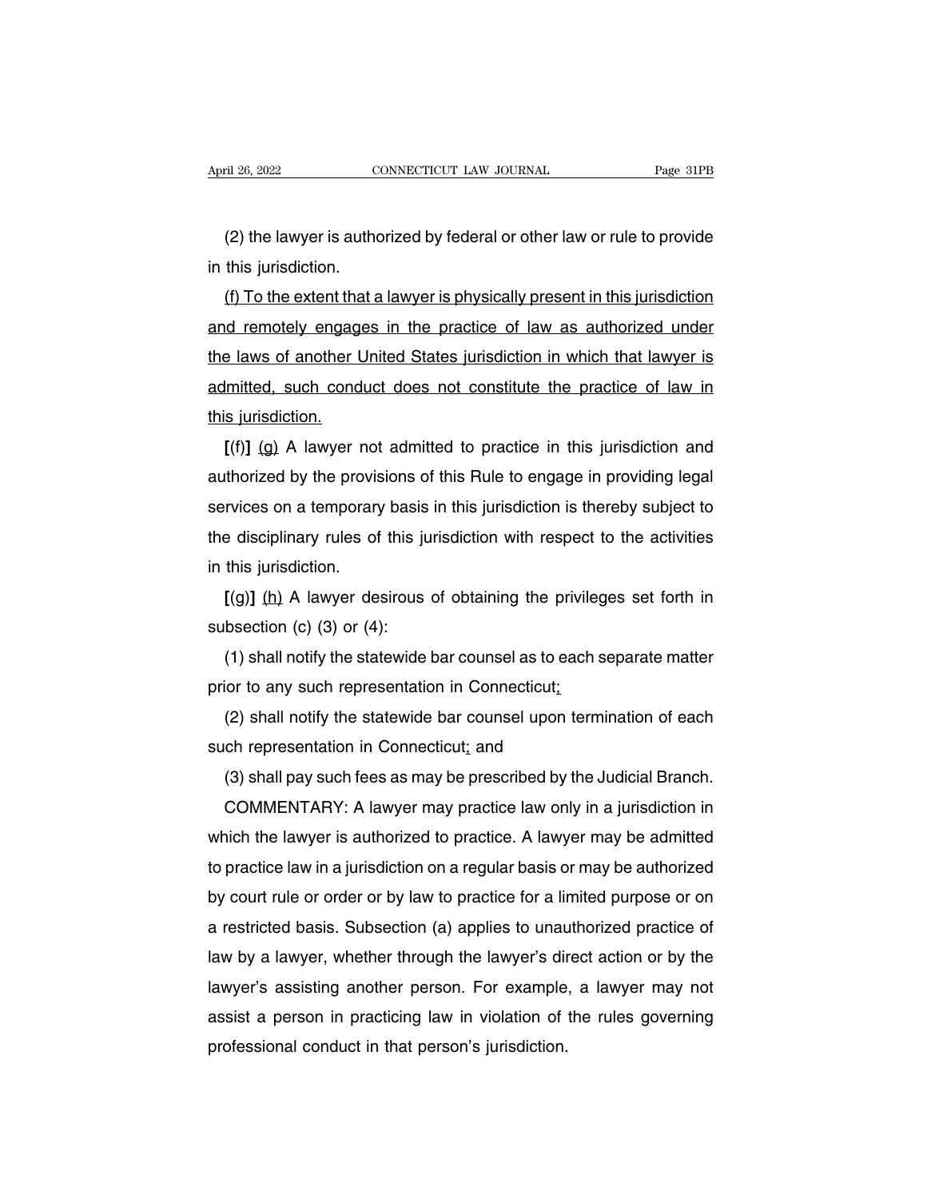(2) the lawyer is authorized by federal or other law or rule to provide in this jurisdiction.

(f) To the extent that a lawyer is physically present in this jurisdiction and remotely engages in the practice of law as authorized under the laws of another United States jurisdiction in which that lawyer is admitted, such conduct does not constitute the practice of law in this jurisdiction.

**[**(f)**]** (g) A lawyer not admitted to practice in this jurisdiction and authorized by the provisions of this Rule to engage in providing legal services on a temporary basis in this jurisdiction is thereby subject to the disciplinary rules of this jurisdiction with respect to the activities in this jurisdiction.

**[**(g)**]** (h) A lawyer desirous of obtaining the privileges set forth in subsection (c) (3) or (4):

(1) shall notify the statewide bar counsel as to each separate matter prior to any such representation in Connecticut;

(2) shall notify the statewide bar counsel upon termination of each such representation in Connecticut; and

(3) shall pay such fees as may be prescribed by the Judicial Branch.

COMMENTARY: A lawyer may practice law only in a jurisdiction in which the lawyer is authorized to practice. A lawyer may be admitted to practice law in a jurisdiction on a regular basis or may be authorized by court rule or order or by law to practice for a limited purpose or on a restricted basis. Subsection (a) applies to unauthorized practice of law by a lawyer, whether through the lawyer's direct action or by the lawyer's assisting another person. For example, a lawyer may not assist a person in practicing law in violation of the rules governing professional conduct in that person's jurisdiction.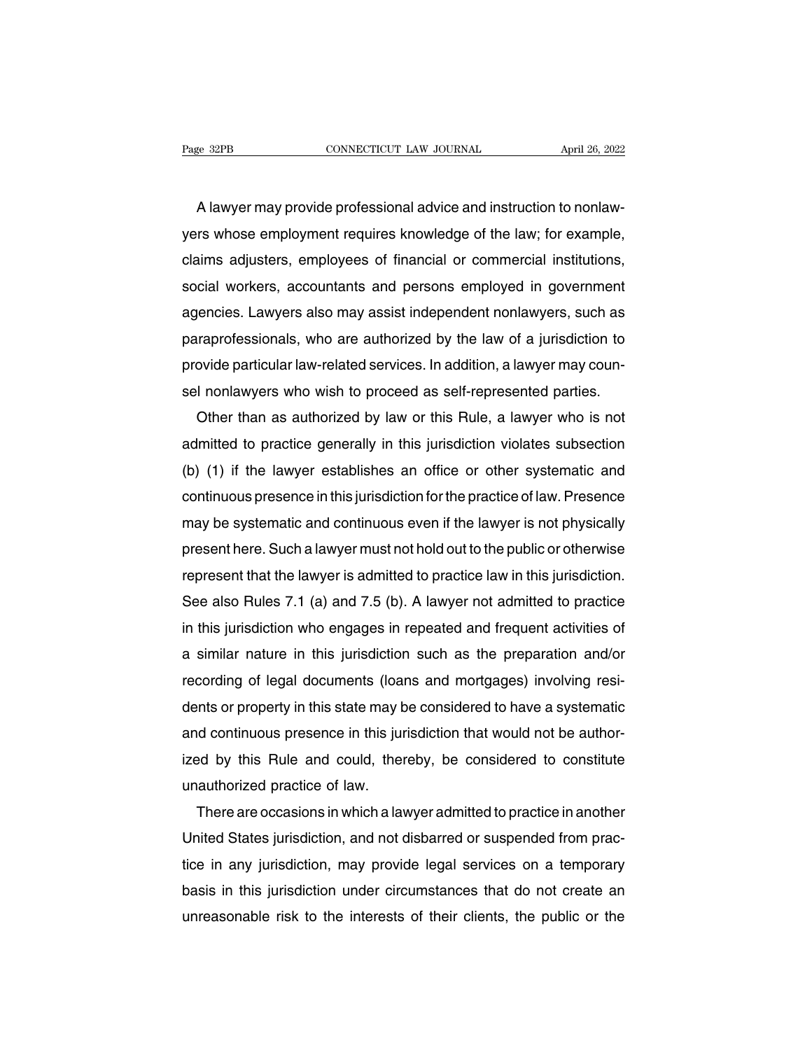A lawyer may provide professional advice and instruction to nonlawyers whose employment requires knowledge of the law; for example, claims adjusters, employees of financial or commercial institutions, social workers, accountants and persons employed in government agencies. Lawyers also may assist independent nonlawyers, such as paraprofessionals, who are authorized by the law of a jurisdiction to provide particular law-related services. In addition, a lawyer may counsel nonlawyers who wish to proceed as self-represented parties.

Other than as authorized by law or this Rule, a lawyer who is not admitted to practice generally in this jurisdiction violates subsection (b) (1) if the lawyer establishes an office or other systematic and continuous presence in this jurisdiction for the practice of law. Presence may be systematic and continuous even if the lawyer is not physically present here. Such a lawyer must not hold out to the public or otherwise represent that the lawyer is admitted to practice law in this jurisdiction. See also Rules 7.1 (a) and 7.5 (b). A lawyer not admitted to practice in this jurisdiction who engages in repeated and frequent activities of a similar nature in this jurisdiction such as the preparation and/or recording of legal documents (loans and mortgages) involving residents or property in this state may be considered to have a systematic and continuous presence in this jurisdiction that would not be authorized by this Rule and could, thereby, be considered to constitute unauthorized practice of law.

There are occasions in which a lawyer admitted to practice in another United States jurisdiction, and not disbarred or suspended from practice in any jurisdiction, may provide legal services on a temporary basis in this jurisdiction under circumstances that do not create an unreasonable risk to the interests of their clients, the public or the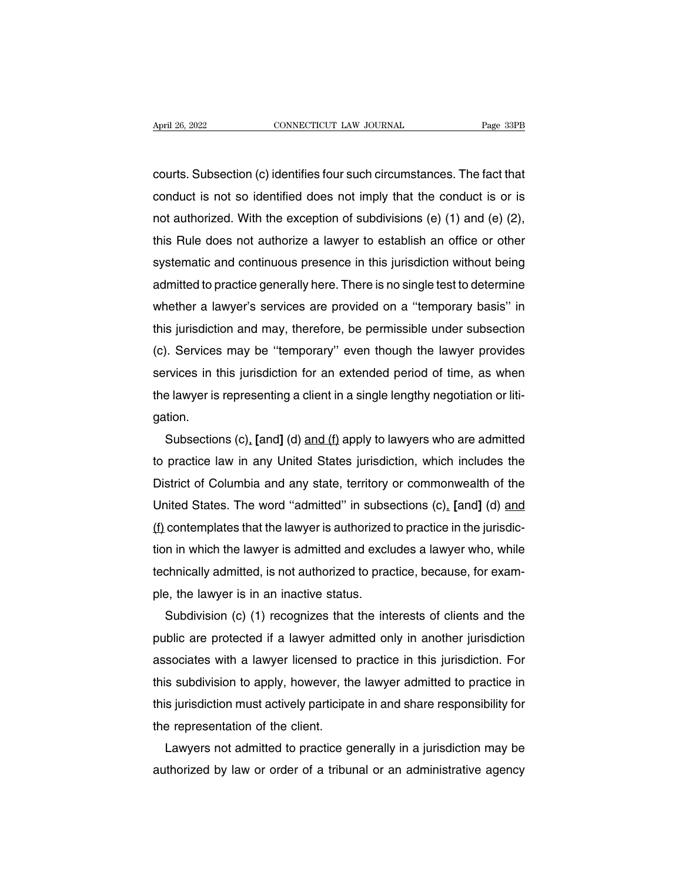courts. Subsection (c) identifies four such circumstances. The fact that conduct is not so identified does not imply that the conduct is or is not authorized. With the exception of subdivisions (e) (1) and (e) (2), this Rule does not authorize a lawyer to establish an office or other systematic and continuous presence in this jurisdiction without being admitted to practice generally here. There is no single test to determine whether a lawyer's services are provided on a ''temporary basis'' in this jurisdiction and may, therefore, be permissible under subsection (c). Services may be ''temporary'' even though the lawyer provides services in this jurisdiction for an extended period of time, as when the lawyer is representing a client in a single lengthy negotiation or litigation.

Subsections (c), [and] (d) and (f) apply to lawyers who are admitted to practice law in any United States jurisdiction, which includes the District of Columbia and any state, territory or commonwealth of the United States. The word ''admitted'' in subsections (c), [and] (d) and (f) contemplates that the lawyer is authorized to practice in the jurisdiction in which the lawyer is admitted and excludes a lawyer who, while technically admitted, is not authorized to practice, because, for example, the lawyer is in an inactive status.

Subdivision (c) (1) recognizes that the interests of clients and the public are protected if a lawyer admitted only in another jurisdiction associates with a lawyer licensed to practice in this jurisdiction. For this subdivision to apply, however, the lawyer admitted to practice in this jurisdiction must actively participate in and share responsibility for the representation of the client.

Lawyers not admitted to practice generally in a jurisdiction may be authorized by law or order of a tribunal or an administrative agency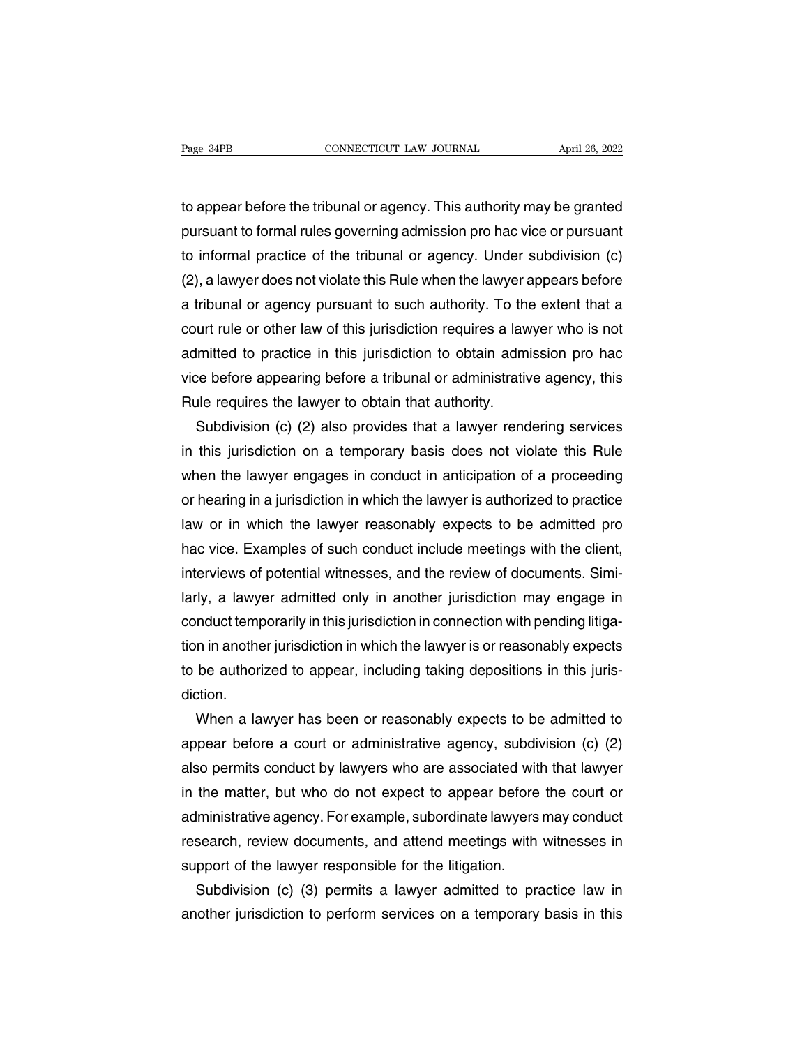to appear before the tribunal or agency. This authority may be granted pursuant to formal rules governing admission pro hac vice or pursuant to informal practice of the tribunal or agency. Under subdivision (c) (2), a lawyer does not violate this Rule when the lawyer appears before a tribunal or agency pursuant to such authority. To the extent that a court rule or other law of this jurisdiction requires a lawyer who is not admitted to practice in this jurisdiction to obtain admission pro hac vice before appearing before a tribunal or administrative agency, this Rule requires the lawyer to obtain that authority.

Subdivision (c) (2) also provides that a lawyer rendering services in this jurisdiction on a temporary basis does not violate this Rule when the lawyer engages in conduct in anticipation of a proceeding or hearing in a jurisdiction in which the lawyer is authorized to practice law or in which the lawyer reasonably expects to be admitted pro hac vice. Examples of such conduct include meetings with the client, interviews of potential witnesses, and the review of documents. Similarly, a lawyer admitted only in another jurisdiction may engage in conduct temporarily in this jurisdiction in connection with pending litigation in another jurisdiction in which the lawyer is or reasonably expects to be authorized to appear, including taking depositions in this jurisdiction.

When a lawyer has been or reasonably expects to be admitted to appear before a court or administrative agency, subdivision (c) (2) also permits conduct by lawyers who are associated with that lawyer in the matter, but who do not expect to appear before the court or administrative agency. For example, subordinate lawyers may conduct research, review documents, and attend meetings with witnesses in support of the lawyer responsible for the litigation.

Subdivision (c) (3) permits a lawyer admitted to practice law in another jurisdiction to perform services on a temporary basis in this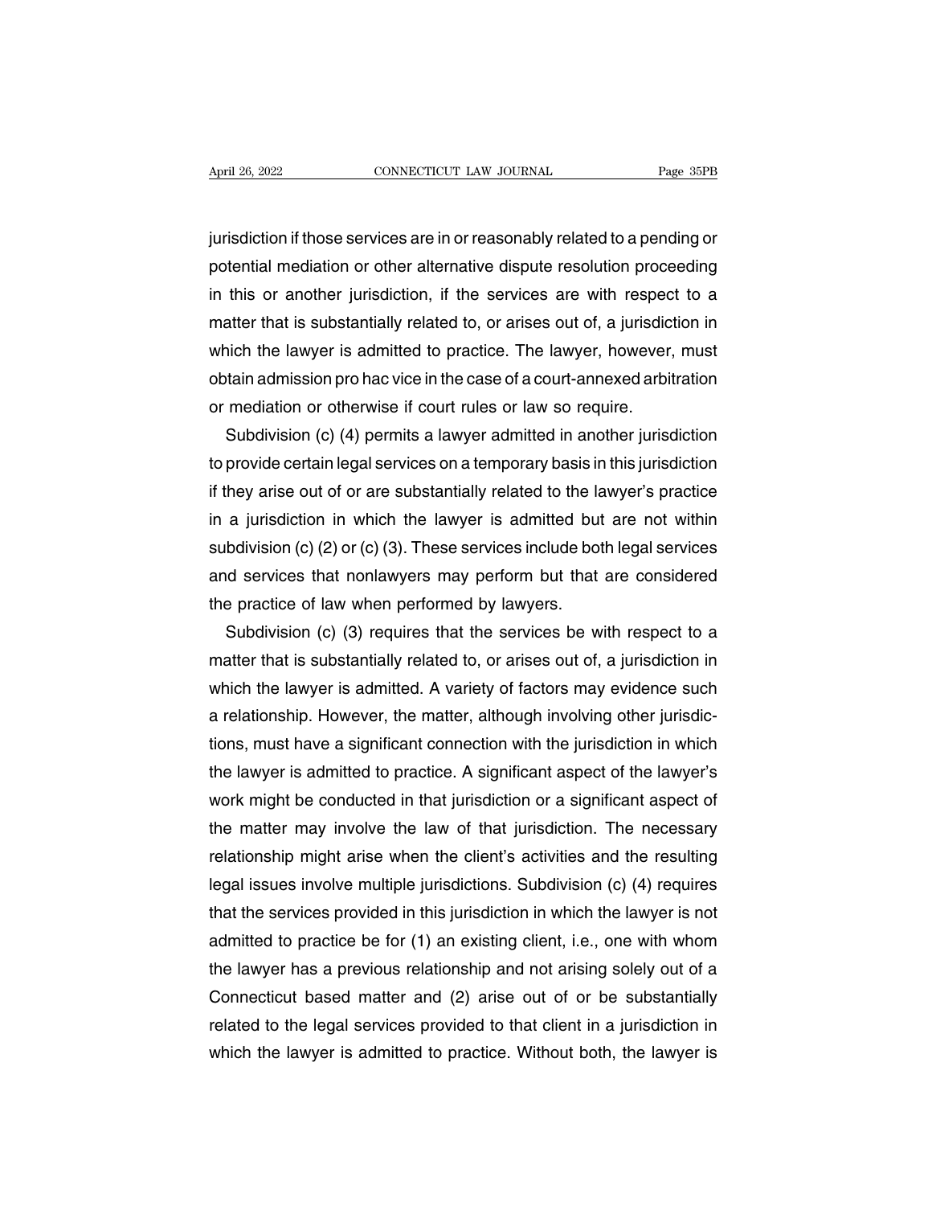jurisdiction if those services are in or reasonably related to a pending or potential mediation or other alternative dispute resolution proceeding in this or another jurisdiction, if the services are with respect to a matter that is substantially related to, or arises out of, a jurisdiction in which the lawyer is admitted to practice. The lawyer, however, must obtain admission pro hac vice in the case of a court-annexed arbitration or mediation or otherwise if court rules or law so require.

Subdivision (c) (4) permits a lawyer admitted in another jurisdiction to provide certain legal services on a temporary basis in this jurisdiction if they arise out of or are substantially related to the lawyer's practice in a jurisdiction in which the lawyer is admitted but are not within subdivision (c) (2) or (c) (3). These services include both legal services and services that nonlawyers may perform but that are considered the practice of law when performed by lawyers.

Subdivision (c) (3) requires that the services be with respect to a matter that is substantially related to, or arises out of, a jurisdiction in which the lawyer is admitted. A variety of factors may evidence such a relationship. However, the matter, although involving other jurisdictions, must have a significant connection with the jurisdiction in which the lawyer is admitted to practice. A significant aspect of the lawyer's work might be conducted in that jurisdiction or a significant aspect of the matter may involve the law of that jurisdiction. The necessary relationship might arise when the client's activities and the resulting legal issues involve multiple jurisdictions. Subdivision (c) (4) requires that the services provided in this jurisdiction in which the lawyer is not admitted to practice be for (1) an existing client, i.e., one with whom the lawyer has a previous relationship and not arising solely out of a Connecticut based matter and (2) arise out of or be substantially related to the legal services provided to that client in a jurisdiction in which the lawyer is admitted to practice. Without both, the lawyer is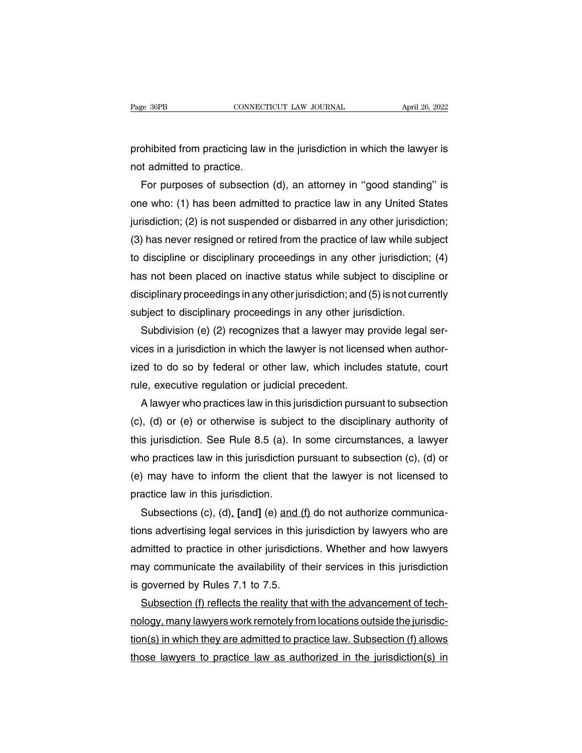prohibited from practicing law in the jurisdiction in which the lawyer is not admitted to practice.

For purposes of subsection (d), an attorney in ''good standing'' is one who: (1) has been admitted to practice law in any United States jurisdiction; (2) is not suspended or disbarred in any other jurisdiction; (3) has never resigned or retired from the practice of law while subject to discipline or disciplinary proceedings in any other jurisdiction; (4) has not been placed on inactive status while subject to discipline or disciplinary proceedings in any other jurisdiction; and (5) is not currently subject to disciplinary proceedings in any other jurisdiction.

Subdivision (e) (2) recognizes that a lawyer may provide legal services in a jurisdiction in which the lawyer is not licensed when authorized to do so by federal or other law, which includes statute, court rule, executive regulation or judicial precedent.

A lawyer who practices law in this jurisdiction pursuant to subsection (c), (d) or (e) or otherwise is subject to the disciplinary authority of this jurisdiction. See Rule 8.5 (a). In some circumstances, a lawyer who practices law in this jurisdiction pursuant to subsection (c), (d) or (e) may have to inform the client that the lawyer is not licensed to practice law in this jurisdiction.

Subsections (c), (d)<u>,</u> **[**and**]** (e) <u>and (f)</u> do not authorize communications advertising legal services in this jurisdiction by lawyers who are admitted to practice in other jurisdictions. Whether and how lawyers may communicate the availability of their services in this jurisdiction is governed by Rules 7.1 to 7.5.

<u>Subsection (f) reflects the reality that with the advancement of technology, many lawyers work remotely from locations outside the jurisdiction(s) in which they are admitted to practice law. Subsection (f) allows those lawyers to practice law as authorized in the jurisdiction(s) in</u>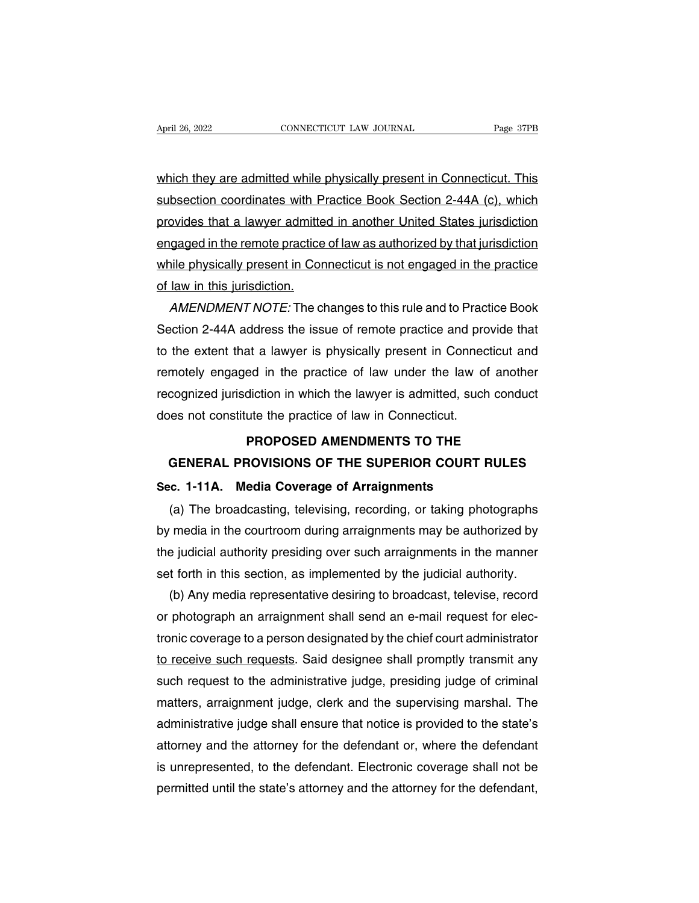which they are admitted while physically present in Connecticut. This subsection coordinates with Practice Book Section 2-44A (c), which provides that a lawyer admitted in another United States jurisdiction engaged in the remote practice of law as authorized by that jurisdiction while physically present in Connecticut is not engaged in the practice of law in this jurisdiction.

*AMENDMENT NOTE:* The changes to this rule and to Practice Book Section 2-44A address the issue of remote practice and provide that to the extent that a lawyer is physically present in Connecticut and remotely engaged in the practice of law under the law of another recognized jurisdiction in which the lawyer is admitted, such conduct does not constitute the practice of law in Connecticut.

## PROPOSED AMENDMENTS TO THE GENERAL PROVISIONS OF THE SUPERIOR COURT RULES

**Sec. 1-11A. Media Coverage of Arraignments**

(a) The broadcasting, televising, recording, or taking photographs by media in the courtroom during arraignments may be authorized by the judicial authority presiding over such arraignments in the manner set forth in this section, as implemented by the judicial authority.

(b) Any media representative desiring to broadcast, televise, record or photograph an arraignment shall send an e-mail request for electronic coverage to a person designated by the chief court administrator to receive such requests. Said designee shall promptly transmit any such request to the administrative judge, presiding judge of criminal matters, arraignment judge, clerk and the supervising marshal. The administrative judge shall ensure that notice is provided to the state's attorney and the attorney for the defendant or, where the defendant is unrepresented, to the defendant. Electronic coverage shall not be permitted until the state's attorney and the attorney for the defendant,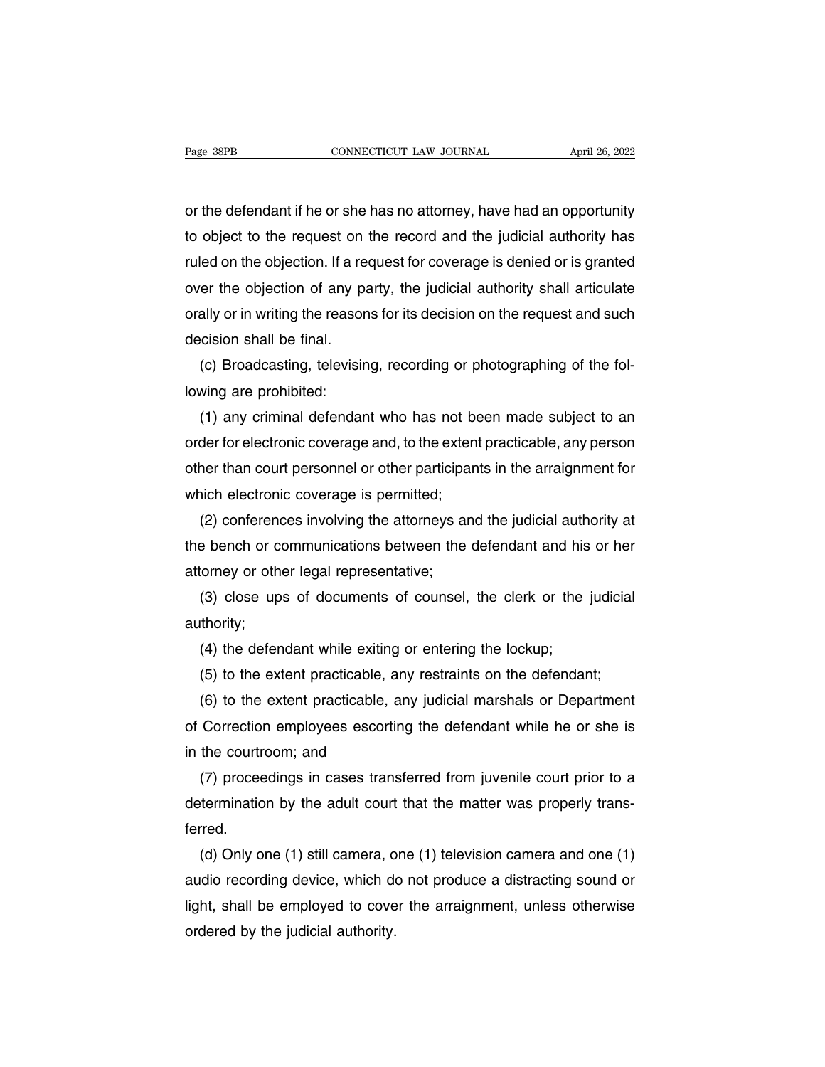or the defendant if he or she has no attorney, have had an opportunity to object to the request on the record and the judicial authority has ruled on the objection. If a request for coverage is denied or is granted over the objection of any party, the judicial authority shall articulate orally or in writing the reasons for its decision on the request and such decision shall be final.

(c) Broadcasting, televising, recording or photographing of the following are prohibited:

(1) any criminal defendant who has not been made subject to an order for electronic coverage and, to the extent practicable, any person other than court personnel or other participants in the arraignment for which electronic coverage is permitted;

(2) conferences involving the attorneys and the judicial authority at the bench or communications between the defendant and his or her attorney or other legal representative;

(3) close ups of documents of counsel, the clerk or the judicial authority;

(4) the defendant while exiting or entering the lockup;

(5) to the extent practicable, any restraints on the defendant;

(6) to the extent practicable, any judicial marshals or Department of Correction employees escorting the defendant while he or she is in the courtroom; and

(7) proceedings in cases transferred from juvenile court prior to a determination by the adult court that the matter was properly transferred.

(d) Only one (1) still camera, one (1) television camera and one (1) audio recording device, which do not produce a distracting sound or light, shall be employed to cover the arraignment, unless otherwise ordered by the judicial authority.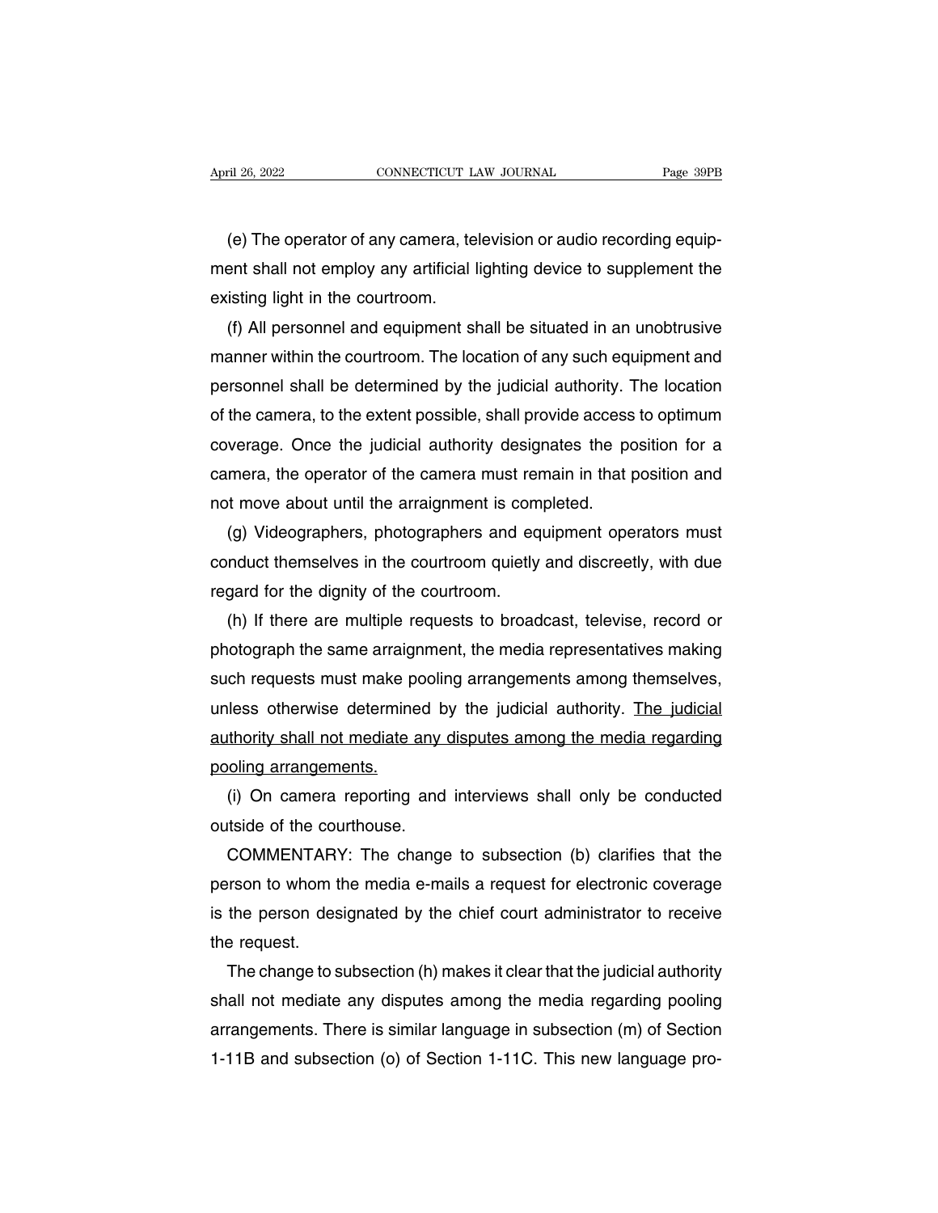(e) The operator of any camera, television or audio recording equipment shall not employ any artificial lighting device to supplement the existing light in the courtroom.

(f) All personnel and equipment shall be situated in an unobtrusive manner within the courtroom. The location of any such equipment and personnel shall be determined by the judicial authority. The location of the camera, to the extent possible, shall provide access to optimum coverage. Once the judicial authority designates the position for a camera, the operator of the camera must remain in that position and not move about until the arraignment is completed.

(g) Videographers, photographers and equipment operators must conduct themselves in the courtroom quietly and discreetly, with due regard for the dignity of the courtroom.

(h) If there are multiple requests to broadcast, televise, record or photograph the same arraignment, the media representatives making such requests must make pooling arrangements among themselves, unless otherwise determined by the judicial authority. <u>The judicial authority shall not mediate any disputes among the media regarding pooling arrangements.</u>

(i) On camera reporting and interviews shall only be conducted outside of the courthouse.

COMMENTARY: The change to subsection (b) clarifies that the person to whom the media e-mails a request for electronic coverage is the person designated by the chief court administrator to receive the request.

The change to subsection (h) makes it clear that the judicial authority shall not mediate any disputes among the media regarding pooling arrangements. There is similar language in subsection (m) of Section 1-11B and subsection (o) of Section 1-11C. This new language pro-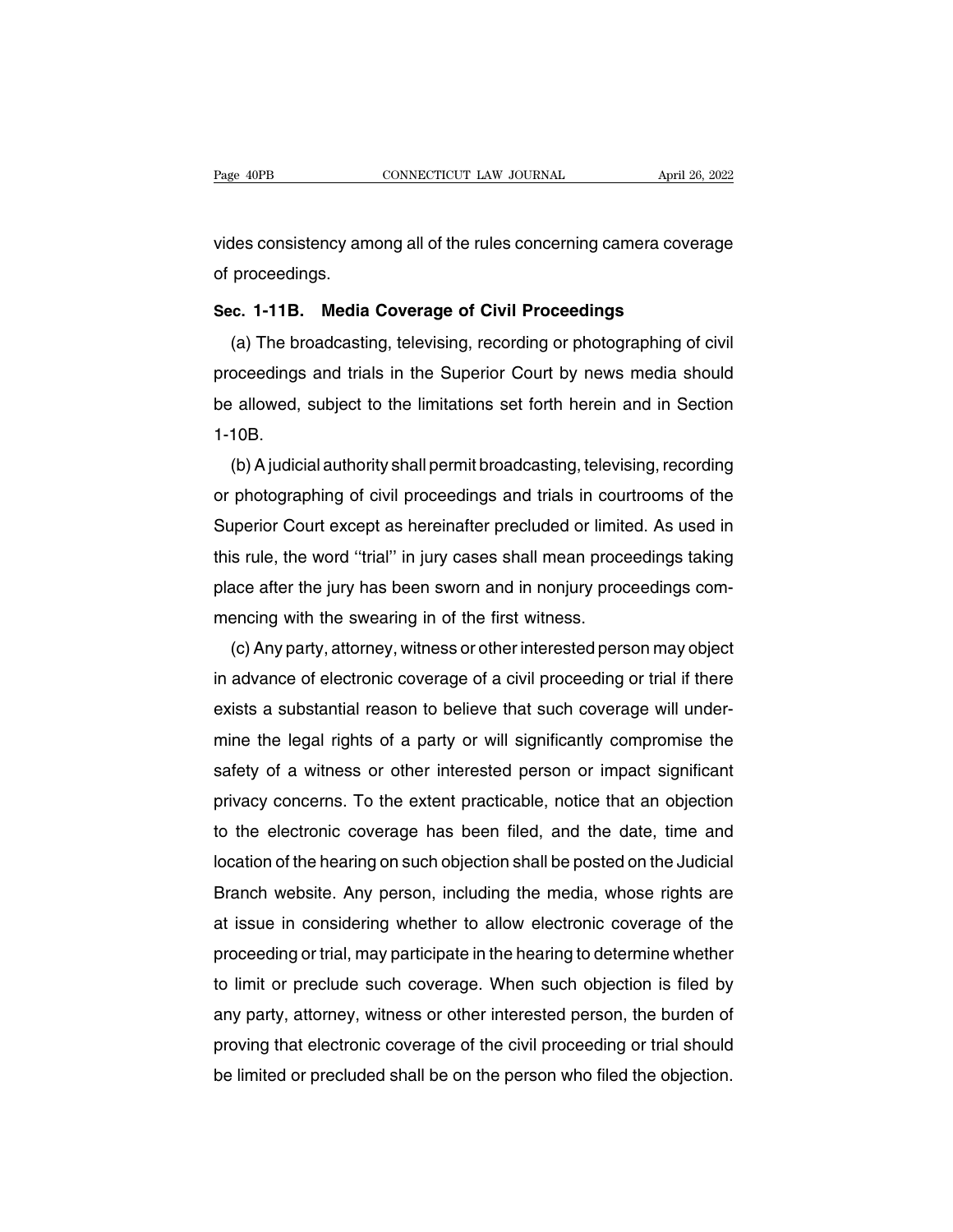vides consistency among all of the rules concerning camera coverage of proceedings.

**Sec. 1-11B. Media Coverage of Civil Proceedings**

(a) The broadcasting, televising, recording or photographing of civil proceedings and trials in the Superior Court by news media should be allowed, subject to the limitations set forth herein and in Section 1-10B.

(b) A judicial authority shall permit broadcasting, televising, recording or photographing of civil proceedings and trials in courtrooms of the Superior Court except as hereinafter precluded or limited. As used in this rule, the word ''trial'' in jury cases shall mean proceedings taking place after the jury has been sworn and in nonjury proceedings commencing with the swearing in of the first witness.

(c) Any party, attorney, witness or other interested person may object in advance of electronic coverage of a civil proceeding or trial if there exists a substantial reason to believe that such coverage will undermine the legal rights of a party or will significantly compromise the safety of a witness or other interested person or impact significant privacy concerns. To the extent practicable, notice that an objection to the electronic coverage has been filed, and the date, time and location of the hearing on such objection shall be posted on the Judicial Branch website. Any person, including the media, whose rights are at issue in considering whether to allow electronic coverage of the proceeding or trial, may participate in the hearing to determine whether to limit or preclude such coverage. When such objection is filed by any party, attorney, witness or other interested person, the burden of proving that electronic coverage of the civil proceeding or trial should be limited or precluded shall be on the person who filed the objection.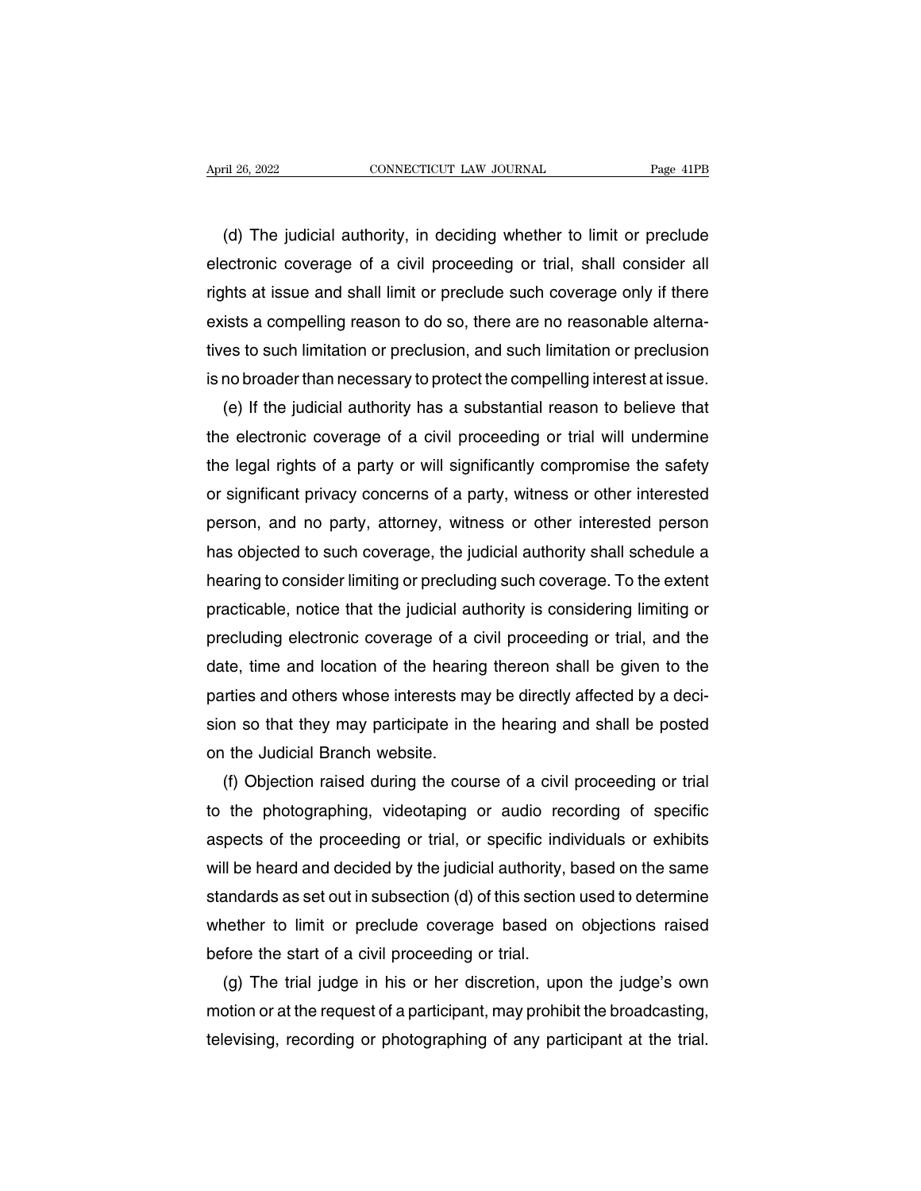(d) The judicial authority, in deciding whether to limit or preclude electronic coverage of a civil proceeding or trial, shall consider all rights at issue and shall limit or preclude such coverage only if there exists a compelling reason to do so, there are no reasonable alternatives to such limitation or preclusion, and such limitation or preclusion is no broader than necessary to protect the compelling interest at issue.

(e) If the judicial authority has a substantial reason to believe that the electronic coverage of a civil proceeding or trial will undermine the legal rights of a party or will significantly compromise the safety or significant privacy concerns of a party, witness or other interested person, and no party, attorney, witness or other interested person has objected to such coverage, the judicial authority shall schedule a hearing to consider limiting or precluding such coverage. To the extent practicable, notice that the judicial authority is considering limiting or precluding electronic coverage of a civil proceeding or trial, and the date, time and location of the hearing thereon shall be given to the parties and others whose interests may be directly affected by a decision so that they may participate in the hearing and shall be posted on the Judicial Branch website.

(f) Objection raised during the course of a civil proceeding or trial to the photographing, videotaping or audio recording of specific aspects of the proceeding or trial, or specific individuals or exhibits will be heard and decided by the judicial authority, based on the same standards as set out in subsection (d) of this section used to determine whether to limit or preclude coverage based on objections raised before the start of a civil proceeding or trial.

(g) The trial judge in his or her discretion, upon the judge's own motion or at the request of a participant, may prohibit the broadcasting, televising, recording or photographing of any participant at the trial.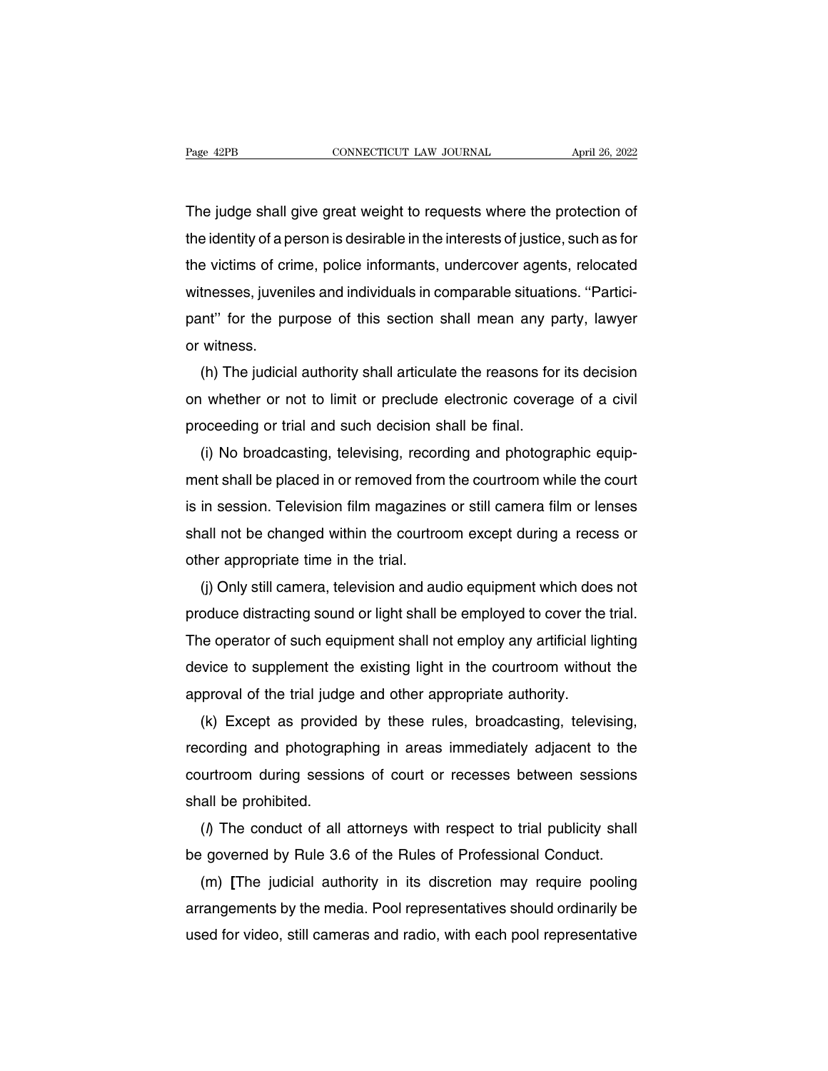The judge shall give great weight to requests where the protection of the identity of a person is desirable in the interests of justice, such as for the victims of crime, police informants, undercover agents, relocated witnesses, juveniles and individuals in comparable situations. ''Participant'' for the purpose of this section shall mean any party, lawyer or witness.

(h) The judicial authority shall articulate the reasons for its decision on whether or not to limit or preclude electronic coverage of a civil proceeding or trial and such decision shall be final.

(i) No broadcasting, televising, recording and photographic equipment shall be placed in or removed from the courtroom while the court is in session. Television film magazines or still camera film or lenses shall not be changed within the courtroom except during a recess or other appropriate time in the trial.

(j) Only still camera, television and audio equipment which does not produce distracting sound or light shall be employed to cover the trial. The operator of such equipment shall not employ any artificial lighting device to supplement the existing light in the courtroom without the approval of the trial judge and other appropriate authority.

(k) Except as provided by these rules, broadcasting, televising, recording and photographing in areas immediately adjacent to the courtroom during sessions of court or recesses between sessions shall be prohibited.

(*l*) The conduct of all attorneys with respect to trial publicity shall be governed by Rule 3.6 of the Rules of Professional Conduct.

(m) **[**The judicial authority in its discretion may require pooling arrangements by the media. Pool representatives should ordinarily be used for video, still cameras and radio, with each pool representative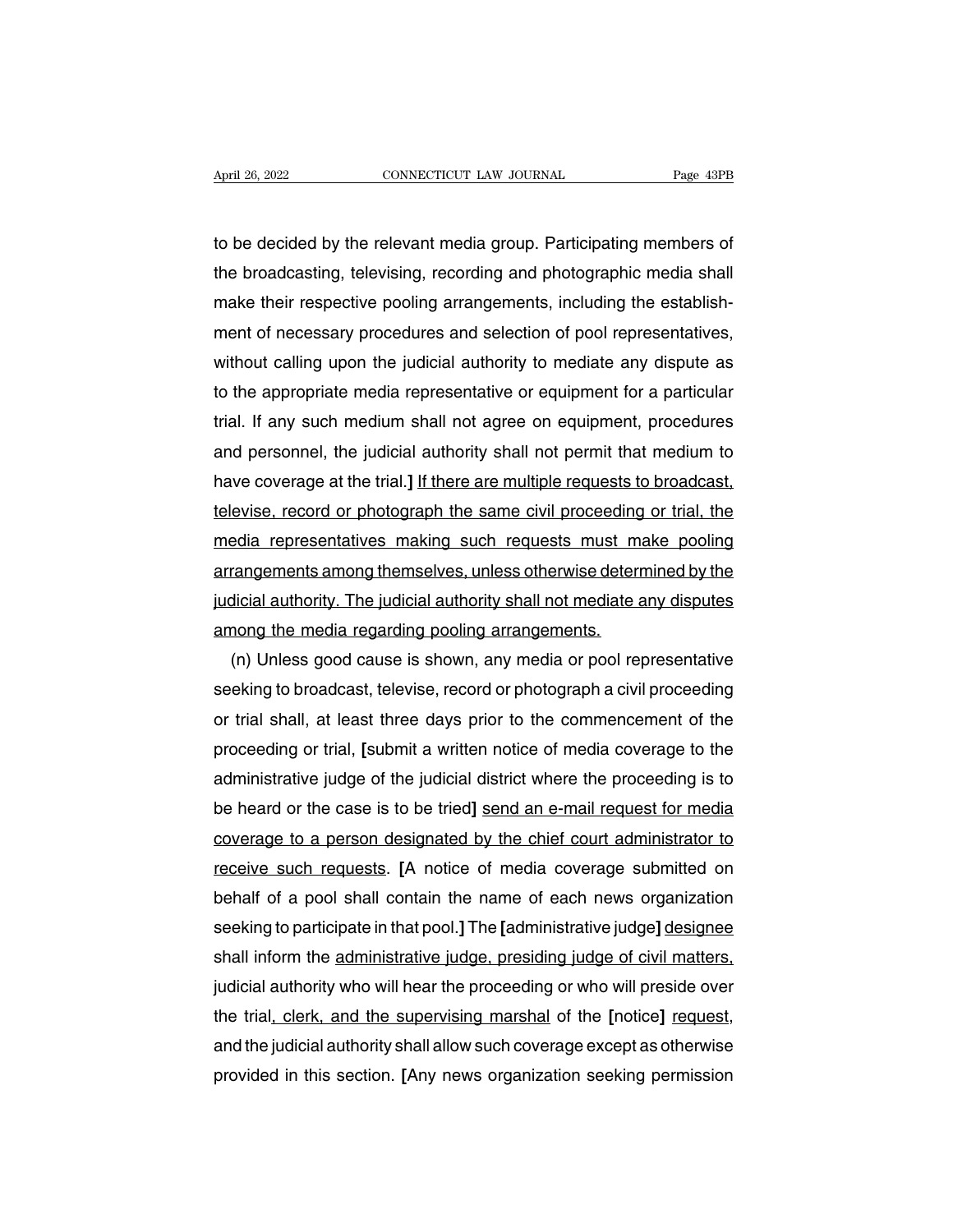to be decided by the relevant media group. Participating members of the broadcasting, televising, recording and photographic media shall make their respective pooling arrangements, including the establishment of necessary procedures and selection of pool representatives, without calling upon the judicial authority to mediate any dispute as to the appropriate media representative or equipment for a particular trial. If any such medium shall not agree on equipment, procedures and personnel, the judicial authority shall not permit that medium to have coverage at the trial.] <u>If there are multiple requests to broadcast, televise, record or photograph the same civil proceeding or trial, the media representatives making such requests must make pooling arrangements among themselves, unless otherwise determined by the judicial authority. The judicial authority shall not mediate any disputes among the media regarding pooling arrangements.</u>

(n) Unless good cause is shown, any media or pool representative seeking to broadcast, televise, record or photograph a civil proceeding or trial shall, at least three days prior to the commencement of the proceeding or trial, [submit a written notice of media coverage to the administrative judge of the judicial district where the proceeding is to be heard or the case is to be tried] <u>send an e-mail request for media coverage to a person designated by the chief court administrator to receive such requests</u>. [A notice of media coverage submitted on behalf of a pool shall contain the name of each news organization seeking to participate in that pool.] The [administrative judge] <u>designee</u> shall inform the <u>administrative judge, presiding judge of civil matters,</u> judicial authority who will hear the proceeding or who will preside over the trial<u>, clerk, and the supervising marshal</u> of the [notice] <u>request</u>, and the judicial authority shall allow such coverage except as otherwise provided in this section. [Any news organization seeking permission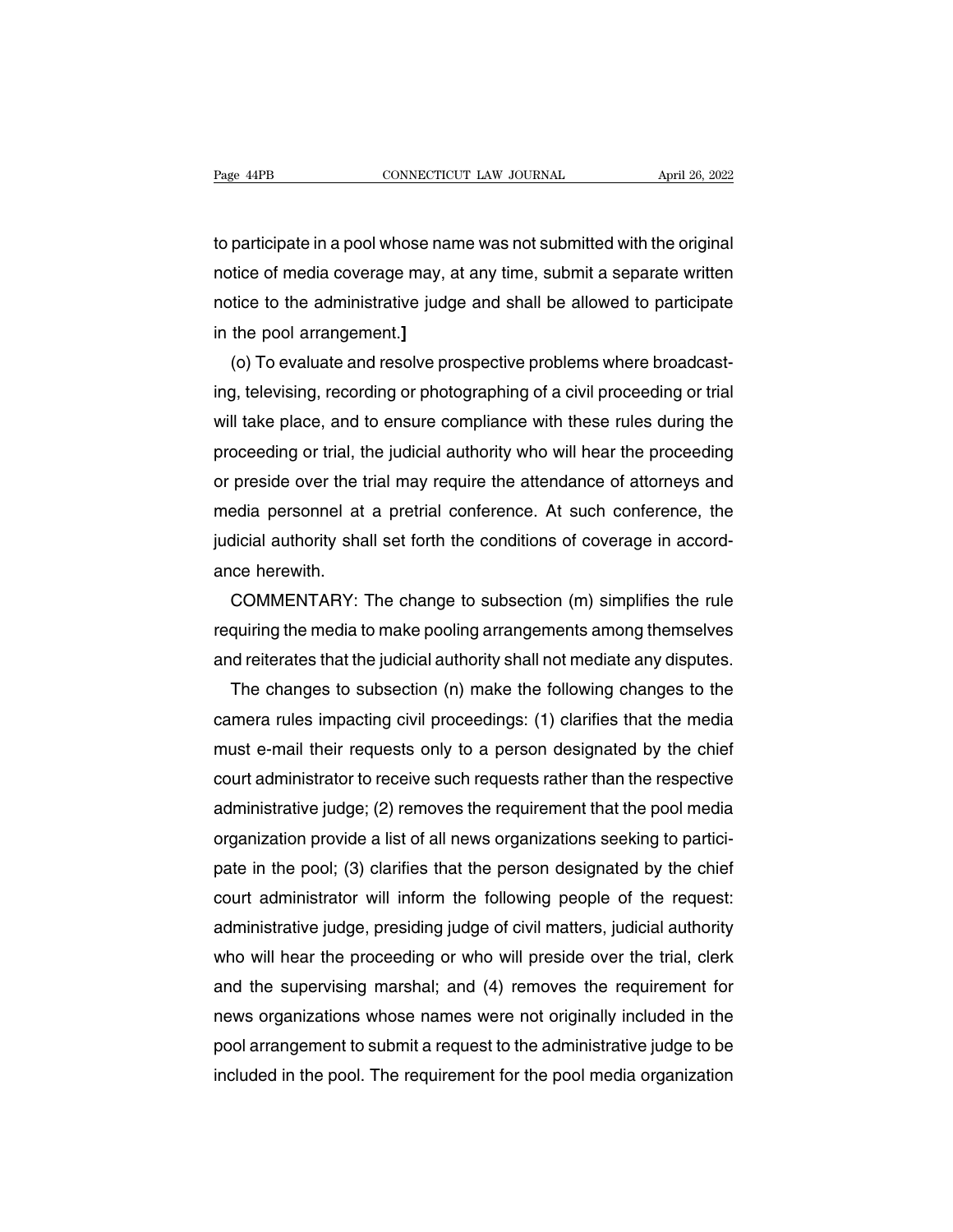to participate in a pool whose name was not submitted with the original notice of media coverage may, at any time, submit a separate written notice to the administrative judge and shall be allowed to participate in the pool arrangement.]

(o) To evaluate and resolve prospective problems where broadcasting, televising, recording or photographing of a civil proceeding or trial will take place, and to ensure compliance with these rules during the proceeding or trial, the judicial authority who will hear the proceeding or preside over the trial may require the attendance of attorneys and media personnel at a pretrial conference. At such conference, the judicial authority shall set forth the conditions of coverage in accordance herewith.

COMMENTARY: The change to subsection (m) simplifies the rule requiring the media to make pooling arrangements among themselves and reiterates that the judicial authority shall not mediate any disputes.

The changes to subsection (n) make the following changes to the camera rules impacting civil proceedings: (1) clarifies that the media must e-mail their requests only to a person designated by the chief court administrator to receive such requests rather than the respective administrative judge; (2) removes the requirement that the pool media organization provide a list of all news organizations seeking to participate in the pool; (3) clarifies that the person designated by the chief court administrator will inform the following people of the request: administrative judge, presiding judge of civil matters, judicial authority who will hear the proceeding or who will preside over the trial, clerk and the supervising marshal; and (4) removes the requirement for news organizations whose names were not originally included in the pool arrangement to submit a request to the administrative judge to be included in the pool. The requirement for the pool media organization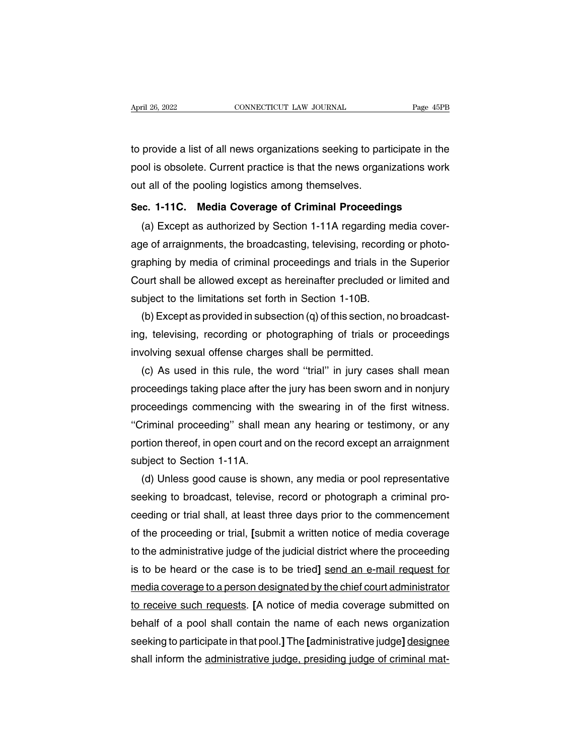to provide a list of all news organizations seeking to participate in the pool is obsolete. Current practice is that the news organizations work out all of the pooling logistics among themselves.

**Sec. 1-11C. Media Coverage of Criminal Proceedings**

(a) Except as authorized by Section 1-11A regarding media coverage of arraignments, the broadcasting, televising, recording or photographing by media of criminal proceedings and trials in the Superior Court shall be allowed except as hereinafter precluded or limited and subject to the limitations set forth in Section 1-10B.

(b) Except as provided in subsection (q) of this section, no broadcasting, televising, recording or photographing of trials or proceedings involving sexual offense charges shall be permitted.

(c) As used in this rule, the word ''trial'' in jury cases shall mean proceedings taking place after the jury has been sworn and in nonjury proceedings commencing with the swearing in of the first witness. ''Criminal proceeding'' shall mean any hearing or testimony, or any portion thereof, in open court and on the record except an arraignment subject to Section 1-11A.

(d) Unless good cause is shown, any media or pool representative seeking to broadcast, televise, record or photograph a criminal proceeding or trial shall, at least three days prior to the commencement of the proceeding or trial, **[**submit a written notice of media coverage to the administrative judge of the judicial district where the proceeding is to be heard or the case is to be tried**]** <u>send an e-mail request for media coverage to a person designated by the chief court administrator to receive such requests</u>. **[**A notice of media coverage submitted on behalf of a pool shall contain the name of each news organization seeking to participate in that pool.**]** The **[**administrative judge**]** <u>designee</u> shall inform the <u>administrative judge, presiding judge of criminal mat-</u>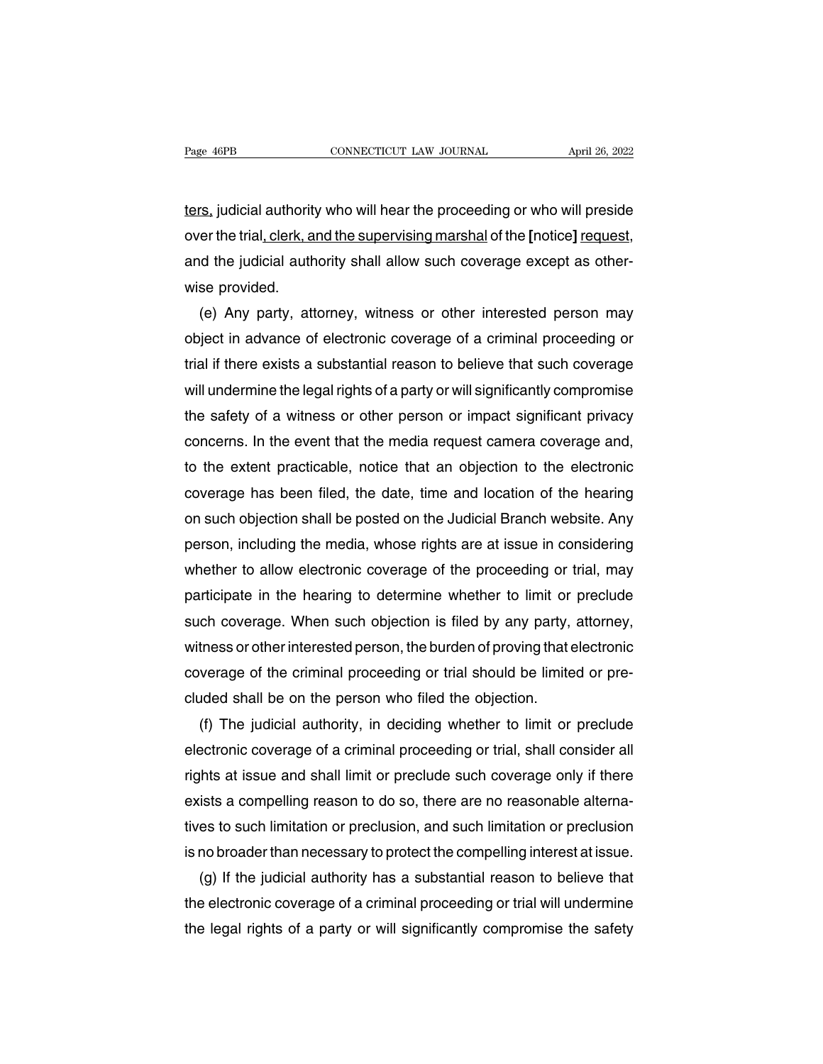ters, judicial authority who will hear the proceeding or who will preside over the trial, clerk, and the supervising marshal of the [notice] request, and the judicial authority shall allow such coverage except as otherwise provided.

(e) Any party, attorney, witness or other interested person may object in advance of electronic coverage of a criminal proceeding or trial if there exists a substantial reason to believe that such coverage will undermine the legal rights of a party or will significantly compromise the safety of a witness or other person or impact significant privacy concerns. In the event that the media request camera coverage and, to the extent practicable, notice that an objection to the electronic coverage has been filed, the date, time and location of the hearing on such objection shall be posted on the Judicial Branch website. Any person, including the media, whose rights are at issue in considering whether to allow electronic coverage of the proceeding or trial, may participate in the hearing to determine whether to limit or preclude such coverage. When such objection is filed by any party, attorney, witness or other interested person, the burden of proving that electronic coverage of the criminal proceeding or trial should be limited or precluded shall be on the person who filed the objection.

(f) The judicial authority, in deciding whether to limit or preclude electronic coverage of a criminal proceeding or trial, shall consider all rights at issue and shall limit or preclude such coverage only if there exists a compelling reason to do so, there are no reasonable alternatives to such limitation or preclusion, and such limitation or preclusion is no broader than necessary to protect the compelling interest at issue.

(g) If the judicial authority has a substantial reason to believe that the electronic coverage of a criminal proceeding or trial will undermine the legal rights of a party or will significantly compromise the safety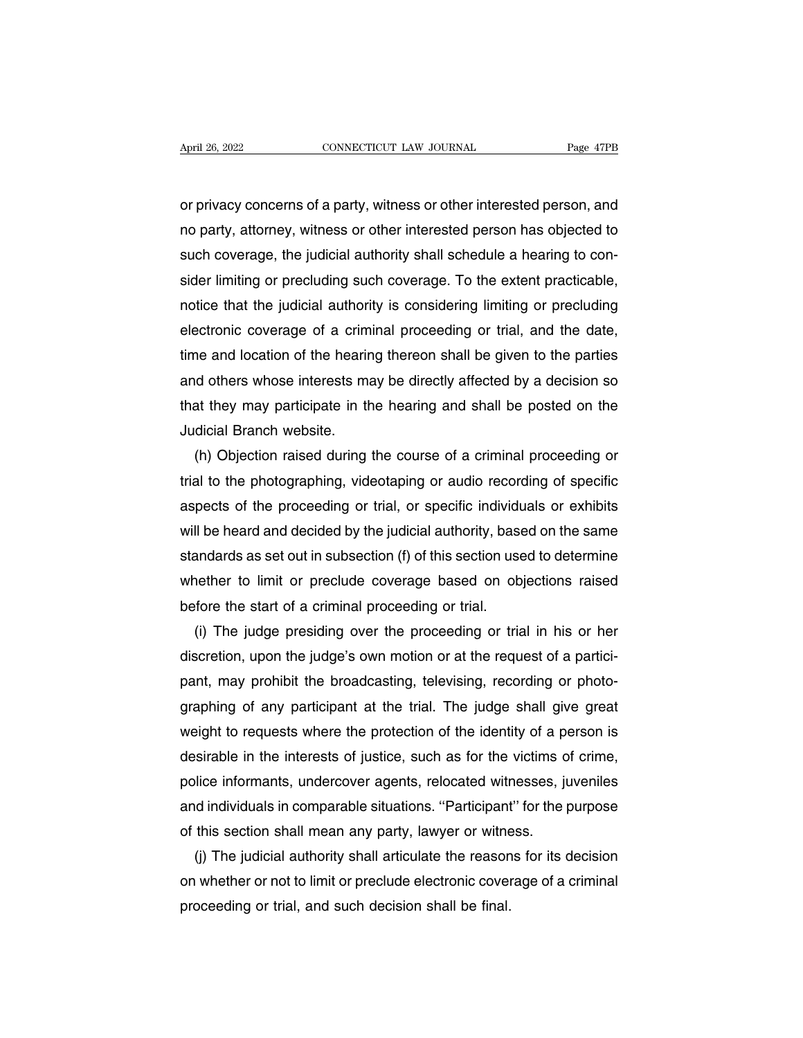or privacy concerns of a party, witness or other interested person, and no party, attorney, witness or other interested person has objected to such coverage, the judicial authority shall schedule a hearing to consider limiting or precluding such coverage. To the extent practicable, notice that the judicial authority is considering limiting or precluding electronic coverage of a criminal proceeding or trial, and the date, time and location of the hearing thereon shall be given to the parties and others whose interests may be directly affected by a decision so that they may participate in the hearing and shall be posted on the Judicial Branch website.

(h) Objection raised during the course of a criminal proceeding or trial to the photographing, videotaping or audio recording of specific aspects of the proceeding or trial, or specific individuals or exhibits will be heard and decided by the judicial authority, based on the same standards as set out in subsection (f) of this section used to determine whether to limit or preclude coverage based on objections raised before the start of a criminal proceeding or trial.

(i) The judge presiding over the proceeding or trial in his or her discretion, upon the judge's own motion or at the request of a participant, may prohibit the broadcasting, televising, recording or photographing of any participant at the trial. The judge shall give great weight to requests where the protection of the identity of a person is desirable in the interests of justice, such as for the victims of crime, police informants, undercover agents, relocated witnesses, juveniles and individuals in comparable situations. ''Participant'' for the purpose of this section shall mean any party, lawyer or witness.

(j) The judicial authority shall articulate the reasons for its decision on whether or not to limit or preclude electronic coverage of a criminal proceeding or trial, and such decision shall be final.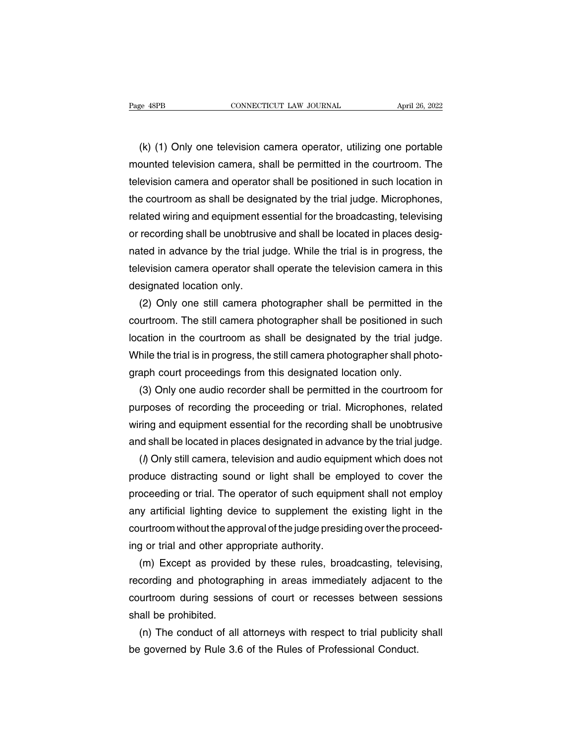(k) (1) Only one television camera operator, utilizing one portable mounted television camera, shall be permitted in the courtroom. The television camera and operator shall be positioned in such location in the courtroom as shall be designated by the trial judge. Microphones, related wiring and equipment essential for the broadcasting, televising or recording shall be unobtrusive and shall be located in places designated in advance by the trial judge. While the trial is in progress, the television camera operator shall operate the television camera in this designated location only.

(2) Only one still camera photographer shall be permitted in the courtroom. The still camera photographer shall be positioned in such location in the courtroom as shall be designated by the trial judge. While the trial is in progress, the still camera photographer shall photograph court proceedings from this designated location only.

(3) Only one audio recorder shall be permitted in the courtroom for purposes of recording the proceeding or trial. Microphones, related wiring and equipment essential for the recording shall be unobtrusive and shall be located in places designated in advance by the trial judge.

(*l*) Only still camera, television and audio equipment which does not produce distracting sound or light shall be employed to cover the proceeding or trial. The operator of such equipment shall not employ any artificial lighting device to supplement the existing light in the courtroom without the approval of the judge presiding over the proceeding or trial and other appropriate authority.

(m) Except as provided by these rules, broadcasting, televising, recording and photographing in areas immediately adjacent to the courtroom during sessions of court or recesses between sessions shall be prohibited.

(n) The conduct of all attorneys with respect to trial publicity shall be governed by Rule 3.6 of the Rules of Professional Conduct.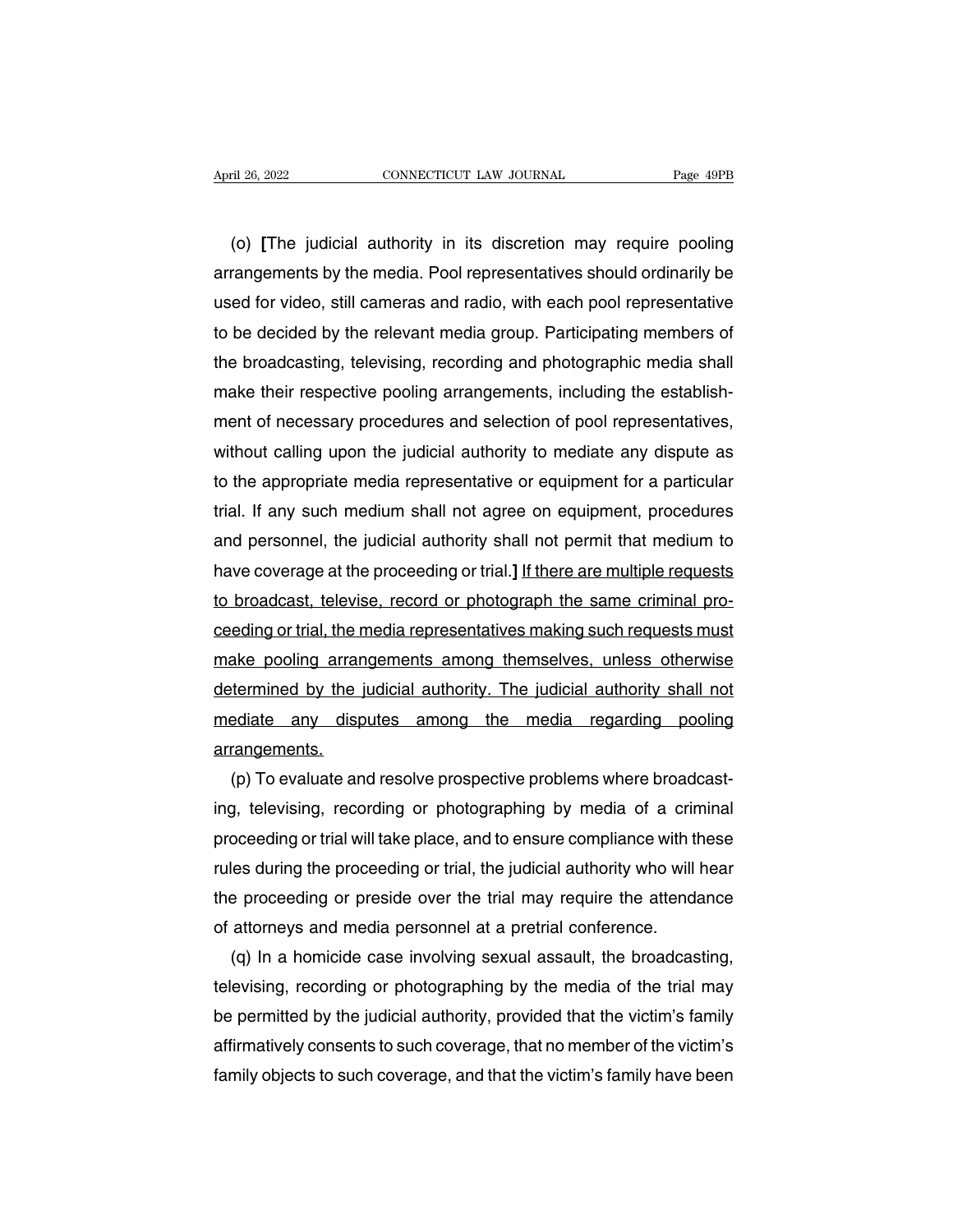(o) **[**The judicial authority in its discretion may require pooling arrangements by the media. Pool representatives should ordinarily be used for video, still cameras and radio, with each pool representative to be decided by the relevant media group. Participating members of the broadcasting, televising, recording and photographic media shall make their respective pooling arrangements, including the establishment of necessary procedures and selection of pool representatives, without calling upon the judicial authority to mediate any dispute as to the appropriate media representative or equipment for a particular trial. If any such medium shall not agree on equipment, procedures and personnel, the judicial authority shall not permit that medium to have coverage at the proceeding or trial.**]** <u>If there are multiple requests to broadcast, televise, record or photograph the same criminal proceeding or trial, the media representatives making such requests must make pooling arrangements among themselves, unless otherwise determined by the judicial authority. The judicial authority shall not mediate any disputes among the media regarding pooling arrangements.</u>

(p) To evaluate and resolve prospective problems where broadcasting, televising, recording or photographing by media of a criminal proceeding or trial will take place, and to ensure compliance with these rules during the proceeding or trial, the judicial authority who will hear the proceeding or preside over the trial may require the attendance of attorneys and media personnel at a pretrial conference.

(q) In a homicide case involving sexual assault, the broadcasting, televising, recording or photographing by the media of the trial may be permitted by the judicial authority, provided that the victim's family affirmatively consents to such coverage, that no member of the victim's family objects to such coverage, and that the victim's family have been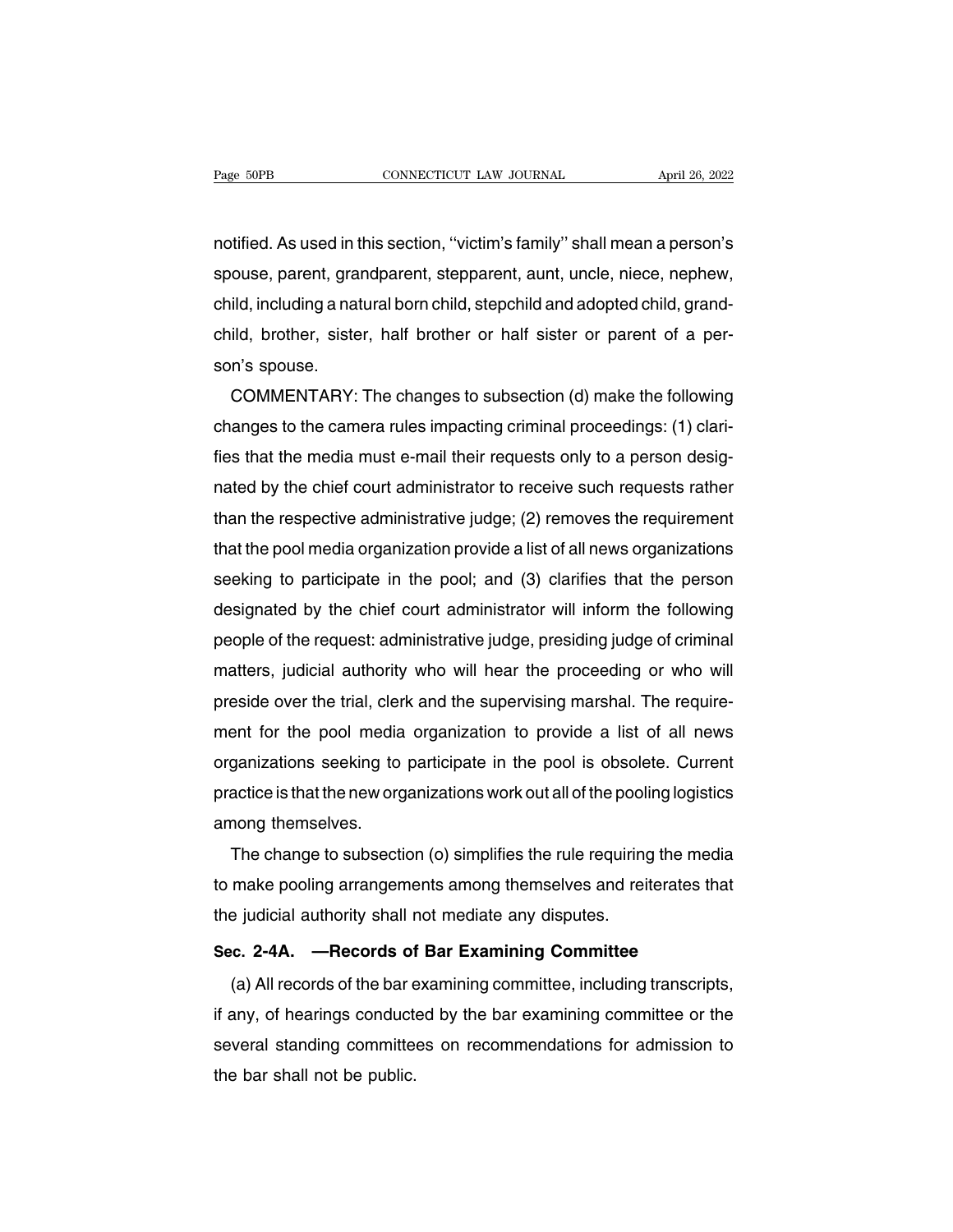notified. As used in this section, ''victim's family'' shall mean a person's spouse, parent, grandparent, stepparent, aunt, uncle, niece, nephew, child, including a natural born child, stepchild and adopted child, grandchild, brother, sister, half brother or half sister or parent of a person's spouse.

COMMENTARY: The changes to subsection (d) make the following changes to the camera rules impacting criminal proceedings: (1) clarifies that the media must e-mail their requests only to a person designated by the chief court administrator to receive such requests rather than the respective administrative judge; (2) removes the requirement that the pool media organization provide a list of all news organizations seeking to participate in the pool; and (3) clarifies that the person designated by the chief court administrator will inform the following people of the request: administrative judge, presiding judge of criminal matters, judicial authority who will hear the proceeding or who will preside over the trial, clerk and the supervising marshal. The requirement for the pool media organization to provide a list of all news organizations seeking to participate in the pool is obsolete. Current practice is that the new organizations work out all of the pooling logistics among themselves.

The change to subsection (o) simplifies the rule requiring the media to make pooling arrangements among themselves and reiterates that the judicial authority shall not mediate any disputes.

**Sec. 2-4A. —Records of Bar Examining Committee**

(a) All records of the bar examining committee, including transcripts, if any, of hearings conducted by the bar examining committee or the several standing committees on recommendations for admission to the bar shall not be public.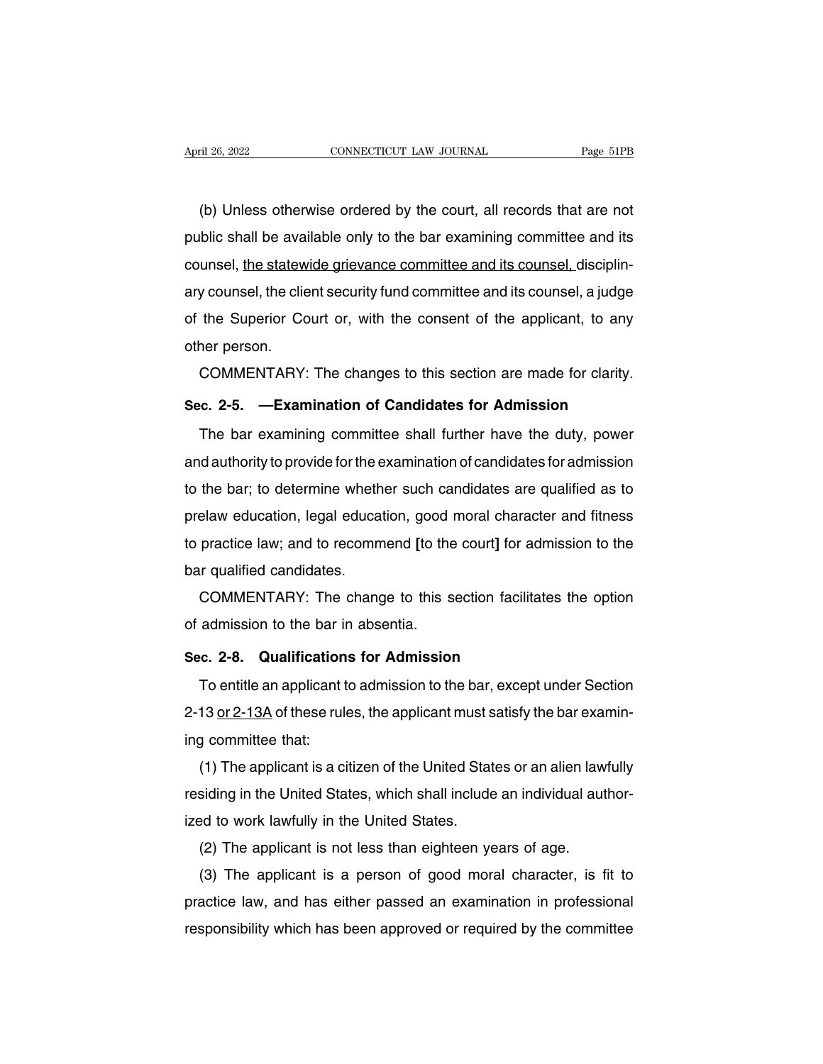(b) Unless otherwise ordered by the court, all records that are not public shall be available only to the bar examining committee and its counsel, <u>the statewide grievance committee and its counsel,</u> disciplinary counsel, the client security fund committee and its counsel, a judge of the Superior Court or, with the consent of the applicant, to any other person.

COMMENTARY: The changes to this section are made for clarity.

**Sec. 2-5. —Examination of Candidates for Admission**

The bar examining committee shall further have the duty, power and authority to provide for the examination of candidates for admission to the bar; to determine whether such candidates are qualified as to prelaw education, legal education, good moral character and fitness to practice law; and to recommend **[**to the court**]** for admission to the bar qualified candidates.

COMMENTARY: The change to this section facilitates the option of admission to the bar in absentia.

**Sec. 2-8. Qualifications for Admission**

To entitle an applicant to admission to the bar, except under Section 2-13 <u>or 2-13A</u> of these rules, the applicant must satisfy the bar examining committee that:

(1) The applicant is a citizen of the United States or an alien lawfully residing in the United States, which shall include an individual authorized to work lawfully in the United States.

(2) The applicant is not less than eighteen years of age.

(3) The applicant is a person of good moral character, is fit to practice law, and has either passed an examination in professional responsibility which has been approved or required by the committee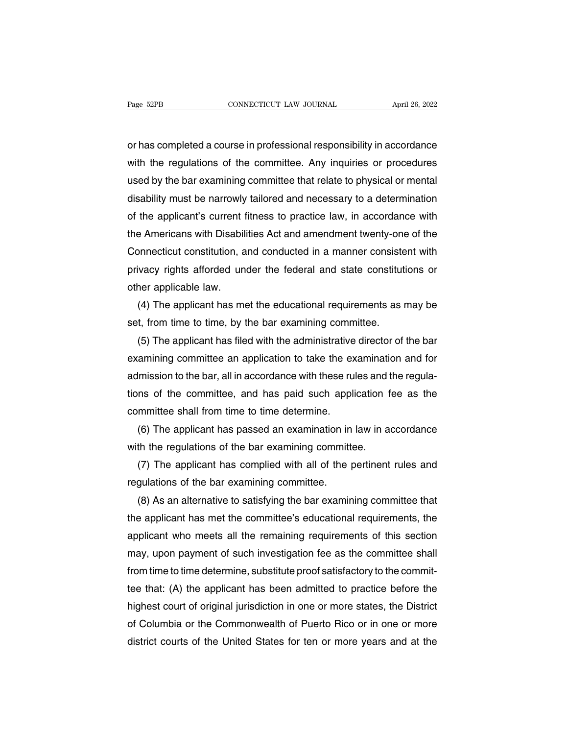or has completed a course in professional responsibility in accordance with the regulations of the committee. Any inquiries or procedures used by the bar examining committee that relate to physical or mental disability must be narrowly tailored and necessary to a determination of the applicant's current fitness to practice law, in accordance with the Americans with Disabilities Act and amendment twenty-one of the Connecticut constitution, and conducted in a manner consistent with privacy rights afforded under the federal and state constitutions or other applicable law.

(4) The applicant has met the educational requirements as may be set, from time to time, by the bar examining committee.

(5) The applicant has filed with the administrative director of the bar examining committee an application to take the examination and for admission to the bar, all in accordance with these rules and the regulations of the committee, and has paid such application fee as the committee shall from time to time determine.

(6) The applicant has passed an examination in law in accordance with the regulations of the bar examining committee.

(7) The applicant has complied with all of the pertinent rules and regulations of the bar examining committee.

(8) As an alternative to satisfying the bar examining committee that the applicant has met the committee's educational requirements, the applicant who meets all the remaining requirements of this section may, upon payment of such investigation fee as the committee shall from time to time determine, substitute proof satisfactory to the committee that: (A) the applicant has been admitted to practice before the highest court of original jurisdiction in one or more states, the District of Columbia or the Commonwealth of Puerto Rico or in one or more district courts of the United States for ten or more years and at the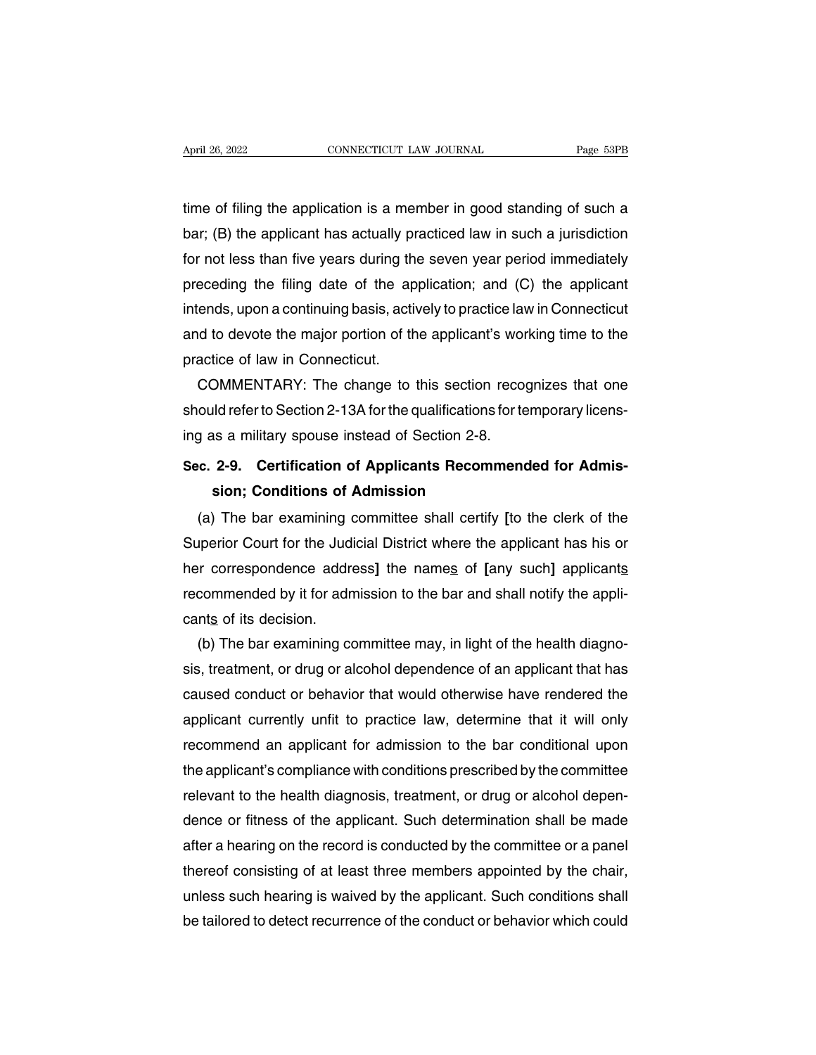time of filing the application is a member in good standing of such a bar; (B) the applicant has actually practiced law in such a jurisdiction for not less than five years during the seven year period immediately preceding the filing date of the application; and (C) the applicant intends, upon a continuing basis, actively to practice law in Connecticut and to devote the major portion of the applicant's working time to the practice of law in Connecticut.

COMMENTARY: The change to this section recognizes that one should refer to Section 2-13A for the qualifications for temporary licensing as a military spouse instead of Section 2-8.

**Sec. 2-9. Certification of Applicants Recommended for Admission; Conditions of Admission**

(a) The bar examining committee shall certify **[**to the clerk of the Superior Court for the Judicial District where the applicant has his or her correspondence address**]** the names of **[**any such**]** applicants recommended by it for admission to the bar and shall notify the applicants of its decision.

(b) The bar examining committee may, in light of the health diagnosis, treatment, or drug or alcohol dependence of an applicant that has caused conduct or behavior that would otherwise have rendered the applicant currently unfit to practice law, determine that it will only recommend an applicant for admission to the bar conditional upon the applicant's compliance with conditions prescribed by the committee relevant to the health diagnosis, treatment, or drug or alcohol dependence or fitness of the applicant. Such determination shall be made after a hearing on the record is conducted by the committee or a panel thereof consisting of at least three members appointed by the chair, unless such hearing is waived by the applicant. Such conditions shall be tailored to detect recurrence of the conduct or behavior which could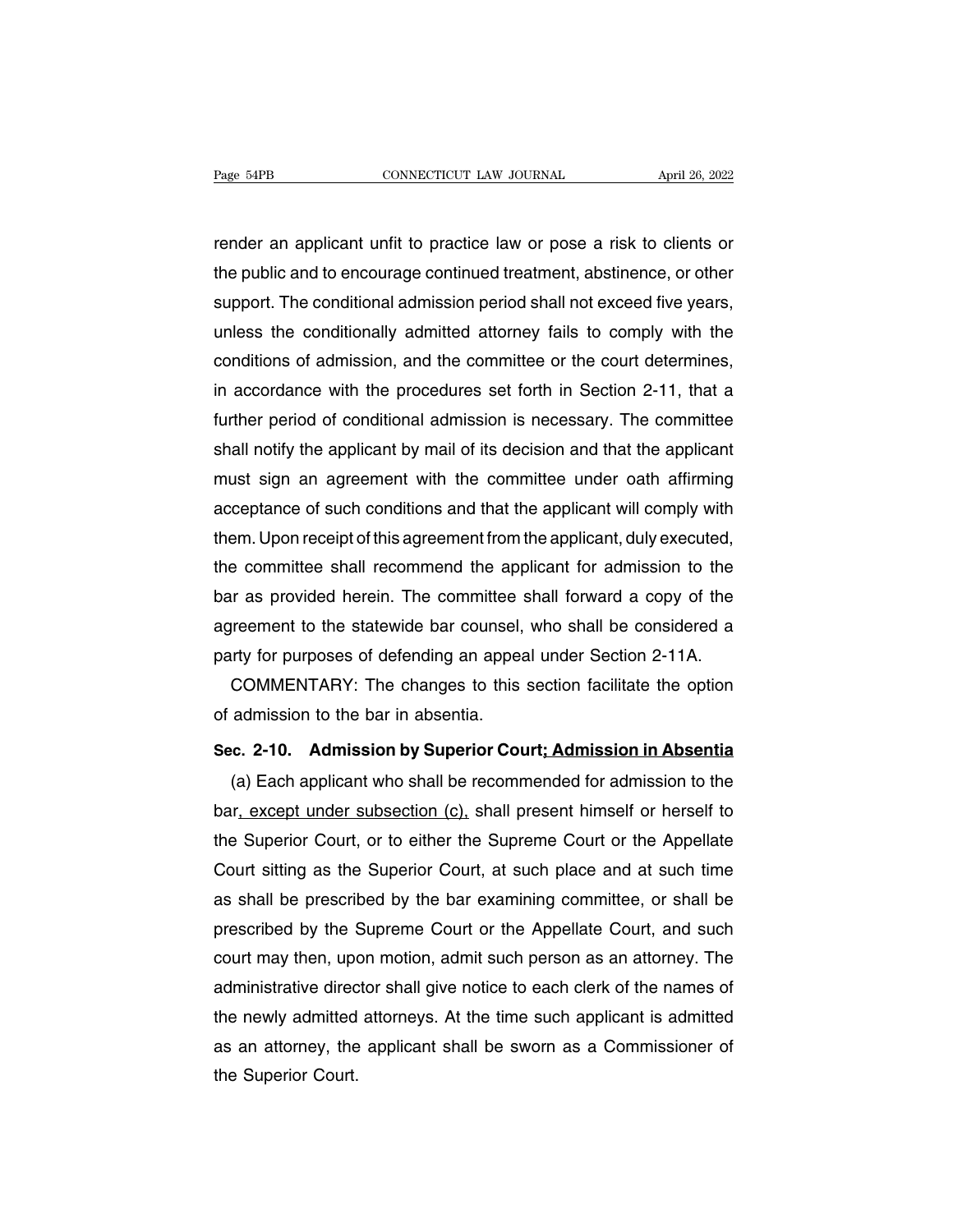render an applicant unfit to practice law or pose a risk to clients or the public and to encourage continued treatment, abstinence, or other support. The conditional admission period shall not exceed five years, unless the conditionally admitted attorney fails to comply with the conditions of admission, and the committee or the court determines, in accordance with the procedures set forth in Section 2-11, that a further period of conditional admission is necessary. The committee shall notify the applicant by mail of its decision and that the applicant must sign an agreement with the committee under oath affirming acceptance of such conditions and that the applicant will comply with them. Upon receipt of this agreement from the applicant, duly executed, the committee shall recommend the applicant for admission to the bar as provided herein. The committee shall forward a copy of the agreement to the statewide bar counsel, who shall be considered a party for purposes of defending an appeal under Section 2-11A.

COMMENTARY: The changes to this section facilitate the option of admission to the bar in absentia.

**Sec. 2-10. Admission by Superior Court<u>; Admission in Absentia</u>**

(a) Each applicant who shall be recommended for admission to the bar<u>, except under subsection (c),</u> shall present himself or herself to the Superior Court, or to either the Supreme Court or the Appellate Court sitting as the Superior Court, at such place and at such time as shall be prescribed by the bar examining committee, or shall be prescribed by the Supreme Court or the Appellate Court, and such court may then, upon motion, admit such person as an attorney. The administrative director shall give notice to each clerk of the names of the newly admitted attorneys. At the time such applicant is admitted as an attorney, the applicant shall be sworn as a Commissioner of the Superior Court.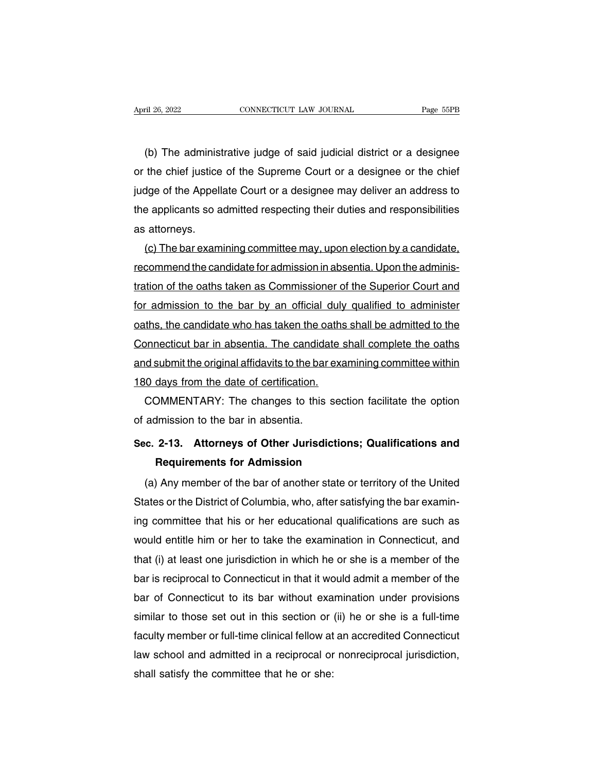(b) The administrative judge of said judicial district or a designee or the chief justice of the Supreme Court or a designee or the chief judge of the Appellate Court or a designee may deliver an address to the applicants so admitted respecting their duties and responsibilities as attorneys.

<u>(c) The bar examining committee may, upon election by a candidate, recommend the candidate for admission in absentia. Upon the administration of the oaths taken as Commissioner of the Superior Court and for admission to the bar by an official duly qualified to administer oaths, the candidate who has taken the oaths shall be admitted to the Connecticut bar in absentia. The candidate shall complete the oaths and submit the original affidavits to the bar examining committee within 180 days from the date of certification.</u>

COMMENTARY: The changes to this section facilitate the option of admission to the bar in absentia.

**Sec. 2-13. Attorneys of Other Jurisdictions; Qualifications and Requirements for Admission**

(a) Any member of the bar of another state or territory of the United States or the District of Columbia, who, after satisfying the bar examining committee that his or her educational qualifications are such as would entitle him or her to take the examination in Connecticut, and that (i) at least one jurisdiction in which he or she is a member of the bar is reciprocal to Connecticut in that it would admit a member of the bar of Connecticut to its bar without examination under provisions similar to those set out in this section or (ii) he or she is a full-time faculty member or full-time clinical fellow at an accredited Connecticut law school and admitted in a reciprocal or nonreciprocal jurisdiction, shall satisfy the committee that he or she: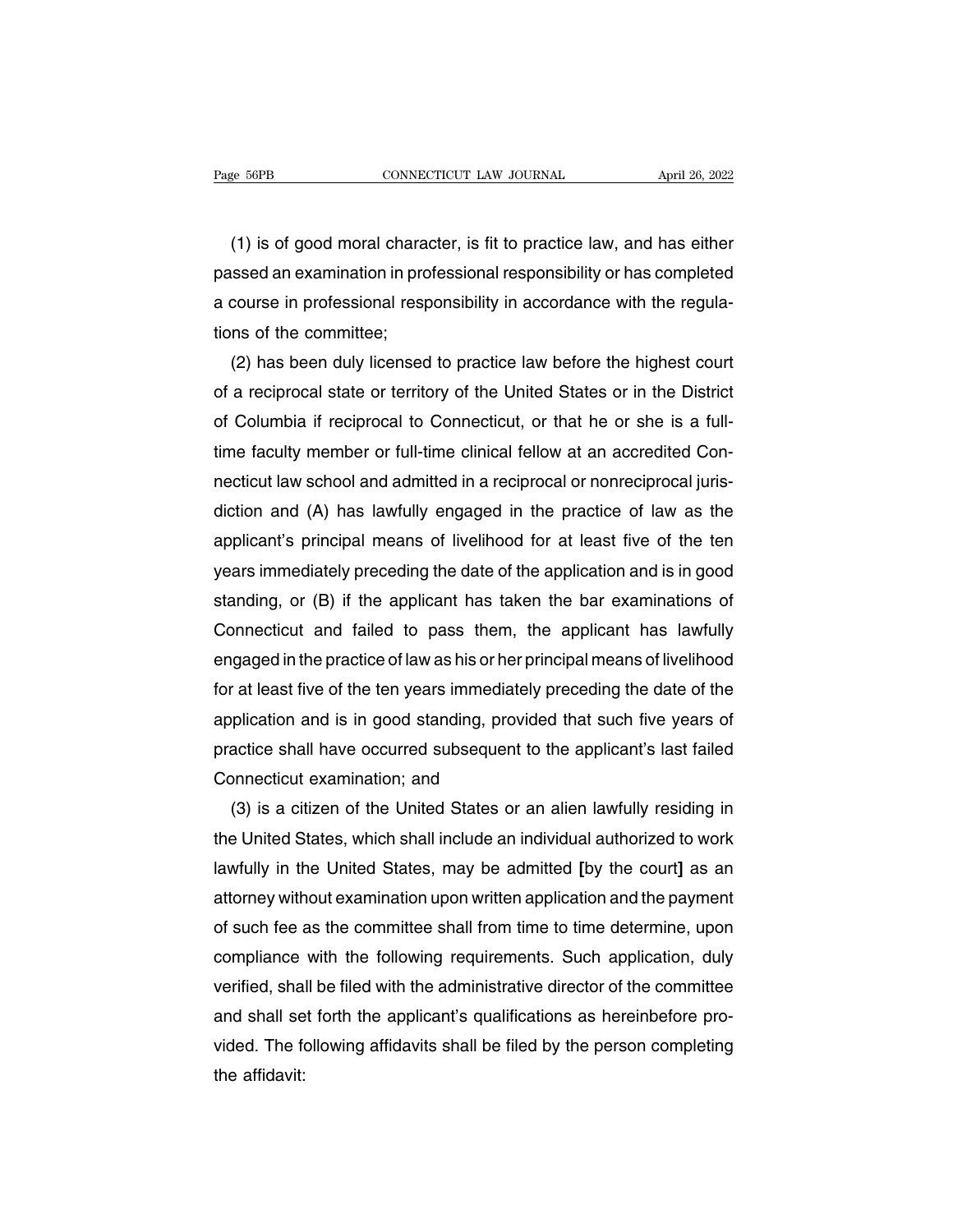(1) is of good moral character, is fit to practice law, and has either passed an examination in professional responsibility or has completed a course in professional responsibility in accordance with the regulations of the committee;

(2) has been duly licensed to practice law before the highest court of a reciprocal state or territory of the United States or in the District of Columbia if reciprocal to Connecticut, or that he or she is a full-time faculty member or full-time clinical fellow at an accredited Connecticut law school and admitted in a reciprocal or nonreciprocal jurisdiction and (A) has lawfully engaged in the practice of law as the applicant's principal means of livelihood for at least five of the ten years immediately preceding the date of the application and is in good standing, or (B) if the applicant has taken the bar examinations of Connecticut and failed to pass them, the applicant has lawfully engaged in the practice of law as his or her principal means of livelihood for at least five of the ten years immediately preceding the date of the application and is in good standing, provided that such five years of practice shall have occurred subsequent to the applicant's last failed Connecticut examination; and

(3) is a citizen of the United States or an alien lawfully residing in the United States, which shall include an individual authorized to work lawfully in the United States, may be admitted **[**by the court**]** as an attorney without examination upon written application and the payment of such fee as the committee shall from time to time determine, upon compliance with the following requirements. Such application, duly verified, shall be filed with the administrative director of the committee and shall set forth the applicant's qualifications as hereinbefore provided. The following affidavits shall be filed by the person completing the affidavit: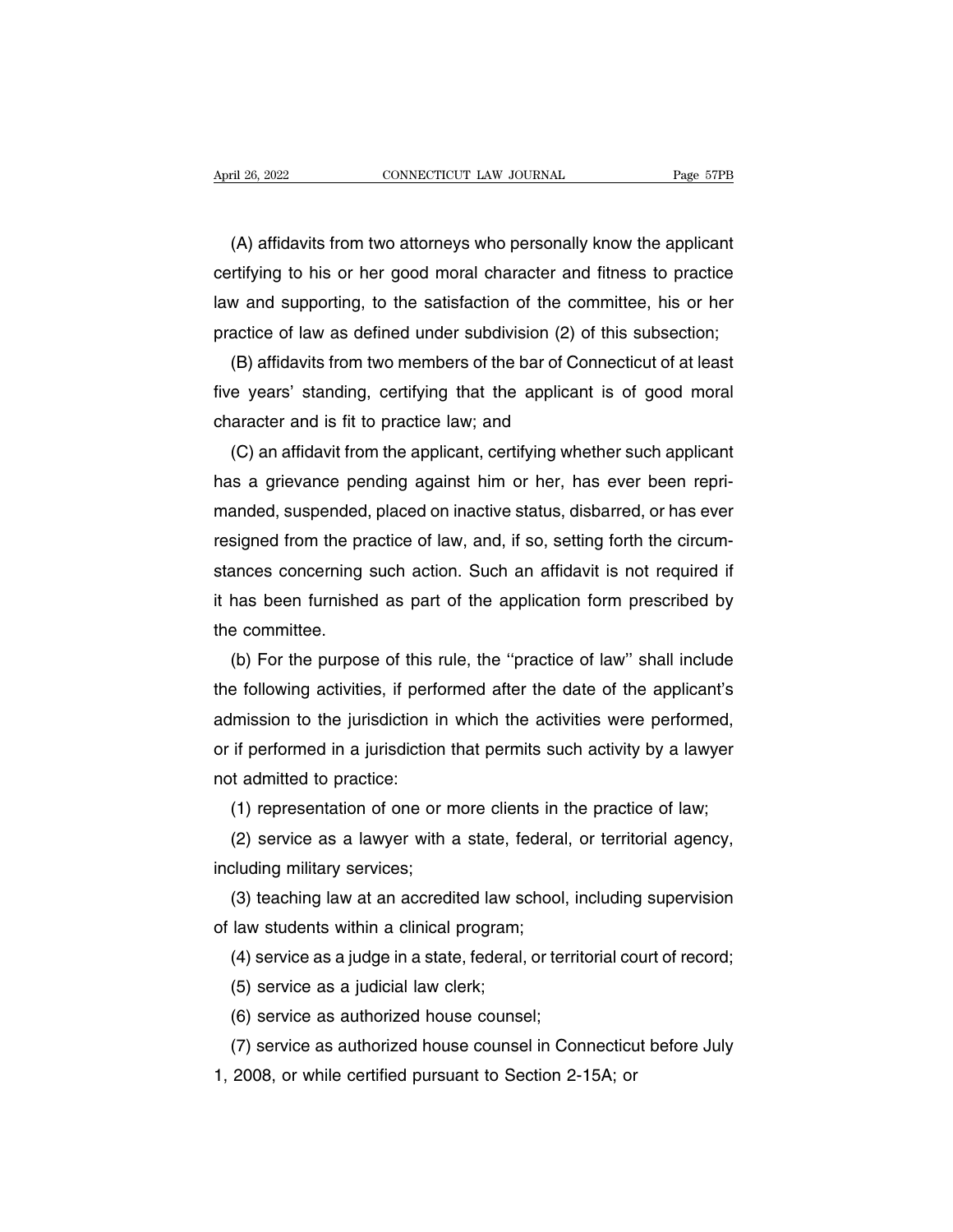(A) affidavits from two attorneys who personally know the applicant certifying to his or her good moral character and fitness to practice law and supporting, to the satisfaction of the committee, his or her practice of law as defined under subdivision (2) of this subsection;

(B) affidavits from two members of the bar of Connecticut of at least five years' standing, certifying that the applicant is of good moral character and is fit to practice law; and

(C) an affidavit from the applicant, certifying whether such applicant has a grievance pending against him or her, has ever been reprimanded, suspended, placed on inactive status, disbarred, or has ever resigned from the practice of law, and, if so, setting forth the circumstances concerning such action. Such an affidavit is not required if it has been furnished as part of the application form prescribed by the committee.

(b) For the purpose of this rule, the "practice of law" shall include the following activities, if performed after the date of the applicant's admission to the jurisdiction in which the activities were performed, or if performed in a jurisdiction that permits such activity by a lawyer not admitted to practice:

(1) representation of one or more clients in the practice of law;

(2) service as a lawyer with a state, federal, or territorial agency, including military services;

(3) teaching law at an accredited law school, including supervision of law students within a clinical program;

(4) service as a judge in a state, federal, or territorial court of record;

(5) service as a judicial law clerk;

(6) service as authorized house counsel;

(7) service as authorized house counsel in Connecticut before July 1, 2008, or while certified pursuant to Section 2-15A; or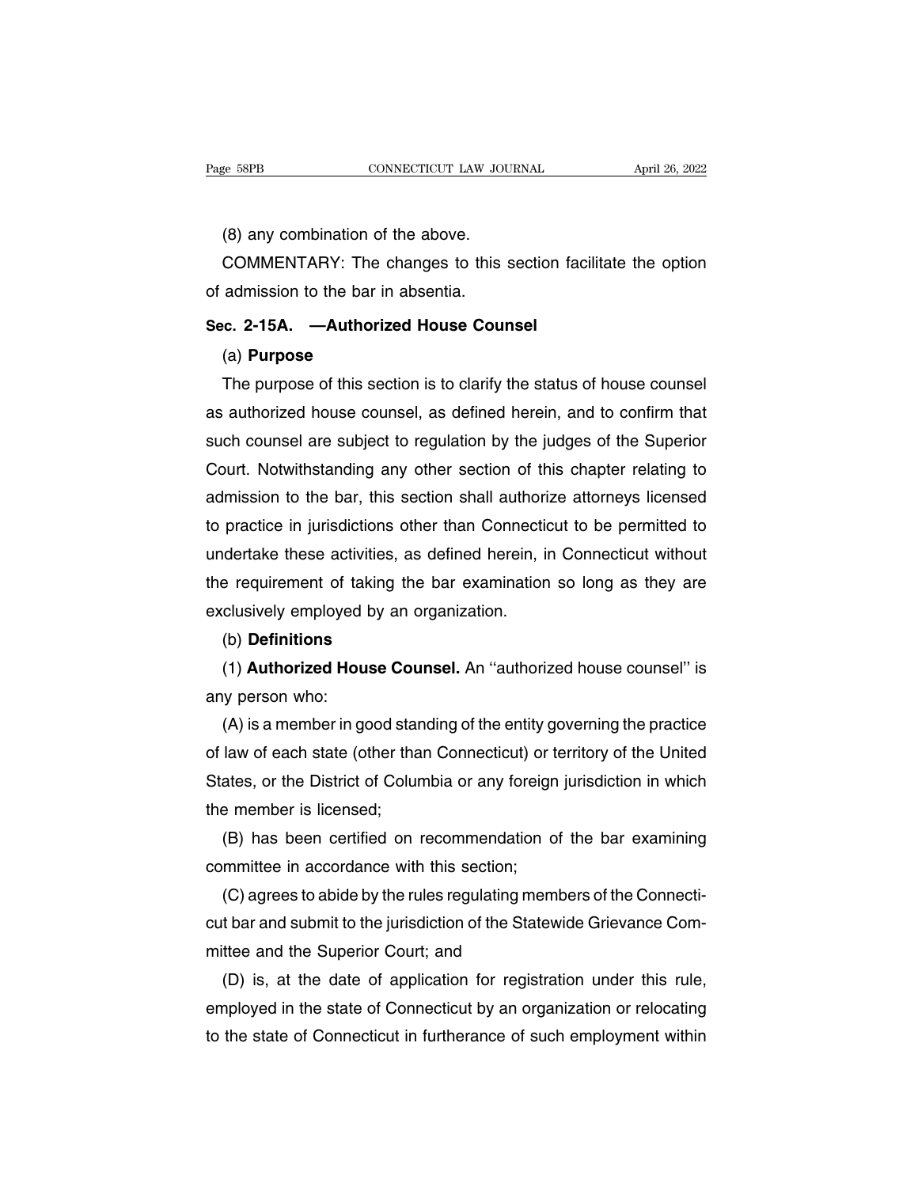(8) any combination of the above.

COMMENTARY: The changes to this section facilitate the option of admission to the bar in absentia.

## Sec. 2-15A. —Authorized House Counsel

(a) **Purpose**

The purpose of this section is to clarify the status of house counsel as authorized house counsel, as defined herein, and to confirm that such counsel are subject to regulation by the judges of the Superior Court. Notwithstanding any other section of this chapter relating to admission to the bar, this section shall authorize attorneys licensed to practice in jurisdictions other than Connecticut to be permitted to undertake these activities, as defined herein, in Connecticut without the requirement of taking the bar examination so long as they are exclusively employed by an organization.

(b) **Definitions**

(1) **Authorized House Counsel.** An ''authorized house counsel'' is any person who:

(A) is a member in good standing of the entity governing the practice of law of each state (other than Connecticut) or territory of the United States, or the District of Columbia or any foreign jurisdiction in which the member is licensed;

(B) has been certified on recommendation of the bar examining committee in accordance with this section;

(C) agrees to abide by the rules regulating members of the Connecticut bar and submit to the jurisdiction of the Statewide Grievance Committee and the Superior Court; and

(D) is, at the date of application for registration under this rule, employed in the state of Connecticut by an organization or relocating to the state of Connecticut in furtherance of such employment within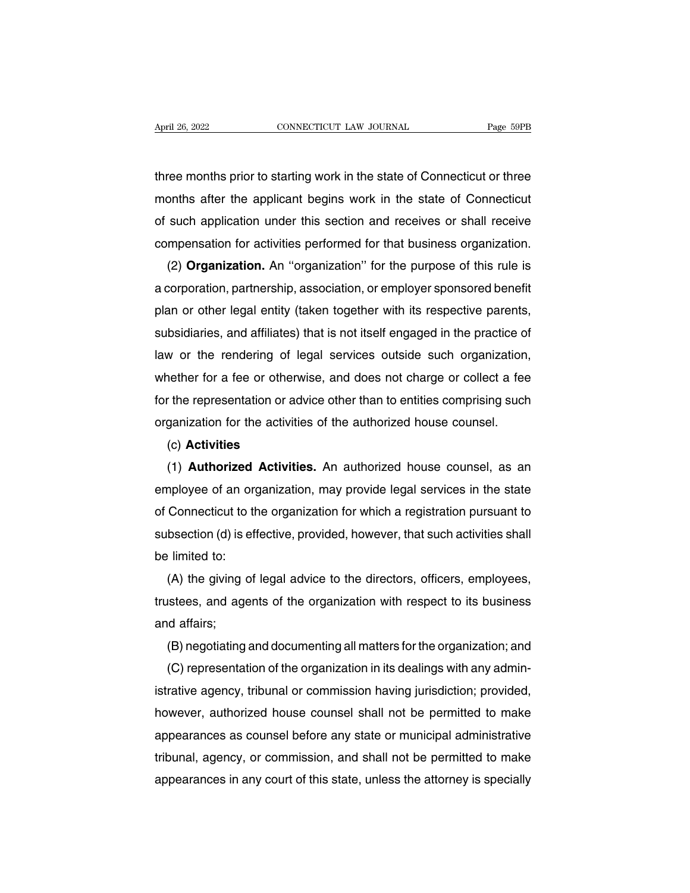three months prior to starting work in the state of Connecticut or three months after the applicant begins work in the state of Connecticut of such application under this section and receives or shall receive compensation for activities performed for that business organization.

(2) **Organization.** An ''organization'' for the purpose of this rule is a corporation, partnership, association, or employer sponsored benefit plan or other legal entity (taken together with its respective parents, subsidiaries, and affiliates) that is not itself engaged in the practice of law or the rendering of legal services outside such organization, whether for a fee or otherwise, and does not charge or collect a fee for the representation or advice other than to entities comprising such organization for the activities of the authorized house counsel.

(c) **Activities**

(1) **Authorized Activities.** An authorized house counsel, as an employee of an organization, may provide legal services in the state of Connecticut to the organization for which a registration pursuant to subsection (d) is effective, provided, however, that such activities shall be limited to:

(A) the giving of legal advice to the directors, officers, employees, trustees, and agents of the organization with respect to its business and affairs;

(B) negotiating and documenting all matters for the organization; and

(C) representation of the organization in its dealings with any administrative agency, tribunal or commission having jurisdiction; provided, however, authorized house counsel shall not be permitted to make appearances as counsel before any state or municipal administrative tribunal, agency, or commission, and shall not be permitted to make appearances in any court of this state, unless the attorney is specially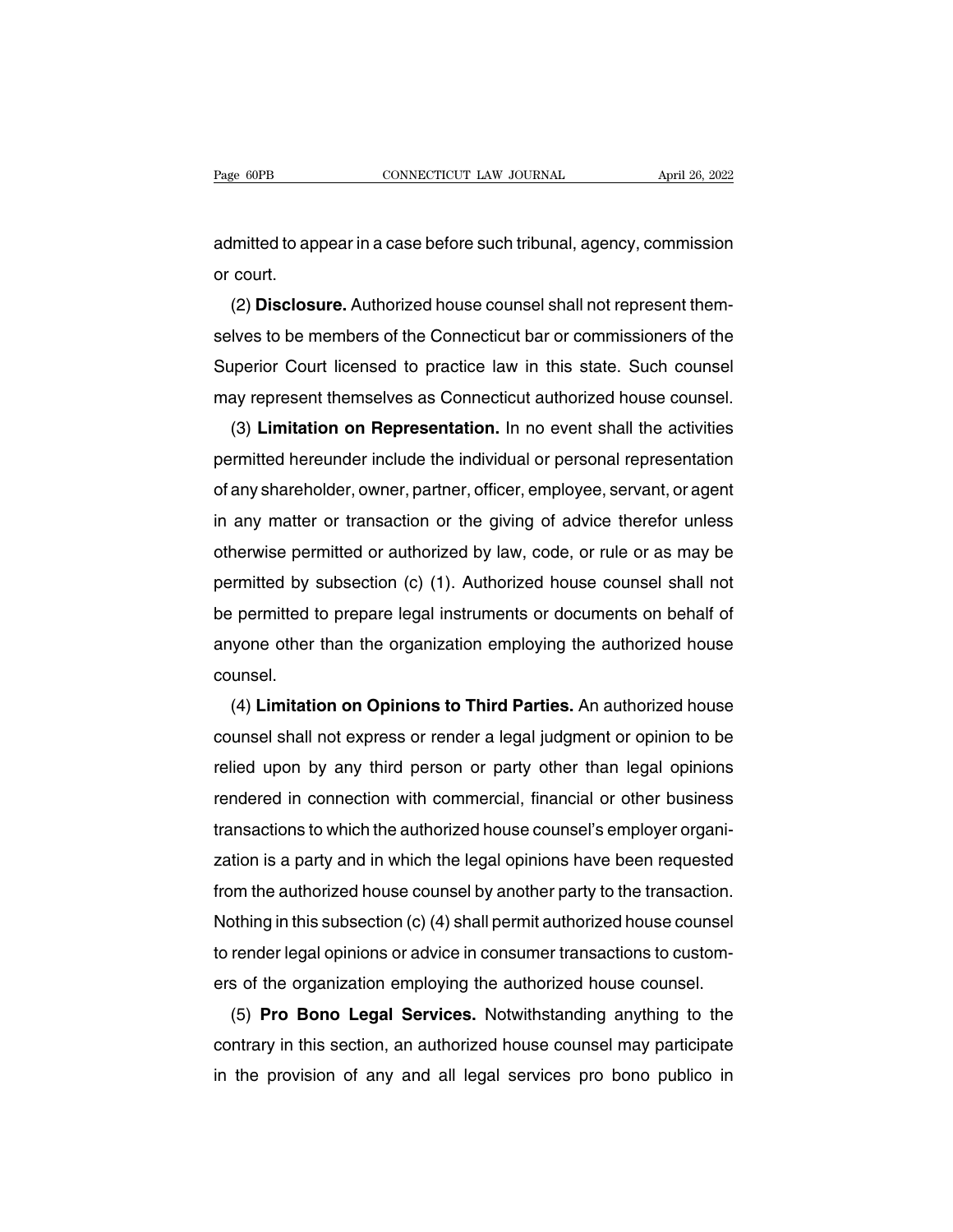admitted to appear in a case before such tribunal, agency, commission or court.

(2) **Disclosure.** Authorized house counsel shall not represent themselves to be members of the Connecticut bar or commissioners of the Superior Court licensed to practice law in this state. Such counsel may represent themselves as Connecticut authorized house counsel.

(3) **Limitation on Representation.** In no event shall the activities permitted hereunder include the individual or personal representation of any shareholder, owner, partner, officer, employee, servant, or agent in any matter or transaction or the giving of advice therefor unless otherwise permitted or authorized by law, code, or rule or as may be permitted by subsection (c) (1). Authorized house counsel shall not be permitted to prepare legal instruments or documents on behalf of anyone other than the organization employing the authorized house counsel.

(4) **Limitation on Opinions to Third Parties.** An authorized house counsel shall not express or render a legal judgment or opinion to be relied upon by any third person or party other than legal opinions rendered in connection with commercial, financial or other business transactions to which the authorized house counsel's employer organization is a party and in which the legal opinions have been requested from the authorized house counsel by another party to the transaction. Nothing in this subsection (c) (4) shall permit authorized house counsel to render legal opinions or advice in consumer transactions to customers of the organization employing the authorized house counsel.

(5) **Pro Bono Legal Services.** Notwithstanding anything to the contrary in this section, an authorized house counsel may participate in the provision of any and all legal services pro bono publico in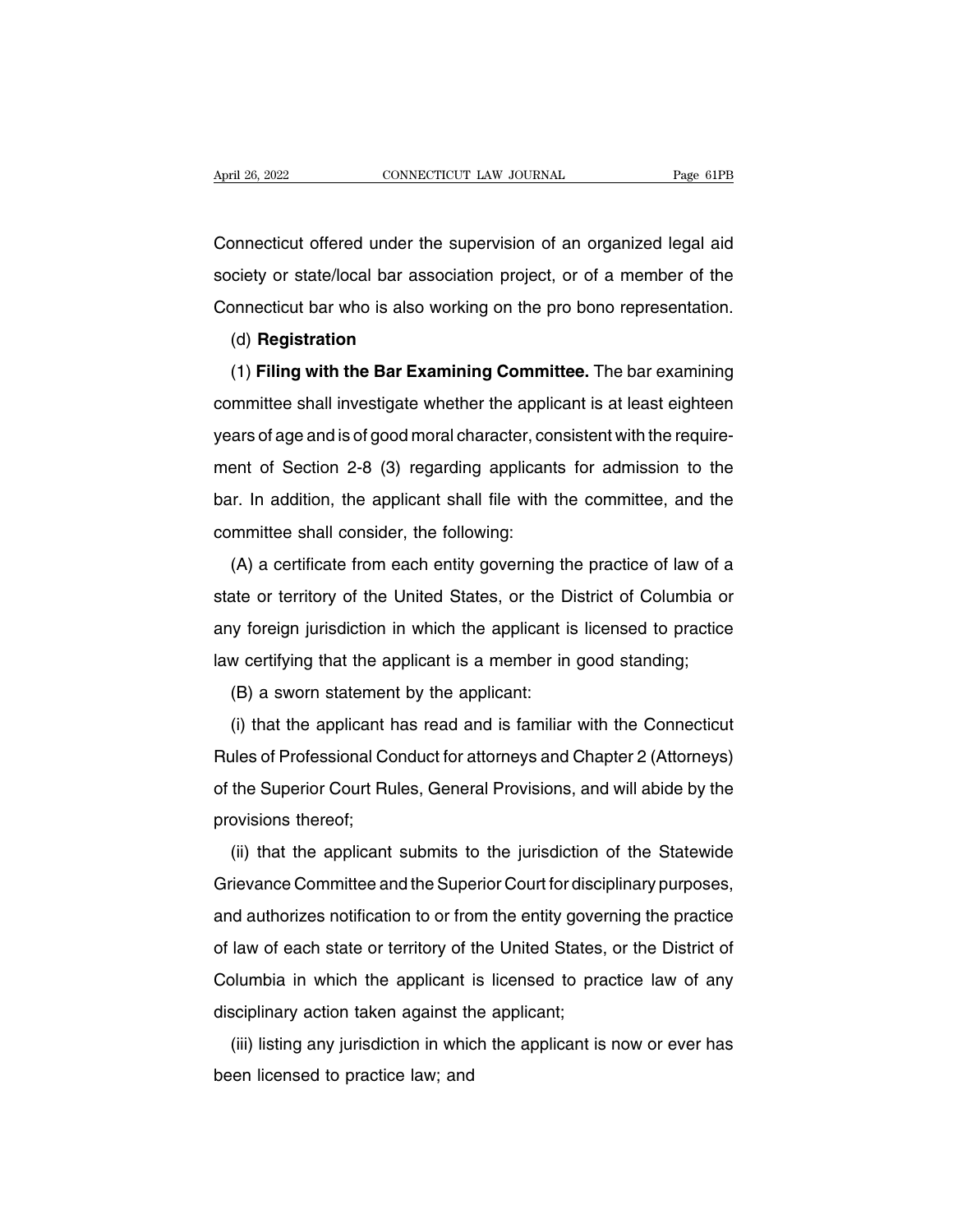Connecticut offered under the supervision of an organized legal aid society or state/local bar association project, or of a member of the Connecticut bar who is also working on the pro bono representation.

(d) **Registration**

(1) **Filing with the Bar Examining Committee.** The bar examining committee shall investigate whether the applicant is at least eighteen years of age and is of good moral character, consistent with the requirement of Section 2-8 (3) regarding applicants for admission to the bar. In addition, the applicant shall file with the committee, and the committee shall consider, the following:

(A) a certificate from each entity governing the practice of law of a state or territory of the United States, or the District of Columbia or any foreign jurisdiction in which the applicant is licensed to practice law certifying that the applicant is a member in good standing;

(B) a sworn statement by the applicant:

(i) that the applicant has read and is familiar with the Connecticut Rules of Professional Conduct for attorneys and Chapter 2 (Attorneys) of the Superior Court Rules, General Provisions, and will abide by the provisions thereof;

(ii) that the applicant submits to the jurisdiction of the Statewide Grievance Committee and the Superior Court for disciplinary purposes, and authorizes notification to or from the entity governing the practice of law of each state or territory of the United States, or the District of Columbia in which the applicant is licensed to practice law of any disciplinary action taken against the applicant;

(iii) listing any jurisdiction in which the applicant is now or ever has been licensed to practice law; and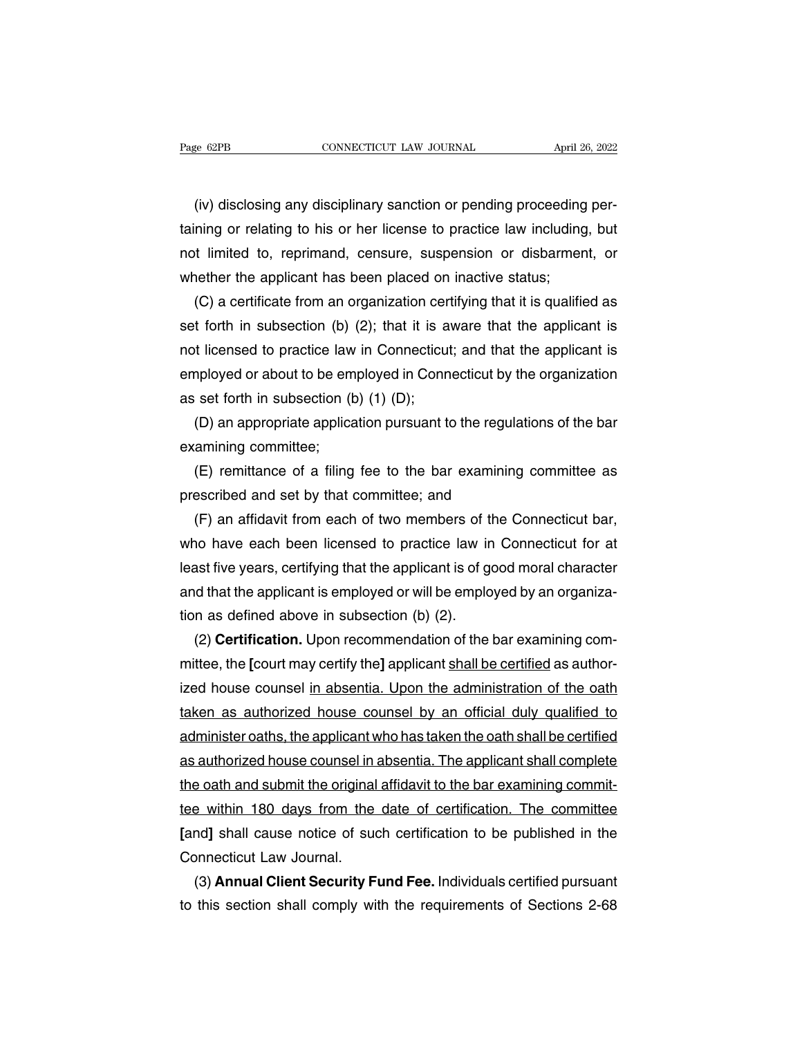(iv) disclosing any disciplinary sanction or pending proceeding pertaining or relating to his or her license to practice law including, but not limited to, reprimand, censure, suspension or disbarment, or whether the applicant has been placed on inactive status;

(C) a certificate from an organization certifying that it is qualified as set forth in subsection (b) (2); that it is aware that the applicant is not licensed to practice law in Connecticut; and that the applicant is employed or about to be employed in Connecticut by the organization as set forth in subsection (b) (1) (D);

(D) an appropriate application pursuant to the regulations of the bar examining committee;

(E) remittance of a filing fee to the bar examining committee as prescribed and set by that committee; and

(F) an affidavit from each of two members of the Connecticut bar, who have each been licensed to practice law in Connecticut for at least five years, certifying that the applicant is of good moral character and that the applicant is employed or will be employed by an organization as defined above in subsection (b) (2).

(2) **Certification.** Upon recommendation of the bar examining committee, the **[**court may certify the**]** applicant <u>shall be certified</u> as authorized house counsel <u>in absentia. Upon the administration of the oath taken as authorized house counsel by an official duly qualified to administer oaths, the applicant who has taken the oath shall be certified as authorized house counsel in absentia. The applicant shall complete the oath and submit the original affidavit to the bar examining committee within 180 days from the date of certification. The committee</u> **[**and**]** shall cause notice of such certification to be published in the Connecticut Law Journal.

(3) **Annual Client Security Fund Fee.** Individuals certified pursuant to this section shall comply with the requirements of Sections 2-68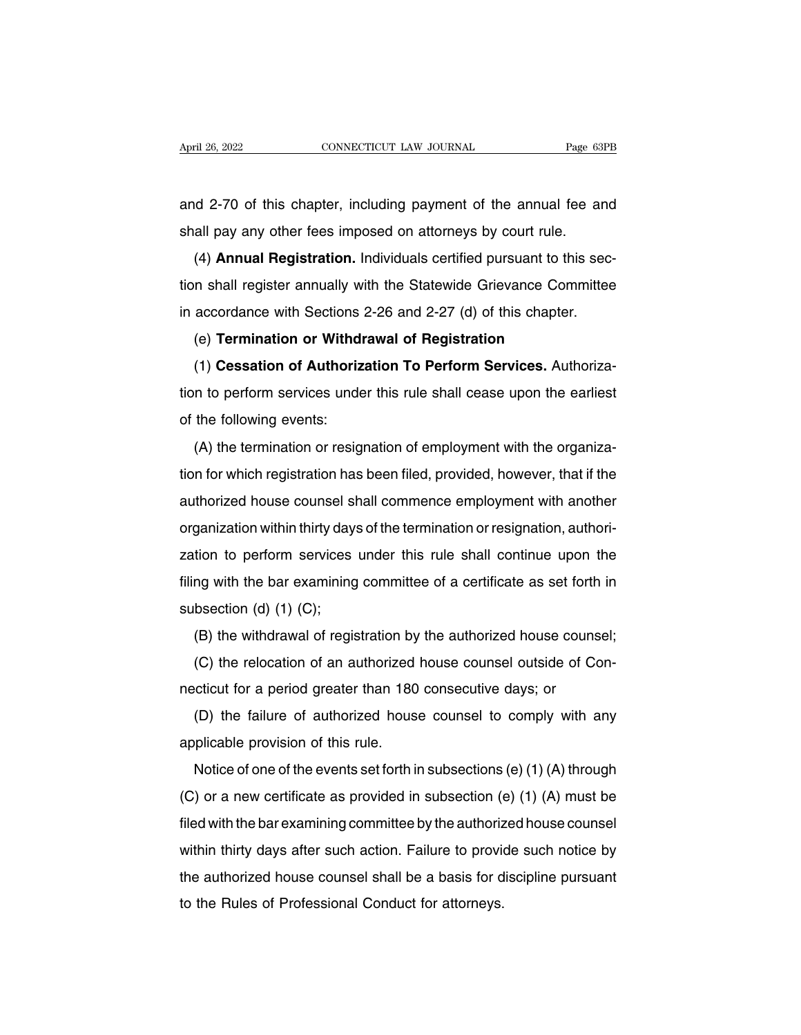and 2-70 of this chapter, including payment of the annual fee and shall pay any other fees imposed on attorneys by court rule.

(4) **Annual Registration.** Individuals certified pursuant to this section shall register annually with the Statewide Grievance Committee in accordance with Sections 2-26 and 2-27 (d) of this chapter.

(e) **Termination or Withdrawal of Registration**

(1) **Cessation of Authorization To Perform Services.** Authorization to perform services under this rule shall cease upon the earliest of the following events:

(A) the termination or resignation of employment with the organization for which registration has been filed, provided, however, that if the authorized house counsel shall commence employment with another organization within thirty days of the termination or resignation, authorization to perform services under this rule shall continue upon the filing with the bar examining committee of a certificate as set forth in subsection (d) (1) (C);

(B) the withdrawal of registration by the authorized house counsel;

(C) the relocation of an authorized house counsel outside of Connecticut for a period greater than 180 consecutive days; or

(D) the failure of authorized house counsel to comply with any applicable provision of this rule.

Notice of one of the events set forth in subsections (e) (1) (A) through (C) or a new certificate as provided in subsection (e) (1) (A) must be filed with the bar examining committee by the authorized house counsel within thirty days after such action. Failure to provide such notice by the authorized house counsel shall be a basis for discipline pursuant to the Rules of Professional Conduct for attorneys.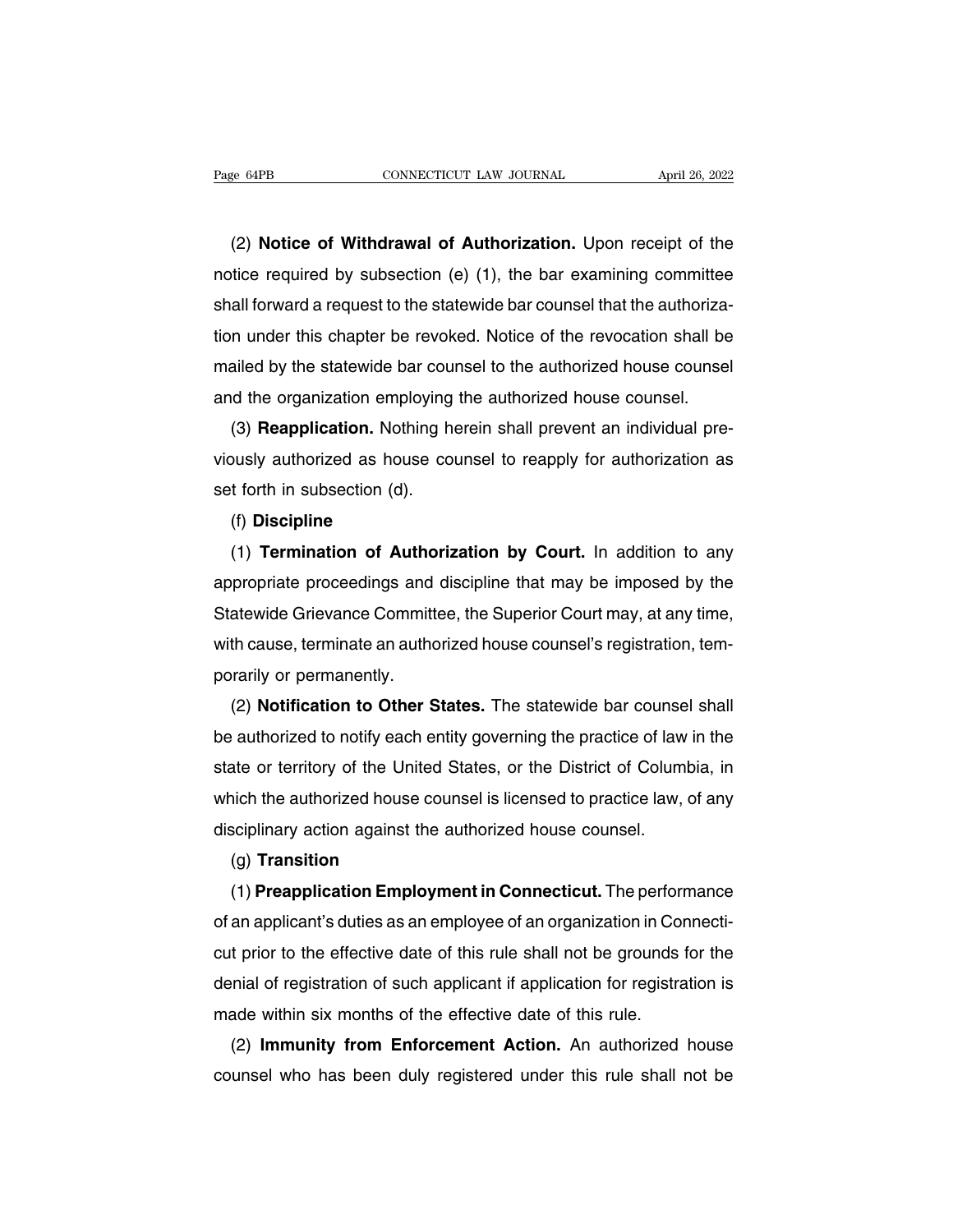(2) **Notice of Withdrawal of Authorization.** Upon receipt of the notice required by subsection (e) (1), the bar examining committee shall forward a request to the statewide bar counsel that the authorization under this chapter be revoked. Notice of the revocation shall be mailed by the statewide bar counsel to the authorized house counsel and the organization employing the authorized house counsel.

(3) **Reapplication.** Nothing herein shall prevent an individual previously authorized as house counsel to reapply for authorization as set forth in subsection (d).

(f) **Discipline**

(1) **Termination of Authorization by Court.** In addition to any appropriate proceedings and discipline that may be imposed by the Statewide Grievance Committee, the Superior Court may, at any time, with cause, terminate an authorized house counsel's registration, temporarily or permanently.

(2) **Notification to Other States.** The statewide bar counsel shall be authorized to notify each entity governing the practice of law in the state or territory of the United States, or the District of Columbia, in which the authorized house counsel is licensed to practice law, of any disciplinary action against the authorized house counsel.

(g) **Transition**

(1) **Preapplication Employment in Connecticut.** The performance of an applicant's duties as an employee of an organization in Connecticut prior to the effective date of this rule shall not be grounds for the denial of registration of such applicant if application for registration is made within six months of the effective date of this rule.

(2) **Immunity from Enforcement Action.** An authorized house counsel who has been duly registered under this rule shall not be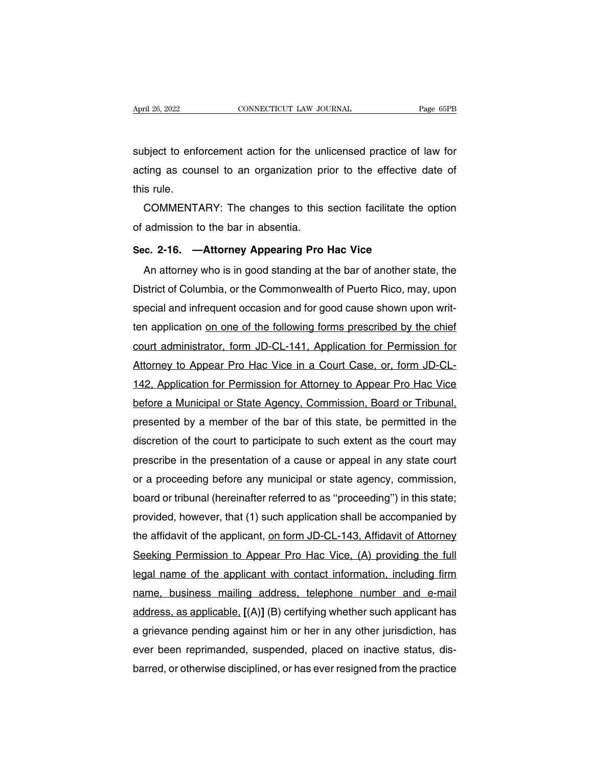subject to enforcement action for the unlicensed practice of law for acting as counsel to an organization prior to the effective date of this rule.

COMMENTARY: The changes to this section facilitate the option of admission to the bar in absentia.

**Sec. 2-16. —Attorney Appearing Pro Hac Vice**

An attorney who is in good standing at the bar of another state, the District of Columbia, or the Commonwealth of Puerto Rico, may, upon special and infrequent occasion and for good cause shown upon written application <u>on one of the following forms prescribed by the chief court administrator, form JD-CL-141, Application for Permission for Attorney to Appear Pro Hac Vice in a Court Case, or, form JD-CL-142, Application for Permission for Attorney to Appear Pro Hac Vice before a Municipal or State Agency, Commission, Board or Tribunal,</u> presented by a member of the bar of this state, be permitted in the discretion of the court to participate to such extent as the court may prescribe in the presentation of a cause or appeal in any state court or a proceeding before any municipal or state agency, commission, board or tribunal (hereinafter referred to as ''proceeding'') in this state; provided, however, that (1) such application shall be accompanied by the affidavit of the applicant, <u>on form JD-CL-143, Affidavit of Attorney Seeking Permission to Appear Pro Hac Vice, (A) providing the full legal name of the applicant with contact information, including firm name, business mailing address, telephone number and e-mail address, as applicable,</u> **[**(A)**]** (B) certifying whether such applicant has a grievance pending against him or her in any other jurisdiction, has ever been reprimanded, suspended, placed on inactive status, disbarred, or otherwise disciplined, or has ever resigned from the practice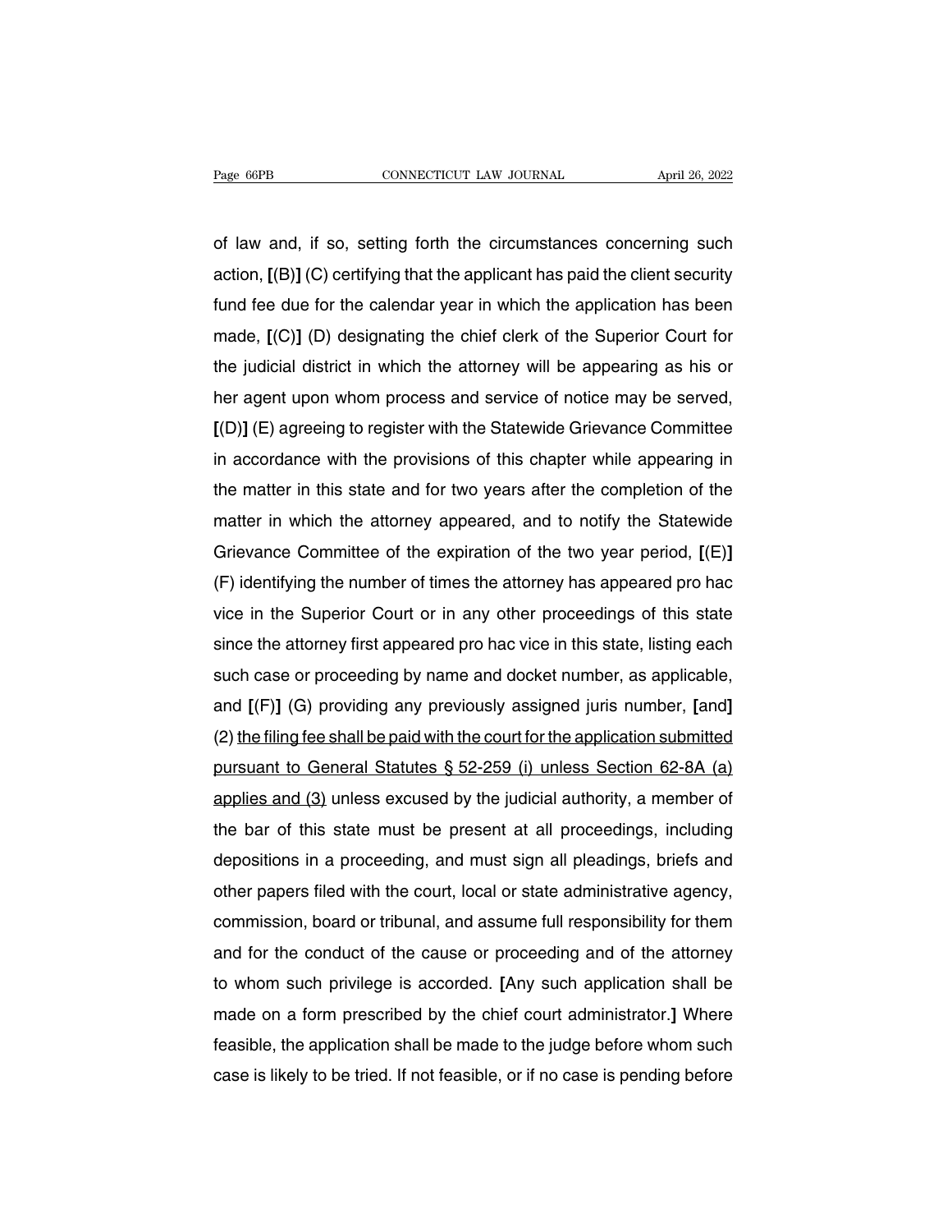of law and, if so, setting forth the circumstances concerning such action, [(B)] (C) certifying that the applicant has paid the client security fund fee due for the calendar year in which the application has been made, [(C)] (D) designating the chief clerk of the Superior Court for the judicial district in which the attorney will be appearing as his or her agent upon whom process and service of notice may be served, [(D)] (E) agreeing to register with the Statewide Grievance Committee in accordance with the provisions of this chapter while appearing in the matter in this state and for two years after the completion of the matter in which the attorney appeared, and to notify the Statewide Grievance Committee of the expiration of the two year period, [(E)] (F) identifying the number of times the attorney has appeared pro hac vice in the Superior Court or in any other proceedings of this state since the attorney first appeared pro hac vice in this state, listing each such case or proceeding by name and docket number, as applicable, and [(F)] (G) providing any previously assigned juris number, [and] (2) <u>the filing fee shall be paid with the court for the application submitted pursuant to General Statutes § 52-259 (i) unless Section 62-8A (a) applies and (3)</u> unless excused by the judicial authority, a member of the bar of this state must be present at all proceedings, including depositions in a proceeding, and must sign all pleadings, briefs and other papers filed with the court, local or state administrative agency, commission, board or tribunal, and assume full responsibility for them and for the conduct of the cause or proceeding and of the attorney to whom such privilege is accorded. [Any such application shall be made on a form prescribed by the chief court administrator.] Where feasible, the application shall be made to the judge before whom such case is likely to be tried. If not feasible, or if no case is pending before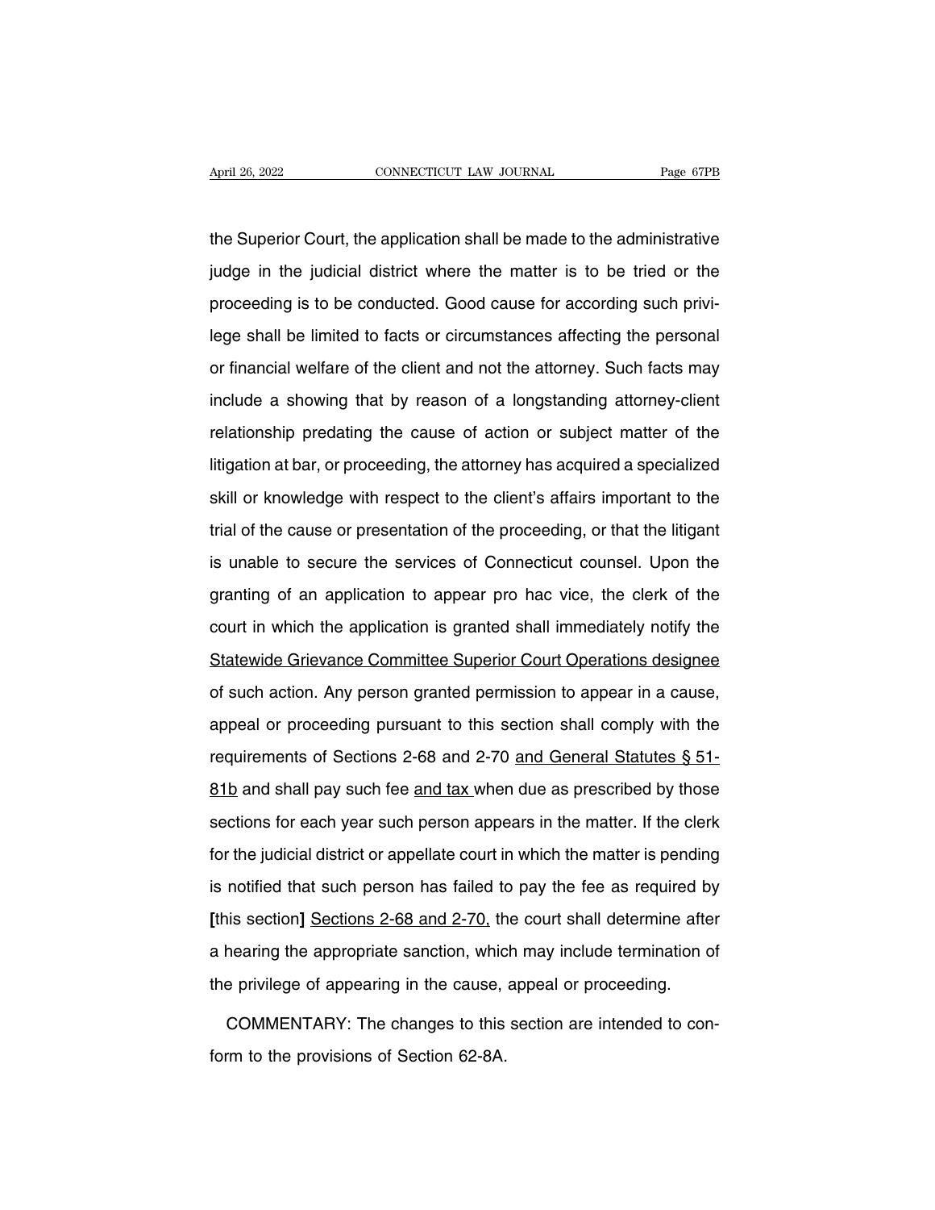the Superior Court, the application shall be made to the administrative judge in the judicial district where the matter is to be tried or the proceeding is to be conducted. Good cause for according such privilege shall be limited to facts or circumstances affecting the personal or financial welfare of the client and not the attorney. Such facts may include a showing that by reason of a longstanding attorney-client relationship predating the cause of action or subject matter of the litigation at bar, or proceeding, the attorney has acquired a specialized skill or knowledge with respect to the client's affairs important to the trial of the cause or presentation of the proceeding, or that the litigant is unable to secure the services of Connecticut counsel. Upon the granting of an application to appear pro hac vice, the clerk of the court in which the application is granted shall immediately notify the <u>Statewide Grievance Committee Superior Court Operations designee</u> of such action. Any person granted permission to appear in a cause, appeal or proceeding pursuant to this section shall comply with the requirements of Sections 2-68 and 2-70 <u>and General Statutes § 51-81b</u> and shall pay such fee <u>and tax</u> when due as prescribed by those sections for each year such person appears in the matter. If the clerk for the judicial district or appellate court in which the matter is pending is notified that such person has failed to pay the fee as required by **[**this section**]** <u>Sections 2-68 and 2-70,</u> the court shall determine after a hearing the appropriate sanction, which may include termination of the privilege of appearing in the cause, appeal or proceeding.

COMMENTARY: The changes to this section are intended to conform to the provisions of Section 62-8A.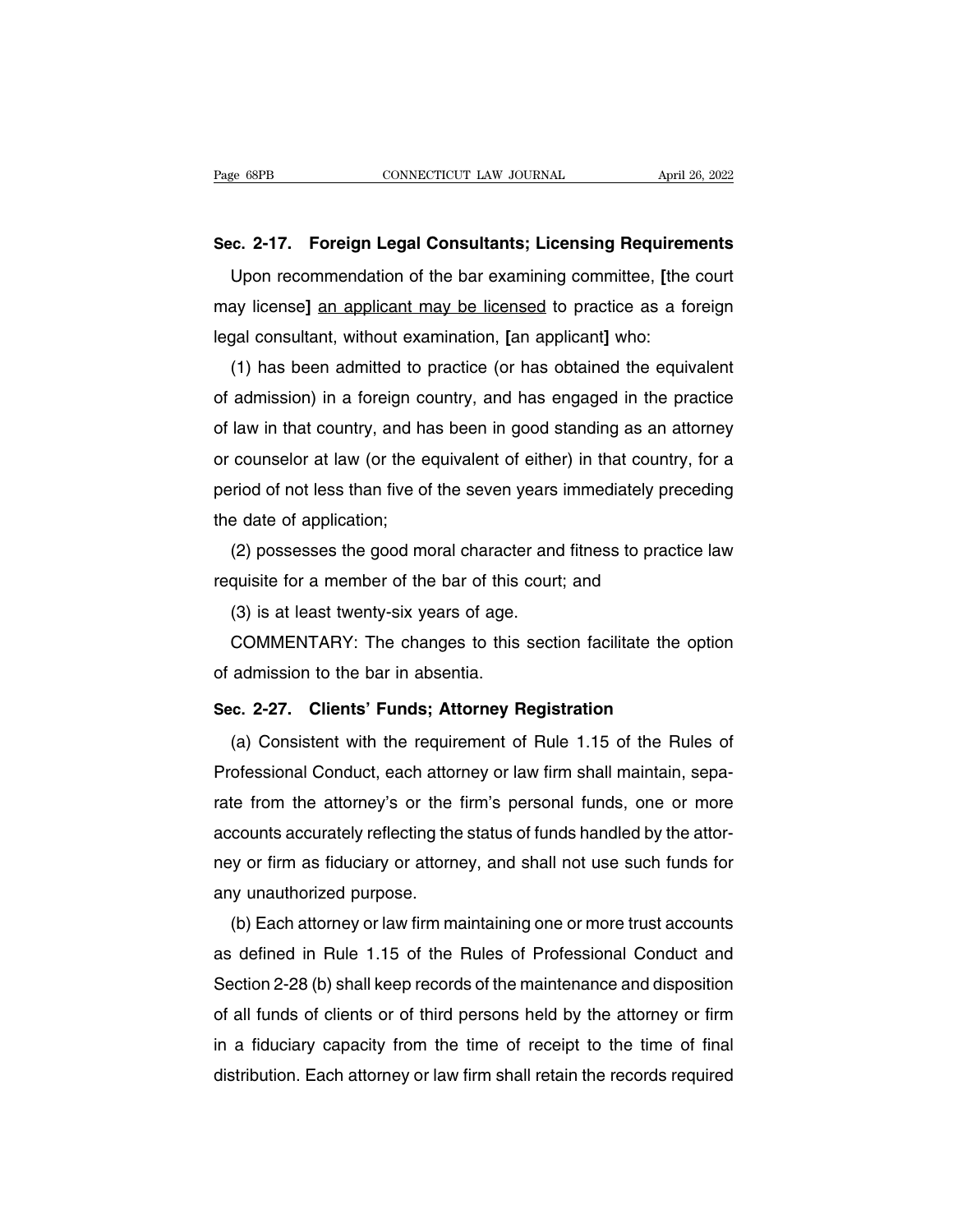**Sec. 2-17. Foreign Legal Consultants; Licensing Requirements**

Upon recommendation of the bar examining committee, **[**the court may license**]** <u>an applicant may be licensed</u> to practice as a foreign legal consultant, without examination, **[**an applicant**]** who:

(1) has been admitted to practice (or has obtained the equivalent of admission) in a foreign country, and has engaged in the practice of law in that country, and has been in good standing as an attorney or counselor at law (or the equivalent of either) in that country, for a period of not less than five of the seven years immediately preceding the date of application;

(2) possesses the good moral character and fitness to practice law requisite for a member of the bar of this court; and

(3) is at least twenty-six years of age.

COMMENTARY: The changes to this section facilitate the option of admission to the bar in absentia.

**Sec. 2-27. Clients' Funds; Attorney Registration**

(a) Consistent with the requirement of Rule 1.15 of the Rules of Professional Conduct, each attorney or law firm shall maintain, separate from the attorney's or the firm's personal funds, one or more accounts accurately reflecting the status of funds handled by the attorney or firm as fiduciary or attorney, and shall not use such funds for any unauthorized purpose.

(b) Each attorney or law firm maintaining one or more trust accounts as defined in Rule 1.15 of the Rules of Professional Conduct and Section 2-28 (b) shall keep records of the maintenance and disposition of all funds of clients or of third persons held by the attorney or firm in a fiduciary capacity from the time of receipt to the time of final distribution. Each attorney or law firm shall retain the records required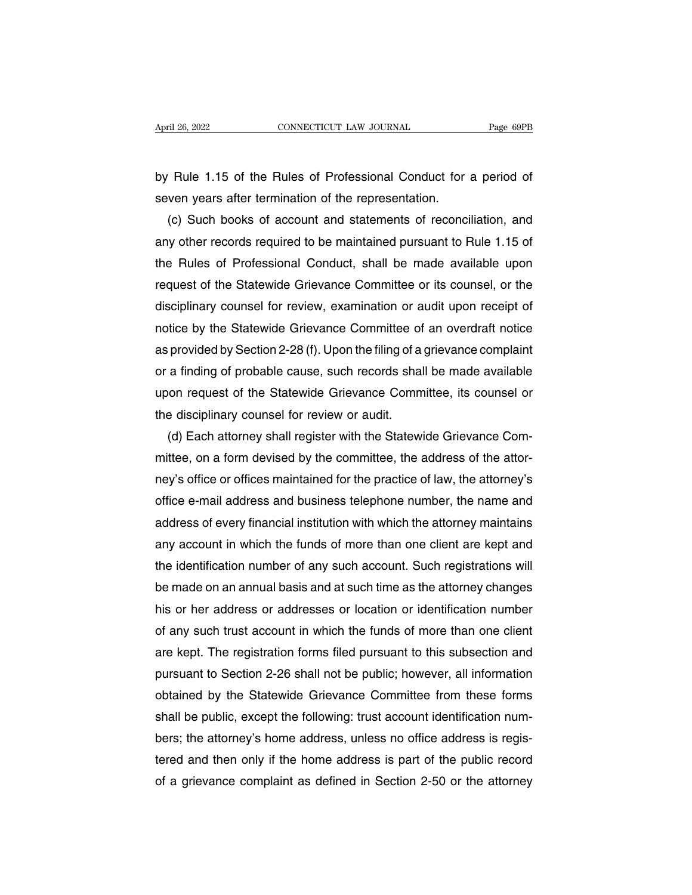by Rule 1.15 of the Rules of Professional Conduct for a period of seven years after termination of the representation.

(c) Such books of account and statements of reconciliation, and any other records required to be maintained pursuant to Rule 1.15 of the Rules of Professional Conduct, shall be made available upon request of the Statewide Grievance Committee or its counsel, or the disciplinary counsel for review, examination or audit upon receipt of notice by the Statewide Grievance Committee of an overdraft notice as provided by Section 2-28 (f). Upon the filing of a grievance complaint or a finding of probable cause, such records shall be made available upon request of the Statewide Grievance Committee, its counsel or the disciplinary counsel for review or audit.

(d) Each attorney shall register with the Statewide Grievance Committee, on a form devised by the committee, the address of the attorney's office or offices maintained for the practice of law, the attorney's office e-mail address and business telephone number, the name and address of every financial institution with which the attorney maintains any account in which the funds of more than one client are kept and the identification number of any such account. Such registrations will be made on an annual basis and at such time as the attorney changes his or her address or addresses or location or identification number of any such trust account in which the funds of more than one client are kept. The registration forms filed pursuant to this subsection and pursuant to Section 2-26 shall not be public; however, all information obtained by the Statewide Grievance Committee from these forms shall be public, except the following: trust account identification numbers; the attorney's home address, unless no office address is registered and then only if the home address is part of the public record of a grievance complaint as defined in Section 2-50 or the attorney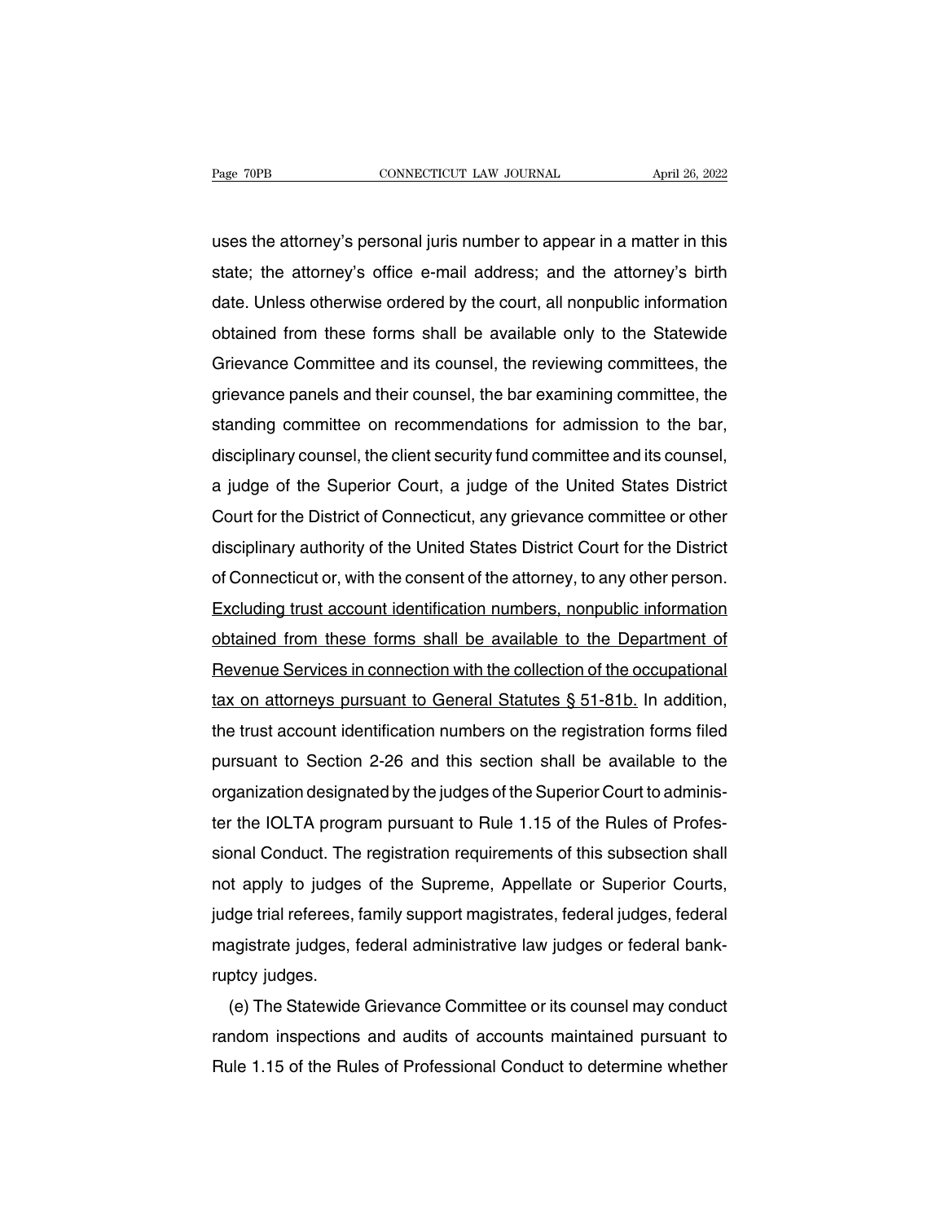uses the attorney's personal juris number to appear in a matter in this state; the attorney's office e-mail address; and the attorney's birth date. Unless otherwise ordered by the court, all nonpublic information obtained from these forms shall be available only to the Statewide Grievance Committee and its counsel, the reviewing committees, the grievance panels and their counsel, the bar examining committee, the standing committee on recommendations for admission to the bar, disciplinary counsel, the client security fund committee and its counsel, a judge of the Superior Court, a judge of the United States District Court for the District of Connecticut, any grievance committee or other disciplinary authority of the United States District Court for the District of Connecticut or, with the consent of the attorney, to any other person. <u>Excluding trust account identification numbers, nonpublic information obtained from these forms shall be available to the Department of Revenue Services in connection with the collection of the occupational tax on attorneys pursuant to General Statutes § 51-81b.</u> In addition, the trust account identification numbers on the registration forms filed pursuant to Section 2-26 and this section shall be available to the organization designated by the judges of the Superior Court to administer the IOLTA program pursuant to Rule 1.15 of the Rules of Professional Conduct. The registration requirements of this subsection shall not apply to judges of the Supreme, Appellate or Superior Courts, judge trial referees, family support magistrates, federal judges, federal magistrate judges, federal administrative law judges or federal bankruptcy judges.

(e) The Statewide Grievance Committee or its counsel may conduct random inspections and audits of accounts maintained pursuant to Rule 1.15 of the Rules of Professional Conduct to determine whether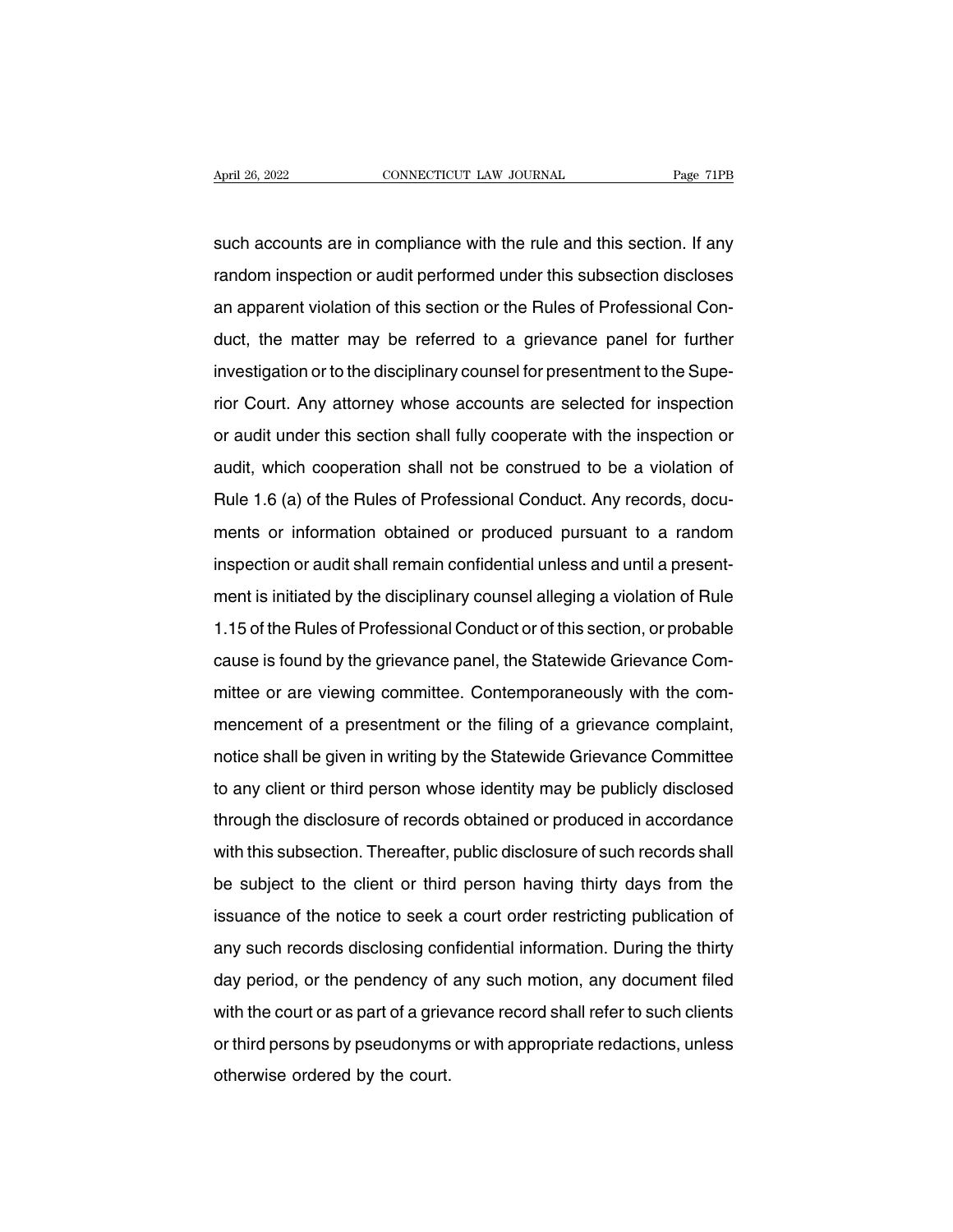such accounts are in compliance with the rule and this section. If any random inspection or audit performed under this subsection discloses an apparent violation of this section or the Rules of Professional Conduct, the matter may be referred to a grievance panel for further investigation or to the disciplinary counsel for presentment to the Superior Court. Any attorney whose accounts are selected for inspection or audit under this section shall fully cooperate with the inspection or audit, which cooperation shall not be construed to be a violation of Rule 1.6 (a) of the Rules of Professional Conduct. Any records, documents or information obtained or produced pursuant to a random inspection or audit shall remain confidential unless and until a presentment is initiated by the disciplinary counsel alleging a violation of Rule 1.15 of the Rules of Professional Conduct or of this section, or probable cause is found by the grievance panel, the Statewide Grievance Committee or are viewing committee. Contemporaneously with the commencement of a presentment or the filing of a grievance complaint, notice shall be given in writing by the Statewide Grievance Committee to any client or third person whose identity may be publicly disclosed through the disclosure of records obtained or produced in accordance with this subsection. Thereafter, public disclosure of such records shall be subject to the client or third person having thirty days from the issuance of the notice to seek a court order restricting publication of any such records disclosing confidential information. During the thirty day period, or the pendency of any such motion, any document filed with the court or as part of a grievance record shall refer to such clients or third persons by pseudonyms or with appropriate redactions, unless otherwise ordered by the court.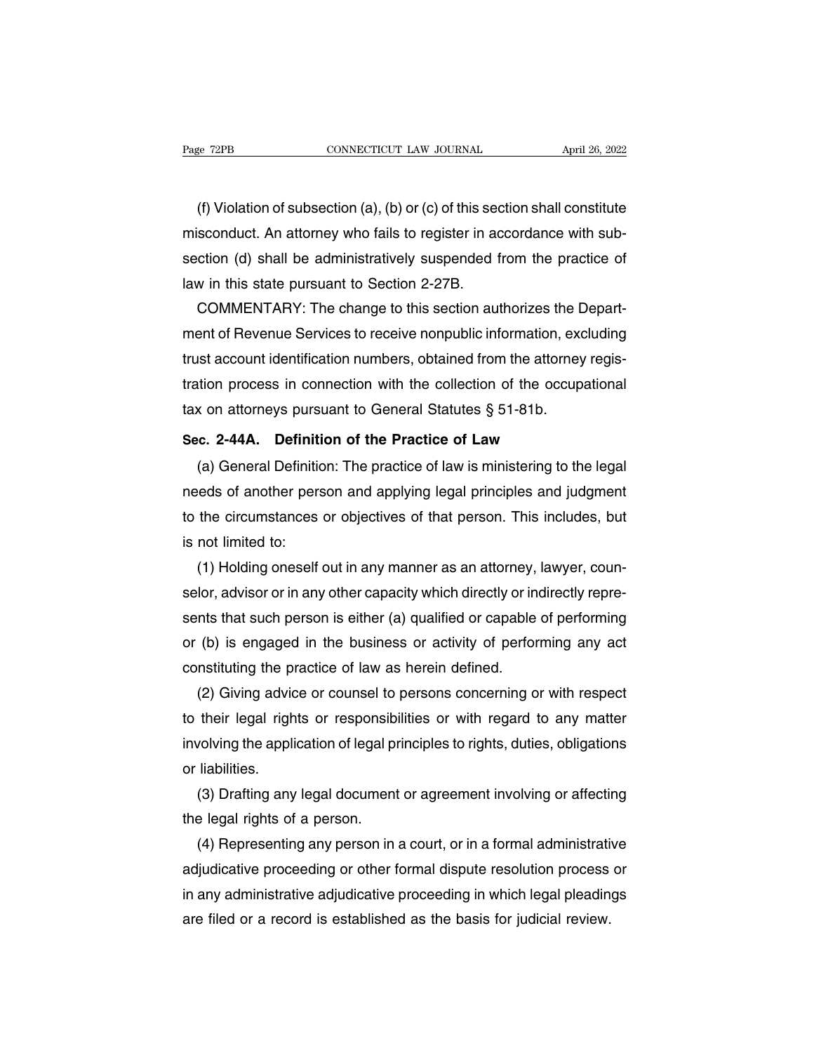(f) Violation of subsection (a), (b) or (c) of this section shall constitute misconduct. An attorney who fails to register in accordance with subsection (d) shall be administratively suspended from the practice of law in this state pursuant to Section 2-27B.

COMMENTARY: The change to this section authorizes the Department of Revenue Services to receive nonpublic information, excluding trust account identification numbers, obtained from the attorney registration process in connection with the collection of the occupational tax on attorneys pursuant to General Statutes § 51-81b.

**Sec. 2-44A. Definition of the Practice of Law**

(a) General Definition: The practice of law is ministering to the legal needs of another person and applying legal principles and judgment to the circumstances or objectives of that person. This includes, but is not limited to:

(1) Holding oneself out in any manner as an attorney, lawyer, counselor, advisor or in any other capacity which directly or indirectly represents that such person is either (a) qualified or capable of performing or (b) is engaged in the business or activity of performing any act constituting the practice of law as herein defined.

(2) Giving advice or counsel to persons concerning or with respect to their legal rights or responsibilities or with regard to any matter involving the application of legal principles to rights, duties, obligations or liabilities.

(3) Drafting any legal document or agreement involving or affecting the legal rights of a person.

(4) Representing any person in a court, or in a formal administrative adjudicative proceeding or other formal dispute resolution process or in any administrative adjudicative proceeding in which legal pleadings are filed or a record is established as the basis for judicial review.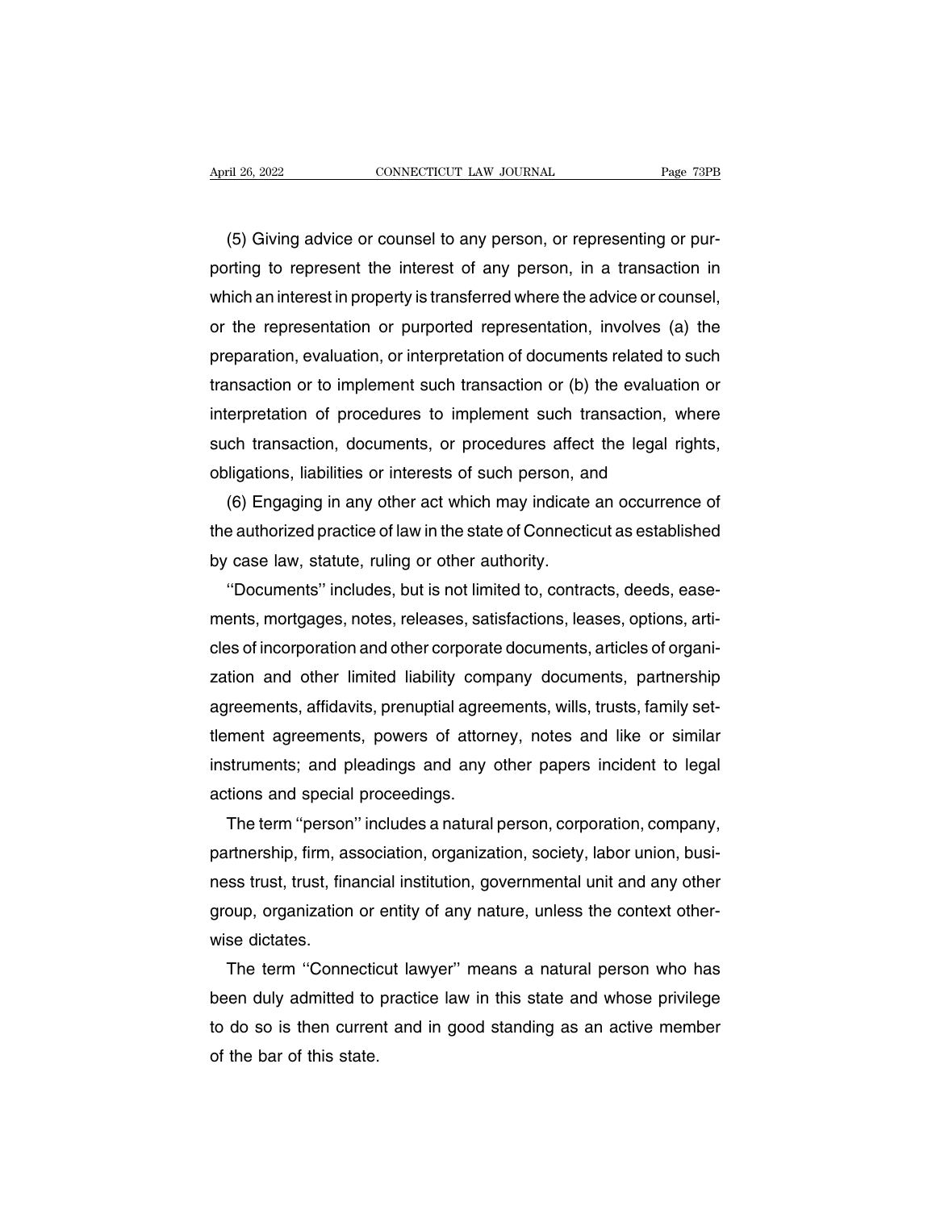(5) Giving advice or counsel to any person, or representing or purporting to represent the interest of any person, in a transaction in which an interest in property is transferred where the advice or counsel, or the representation or purported representation, involves (a) the preparation, evaluation, or interpretation of documents related to such transaction or to implement such transaction or (b) the evaluation or interpretation of procedures to implement such transaction, where such transaction, documents, or procedures affect the legal rights, obligations, liabilities or interests of such person, and

(6) Engaging in any other act which may indicate an occurrence of the authorized practice of law in the state of Connecticut as established by case law, statute, ruling or other authority.

''Documents'' includes, but is not limited to, contracts, deeds, easements, mortgages, notes, releases, satisfactions, leases, options, articles of incorporation and other corporate documents, articles of organization and other limited liability company documents, partnership agreements, affidavits, prenuptial agreements, wills, trusts, family settlement agreements, powers of attorney, notes and like or similar instruments; and pleadings and any other papers incident to legal actions and special proceedings.

The term ''person'' includes a natural person, corporation, company, partnership, firm, association, organization, society, labor union, business trust, trust, financial institution, governmental unit and any other group, organization or entity of any nature, unless the context otherwise dictates.

The term ''Connecticut lawyer'' means a natural person who has been duly admitted to practice law in this state and whose privilege to do so is then current and in good standing as an active member of the bar of this state.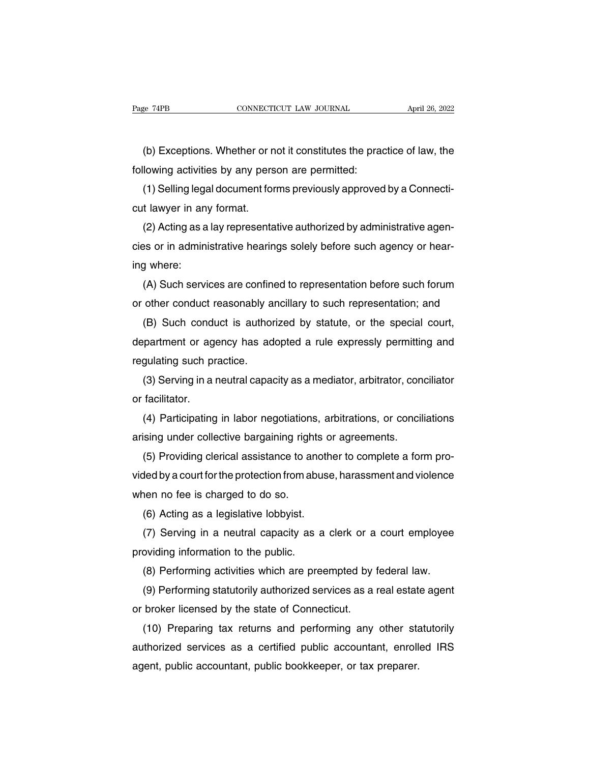(b) Exceptions. Whether or not it constitutes the practice of law, the following activities by any person are permitted:

(1) Selling legal document forms previously approved by a Connecticut lawyer in any format.

(2) Acting as a lay representative authorized by administrative agencies or in administrative hearings solely before such agency or hearing where:

(A) Such services are confined to representation before such forum or other conduct reasonably ancillary to such representation; and

(B) Such conduct is authorized by statute, or the special court, department or agency has adopted a rule expressly permitting and regulating such practice.

(3) Serving in a neutral capacity as a mediator, arbitrator, conciliator or facilitator.

(4) Participating in labor negotiations, arbitrations, or conciliations arising under collective bargaining rights or agreements.

(5) Providing clerical assistance to another to complete a form provided by a court for the protection from abuse, harassment and violence when no fee is charged to do so.

(6) Acting as a legislative lobbyist.

(7) Serving in a neutral capacity as a clerk or a court employee providing information to the public.

(8) Performing activities which are preempted by federal law.

(9) Performing statutorily authorized services as a real estate agent or broker licensed by the state of Connecticut.

(10) Preparing tax returns and performing any other statutorily authorized services as a certified public accountant, enrolled IRS agent, public accountant, public bookkeeper, or tax preparer.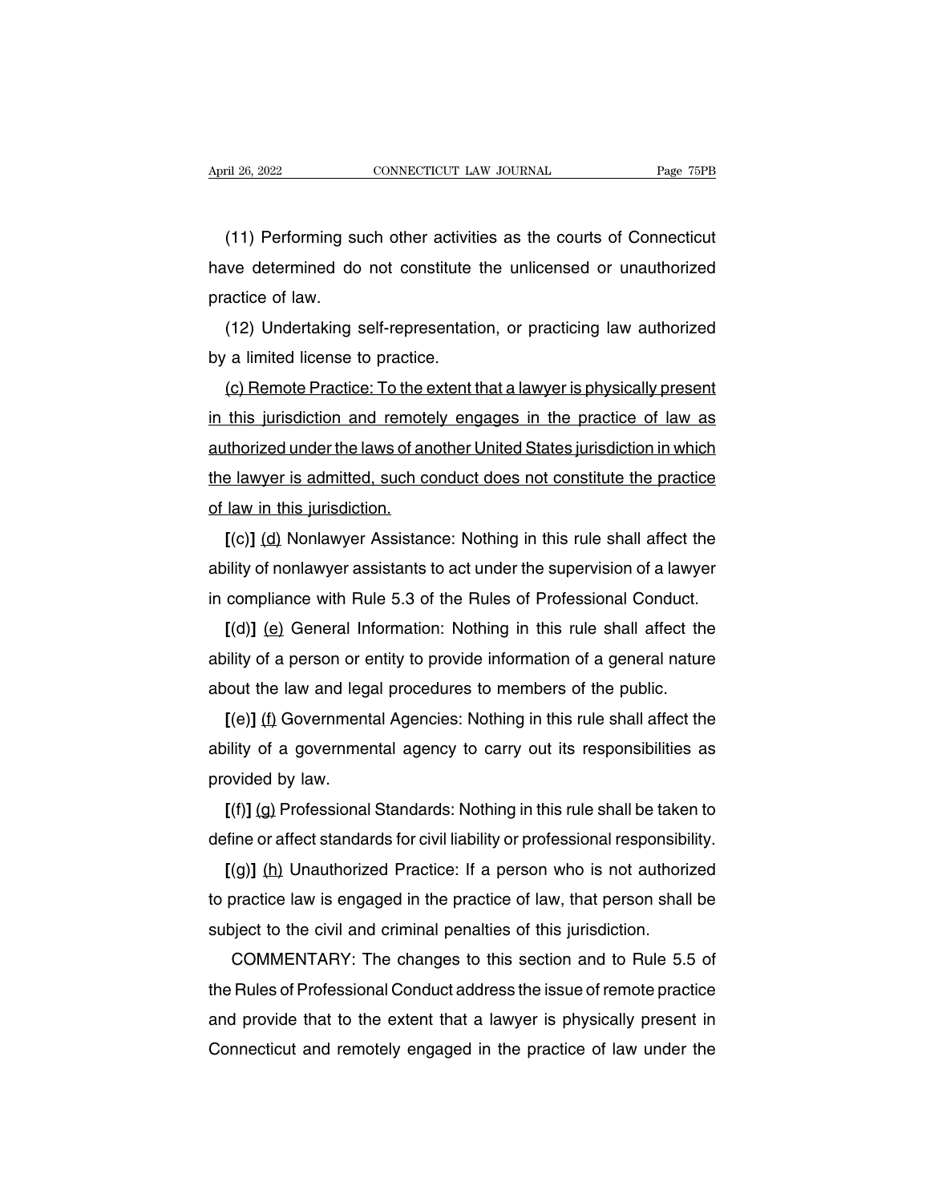(11) Performing such other activities as the courts of Connecticut have determined do not constitute the unlicensed or unauthorized practice of law.

(12) Undertaking self-representation, or practicing law authorized by a limited license to practice.

<u>(c) Remote Practice: To the extent that a lawyer is physically present in this jurisdiction and remotely engages in the practice of law as authorized under the laws of another United States jurisdiction in which the lawyer is admitted, such conduct does not constitute the practice of law in this jurisdiction.</u>

**[**(c)**]** <u>(d)</u> Nonlawyer Assistance: Nothing in this rule shall affect the ability of nonlawyer assistants to act under the supervision of a lawyer in compliance with Rule 5.3 of the Rules of Professional Conduct.

**[**(d)**]** <u>(e)</u> General Information: Nothing in this rule shall affect the ability of a person or entity to provide information of a general nature about the law and legal procedures to members of the public.

**[**(e)**]** <u>(f)</u> Governmental Agencies: Nothing in this rule shall affect the ability of a governmental agency to carry out its responsibilities as provided by law.

**[**(f)**]** <u>(g)</u> Professional Standards: Nothing in this rule shall be taken to define or affect standards for civil liability or professional responsibility.

**[**(g)**]** <u>(h)</u> Unauthorized Practice: If a person who is not authorized to practice law is engaged in the practice of law, that person shall be subject to the civil and criminal penalties of this jurisdiction.

COMMENTARY: The changes to this section and to Rule 5.5 of the Rules of Professional Conduct address the issue of remote practice and provide that to the extent that a lawyer is physically present in Connecticut and remotely engaged in the practice of law under the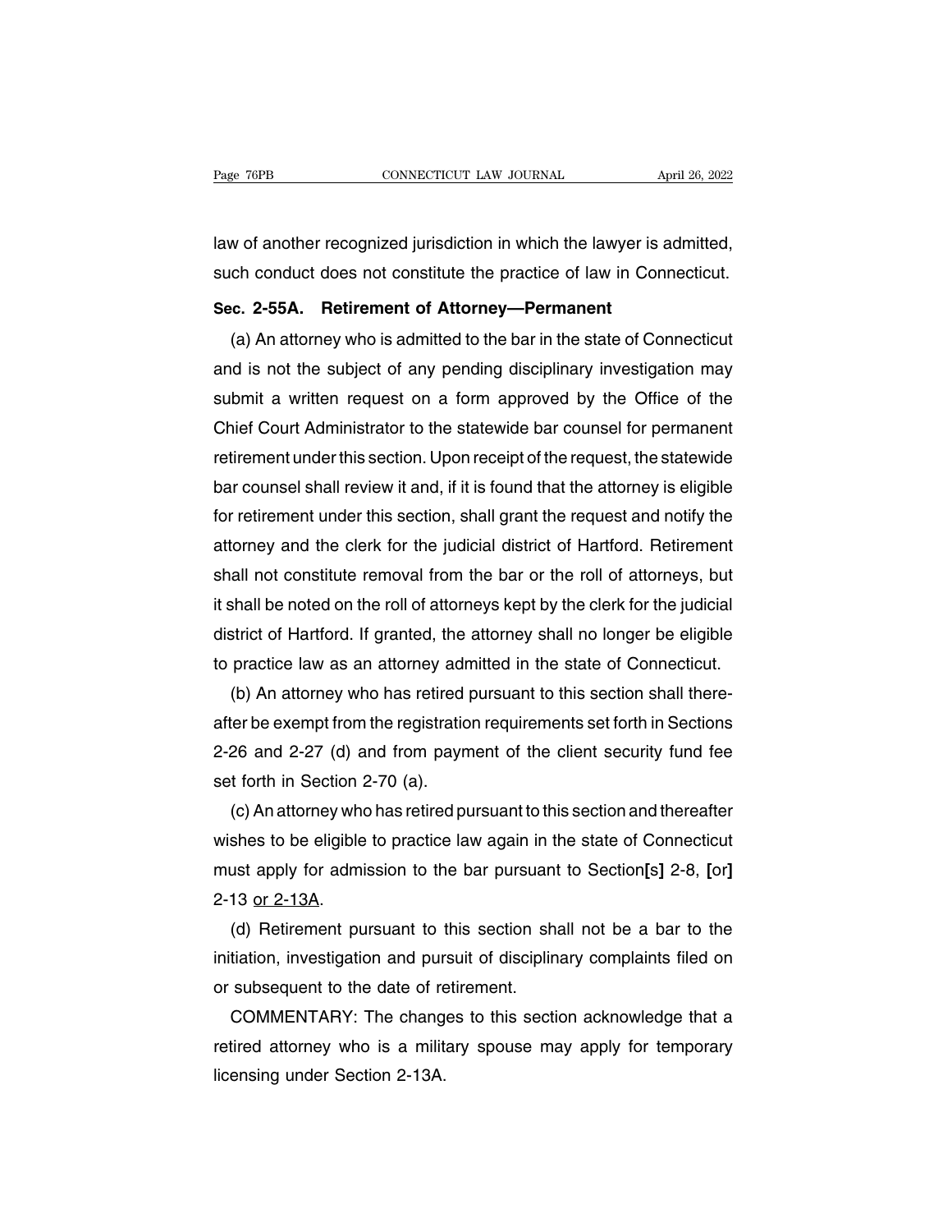law of another recognized jurisdiction in which the lawyer is admitted, such conduct does not constitute the practice of law in Connecticut.

**Sec. 2-55A. Retirement of Attorney—Permanent**

(a) An attorney who is admitted to the bar in the state of Connecticut and is not the subject of any pending disciplinary investigation may submit a written request on a form approved by the Office of the Chief Court Administrator to the statewide bar counsel for permanent retirement under this section. Upon receipt of the request, the statewide bar counsel shall review it and, if it is found that the attorney is eligible for retirement under this section, shall grant the request and notify the attorney and the clerk for the judicial district of Hartford. Retirement shall not constitute removal from the bar or the roll of attorneys, but it shall be noted on the roll of attorneys kept by the clerk for the judicial district of Hartford. If granted, the attorney shall no longer be eligible to practice law as an attorney admitted in the state of Connecticut.

(b) An attorney who has retired pursuant to this section shall thereafter be exempt from the registration requirements set forth in Sections 2-26 and 2-27 (d) and from payment of the client security fund fee set forth in Section 2-70 (a).

(c) An attorney who has retired pursuant to this section and thereafter wishes to be eligible to practice law again in the state of Connecticut must apply for admission to the bar pursuant to Section**[s]** 2-8, **[**or**]** 2-13 <u>or 2-13A</u>.

(d) Retirement pursuant to this section shall not be a bar to the initiation, investigation and pursuit of disciplinary complaints filed on or subsequent to the date of retirement.

COMMENTARY: The changes to this section acknowledge that a retired attorney who is a military spouse may apply for temporary licensing under Section 2-13A.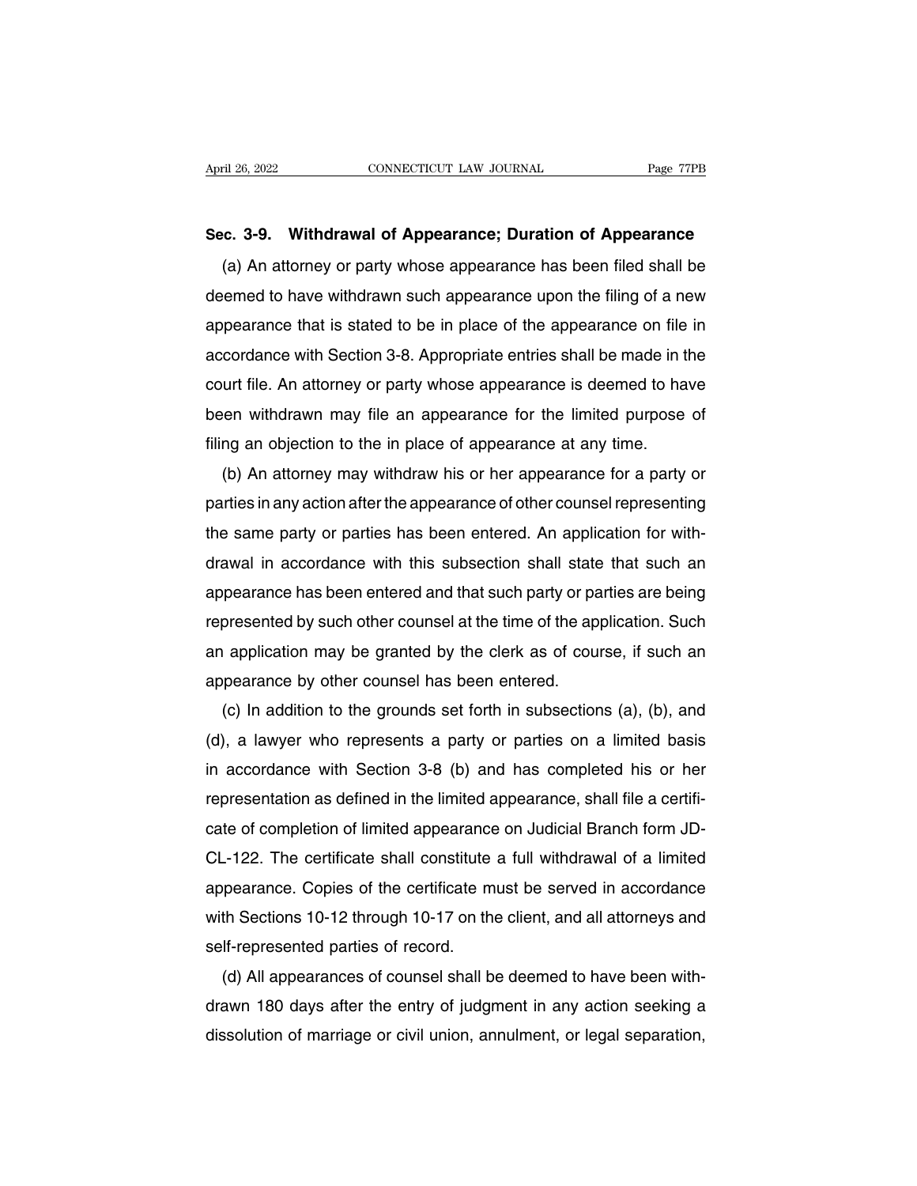**Sec. 3-9. Withdrawal of Appearance; Duration of Appearance**

(a) An attorney or party whose appearance has been filed shall be deemed to have withdrawn such appearance upon the filing of a new appearance that is stated to be in place of the appearance on file in accordance with Section 3-8. Appropriate entries shall be made in the court file. An attorney or party whose appearance is deemed to have been withdrawn may file an appearance for the limited purpose of filing an objection to the in place of appearance at any time.

(b) An attorney may withdraw his or her appearance for a party or parties in any action after the appearance of other counsel representing the same party or parties has been entered. An application for withdrawal in accordance with this subsection shall state that such an appearance has been entered and that such party or parties are being represented by such other counsel at the time of the application. Such an application may be granted by the clerk as of course, if such an appearance by other counsel has been entered.

(c) In addition to the grounds set forth in subsections (a), (b), and (d), a lawyer who represents a party or parties on a limited basis in accordance with Section 3-8 (b) and has completed his or her representation as defined in the limited appearance, shall file a certificate of completion of limited appearance on Judicial Branch form JD-CL-122. The certificate shall constitute a full withdrawal of a limited appearance. Copies of the certificate must be served in accordance with Sections 10-12 through 10-17 on the client, and all attorneys and self-represented parties of record.

(d) All appearances of counsel shall be deemed to have been withdrawn 180 days after the entry of judgment in any action seeking a dissolution of marriage or civil union, annulment, or legal separation,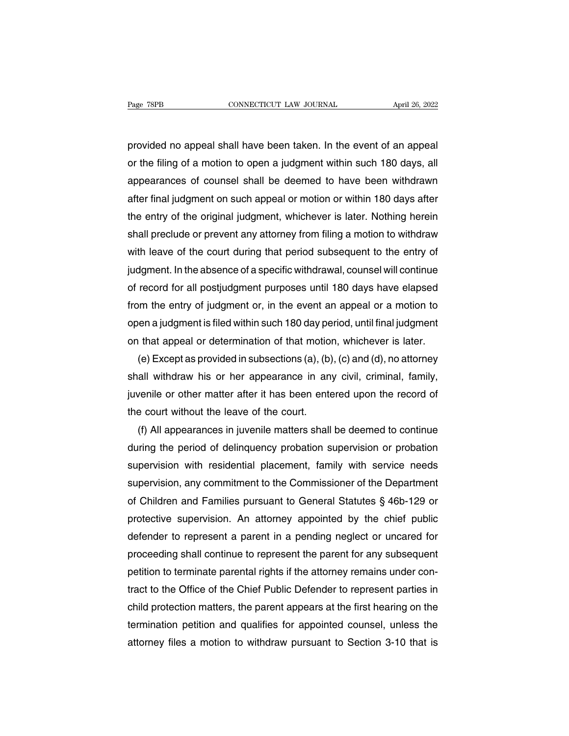provided no appeal shall have been taken. In the event of an appeal or the filing of a motion to open a judgment within such 180 days, all appearances of counsel shall be deemed to have been withdrawn after final judgment on such appeal or motion or within 180 days after the entry of the original judgment, whichever is later. Nothing herein shall preclude or prevent any attorney from filing a motion to withdraw with leave of the court during that period subsequent to the entry of judgment. In the absence of a specific withdrawal, counsel will continue of record for all postjudgment purposes until 180 days have elapsed from the entry of judgment or, in the event an appeal or a motion to open a judgment is filed within such 180 day period, until final judgment on that appeal or determination of that motion, whichever is later.

(e) Except as provided in subsections (a), (b), (c) and (d), no attorney shall withdraw his or her appearance in any civil, criminal, family, juvenile or other matter after it has been entered upon the record of the court without the leave of the court.

(f) All appearances in juvenile matters shall be deemed to continue during the period of delinquency probation supervision or probation supervision with residential placement, family with service needs supervision, any commitment to the Commissioner of the Department of Children and Families pursuant to General Statutes § 46b-129 or protective supervision. An attorney appointed by the chief public defender to represent a parent in a pending neglect or uncared for proceeding shall continue to represent the parent for any subsequent petition to terminate parental rights if the attorney remains under contract to the Office of the Chief Public Defender to represent parties in child protection matters, the parent appears at the first hearing on the termination petition and qualifies for appointed counsel, unless the attorney files a motion to withdraw pursuant to Section 3-10 that is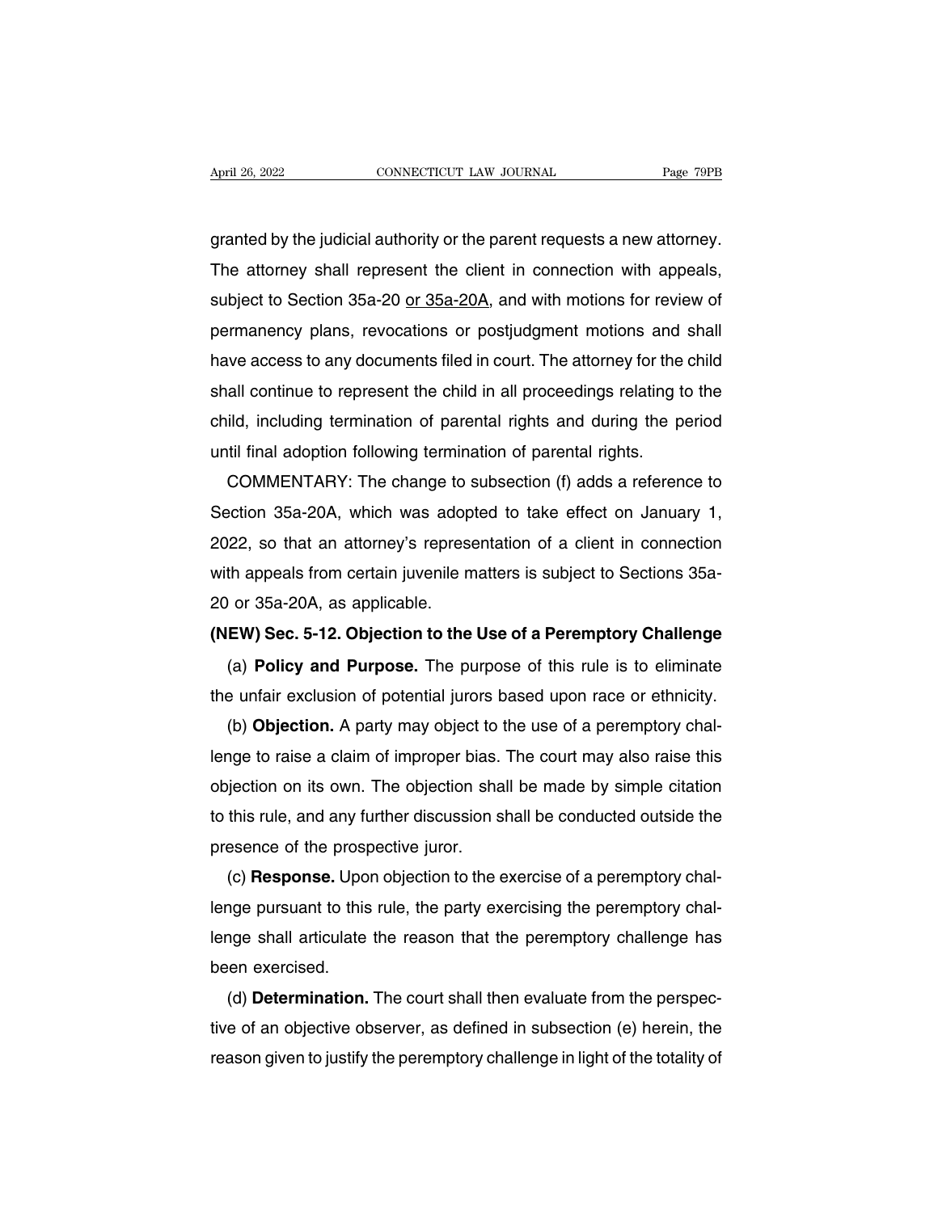granted by the judicial authority or the parent requests a new attorney. The attorney shall represent the client in connection with appeals, subject to Section 35a-20 <u>or 35a-20A</u>, and with motions for review of permanency plans, revocations or postjudgment motions and shall have access to any documents filed in court. The attorney for the child shall continue to represent the child in all proceedings relating to the child, including termination of parental rights and during the period until final adoption following termination of parental rights.

COMMENTARY: The change to subsection (f) adds a reference to Section 35a-20A, which was adopted to take effect on January 1, 2022, so that an attorney's representation of a client in connection with appeals from certain juvenile matters is subject to Sections 35a-20 or 35a-20A, as applicable.

**(NEW) Sec. 5-12. Objection to the Use of a Peremptory Challenge**

(a) **Policy and Purpose.** The purpose of this rule is to eliminate the unfair exclusion of potential jurors based upon race or ethnicity.

(b) **Objection.** A party may object to the use of a peremptory challenge to raise a claim of improper bias. The court may also raise this objection on its own. The objection shall be made by simple citation to this rule, and any further discussion shall be conducted outside the presence of the prospective juror.

(c) **Response.** Upon objection to the exercise of a peremptory challenge pursuant to this rule, the party exercising the peremptory challenge shall articulate the reason that the peremptory challenge has been exercised.

(d) **Determination.** The court shall then evaluate from the perspective of an objective observer, as defined in subsection (e) herein, the reason given to justify the peremptory challenge in light of the totality of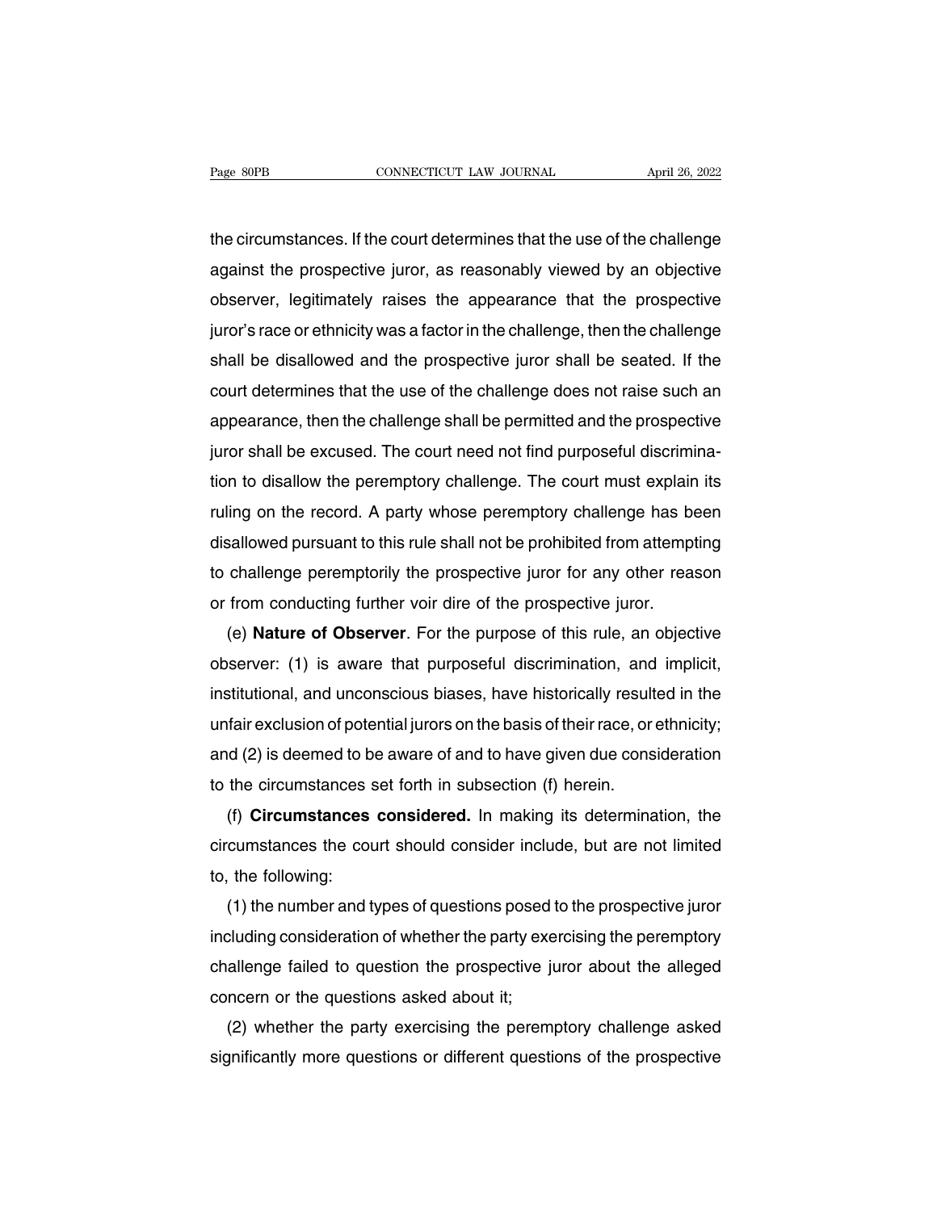the circumstances. If the court determines that the use of the challenge against the prospective juror, as reasonably viewed by an objective observer, legitimately raises the appearance that the prospective juror's race or ethnicity was a factor in the challenge, then the challenge shall be disallowed and the prospective juror shall be seated. If the court determines that the use of the challenge does not raise such an appearance, then the challenge shall be permitted and the prospective juror shall be excused. The court need not find purposeful discrimination to disallow the peremptory challenge. The court must explain its ruling on the record. A party whose peremptory challenge has been disallowed pursuant to this rule shall not be prohibited from attempting to challenge peremptorily the prospective juror for any other reason or from conducting further voir dire of the prospective juror.

(e) **Nature of Observer**. For the purpose of this rule, an objective observer: (1) is aware that purposeful discrimination, and implicit, institutional, and unconscious biases, have historically resulted in the unfair exclusion of potential jurors on the basis of their race, or ethnicity; and (2) is deemed to be aware of and to have given due consideration to the circumstances set forth in subsection (f) herein.

(f) **Circumstances considered.** In making its determination, the circumstances the court should consider include, but are not limited to, the following:

(1) the number and types of questions posed to the prospective juror including consideration of whether the party exercising the peremptory challenge failed to question the prospective juror about the alleged concern or the questions asked about it;

(2) whether the party exercising the peremptory challenge asked significantly more questions or different questions of the prospective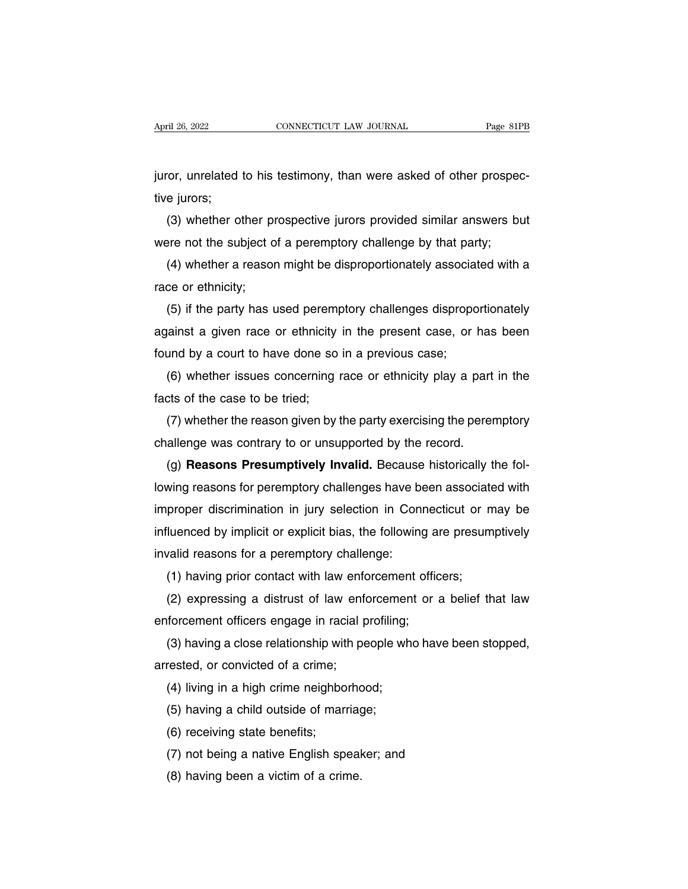juror, unrelated to his testimony, than were asked of other prospective jurors;

(3) whether other prospective jurors provided similar answers but were not the subject of a peremptory challenge by that party;

(4) whether a reason might be disproportionately associated with a race or ethnicity;

(5) if the party has used peremptory challenges disproportionately against a given race or ethnicity in the present case, or has been found by a court to have done so in a previous case;

(6) whether issues concerning race or ethnicity play a part in the facts of the case to be tried;

(7) whether the reason given by the party exercising the peremptory challenge was contrary to or unsupported by the record.

(g) **Reasons Presumptively Invalid.** Because historically the following reasons for peremptory challenges have been associated with improper discrimination in jury selection in Connecticut or may be influenced by implicit or explicit bias, the following are presumptively invalid reasons for a peremptory challenge:

(1) having prior contact with law enforcement officers;

(2) expressing a distrust of law enforcement or a belief that law enforcement officers engage in racial profiling;

(3) having a close relationship with people who have been stopped, arrested, or convicted of a crime;

(4) living in a high crime neighborhood;

(5) having a child outside of marriage;

(6) receiving state benefits;

(7) not being a native English speaker; and

(8) having been a victim of a crime.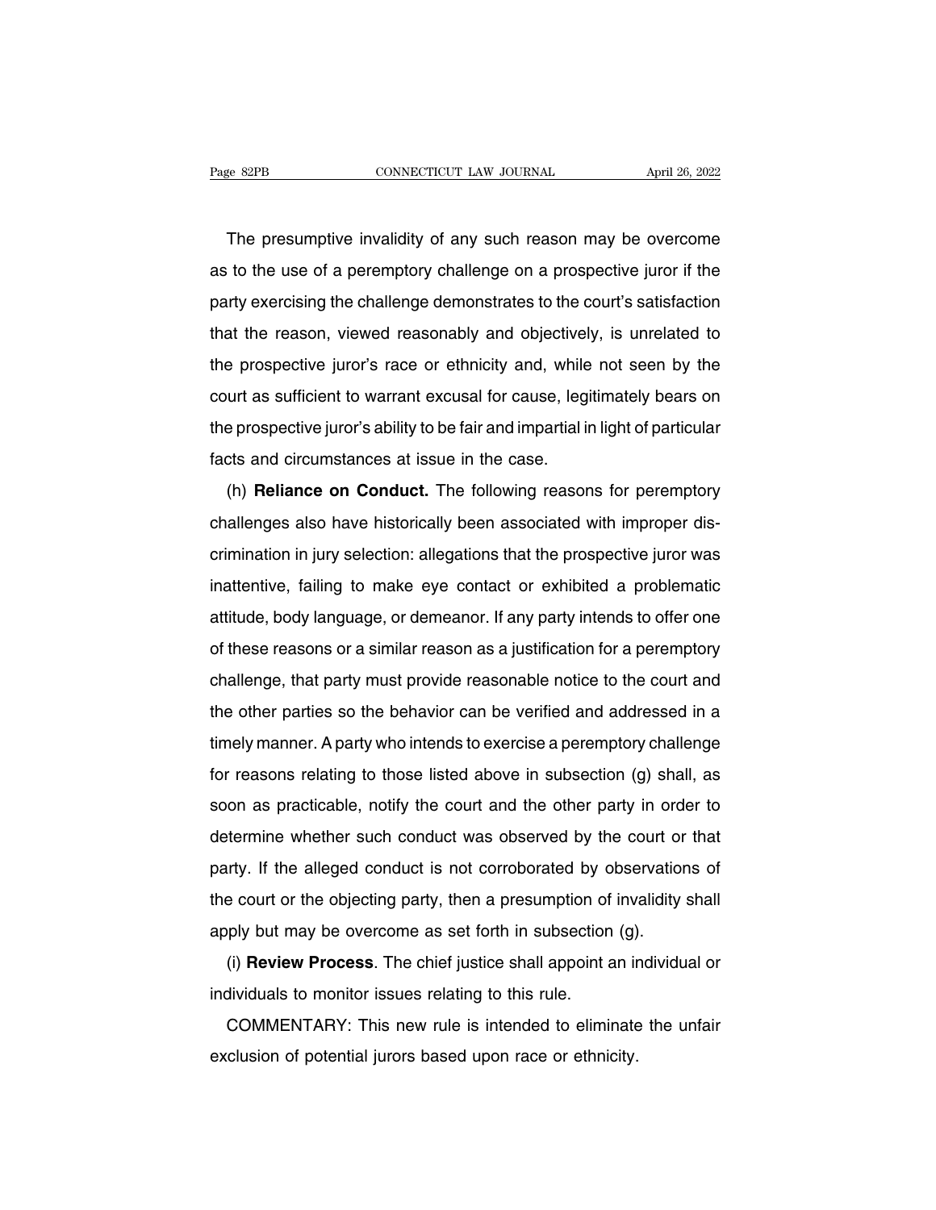The presumptive invalidity of any such reason may be overcome as to the use of a peremptory challenge on a prospective juror if the party exercising the challenge demonstrates to the court's satisfaction that the reason, viewed reasonably and objectively, is unrelated to the prospective juror's race or ethnicity and, while not seen by the court as sufficient to warrant excusal for cause, legitimately bears on the prospective juror's ability to be fair and impartial in light of particular facts and circumstances at issue in the case.

(h) **Reliance on Conduct.** The following reasons for peremptory challenges also have historically been associated with improper discrimination in jury selection: allegations that the prospective juror was inattentive, failing to make eye contact or exhibited a problematic attitude, body language, or demeanor. If any party intends to offer one of these reasons or a similar reason as a justification for a peremptory challenge, that party must provide reasonable notice to the court and the other parties so the behavior can be verified and addressed in a timely manner. A party who intends to exercise a peremptory challenge for reasons relating to those listed above in subsection (g) shall, as soon as practicable, notify the court and the other party in order to determine whether such conduct was observed by the court or that party. If the alleged conduct is not corroborated by observations of the court or the objecting party, then a presumption of invalidity shall apply but may be overcome as set forth in subsection (g).

(i) **Review Process**. The chief justice shall appoint an individual or individuals to monitor issues relating to this rule.

COMMENTARY: This new rule is intended to eliminate the unfair exclusion of potential jurors based upon race or ethnicity.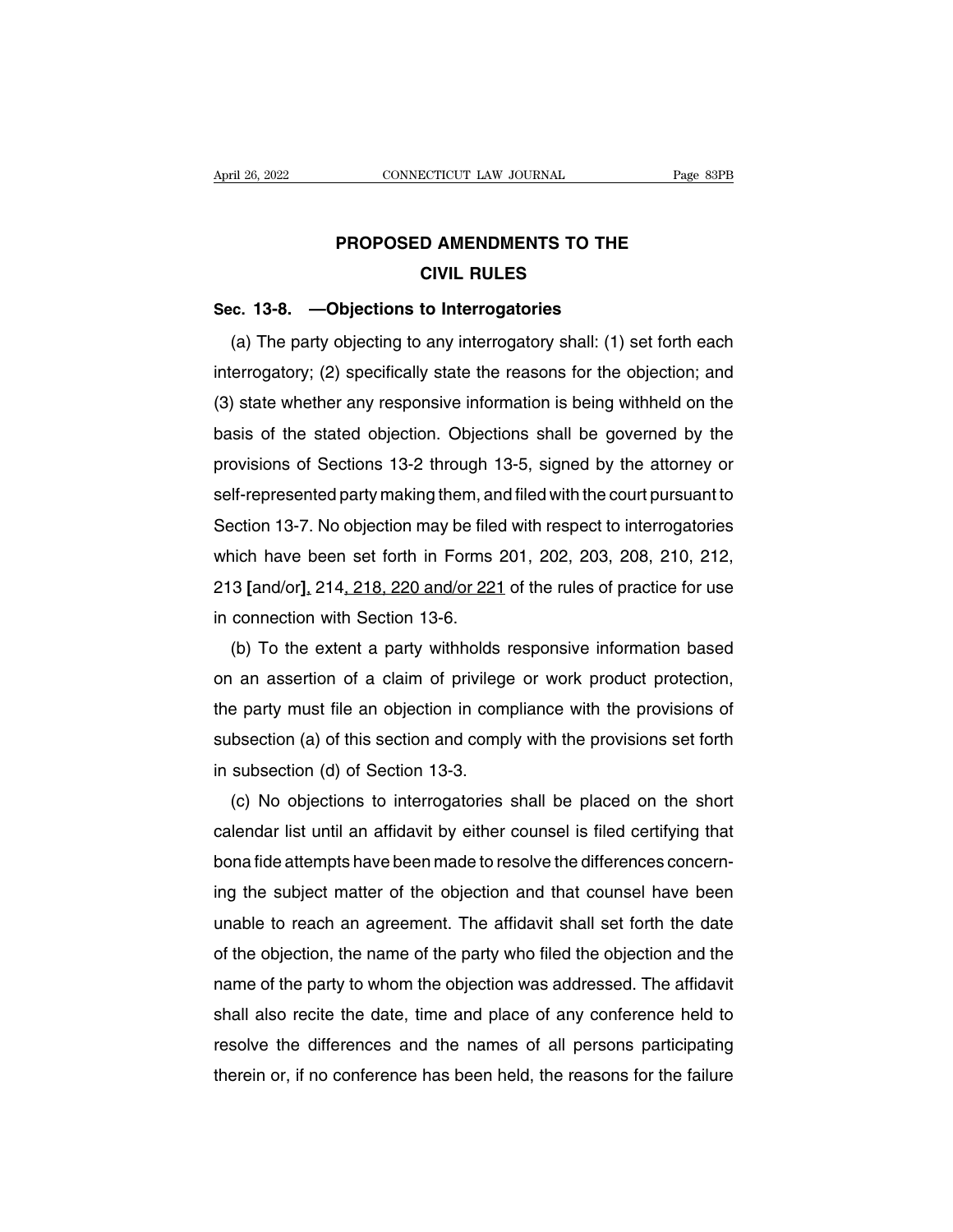# PROPOSED AMENDMENTS TO THE CIVIL RULES

**Sec. 13-8. —Objections to Interrogatories**

(a) The party objecting to any interrogatory shall: (1) set forth each interrogatory; (2) specifically state the reasons for the objection; and (3) state whether any responsive information is being withheld on the basis of the stated objection. Objections shall be governed by the provisions of Sections 13-2 through 13-5, signed by the attorney or self-represented party making them, and filed with the court pursuant to Section 13-7. No objection may be filed with respect to interrogatories which have been set forth in Forms 201, 202, 203, 208, 210, 212, 213 **[**and/or**]**, 214, 218, 220 and/or 221 of the rules of practice for use in connection with Section 13-6.

(b) To the extent a party withholds responsive information based on an assertion of a claim of privilege or work product protection, the party must file an objection in compliance with the provisions of subsection (a) of this section and comply with the provisions set forth in subsection (d) of Section 13-3.

(c) No objections to interrogatories shall be placed on the short calendar list until an affidavit by either counsel is filed certifying that bona fide attempts have been made to resolve the differences concerning the subject matter of the objection and that counsel have been unable to reach an agreement. The affidavit shall set forth the date of the objection, the name of the party who filed the objection and the name of the party to whom the objection was addressed. The affidavit shall also recite the date, time and place of any conference held to resolve the differences and the names of all persons participating therein or, if no conference has been held, the reasons for the failure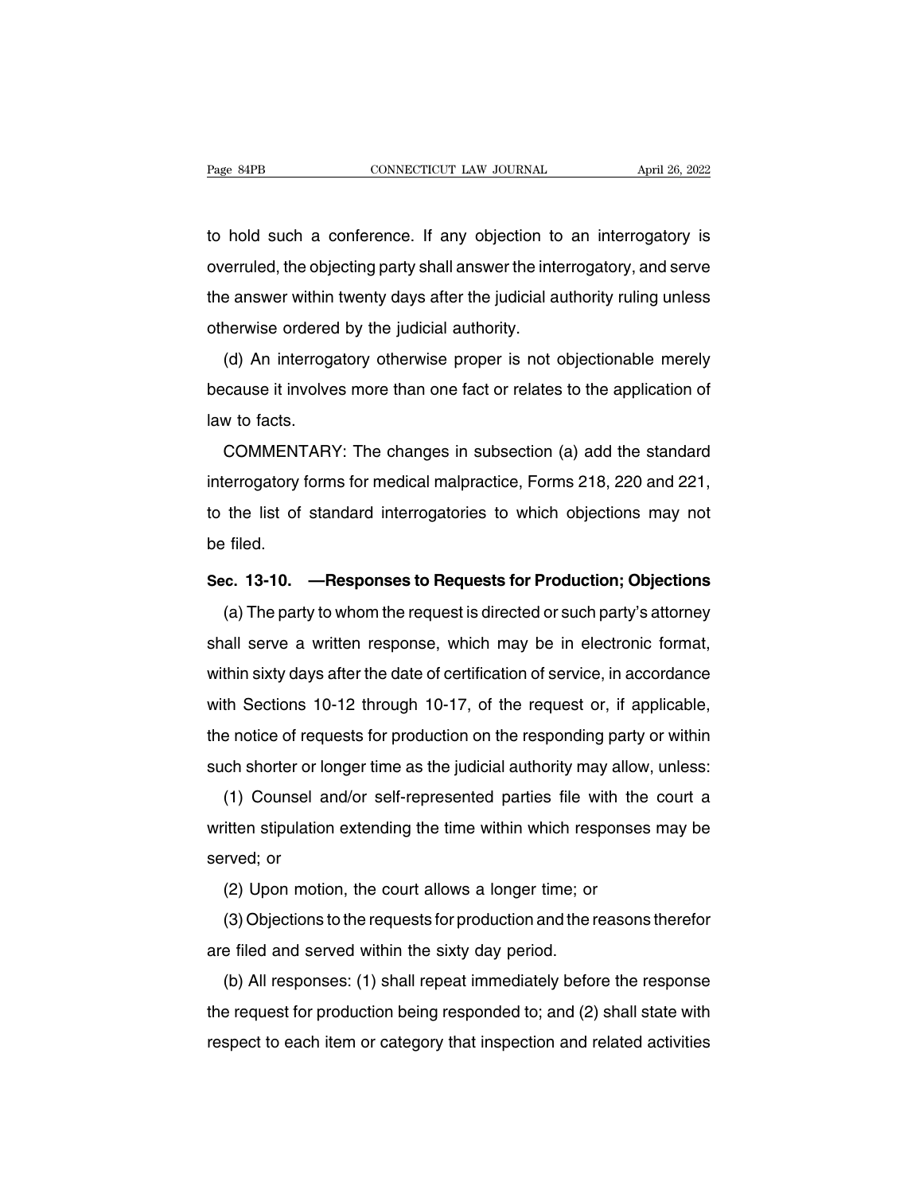to hold such a conference. If any objection to an interrogatory is overruled, the objecting party shall answer the interrogatory, and serve the answer within twenty days after the judicial authority ruling unless otherwise ordered by the judicial authority.

(d) An interrogatory otherwise proper is not objectionable merely because it involves more than one fact or relates to the application of law to facts.

COMMENTARY: The changes in subsection (a) add the standard interrogatory forms for medical malpractice, Forms 218, 220 and 221, to the list of standard interrogatories to which objections may not be filed.

**Sec. 13-10. —Responses to Requests for Production; Objections**

(a) The party to whom the request is directed or such party's attorney shall serve a written response, which may be in electronic format, within sixty days after the date of certification of service, in accordance with Sections 10-12 through 10-17, of the request or, if applicable, the notice of requests for production on the responding party or within such shorter or longer time as the judicial authority may allow, unless:

(1) Counsel and/or self-represented parties file with the court a written stipulation extending the time within which responses may be served; or

(2) Upon motion, the court allows a longer time; or

(3) Objections to the requests for production and the reasons therefor are filed and served within the sixty day period.

(b) All responses: (1) shall repeat immediately before the response the request for production being responded to; and (2) shall state with respect to each item or category that inspection and related activities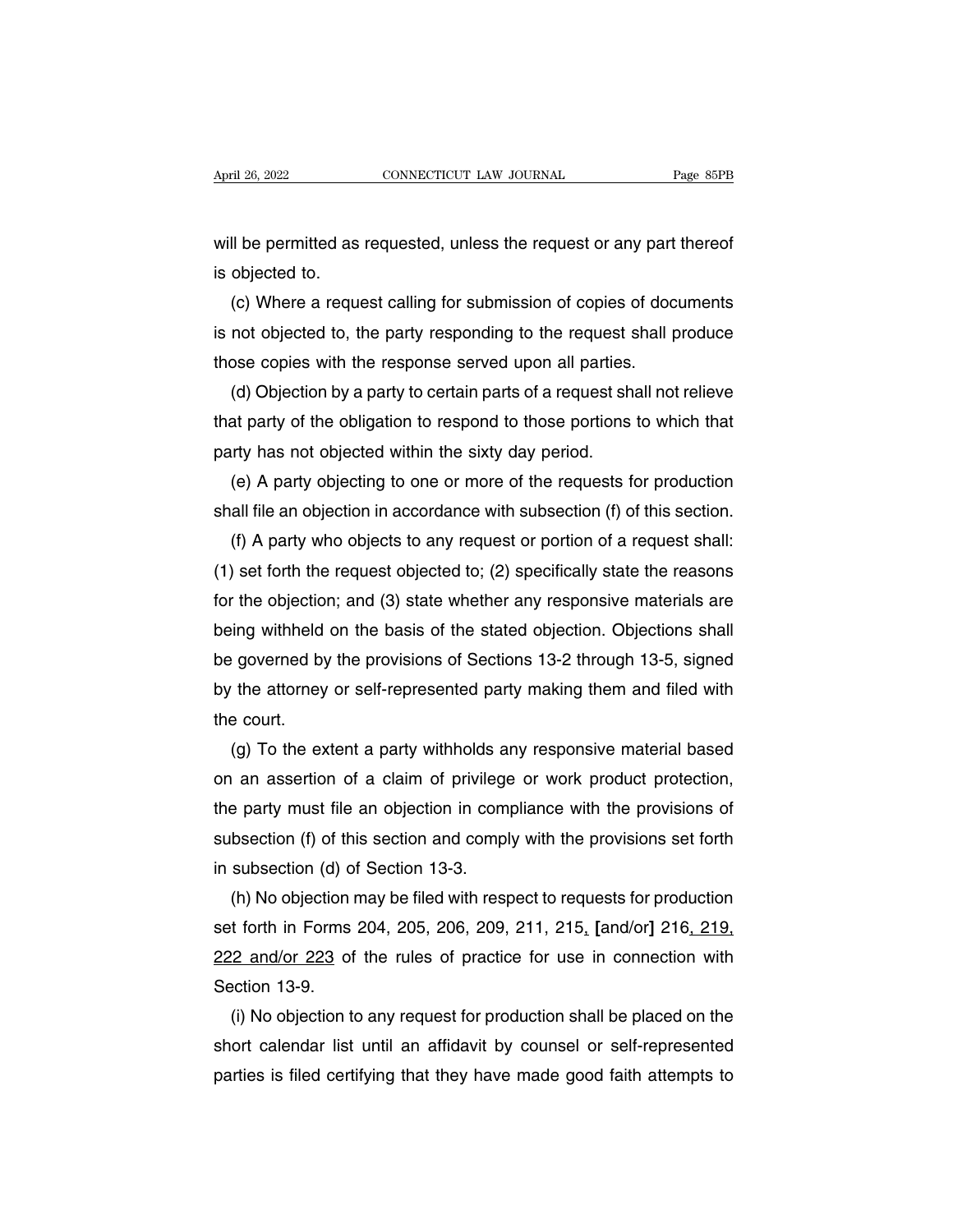will be permitted as requested, unless the request or any part thereof is objected to.

(c) Where a request calling for submission of copies of documents is not objected to, the party responding to the request shall produce those copies with the response served upon all parties.

(d) Objection by a party to certain parts of a request shall not relieve that party of the obligation to respond to those portions to which that party has not objected within the sixty day period.

(e) A party objecting to one or more of the requests for production shall file an objection in accordance with subsection (f) of this section.

(f) A party who objects to any request or portion of a request shall: (1) set forth the request objected to; (2) specifically state the reasons for the objection; and (3) state whether any responsive materials are being withheld on the basis of the stated objection. Objections shall be governed by the provisions of Sections 13-2 through 13-5, signed by the attorney or self-represented party making them and filed with the court.

(g) To the extent a party withholds any responsive material based on an assertion of a claim of privilege or work product protection, the party must file an objection in compliance with the provisions of subsection (f) of this section and comply with the provisions set forth in subsection (d) of Section 13-3.

(h) No objection may be filed with respect to requests for production set forth in Forms 204, 205, 206, 209, 211, 215, [and/or] 216, 219, 222 and/or 223 of the rules of practice for use in connection with Section 13-9.

(i) No objection to any request for production shall be placed on the short calendar list until an affidavit by counsel or self-represented parties is filed certifying that they have made good faith attempts to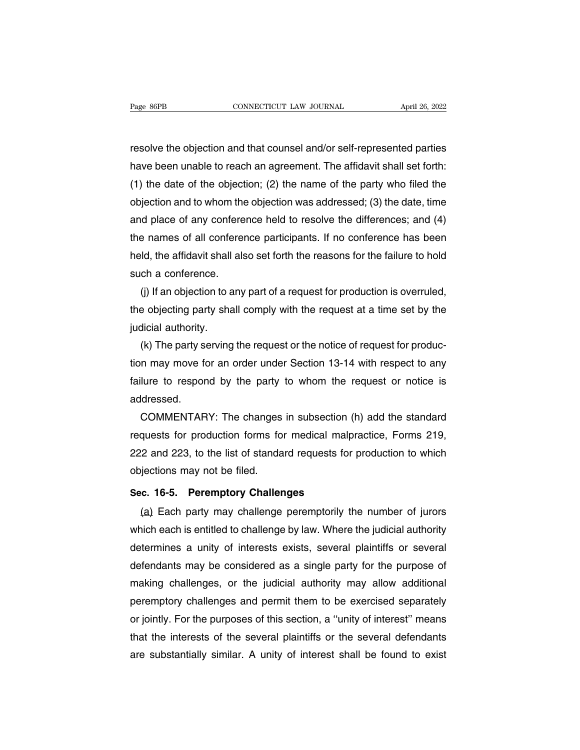resolve the objection and that counsel and/or self-represented parties have been unable to reach an agreement. The affidavit shall set forth: (1) the date of the objection; (2) the name of the party who filed the objection and to whom the objection was addressed; (3) the date, time and place of any conference held to resolve the differences; and (4) the names of all conference participants. If no conference has been held, the affidavit shall also set forth the reasons for the failure to hold such a conference.

(j) If an objection to any part of a request for production is overruled, the objecting party shall comply with the request at a time set by the judicial authority.

(k) The party serving the request or the notice of request for production may move for an order under Section 13-14 with respect to any failure to respond by the party to whom the request or notice is addressed.

COMMENTARY: The changes in subsection (h) add the standard requests for production forms for medical malpractice, Forms 219, 222 and 223, to the list of standard requests for production to which objections may not be filed.

### Sec. 16-5. Peremptory Challenges

(a) Each party may challenge peremptorily the number of jurors which each is entitled to challenge by law. Where the judicial authority determines a unity of interests exists, several plaintiffs or several defendants may be considered as a single party for the purpose of making challenges, or the judicial authority may allow additional peremptory challenges and permit them to be exercised separately or jointly. For the purposes of this section, a "unity of interest" means that the interests of the several plaintiffs or the several defendants are substantially similar. A unity of interest shall be found to exist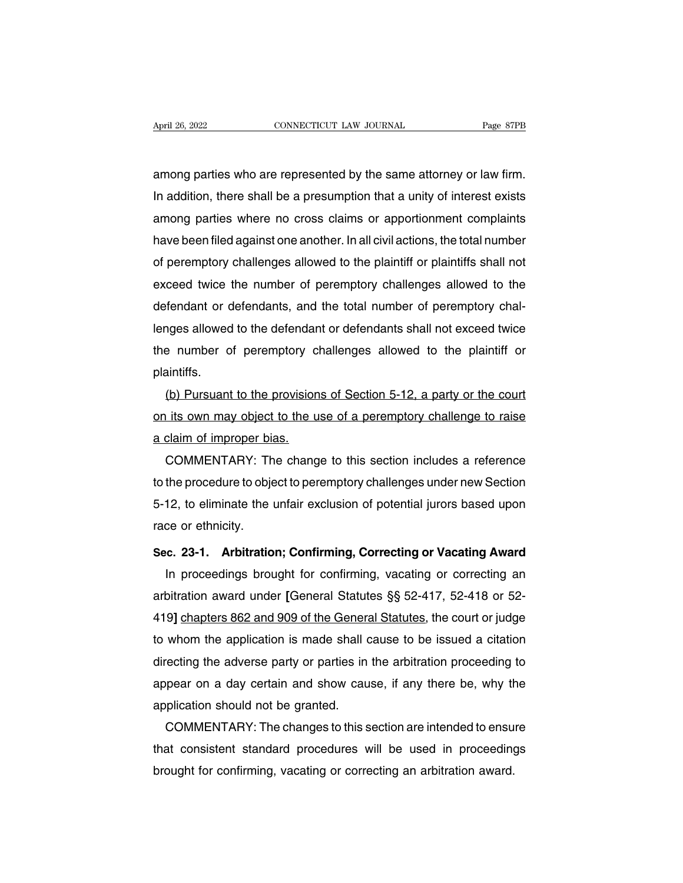among parties who are represented by the same attorney or law firm. In addition, there shall be a presumption that a unity of interest exists among parties where no cross claims or apportionment complaints have been filed against one another. In all civil actions, the total number of peremptory challenges allowed to the plaintiff or plaintiffs shall not exceed twice the number of peremptory challenges allowed to the defendant or defendants, and the total number of peremptory challenges allowed to the defendant or defendants shall not exceed twice the number of peremptory challenges allowed to the plaintiff or plaintiffs.

<u>(b) Pursuant to the provisions of Section 5-12, a party or the court on its own may object to the use of a peremptory challenge to raise a claim of improper bias.</u>

COMMENTARY: The change to this section includes a reference to the procedure to object to peremptory challenges under new Section 5-12, to eliminate the unfair exclusion of potential jurors based upon race or ethnicity.

**Sec. 23-1. Arbitration; Confirming, Correcting or Vacating Award**

In proceedings brought for confirming, vacating or correcting an arbitration award under **[**General Statutes §§ 52-417, 52-418 or 52-419**]** <u>chapters 862 and 909 of the General Statutes</u>, the court or judge to whom the application is made shall cause to be issued a citation directing the adverse party or parties in the arbitration proceeding to appear on a day certain and show cause, if any there be, why the application should not be granted.

COMMENTARY: The changes to this section are intended to ensure that consistent standard procedures will be used in proceedings brought for confirming, vacating or correcting an arbitration award.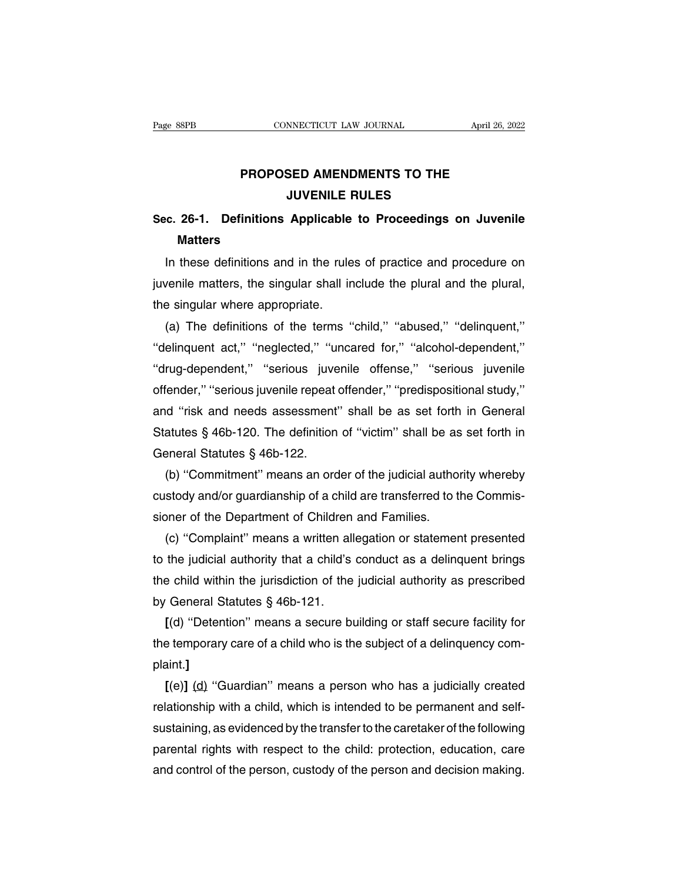# PROPOSED AMENDMENTS TO THE JUVENILE RULES

## Sec. 26-1. Definitions Applicable to Proceedings on Juvenile Matters

In these definitions and in the rules of practice and procedure on juvenile matters, the singular shall include the plural and the plural, the singular where appropriate.

(a) The definitions of the terms ''child,'' ''abused,'' ''delinquent,'' ''delinquent act,'' ''neglected,'' ''uncared for,'' ''alcohol-dependent,'' ''drug-dependent,'' ''serious juvenile offense,'' ''serious juvenile offender,'' ''serious juvenile repeat offender,'' ''predispositional study,'' and ''risk and needs assessment'' shall be as set forth in General Statutes § 46b-120. The definition of ''victim'' shall be as set forth in General Statutes § 46b-122.

(b) ''Commitment'' means an order of the judicial authority whereby custody and/or guardianship of a child are transferred to the Commissioner of the Department of Children and Families.

(c) ''Complaint'' means a written allegation or statement presented to the judicial authority that a child's conduct as a delinquent brings the child within the jurisdiction of the judicial authority as prescribed by General Statutes § 46b-121.

**[**(d) ''Detention'' means a secure building or staff secure facility for the temporary care of a child who is the subject of a delinquency complaint.**]**

**[**(e)**]** <u>(d)</u> ''Guardian'' means a person who has a judicially created relationship with a child, which is intended to be permanent and self-sustaining, as evidenced by the transfer to the caretaker of the following parental rights with respect to the child: protection, education, care and control of the person, custody of the person and decision making.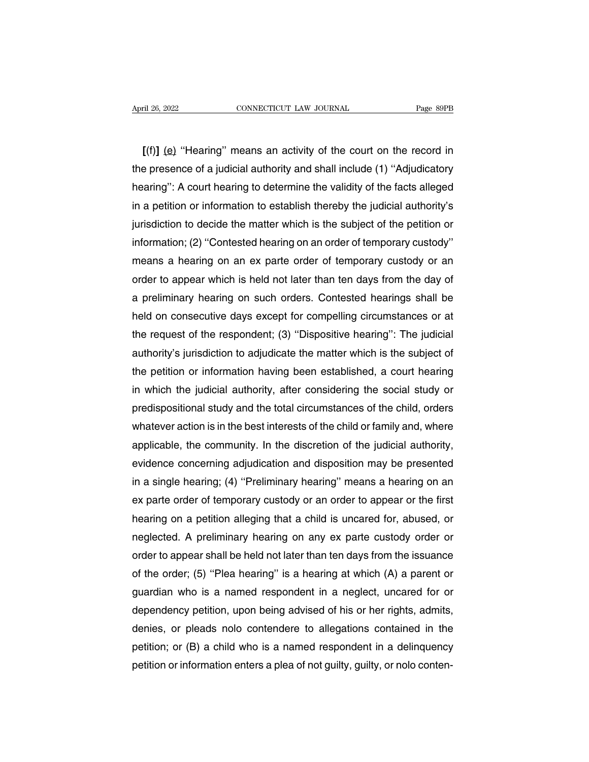**[**(f)**]** <u>(e)</u> ''Hearing'' means an activity of the court on the record in the presence of a judicial authority and shall include (1) ''Adjudicatory hearing'': A court hearing to determine the validity of the facts alleged in a petition or information to establish thereby the judicial authority's jurisdiction to decide the matter which is the subject of the petition or information; (2) ''Contested hearing on an order of temporary custody'' means a hearing on an ex parte order of temporary custody or an order to appear which is held not later than ten days from the day of a preliminary hearing on such orders. Contested hearings shall be held on consecutive days except for compelling circumstances or at the request of the respondent; (3) ''Dispositive hearing'': The judicial authority's jurisdiction to adjudicate the matter which is the subject of the petition or information having been established, a court hearing in which the judicial authority, after considering the social study or predispositional study and the total circumstances of the child, orders whatever action is in the best interests of the child or family and, where applicable, the community. In the discretion of the judicial authority, evidence concerning adjudication and disposition may be presented in a single hearing; (4) ''Preliminary hearing'' means a hearing on an ex parte order of temporary custody or an order to appear or the first hearing on a petition alleging that a child is uncared for, abused, or neglected. A preliminary hearing on any ex parte custody order or order to appear shall be held not later than ten days from the issuance of the order; (5) ''Plea hearing'' is a hearing at which (A) a parent or guardian who is a named respondent in a neglect, uncared for or dependency petition, upon being advised of his or her rights, admits, denies, or pleads nolo contendere to allegations contained in the petition; or (B) a child who is a named respondent in a delinquency petition or information enters a plea of not guilty, guilty, or nolo conten-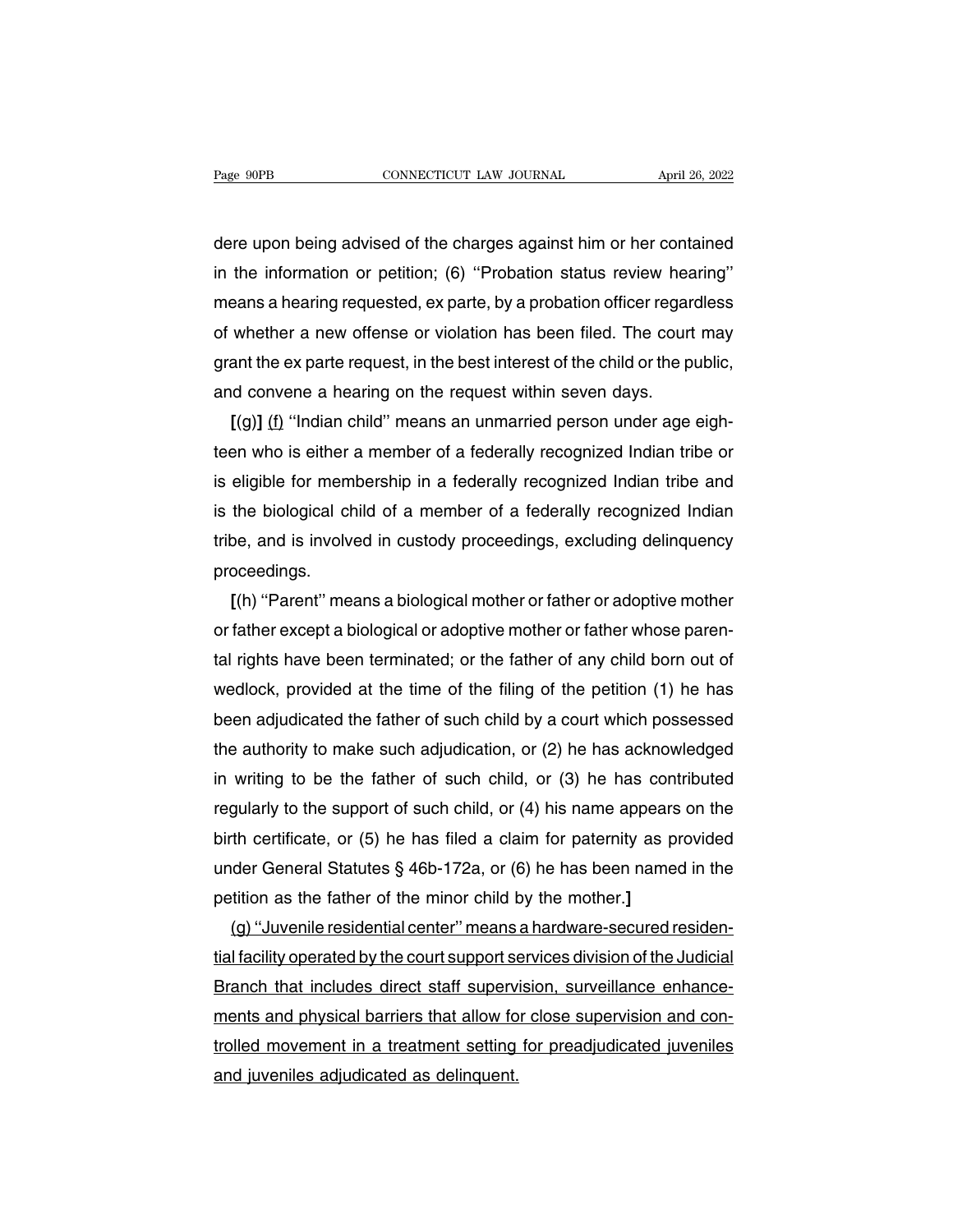dere upon being advised of the charges against him or her contained in the information or petition; (6) ''Probation status review hearing'' means a hearing requested, ex parte, by a probation officer regardless of whether a new offense or violation has been filed. The court may grant the ex parte request, in the best interest of the child or the public, and convene a hearing on the request within seven days.

**[**(g)**]** <u>(f)</u> ''Indian child'' means an unmarried person under age eighteen who is either a member of a federally recognized Indian tribe or is eligible for membership in a federally recognized Indian tribe and is the biological child of a member of a federally recognized Indian tribe, and is involved in custody proceedings, excluding delinquency proceedings.

**[**(h) ''Parent'' means a biological mother or father or adoptive mother or father except a biological or adoptive mother or father whose parental rights have been terminated; or the father of any child born out of wedlock, provided at the time of the filing of the petition (1) he has been adjudicated the father of such child by a court which possessed the authority to make such adjudication, or (2) he has acknowledged in writing to be the father of such child, or (3) he has contributed regularly to the support of such child, or (4) his name appears on the birth certificate, or (5) he has filed a claim for paternity as provided under General Statutes § 46b-172a, or (6) he has been named in the petition as the father of the minor child by the mother.**]**

<u>(g) ''Juvenile residential center'' means a hardware-secured residential facility operated by the court support services division of the Judicial Branch that includes direct staff supervision, surveillance enhancements and physical barriers that allow for close supervision and controlled movement in a treatment setting for preadjudicated juveniles and juveniles adjudicated as delinquent.</u>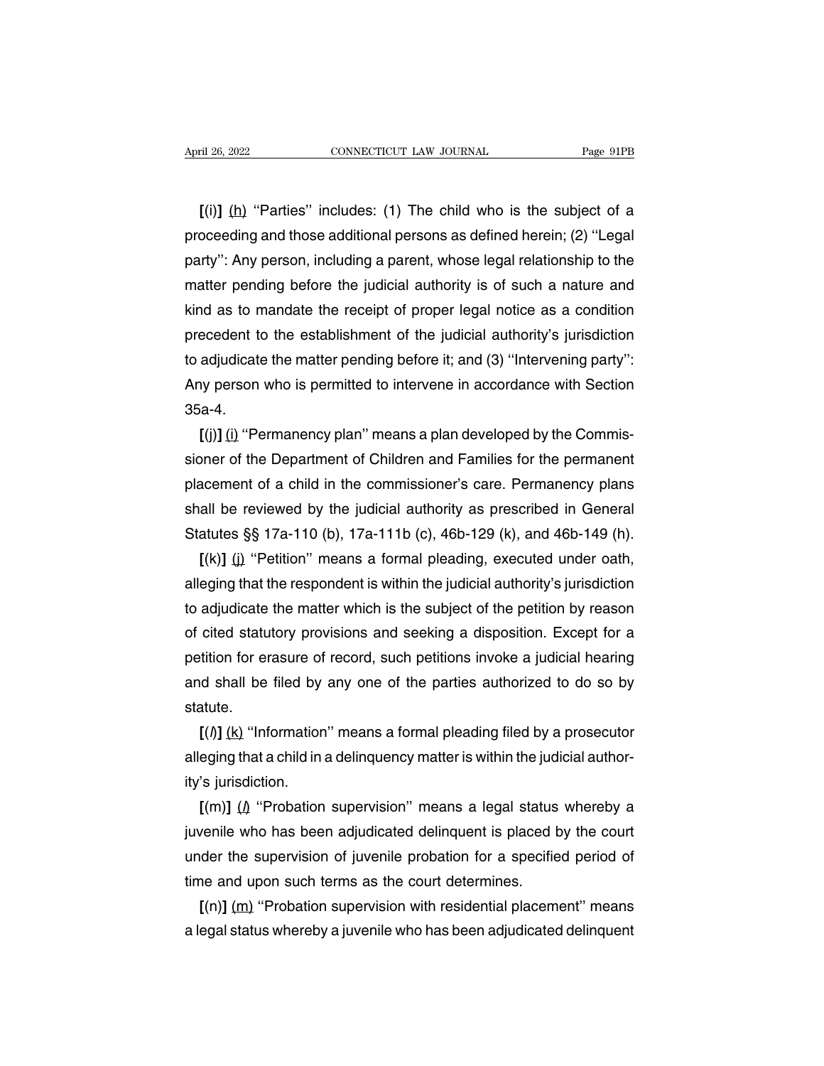**[**(i)**]** <u>(h)</u> ''Parties'' includes: (1) The child who is the subject of a proceeding and those additional persons as defined herein; (2) ''Legal party'': Any person, including a parent, whose legal relationship to the matter pending before the judicial authority is of such a nature and kind as to mandate the receipt of proper legal notice as a condition precedent to the establishment of the judicial authority's jurisdiction to adjudicate the matter pending before it; and (3) ''Intervening party'': Any person who is permitted to intervene in accordance with Section 35a-4.

**[**(j)**]** <u>(i)</u> ''Permanency plan'' means a plan developed by the Commissioner of the Department of Children and Families for the permanent placement of a child in the commissioner's care. Permanency plans shall be reviewed by the judicial authority as prescribed in General Statutes §§ 17a-110 (b), 17a-111b (c), 46b-129 (k), and 46b-149 (h).

**[**(k)**]** <u>(j)</u> ''Petition'' means a formal pleading, executed under oath, alleging that the respondent is within the judicial authority's jurisdiction to adjudicate the matter which is the subject of the petition by reason of cited statutory provisions and seeking a disposition. Except for a petition for erasure of record, such petitions invoke a judicial hearing and shall be filed by any one of the parties authorized to do so by statute.

**[**(*l*)**]** <u>(k)</u> ''Information'' means a formal pleading filed by a prosecutor alleging that a child in a delinquency matter is within the judicial authority's jurisdiction.

**[**(m)**]** <u>(*l*)</u> ''Probation supervision'' means a legal status whereby a juvenile who has been adjudicated delinquent is placed by the court under the supervision of juvenile probation for a specified period of time and upon such terms as the court determines.

**[**(n)**]** <u>(m)</u> ''Probation supervision with residential placement'' means a legal status whereby a juvenile who has been adjudicated delinquent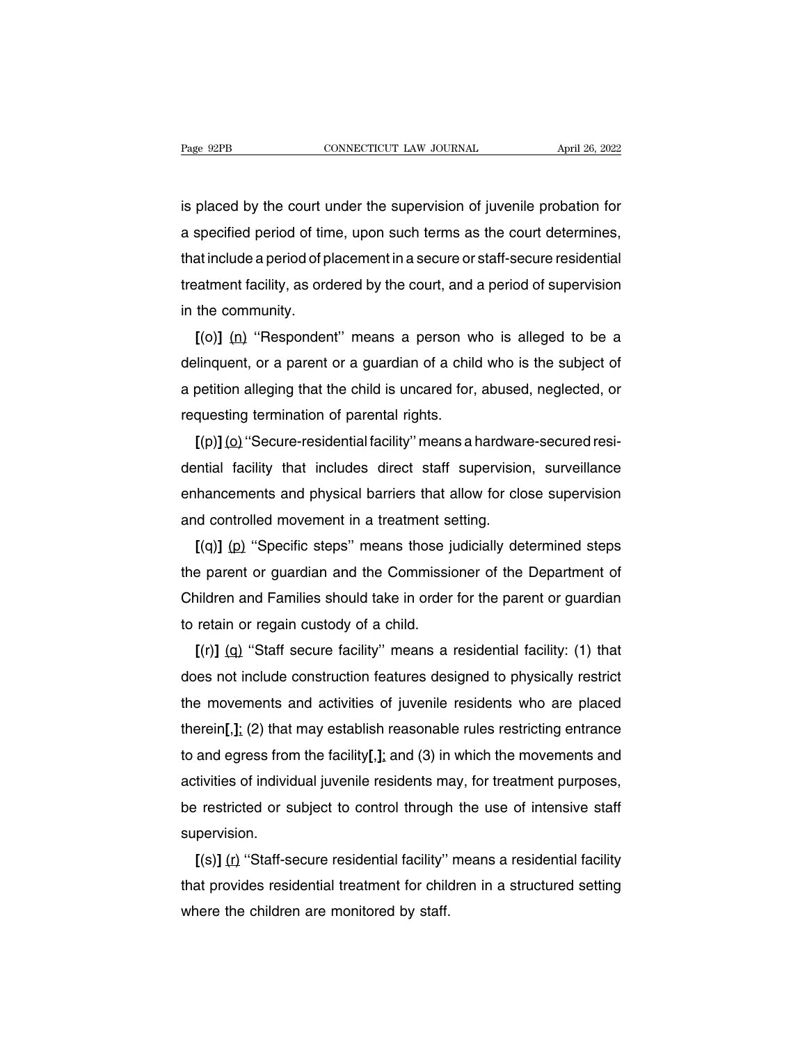is placed by the court under the supervision of juvenile probation for a specified period of time, upon such terms as the court determines, that include a period of placement in a secure or staff-secure residential treatment facility, as ordered by the court, and a period of supervision in the community.

**[**(o)**]** <u>(n)</u> ''Respondent'' means a person who is alleged to be a delinquent, or a parent or a guardian of a child who is the subject of a petition alleging that the child is uncared for, abused, neglected, or requesting termination of parental rights.

**[**(p)**]** <u>(o)</u> ''Secure-residential facility'' means a hardware-secured residential facility that includes direct staff supervision, surveillance enhancements and physical barriers that allow for close supervision and controlled movement in a treatment setting.

**[**(q)**]** <u>(p)</u> ''Specific steps'' means those judicially determined steps the parent or guardian and the Commissioner of the Department of Children and Families should take in order for the parent or guardian to retain or regain custody of a child.

**[**(r)**]** <u>(q)</u> ''Staff secure facility'' means a residential facility: (1) that does not include construction features designed to physically restrict the movements and activities of juvenile residents who are placed therein**[**,**]**<u>;</u> (2) that may establish reasonable rules restricting entrance to and egress from the facility**[**,**]**<u>;</u> and (3) in which the movements and activities of individual juvenile residents may, for treatment purposes, be restricted or subject to control through the use of intensive staff supervision.

**[**(s)**]** <u>(r)</u> ''Staff-secure residential facility'' means a residential facility that provides residential treatment for children in a structured setting where the children are monitored by staff.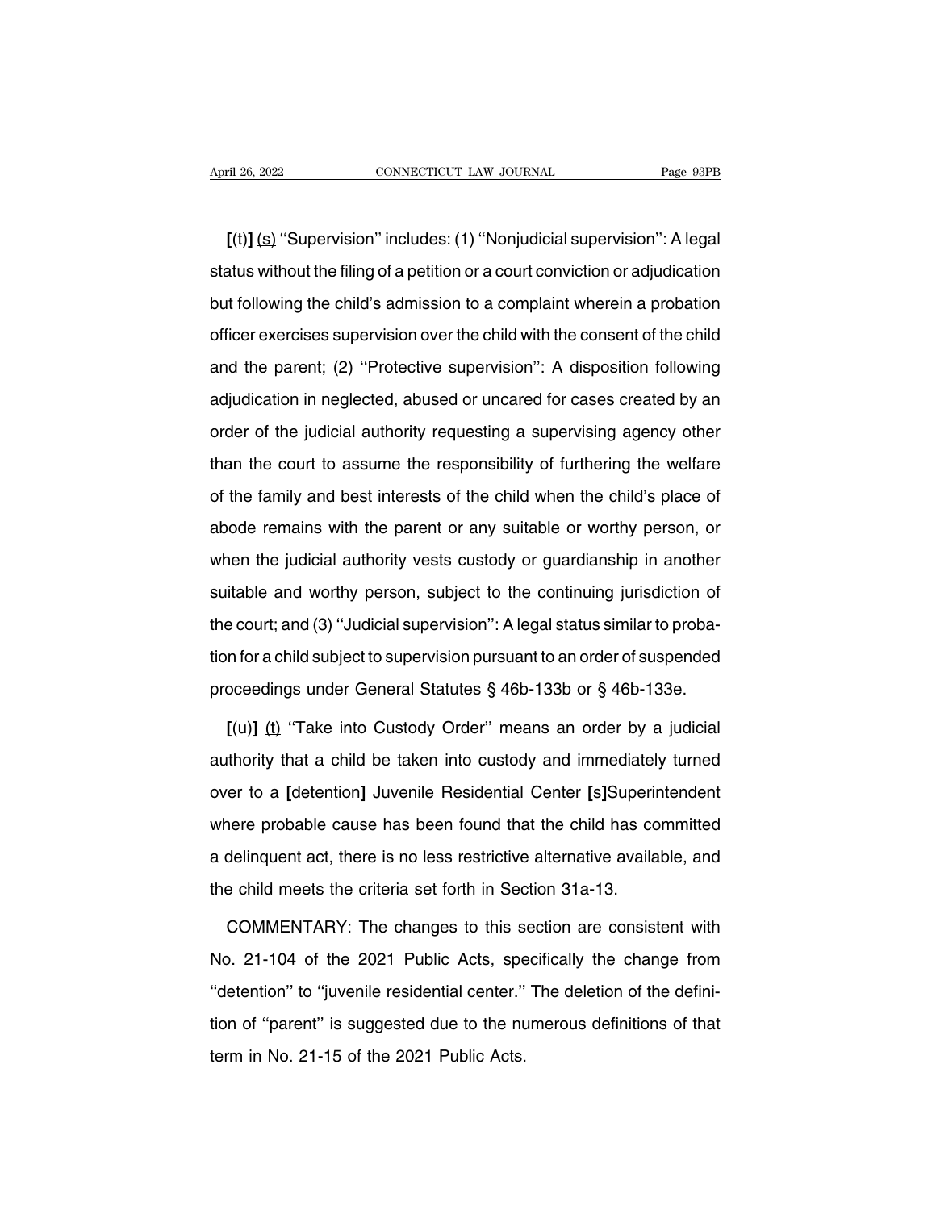**[**(t)**]** <u>(s)</u> ''Supervision'' includes: (1) ''Nonjudicial supervision'': A legal status without the filing of a petition or a court conviction or adjudication but following the child's admission to a complaint wherein a probation officer exercises supervision over the child with the consent of the child and the parent; (2) ''Protective supervision'': A disposition following adjudication in neglected, abused or uncared for cases created by an order of the judicial authority requesting a supervising agency other than the court to assume the responsibility of furthering the welfare of the family and best interests of the child when the child's place of abode remains with the parent or any suitable or worthy person, or when the judicial authority vests custody or guardianship in another suitable and worthy person, subject to the continuing jurisdiction of the court; and (3) ''Judicial supervision'': A legal status similar to probation for a child subject to supervision pursuant to an order of suspended proceedings under General Statutes § 46b-133b or § 46b-133e.

**[**(u)**]** <u>(t)</u> ''Take into Custody Order'' means an order by a judicial authority that a child be taken into custody and immediately turned over to a **[**detention**]** <u>Juvenile Residential Center</u> **[**s**]**<u>S</u>uperintendent where probable cause has been found that the child has committed a delinquent act, there is no less restrictive alternative available, and the child meets the criteria set forth in Section 31a-13.

COMMENTARY: The changes to this section are consistent with No. 21-104 of the 2021 Public Acts, specifically the change from ''detention'' to ''juvenile residential center.'' The deletion of the definition of ''parent'' is suggested due to the numerous definitions of that term in No. 21-15 of the 2021 Public Acts.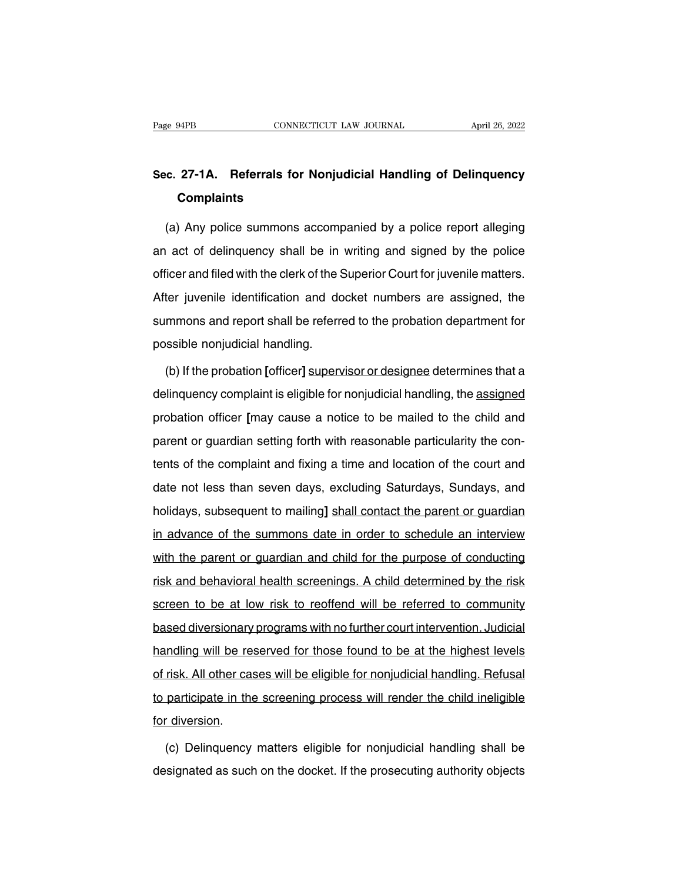## Sec. 27-1A. Referrals for Nonjudicial Handling of Delinquency Complaints

(a) Any police summons accompanied by a police report alleging an act of delinquency shall be in writing and signed by the police officer and filed with the clerk of the Superior Court for juvenile matters. After juvenile identification and docket numbers are assigned, the summons and report shall be referred to the probation department for possible nonjudicial handling.

(b) If the probation [officer] supervisor or designee determines that a delinquency complaint is eligible for nonjudicial handling, the assigned probation officer [may cause a notice to be mailed to the child and parent or guardian setting forth with reasonable particularity the contents of the complaint and fixing a time and location of the court and date not less than seven days, excluding Saturdays, Sundays, and holidays, subsequent to mailing] shall contact the parent or guardian in advance of the summons date in order to schedule an interview with the parent or guardian and child for the purpose of conducting risk and behavioral health screenings. A child determined by the risk screen to be at low risk to reoffend will be referred to community based diversionary programs with no further court intervention. Judicial handling will be reserved for those found to be at the highest levels of risk. All other cases will be eligible for nonjudicial handling. Refusal to participate in the screening process will render the child ineligible for diversion.

(c) Delinquency matters eligible for nonjudicial handling shall be designated as such on the docket. If the prosecuting authority objects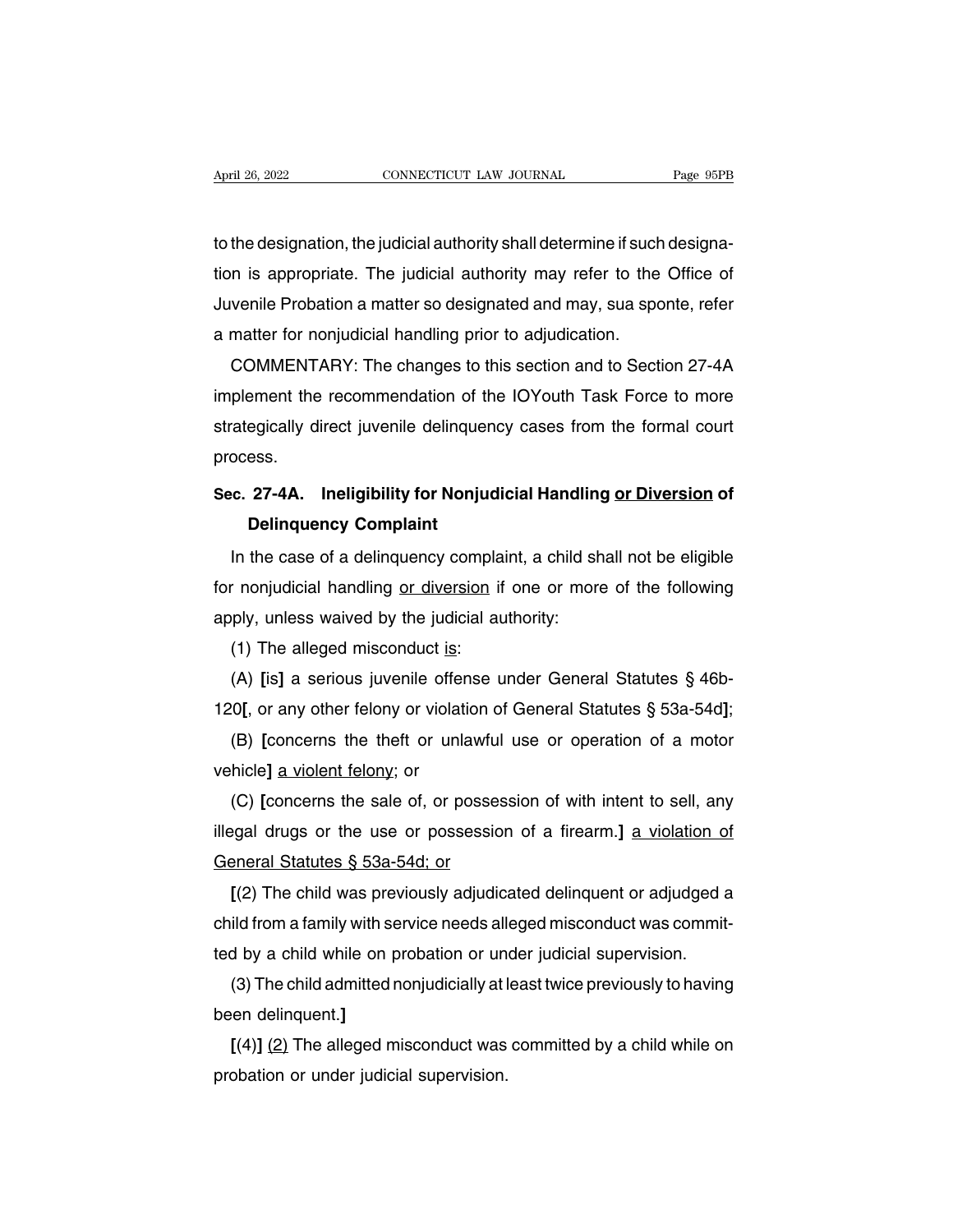to the designation, the judicial authority shall determine if such designation is appropriate. The judicial authority may refer to the Office of Juvenile Probation a matter so designated and may, sua sponte, refer a matter for nonjudicial handling prior to adjudication.

COMMENTARY: The changes to this section and to Section 27-4A implement the recommendation of the IOYouth Task Force to more strategically direct juvenile delinquency cases from the formal court process.

## Sec. 27-4A. Ineligibility for Nonjudicial Handling <u>or Diversion</u> of Delinquency Complaint

In the case of a delinquency complaint, a child shall not be eligible for nonjudicial handling <u>or diversion</u> if one or more of the following apply, unless waived by the judicial authority:

(1) The alleged misconduct <u>is</u>:

(A) **[**is**]** a serious juvenile offense under General Statutes § 46b-120**[**, or any other felony or violation of General Statutes § 53a-54d**]**;

(B) **[**concerns the theft or unlawful use or operation of a motor vehicle**]** <u>a violent felony</u>; or

(C) **[**concerns the sale of, or possession of with intent to sell, any illegal drugs or the use or possession of a firearm.**]** <u>a violation of General Statutes § 53a-54d; or</u>

**[**(2) The child was previously adjudicated delinquent or adjudged a child from a family with service needs alleged misconduct was committed by a child while on probation or under judicial supervision.

(3) The child admitted nonjudicially at least twice previously to having been delinquent.**]**

**[**(4)**]** <u>(2)</u> The alleged misconduct was committed by a child while on probation or under judicial supervision.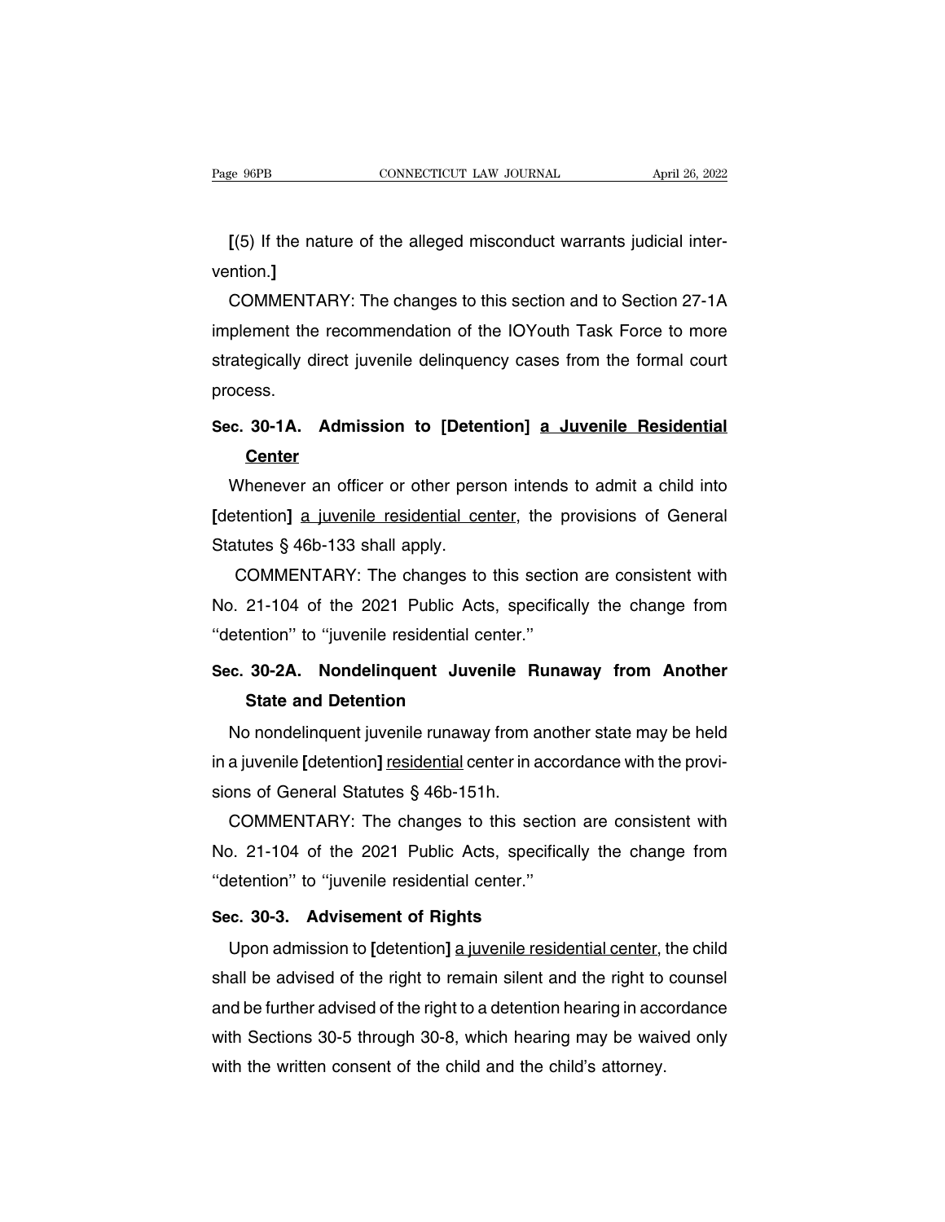[(5) If the nature of the alleged misconduct warrants judicial intervention.]

COMMENTARY: The changes to this section and to Section 27-1A implement the recommendation of the IOYouth Task Force to more strategically direct juvenile delinquency cases from the formal court process.

**Sec. 30-1A. Admission to [Detention] <u>a Juvenile Residential Center</u>**

Whenever an officer or other person intends to admit a child into [detention] <u>a juvenile residential center</u>, the provisions of General Statutes § 46b-133 shall apply.

COMMENTARY: The changes to this section are consistent with No. 21-104 of the 2021 Public Acts, specifically the change from ''detention'' to ''juvenile residential center.''

**Sec. 30-2A. Nondelinquent Juvenile Runaway from Another State and Detention**

No nondelinquent juvenile runaway from another state may be held in a juvenile [detention] <u>residential</u> center in accordance with the provisions of General Statutes § 46b-151h.

COMMENTARY: The changes to this section are consistent with No. 21-104 of the 2021 Public Acts, specifically the change from ''detention'' to ''juvenile residential center.''

**Sec. 30-3. Advisement of Rights**

Upon admission to [detention] <u>a juvenile residential center</u>, the child shall be advised of the right to remain silent and the right to counsel and be further advised of the right to a detention hearing in accordance with Sections 30-5 through 30-8, which hearing may be waived only with the written consent of the child and the child's attorney.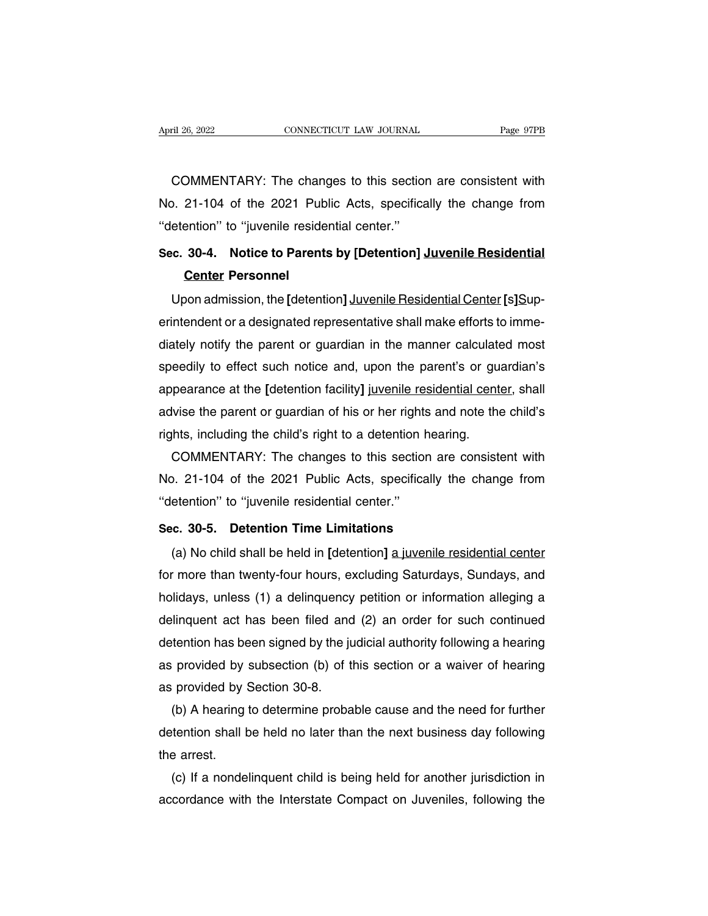COMMENTARY: The changes to this section are consistent with No. 21-104 of the 2021 Public Acts, specifically the change from "detention" to "juvenile residential center."

### Sec. 30-4. Notice to Parents by [Detention] <u>Juvenile Residential Center</u> Personnel

Upon admission, the **[**detention**]** <u>Juvenile Residential Center</u> **[**s**]**<u>S</u>uperintendent or a designated representative shall make efforts to immediately notify the parent or guardian in the manner calculated most speedily to effect such notice and, upon the parent's or guardian's appearance at the **[**detention facility**]** <u>juvenile residential center</u>, shall advise the parent or guardian of his or her rights and note the child's rights, including the child's right to a detention hearing.

COMMENTARY: The changes to this section are consistent with No. 21-104 of the 2021 Public Acts, specifically the change from "detention" to "juvenile residential center."

### Sec. 30-5. Detention Time Limitations

(a) No child shall be held in **[**detention**]** <u>a juvenile residential center</u> for more than twenty-four hours, excluding Saturdays, Sundays, and holidays, unless (1) a delinquency petition or information alleging a delinquent act has been filed and (2) an order for such continued detention has been signed by the judicial authority following a hearing as provided by subsection (b) of this section or a waiver of hearing as provided by Section 30-8.

(b) A hearing to determine probable cause and the need for further detention shall be held no later than the next business day following the arrest.

(c) If a nondelinquent child is being held for another jurisdiction in accordance with the Interstate Compact on Juveniles, following the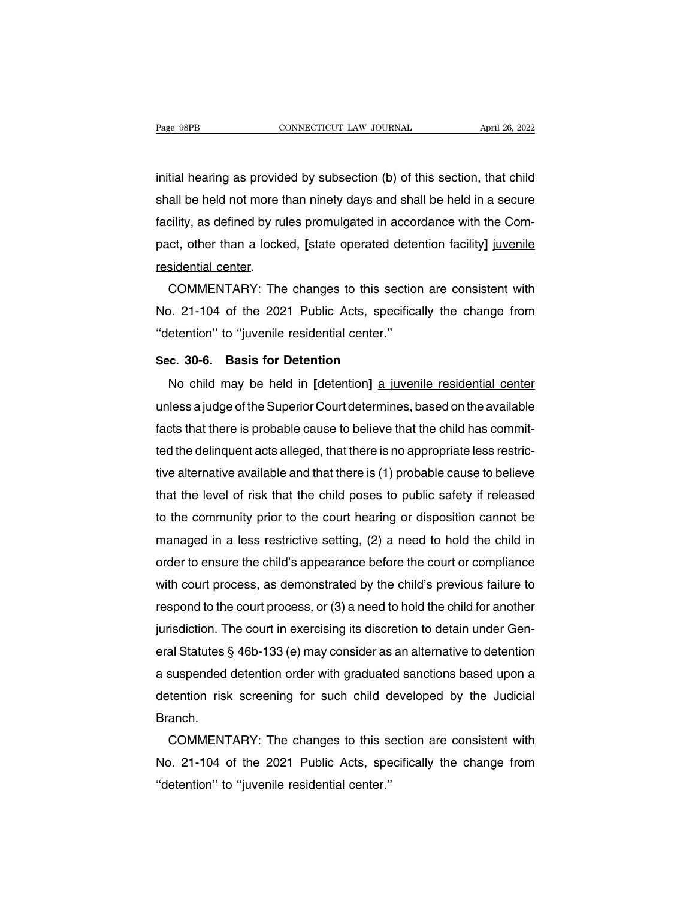initial hearing as provided by subsection (b) of this section, that child shall be held not more than ninety days and shall be held in a secure facility, as defined by rules promulgated in accordance with the Compact, other than a locked, [state operated detention facility] <u>juvenile residential center</u>.

COMMENTARY: The changes to this section are consistent with No. 21-104 of the 2021 Public Acts, specifically the change from ''detention'' to ''juvenile residential center.''

**Sec. 30-6. Basis for Detention**

No child may be held in [detention] <u>a juvenile residential center</u> unless a judge of the Superior Court determines, based on the available facts that there is probable cause to believe that the child has committed the delinquent acts alleged, that there is no appropriate less restrictive alternative available and that there is (1) probable cause to believe that the level of risk that the child poses to public safety if released to the community prior to the court hearing or disposition cannot be managed in a less restrictive setting, (2) a need to hold the child in order to ensure the child's appearance before the court or compliance with court process, as demonstrated by the child's previous failure to respond to the court process, or (3) a need to hold the child for another jurisdiction. The court in exercising its discretion to detain under General Statutes § 46b-133 (e) may consider as an alternative to detention a suspended detention order with graduated sanctions based upon a detention risk screening for such child developed by the Judicial Branch.

COMMENTARY: The changes to this section are consistent with No. 21-104 of the 2021 Public Acts, specifically the change from ''detention'' to ''juvenile residential center.''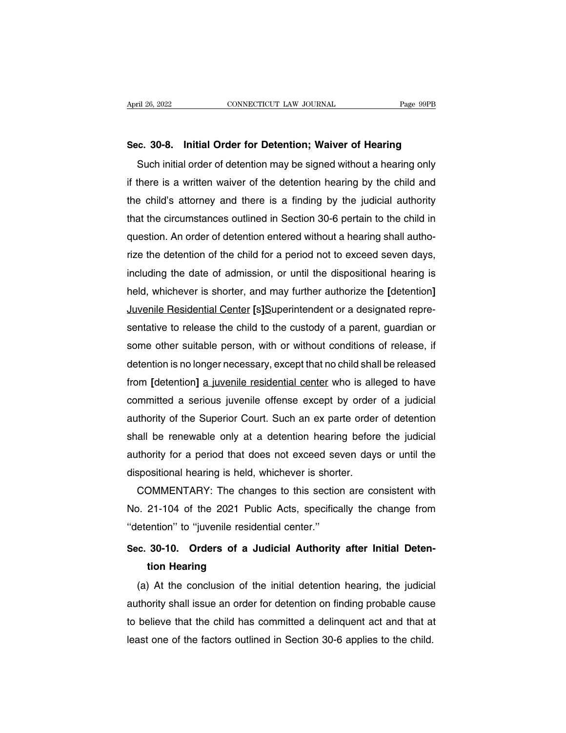## Sec. 30-8. Initial Order for Detention; Waiver of Hearing

Such initial order of detention may be signed without a hearing only if there is a written waiver of the detention hearing by the child and the child's attorney and there is a finding by the judicial authority that the circumstances outlined in Section 30-6 pertain to the child in question. An order of detention entered without a hearing shall authorize the detention of the child for a period not to exceed seven days, including the date of admission, or until the dispositional hearing is held, whichever is shorter, and may further authorize the **[**detention**]** <u>Juvenile Residential Center</u> **[**s**]**<u>S</u>uperintendent or a designated representative to release the child to the custody of a parent, guardian or some other suitable person, with or without conditions of release, if detention is no longer necessary, except that no child shall be released from **[**detention**]** <u>a juvenile residential center</u> who is alleged to have committed a serious juvenile offense except by order of a judicial authority of the Superior Court. Such an ex parte order of detention shall be renewable only at a detention hearing before the judicial authority for a period that does not exceed seven days or until the dispositional hearing is held, whichever is shorter.

COMMENTARY: The changes to this section are consistent with No. 21-104 of the 2021 Public Acts, specifically the change from "detention" to "juvenile residential center."

## Sec. 30-10. Orders of a Judicial Authority after Initial Detention Hearing

(a) At the conclusion of the initial detention hearing, the judicial authority shall issue an order for detention on finding probable cause to believe that the child has committed a delinquent act and that at least one of the factors outlined in Section 30-6 applies to the child.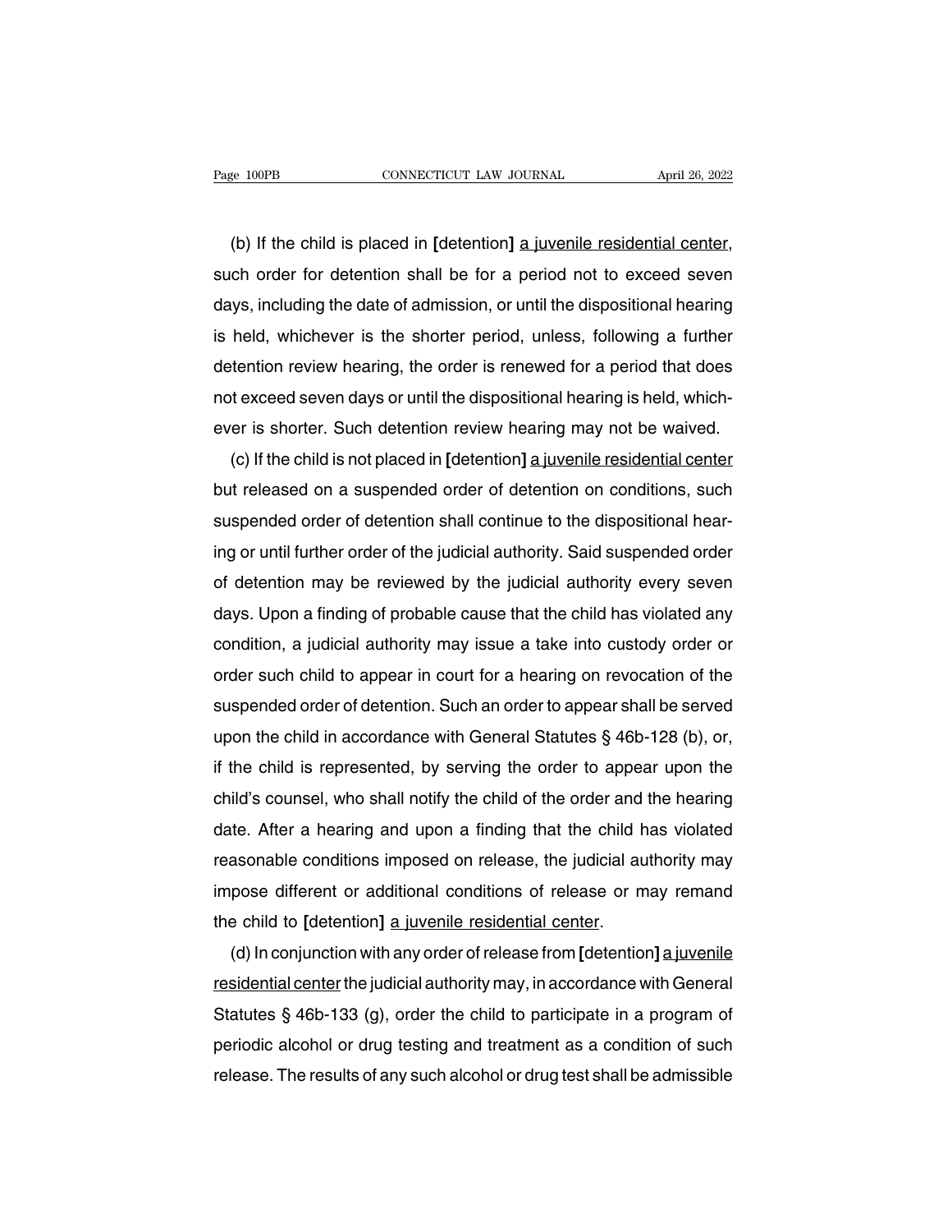(b) If the child is placed in [detention] <u>a juvenile residential center</u>, such order for detention shall be for a period not to exceed seven days, including the date of admission, or until the dispositional hearing is held, whichever is the shorter period, unless, following a further detention review hearing, the order is renewed for a period that does not exceed seven days or until the dispositional hearing is held, whichever is shorter. Such detention review hearing may not be waived.

(c) If the child is not placed in [detention] <u>a juvenile residential center</u> but released on a suspended order of detention on conditions, such suspended order of detention shall continue to the dispositional hearing or until further order of the judicial authority. Said suspended order of detention may be reviewed by the judicial authority every seven days. Upon a finding of probable cause that the child has violated any condition, a judicial authority may issue a take into custody order or order such child to appear in court for a hearing on revocation of the suspended order of detention. Such an order to appear shall be served upon the child in accordance with General Statutes § 46b-128 (b), or, if the child is represented, by serving the order to appear upon the child's counsel, who shall notify the child of the order and the hearing date. After a hearing and upon a finding that the child has violated reasonable conditions imposed on release, the judicial authority may impose different or additional conditions of release or may remand the child to [detention] <u>a juvenile residential center</u>.

(d) In conjunction with any order of release from [detention] <u>a juvenile residential center</u> the judicial authority may, in accordance with General Statutes § 46b-133 (g), order the child to participate in a program of periodic alcohol or drug testing and treatment as a condition of such release. The results of any such alcohol or drug test shall be admissible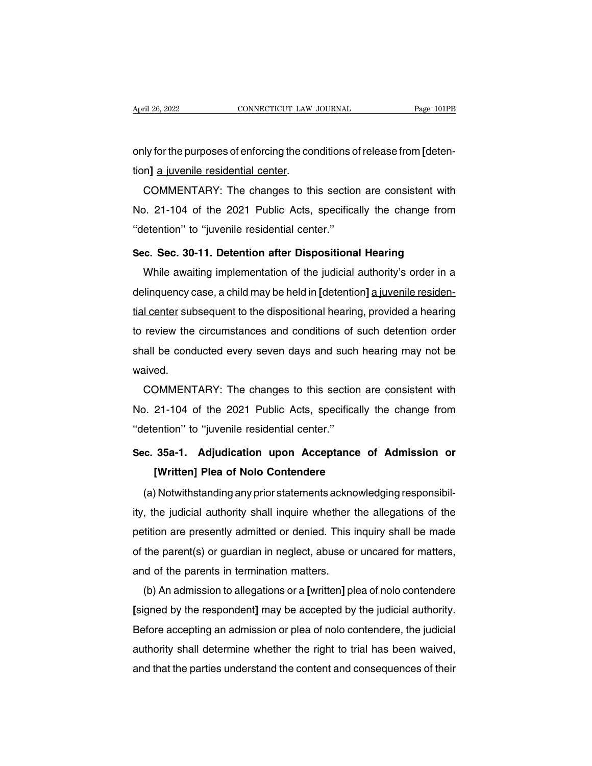only for the purposes of enforcing the conditions of release from [detention] <u>a juvenile residential center</u>.

COMMENTARY: The changes to this section are consistent with No. 21-104 of the 2021 Public Acts, specifically the change from ''detention'' to ''juvenile residential center.''

**Sec. Sec. 30-11. Detention after Dispositional Hearing**

While awaiting implementation of the judicial authority's order in a delinquency case, a child may be held in [detention] <u>a juvenile residential center</u> subsequent to the dispositional hearing, provided a hearing to review the circumstances and conditions of such detention order shall be conducted every seven days and such hearing may not be waived.

COMMENTARY: The changes to this section are consistent with No. 21-104 of the 2021 Public Acts, specifically the change from ''detention'' to ''juvenile residential center.''

**Sec. 35a-1. Adjudication upon Acceptance of Admission or [Written] Plea of Nolo Contendere**

(a) Notwithstanding any prior statements acknowledging responsibility, the judicial authority shall inquire whether the allegations of the petition are presently admitted or denied. This inquiry shall be made of the parent(s) or guardian in neglect, abuse or uncared for matters, and of the parents in termination matters.

(b) An admission to allegations or a [written] plea of nolo contendere [signed by the respondent] may be accepted by the judicial authority. Before accepting an admission or plea of nolo contendere, the judicial authority shall determine whether the right to trial has been waived, and that the parties understand the content and consequences of their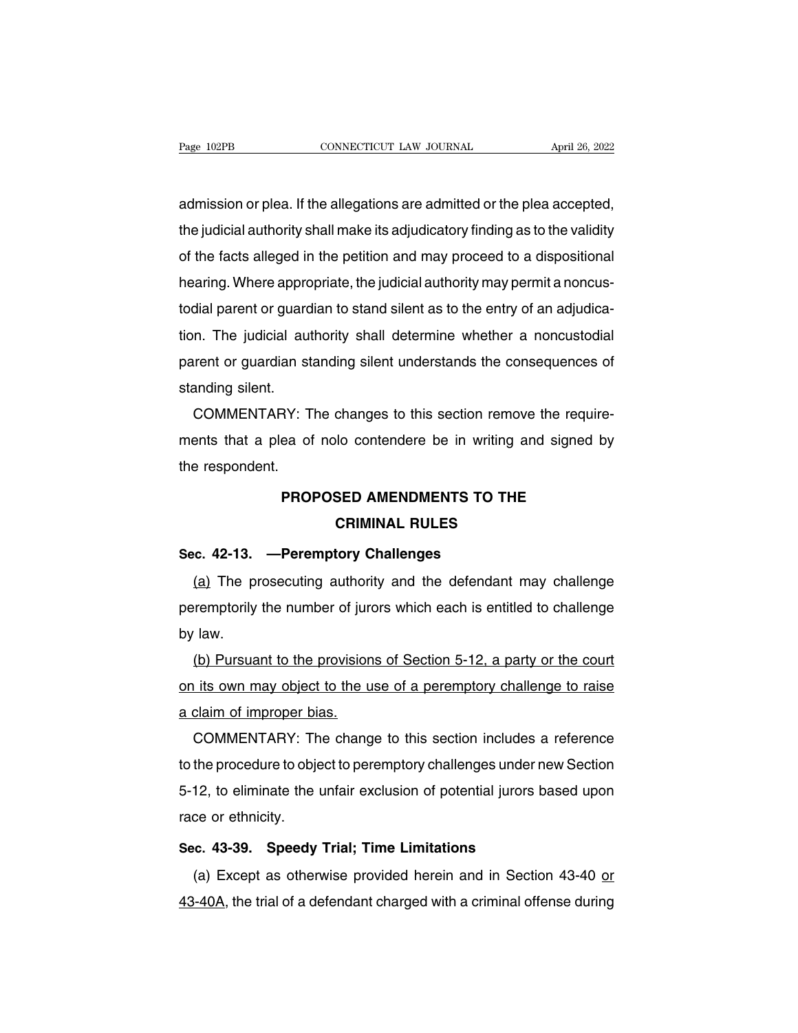admission or plea. If the allegations are admitted or the plea accepted, the judicial authority shall make its adjudicatory finding as to the validity of the facts alleged in the petition and may proceed to a dispositional hearing. Where appropriate, the judicial authority may permit a noncustodial parent or guardian to stand silent as to the entry of an adjudication. The judicial authority shall determine whether a noncustodial parent or guardian standing silent understands the consequences of standing silent.

COMMENTARY: The changes to this section remove the requirements that a plea of nolo contendere be in writing and signed by the respondent.

## PROPOSED AMENDMENTS TO THE CRIMINAL RULES

### Sec. 42-13. —Peremptory Challenges

<u>(a)</u> The prosecuting authority and the defendant may challenge peremptorily the number of jurors which each is entitled to challenge by law.

<u>(b) Pursuant to the provisions of Section 5-12, a party or the court on its own may object to the use of a peremptory challenge to raise a claim of improper bias.</u>

COMMENTARY: The change to this section includes a reference to the procedure to object to peremptory challenges under new Section 5-12, to eliminate the unfair exclusion of potential jurors based upon race or ethnicity.

### Sec. 43-39. Speedy Trial; Time Limitations

(a) Except as otherwise provided herein and in Section 43-40 <u>or 43-40A</u>, the trial of a defendant charged with a criminal offense during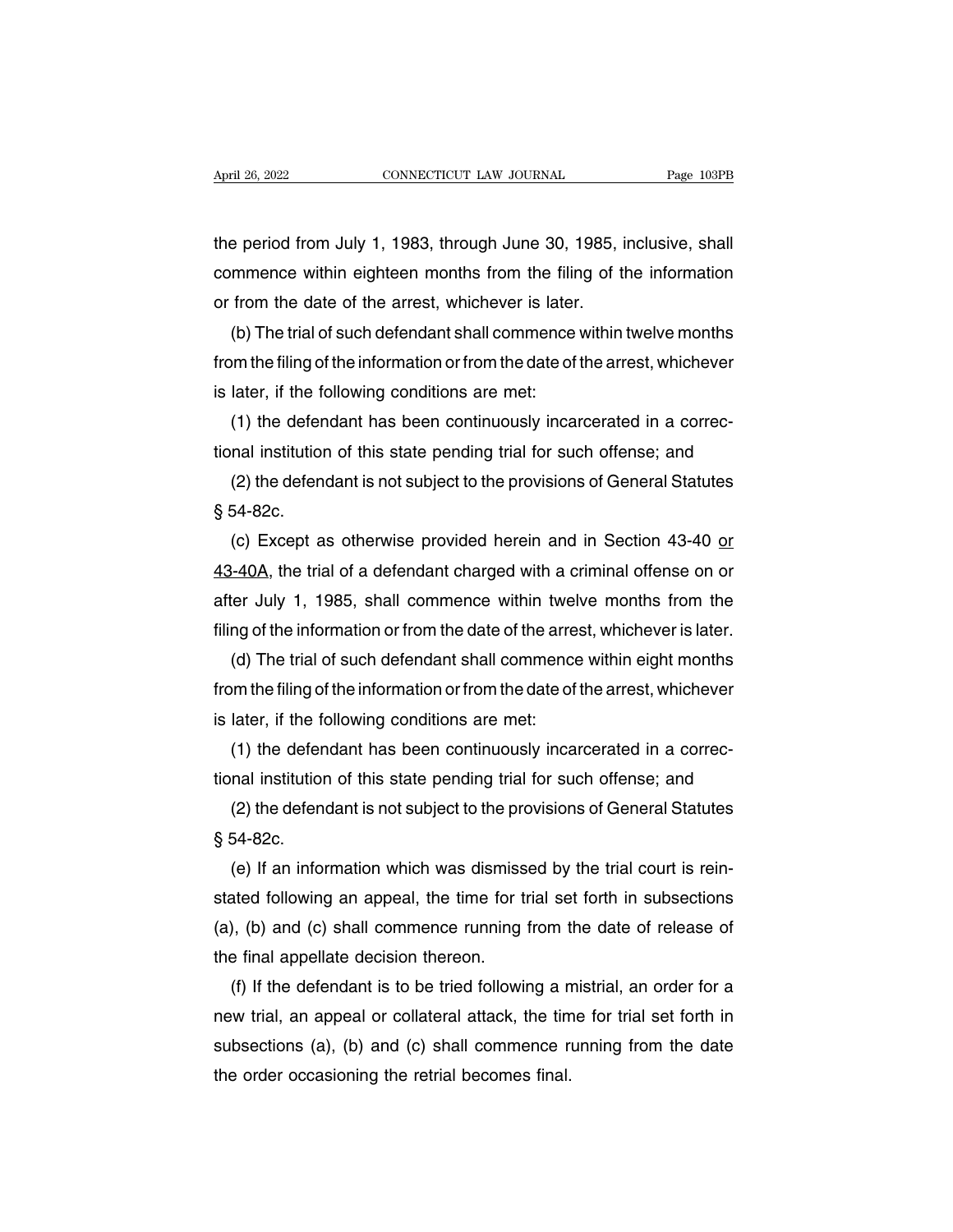the period from July 1, 1983, through June 30, 1985, inclusive, shall commence within eighteen months from the filing of the information or from the date of the arrest, whichever is later.

(b) The trial of such defendant shall commence within twelve months from the filing of the information or from the date of the arrest, whichever is later, if the following conditions are met:

(1) the defendant has been continuously incarcerated in a correctional institution of this state pending trial for such offense; and

(2) the defendant is not subject to the provisions of General Statutes § 54-82c.

(c) Except as otherwise provided herein and in Section 43-40 <u>or 43-40A</u>, the trial of a defendant charged with a criminal offense on or after July 1, 1985, shall commence within twelve months from the filing of the information or from the date of the arrest, whichever is later.

(d) The trial of such defendant shall commence within eight months from the filing of the information or from the date of the arrest, whichever is later, if the following conditions are met:

(1) the defendant has been continuously incarcerated in a correctional institution of this state pending trial for such offense; and

(2) the defendant is not subject to the provisions of General Statutes § 54-82c.

(e) If an information which was dismissed by the trial court is reinstated following an appeal, the time for trial set forth in subsections (a), (b) and (c) shall commence running from the date of release of the final appellate decision thereon.

(f) If the defendant is to be tried following a mistrial, an order for a new trial, an appeal or collateral attack, the time for trial set forth in subsections (a), (b) and (c) shall commence running from the date the order occasioning the retrial becomes final.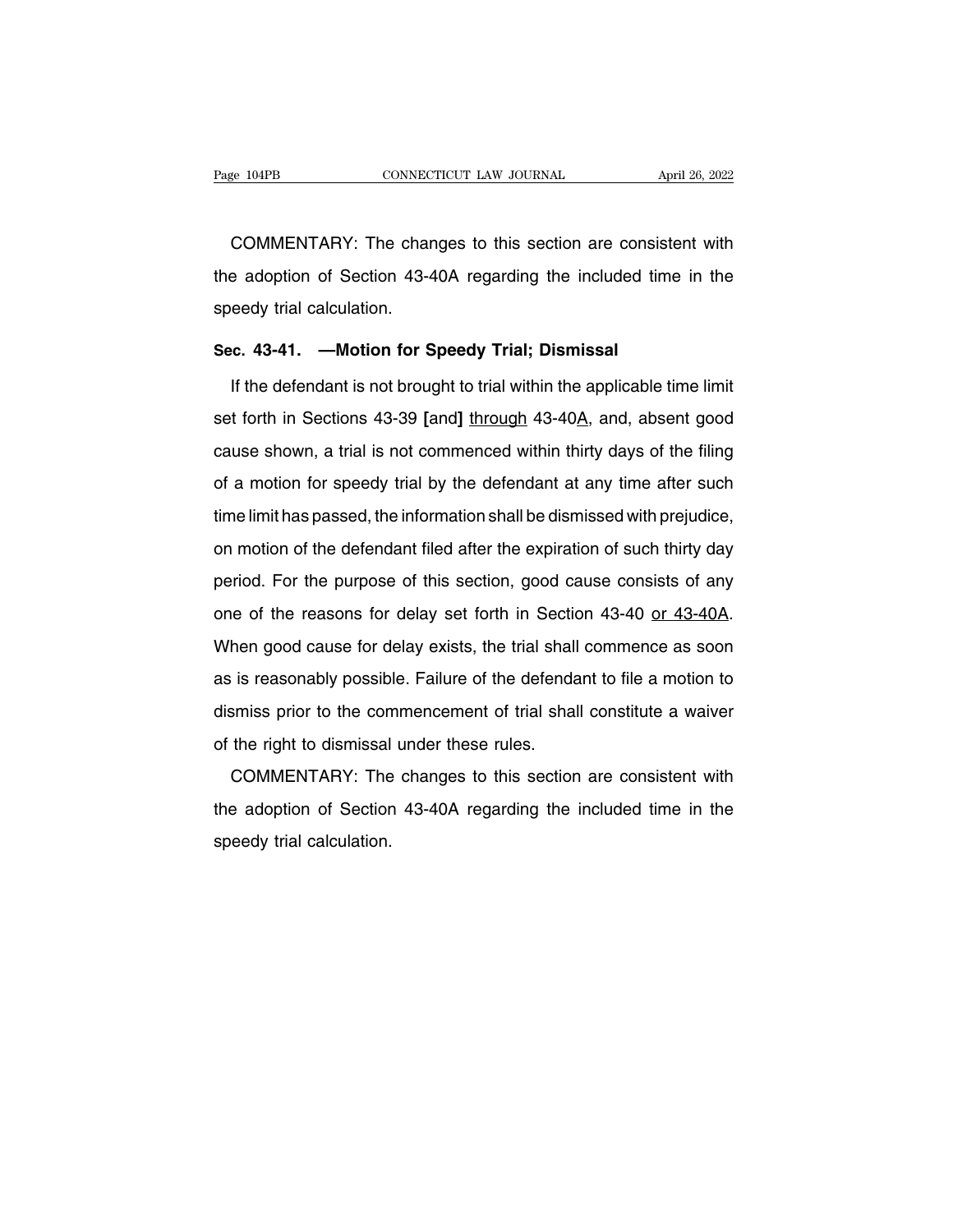COMMENTARY: The changes to this section are consistent with the adoption of Section 43-40A regarding the included time in the speedy trial calculation.

**Sec. 43-41. —Motion for Speedy Trial; Dismissal**

If the defendant is not brought to trial within the applicable time limit set forth in Sections 43-39 **[**and**]** <u>through</u> 43-40<u>A</u>, and, absent good cause shown, a trial is not commenced within thirty days of the filing of a motion for speedy trial by the defendant at any time after such time limit has passed, the information shall be dismissed with prejudice, on motion of the defendant filed after the expiration of such thirty day period. For the purpose of this section, good cause consists of any one of the reasons for delay set forth in Section 43-40 <u>or 43-40A</u>. When good cause for delay exists, the trial shall commence as soon as is reasonably possible. Failure of the defendant to file a motion to dismiss prior to the commencement of trial shall constitute a waiver of the right to dismissal under these rules.

COMMENTARY: The changes to this section are consistent with the adoption of Section 43-40A regarding the included time in the speedy trial calculation.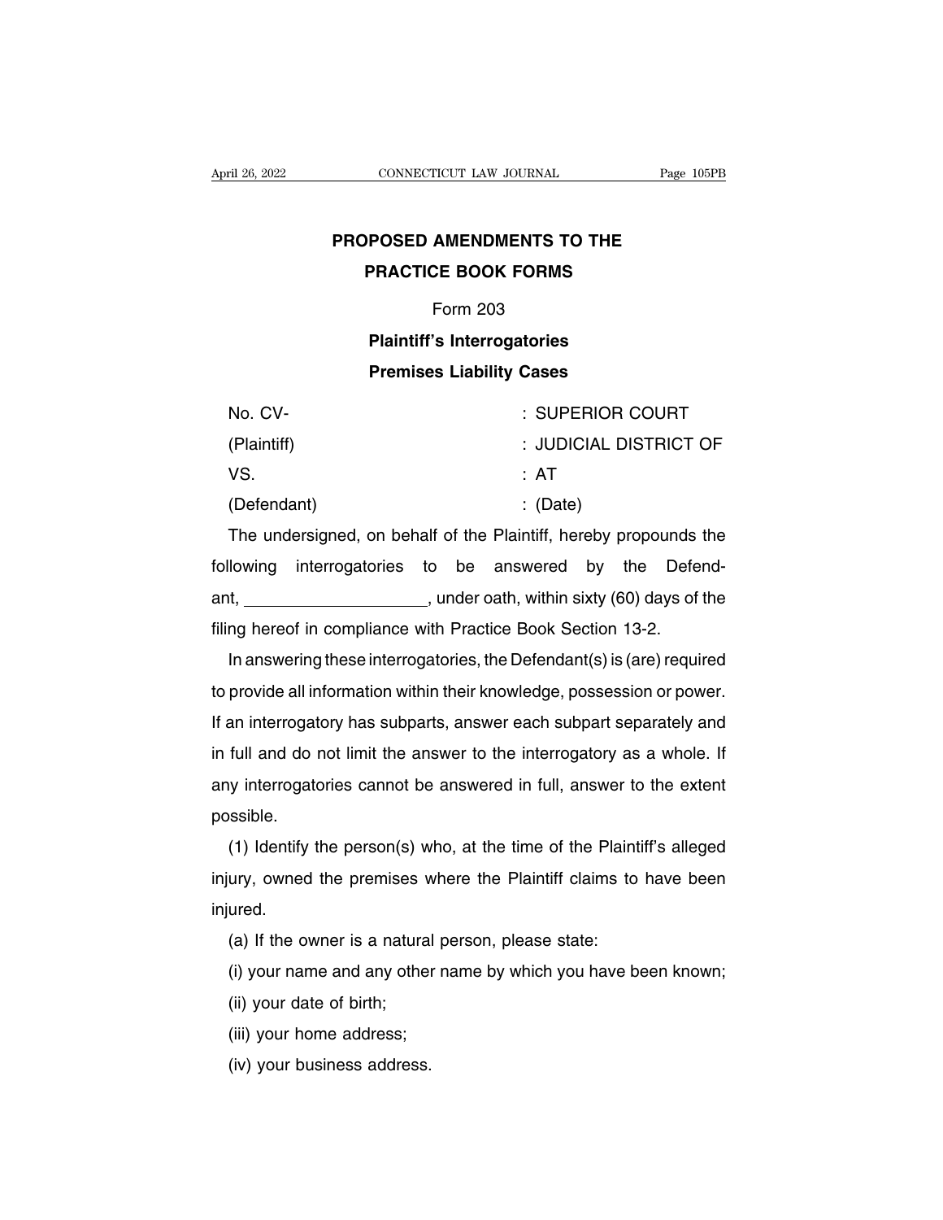# PROPOSED AMENDMENTS TO THE PRACTICE BOOK FORMS

## Form 203

### Plaintiff's Interrogatories

### Premises Liability Cases

| | |
|---|---|
| No. CV- | : SUPERIOR COURT |
| (Plaintiff) | : JUDICIAL DISTRICT OF |
| VS. | : AT |
| (Defendant) | : (Date) |

The undersigned, on behalf of the Plaintiff, hereby propounds the following interrogatories to be answered by the Defendant, ____________________, under oath, within sixty (60) days of the filing hereof in compliance with Practice Book Section 13-2.

In answering these interrogatories, the Defendant(s) is (are) required to provide all information within their knowledge, possession or power. If an interrogatory has subparts, answer each subpart separately and in full and do not limit the answer to the interrogatory as a whole. If any interrogatories cannot be answered in full, answer to the extent possible.

(1) Identify the person(s) who, at the time of the Plaintiff's alleged injury, owned the premises where the Plaintiff claims to have been injured.

(a) If the owner is a natural person, please state:

(i) your name and any other name by which you have been known;

(ii) your date of birth;

(iii) your home address;

(iv) your business address.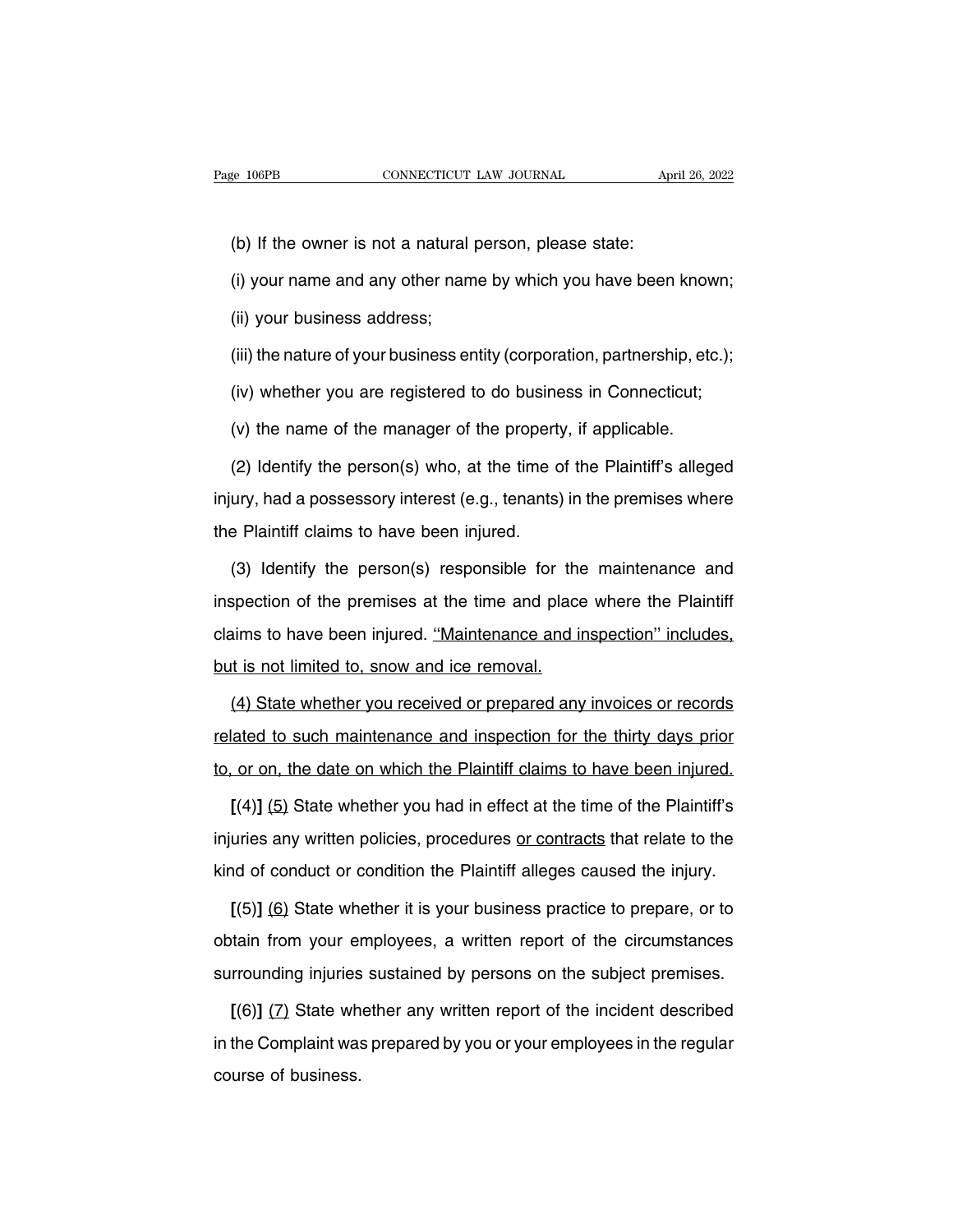(b) If the owner is not a natural person, please state:

(i) your name and any other name by which you have been known;

(ii) your business address;

(iii) the nature of your business entity (corporation, partnership, etc.);

(iv) whether you are registered to do business in Connecticut;

(v) the name of the manager of the property, if applicable.

(2) Identify the person(s) who, at the time of the Plaintiff's alleged injury, had a possessory interest (e.g., tenants) in the premises where the Plaintiff claims to have been injured.

(3) Identify the person(s) responsible for the maintenance and inspection of the premises at the time and place where the Plaintiff claims to have been injured. <u>"Maintenance and inspection" includes, but is not limited to, snow and ice removal.</u>

<u>(4) State whether you received or prepared any invoices or records related to such maintenance and inspection for the thirty days prior to, or on, the date on which the Plaintiff claims to have been injured.</u>

**[**(4)**]** <u>(5)</u> State whether you had in effect at the time of the Plaintiff's injuries any written policies, procedures <u>or contracts</u> that relate to the kind of conduct or condition the Plaintiff alleges caused the injury.

**[**(5)**]** <u>(6)</u> State whether it is your business practice to prepare, or to obtain from your employees, a written report of the circumstances surrounding injuries sustained by persons on the subject premises.

**[**(6)**]** <u>(7)</u> State whether any written report of the incident described in the Complaint was prepared by you or your employees in the regular course of business.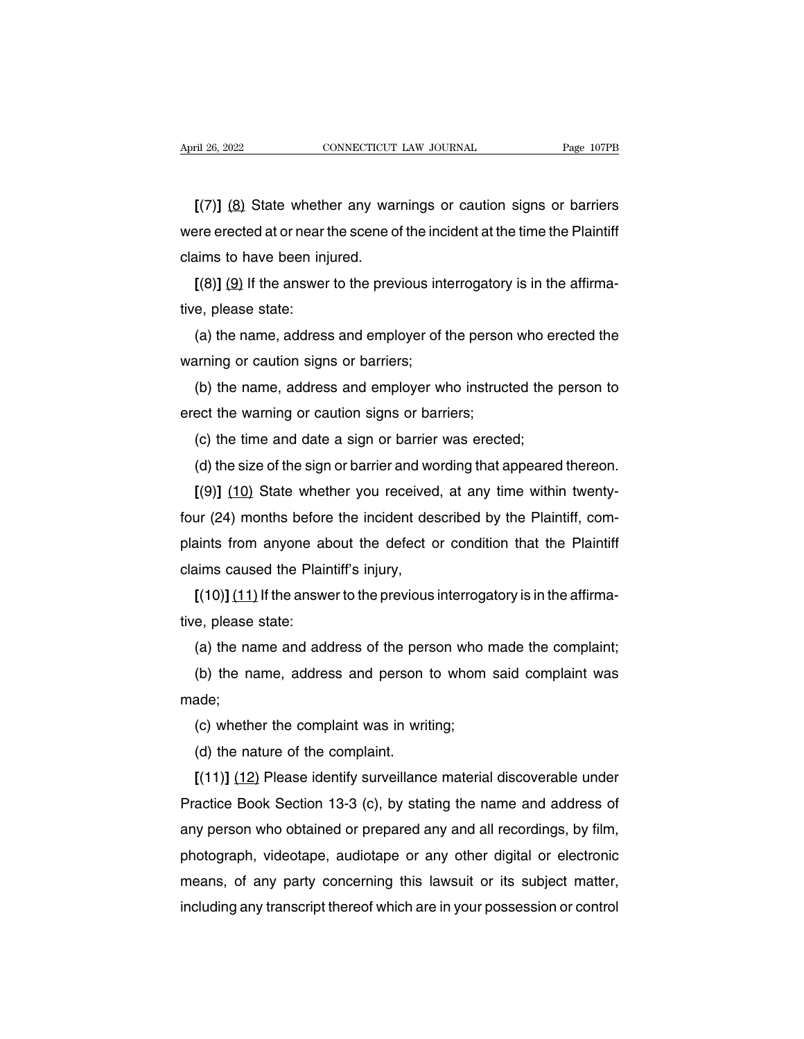**[**(7)**]** <u>(8)</u> State whether any warnings or caution signs or barriers were erected at or near the scene of the incident at the time the Plaintiff claims to have been injured.

**[**(8)**]** <u>(9)</u> If the answer to the previous interrogatory is in the affirmative, please state:

(a) the name, address and employer of the person who erected the warning or caution signs or barriers;

(b) the name, address and employer who instructed the person to erect the warning or caution signs or barriers;

(c) the time and date a sign or barrier was erected;

(d) the size of the sign or barrier and wording that appeared thereon.

**[**(9)**]** <u>(10)</u> State whether you received, at any time within twenty-four (24) months before the incident described by the Plaintiff, complaints from anyone about the defect or condition that the Plaintiff claims caused the Plaintiff's injury,

**[**(10)**]** <u>(11)</u> If the answer to the previous interrogatory is in the affirmative, please state:

(a) the name and address of the person who made the complaint;

(b) the name, address and person to whom said complaint was made;

(c) whether the complaint was in writing;

(d) the nature of the complaint.

**[**(11)**]** <u>(12)</u> Please identify surveillance material discoverable under Practice Book Section 13-3 (c), by stating the name and address of any person who obtained or prepared any and all recordings, by film, photograph, videotape, audiotape or any other digital or electronic means, of any party concerning this lawsuit or its subject matter, including any transcript thereof which are in your possession or control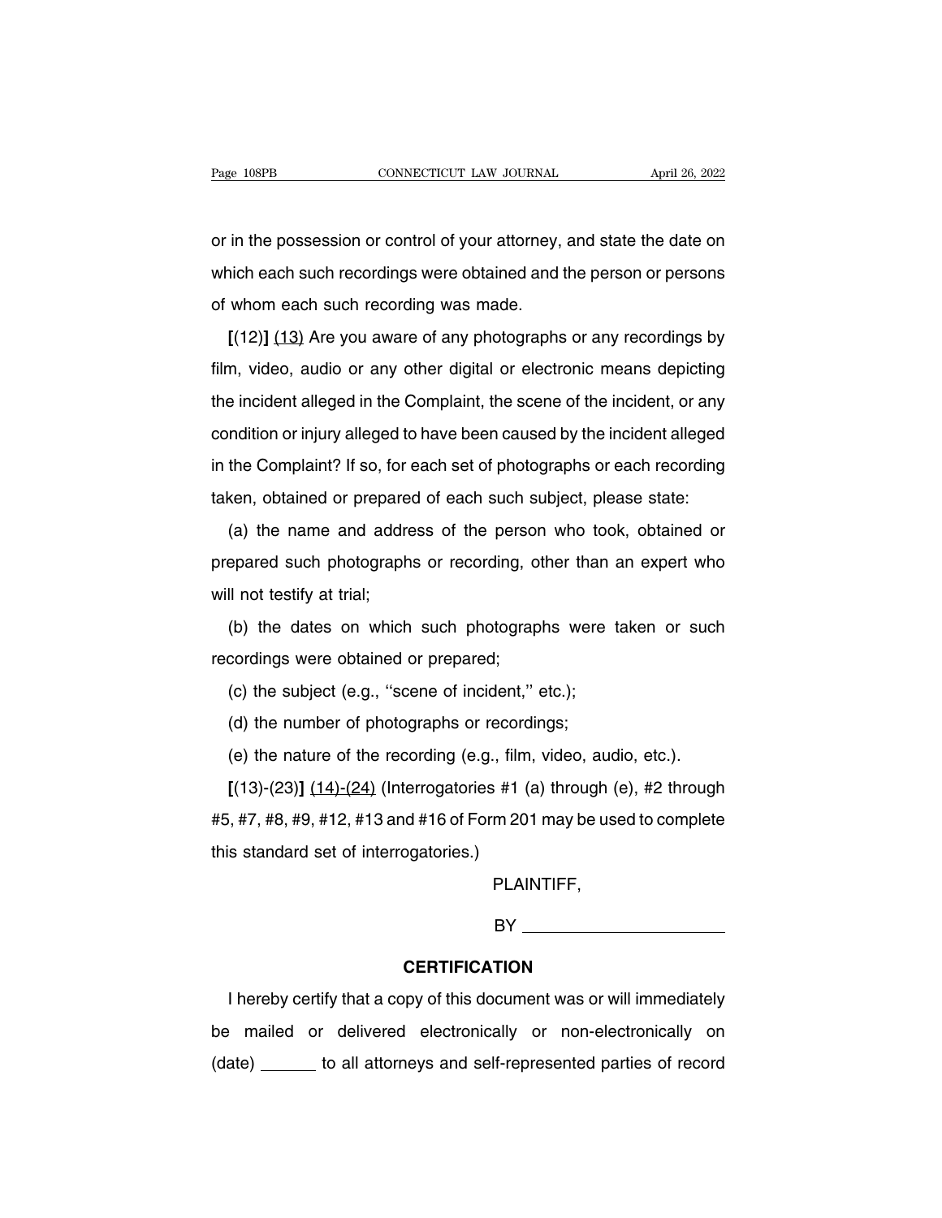or in the possession or control of your attorney, and state the date on which each such recordings were obtained and the person or persons of whom each such recording was made.

**[**(12)**]** <u>(13)</u> Are you aware of any photographs or any recordings by film, video, audio or any other digital or electronic means depicting the incident alleged in the Complaint, the scene of the incident, or any condition or injury alleged to have been caused by the incident alleged in the Complaint? If so, for each set of photographs or each recording taken, obtained or prepared of each such subject, please state:

(a) the name and address of the person who took, obtained or prepared such photographs or recording, other than an expert who will not testify at trial;

(b) the dates on which such photographs were taken or such recordings were obtained or prepared;

(c) the subject (e.g., ''scene of incident,'' etc.);

(d) the number of photographs or recordings;

(e) the nature of the recording (e.g., film, video, audio, etc.).

**[**(13)-(23)**]** <u>(14)-(24)</u> (Interrogatories #1 (a) through (e), #2 through #5, #7, #8, #9, #12, #13 and #16 of Form 201 may be used to complete this standard set of interrogatories.)

PLAINTIFF,

BY ______________________

**CERTIFICATION**

I hereby certify that a copy of this document was or will immediately be mailed or delivered electronically or non-electronically on (date) ______ to all attorneys and self-represented parties of record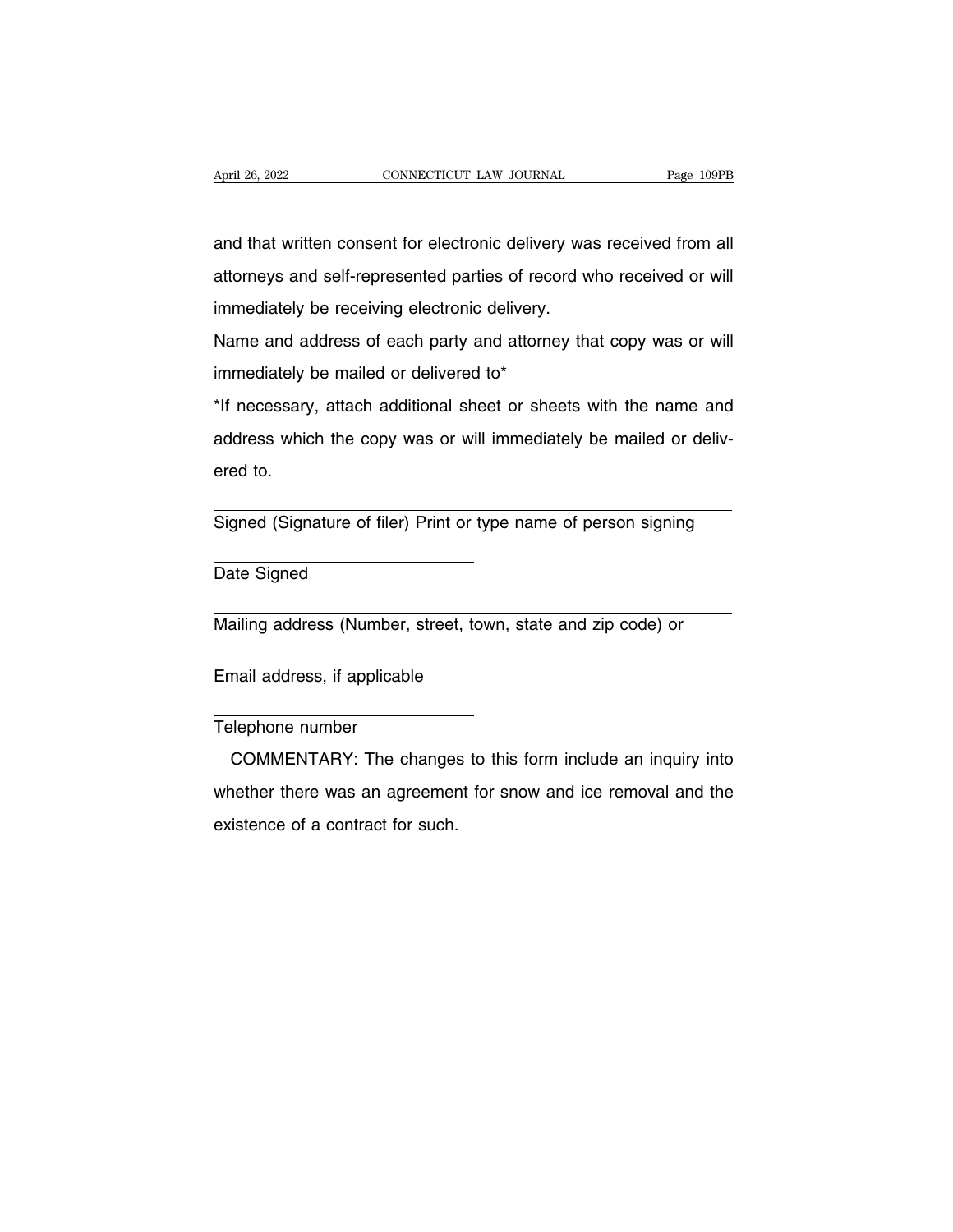and that written consent for electronic delivery was received from all attorneys and self-represented parties of record who received or will immediately be receiving electronic delivery.

Name and address of each party and attorney that copy was or will immediately be mailed or delivered to*

*If necessary, attach additional sheet or sheets with the name and address which the copy was or will immediately be mailed or delivered to.

\_\_\_\_\_\_\_\_\_\_\_\_\_\_\_\_\_\_\_\_\_\_\_\_\_\_\_\_\_\_\_\_\_\_\_\_\_\_\_\_\_\_\_\_\_\_\_\_

Signed (Signature of filer) Print or type name of person signing

\_\_\_\_\_\_\_\_\_\_\_\_\_\_\_\_\_\_\_\_\_\_\_\_\_

Date Signed

\_\_\_\_\_\_\_\_\_\_\_\_\_\_\_\_\_\_\_\_\_\_\_\_\_\_\_\_\_\_\_\_\_\_\_\_\_\_\_\_\_\_\_\_\_\_\_\_

Mailing address (Number, street, town, state and zip code) or

\_\_\_\_\_\_\_\_\_\_\_\_\_\_\_\_\_\_\_\_\_\_\_\_\_\_\_\_\_\_\_\_\_\_\_\_\_\_\_\_\_\_\_\_\_\_\_\_

Email address, if applicable

\_\_\_\_\_\_\_\_\_\_\_\_\_\_\_\_\_\_\_\_\_\_\_\_\_

Telephone number

COMMENTARY: The changes to this form include an inquiry into whether there was an agreement for snow and ice removal and the existence of a contract for such.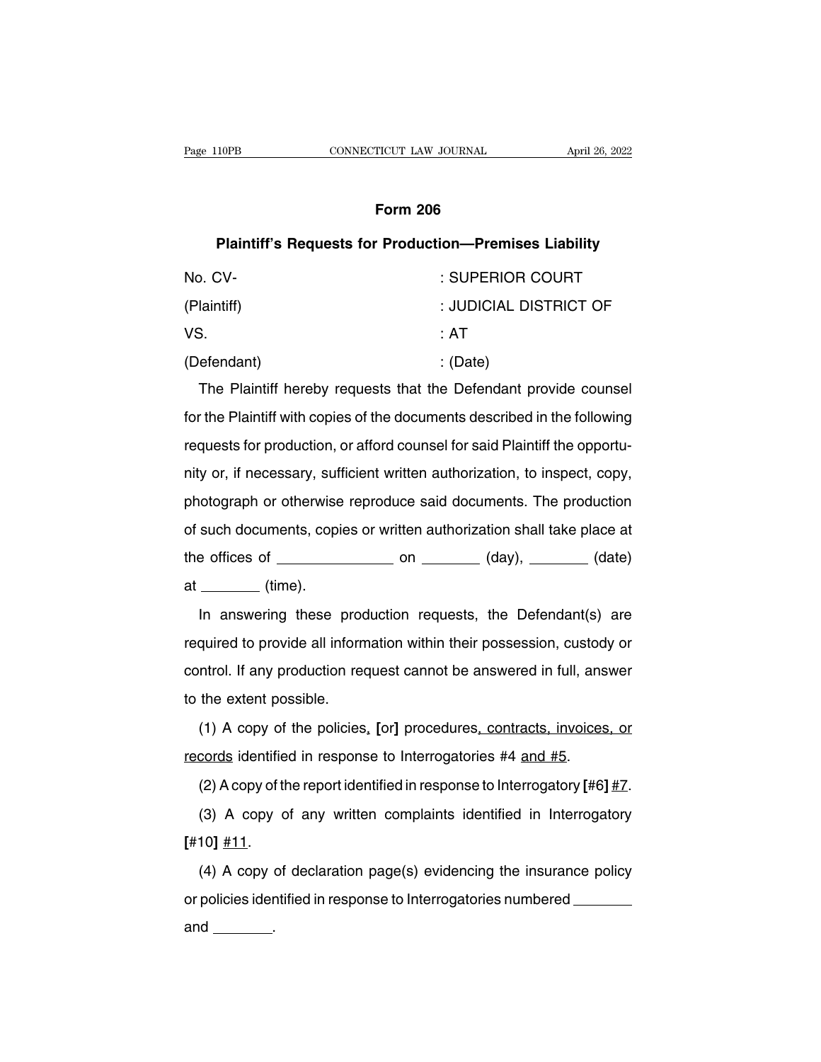# Form 206

## Plaintiff's Requests for Production—Premises Liability

No. CV- : SUPERIOR COURT

(Plaintiff) : JUDICIAL DISTRICT OF

VS. : AT

(Defendant) : (Date)

The Plaintiff hereby requests that the Defendant provide counsel for the Plaintiff with copies of the documents described in the following requests for production, or afford counsel for said Plaintiff the opportunity or, if necessary, sufficient written authorization, to inspect, copy, photograph or otherwise reproduce said documents. The production of such documents, copies or written authorization shall take place at the offices of ______________ on ________ (day), ________ (date) at ________ (time).

In answering these production requests, the Defendant(s) are required to provide all information within their possession, custody or control. If any production request cannot be answered in full, answer to the extent possible.

(1) A copy of the policies, **[**or**]** procedures, contracts, invoices, or records identified in response to Interrogatories #4 and #5.

(2) A copy of the report identified in response to Interrogatory **[**#6**]** #7.

(3) A copy of any written complaints identified in Interrogatory **[**#10**]** #11.

(4) A copy of declaration page(s) evidencing the insurance policy or policies identified in response to Interrogatories numbered ________ and ________.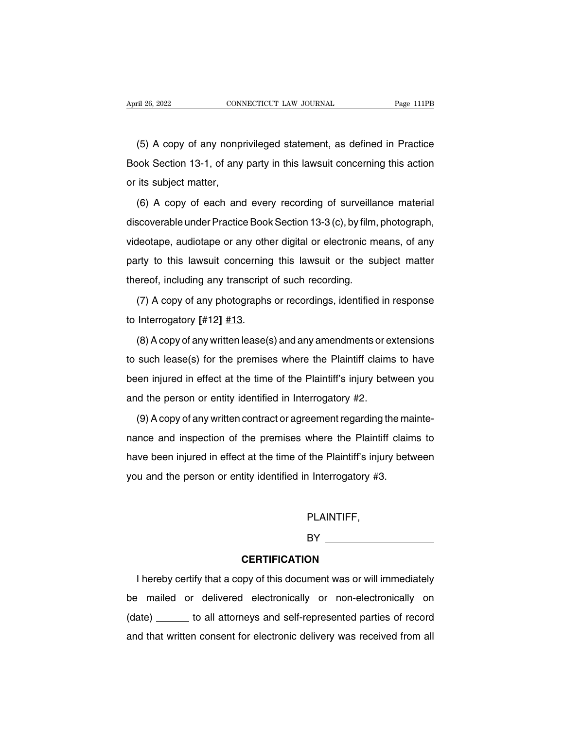(5) A copy of any nonprivileged statement, as defined in Practice Book Section 13-1, of any party in this lawsuit concerning this action or its subject matter,

(6) A copy of each and every recording of surveillance material discoverable under Practice Book Section 13-3 (c), by film, photograph, videotape, audiotape or any other digital or electronic means, of any party to this lawsuit concerning this lawsuit or the subject matter thereof, including any transcript of such recording.

(7) A copy of any photographs or recordings, identified in response to Interrogatory **[**#12**]** <u>#13</u>.

(8) A copy of any written lease(s) and any amendments or extensions to such lease(s) for the premises where the Plaintiff claims to have been injured in effect at the time of the Plaintiff's injury between you and the person or entity identified in Interrogatory #2.

(9) A copy of any written contract or agreement regarding the maintenance and inspection of the premises where the Plaintiff claims to have been injured in effect at the time of the Plaintiff's injury between you and the person or entity identified in Interrogatory #3.

PLAINTIFF,

BY ____________________

**CERTIFICATION**

I hereby certify that a copy of this document was or will immediately be mailed or delivered electronically or non-electronically on (date) ______ to all attorneys and self-represented parties of record and that written consent for electronic delivery was received from all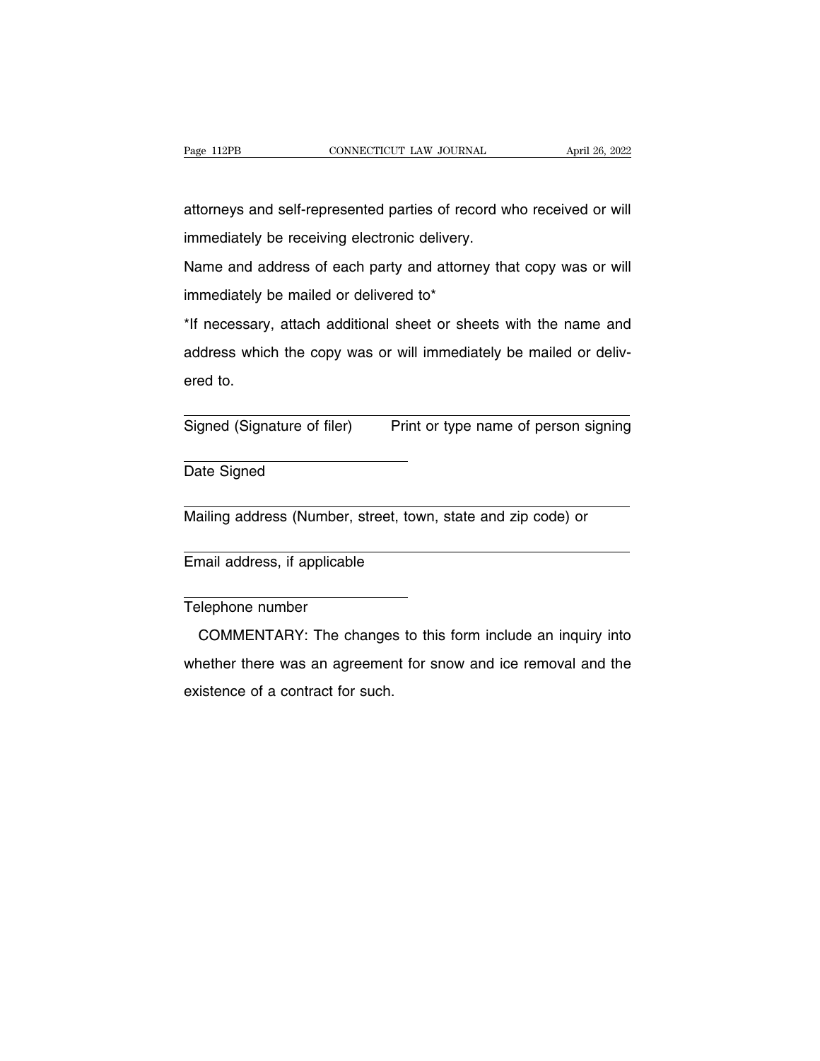attorneys and self-represented parties of record who received or will immediately be receiving electronic delivery.

Name and address of each party and attorney that copy was or will immediately be mailed or delivered to*

*If necessary, attach additional sheet or sheets with the name and address which the copy was or will immediately be mailed or delivered to.

Signed (Signature of filer) Print or type name of person signing

Date Signed

Mailing address (Number, street, town, state and zip code) or

Email address, if applicable

Telephone number

COMMENTARY: The changes to this form include an inquiry into whether there was an agreement for snow and ice removal and the existence of a contract for such.